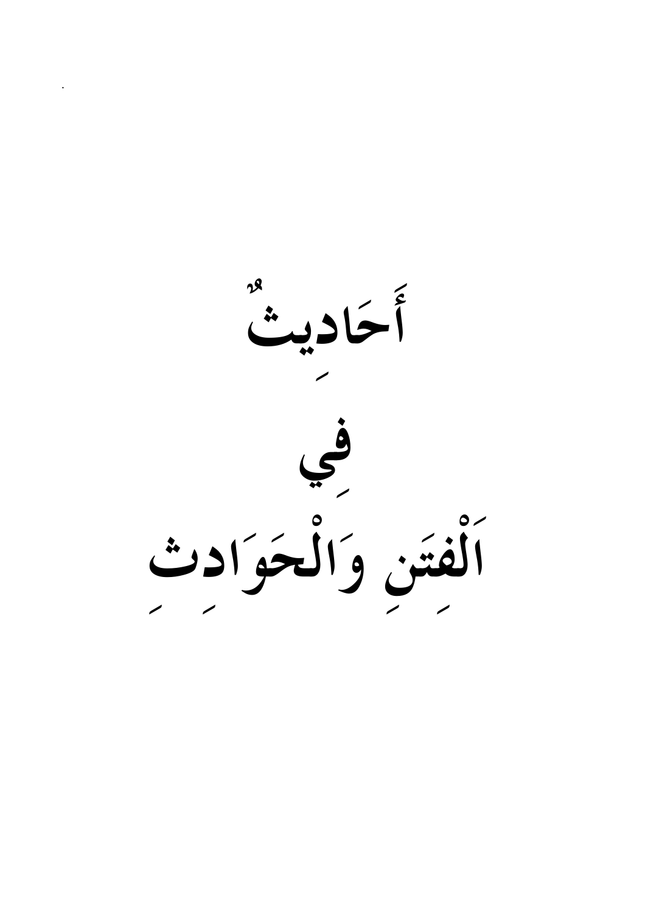# أَحَادِيثٌ

# فِي

# اَلْفِتَنِ وَالْحَوَادِثِ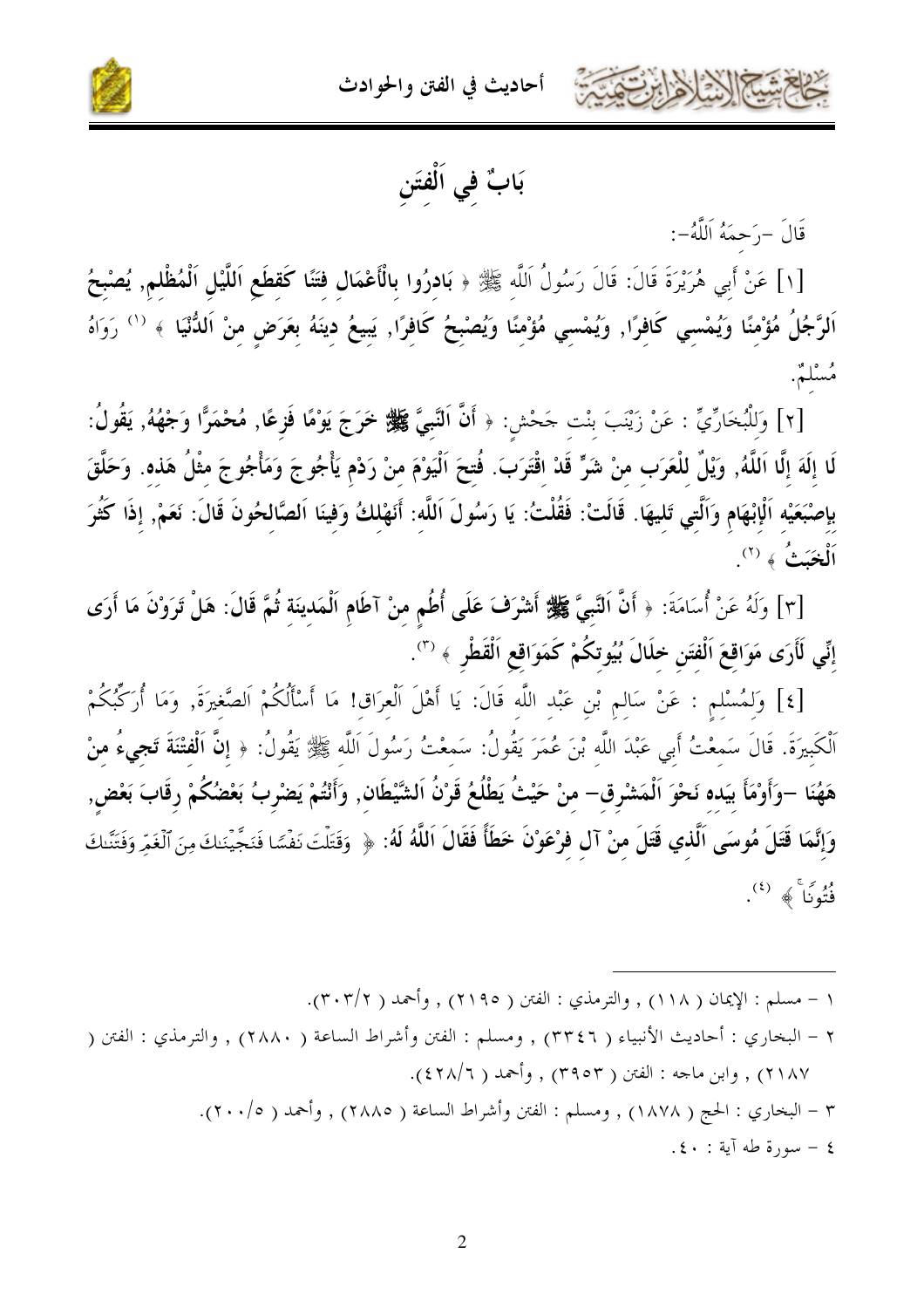# بَابٌ فِي اَلْفِتَنِ

قَالَ -رَحِمَهُ اَللَّهُ-:

[١] عَنْ أَبِي هُرَيْرَةَ قَالَ: قَالَ رَسُولُ اَللَّهِ ﷺ ﴿ **بَادِرُوا بِالْأَعْمَالِ فِتَنًا كَقِطَعِ اَللَّيْلِ اَلْمُظْلِمِ, يُصْبِحُ اَلرَّجُلُ مُؤْمِنًا وَيُمْسِي كَافِرًا, وَيُمْسِي مُؤْمِنًا وَيُصْبِحُ كَافِرًا, يَبِيعُ دِينَهُ بِعَرَضٍ مِنْ اَلدُّنْيَا** ﴾ [1] رَوَاهُ مُسْلِمٌ.

[٢] وَلِلْبُخَارِيِّ : عَنْ زَيْنَبَ بِنْتِ جَحْشٍ: ﴿ **أَنَّ اَلنَّبِيَّ ﷺ خَرَجَ يَوْمًا فَزِعًا, مُحْمَرًّا وَجْهُهُ, يَقُولُ: لَا إِلَهَ إِلَّا اَللَّهُ, وَيْلٌ لِلْعَرَبِ مِنْ شَرٍّ قَدْ اقْتَرَبَ. فُتِحَ اَلْيَوْمَ مِنْ رَدْمِ يَأْجُوجَ وَمَأْجُوجَ مِثْلُ هَذِهِ. وَحَلَّقَ بِإِصْبَعَيْهِ اَلْإِبْهَامِ وَاَلَّتِي تَلِيهَا. قَالَتْ: فَقُلْتُ: يَا رَسُولَ اَللَّهِ: أَنَهْلِكُ وَفِينَا اَلصَّالِحُونَ قَالَ: نَعَمْ, إِذَا كَثُرَ اَلْخَبَثُ** ﴾ [2].

[٣] وَلَهُ عَنْ أُسَامَةَ: ﴿ **أَنَّ اَلنَّبِيَّ ﷺ أَشْرَفَ عَلَى أُطُمٍ مِنْ آطَامِ اَلْمَدِينَةِ ثُمَّ قَالَ: هَلْ تَرَوْنَ مَا أَرَى إِنِّي لَأَرَى مَوَاقِعَ اَلْفِتَنِ خِلَالَ بُيُوتِكُمْ كَمَوَاقِعِ اَلْقَطْرِ** ﴾ [3].

[٤] وَلِمُسْلِمٍ : عَنْ سَالِمِ بْنِ عَبْدِ اللَّهِ قَالَ: يَا أَهْلَ اَلْعِرَاقِ! مَا أَسْأَلُكُمْ اَلصَّغِيرَةَ, وَمَا أُرَكِّبُكُمْ اَلْكَبِيرَةَ. قَالَ سَمِعْتُ أَبِي عَبْدَ اللَّهِ بْنَ عُمَرَ يَقُولُ: سَمِعْتُ رَسُولَ اَللَّهِ ﷺ يَقُولُ: ﴿ **إِنَّ اَلْفِتْنَةَ تَجِيءُ مِنْ هَهُنَا -وَأَوْمَأَ بِيَدِهِ نَحْوَ اَلْمَشْرِقِ- مِنْ حَيْثُ يَطْلُعُ قَرْنُ اَلشَّيْطَانِ, وَأَنْتُمْ يَضْرِبُ بَعْضُكُمْ رِقَابَ بَعْضٍ, وَإِنَّمَا قَتَلَ مُوسَى اَلَّذِي قَتَلَ مِنْ آلِ فِرْعَوْنَ خَطَأً فَقَالَ اَللَّهُ لَهُ:** ﴿ وَقَتَلْتَ نَفْسًا فَنَجَّيْنَاكَ مِنَ ٱلْغَمِّ وَفَتَنَّاكَ فُتُونًا ﴾ [4].

---

١ - مسلم : الإيمان ( ١١٨ ) , والترمذي : الفتن ( ٢١٩٥ ) , وأحمد ( ٣٠٣/٢ ).

٢ - البخاري : أحاديث الأنبياء ( ٣٣٤٦ ) , ومسلم : الفتن وأشراط الساعة ( ٢٨٨٠ ) , والترمذي : الفتن ( ٢١٨٧ ) , وابن ماجه : الفتن ( ٣٩٥٣ ) , وأحمد ( ٤٢٨/٦ ).

٣ - البخاري : الحج ( ١٨٧٨ ) , ومسلم : الفتن وأشراط الساعة ( ٢٨٨٥ ) , وأحمد ( ٢٠٠/٥ ).

٤ - سورة طه آية : ٤٠ .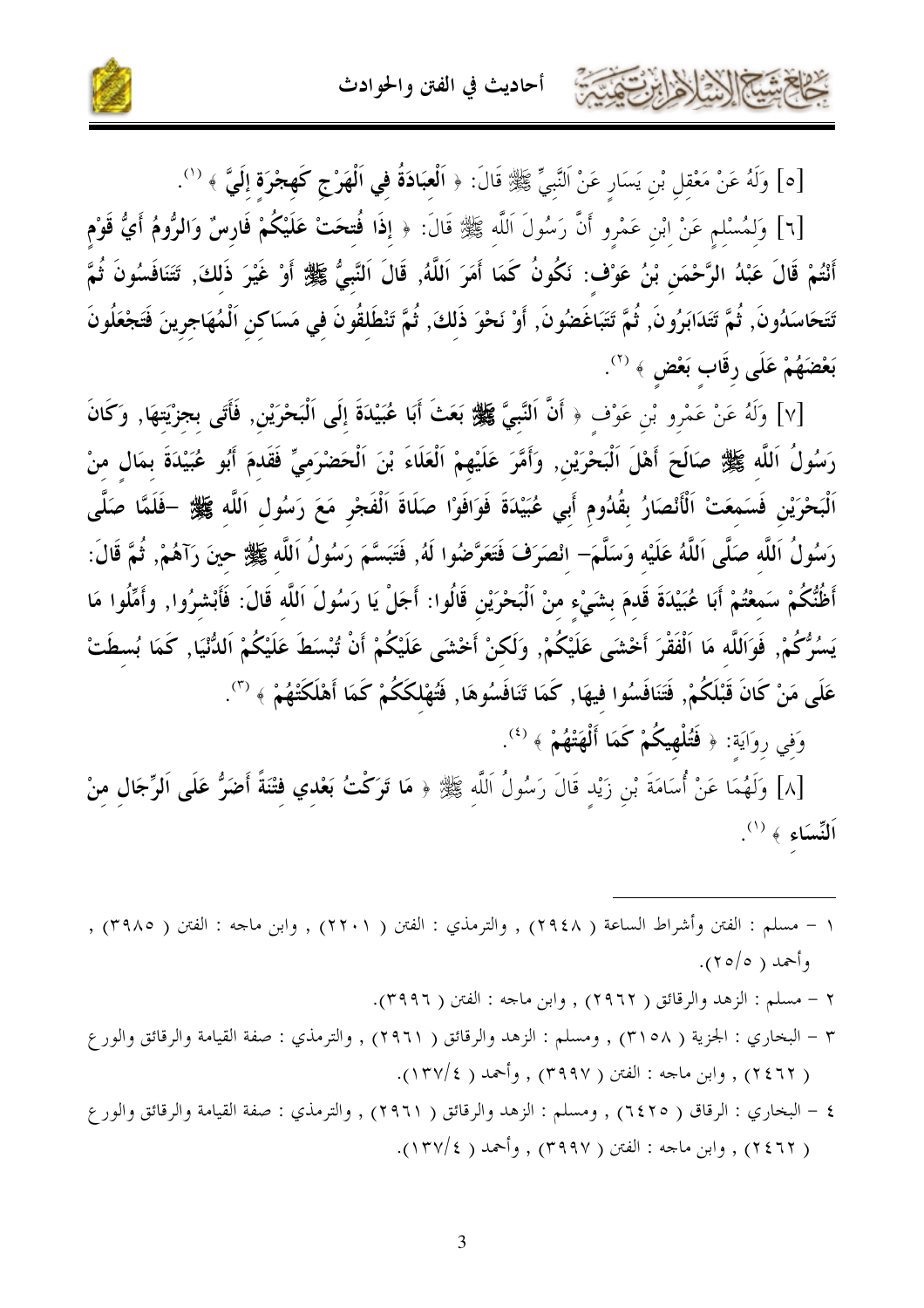[٥] وَلَهُ عَنْ مَعْقِلِ بْنِ يَسَارٍ عَنْ اَلنَّبِيِّ ﷺ قَالَ: ﴿ **اَلْعِبَادَةُ فِي اَلْهَرْجِ كَهِجْرَةٍ إِلَيَّ** ﴾ [١].

[٦] وَلِمُسْلِمٍ عَنْ اِبْنِ عَمْرٍو أَنَّ رَسُولَ اَللَّهِ ﷺ قَالَ: ﴿ **إِذَا فُتِحَتْ عَلَيْكُمْ فَارِسٌ وَالرُّومُ أَيُّ قَوْمٍ أَنْتُمْ قَالَ عَبْدُ الرَّحْمَنِ بْنُ عَوْفٍ: نَكُونُ كَمَا أَمَرَ اَللَّهُ, قَالَ اَلنَّبِيُّ ﷺ أَوْ غَيْرَ ذَلِكَ, تَتَنَافَسُونَ ثُمَّ تَتَحَاسَدُونَ, ثُمَّ تَتَدَابَرُونَ, ثُمَّ تَتَبَاغَضُونَ, أَوْ نَحْوَ ذَلِكَ, ثُمَّ تَنْطَلِقُونَ فِي مَسَاكِنِ اَلْمُهَاجِرِينَ فَتَجْعَلُونَ بَعْضَهُمْ عَلَى رِقَابِ بَعْضٍ** ﴾ [٢].

[٧] وَلَهُ عَنْ عَمْرِو بْنِ عَوْفٍ ﴿ **أَنَّ اَلنَّبِيَّ ﷺ بَعَثَ أَبَا عُبَيْدَةَ إِلَى اَلْبَحْرَيْنِ, فَأَتَى بِجِزْيَتِهَا, وَكَانَ رَسُولُ اَللَّهِ ﷺ صَالَحَ أَهْلَ اَلْبَحْرَيْنِ, وَأَمَّرَ عَلَيْهِمْ اَلْعَلَاءَ بْنَ اَلْحَضْرَمِيِّ فَقَدِمَ أَبُو عُبَيْدَةَ بِمَالٍ مِنْ اَلْبَحْرَيْنِ فَسَمِعَتْ اَلْأَنْصَارُ بِقُدُومِ أَبِي عُبَيْدَةَ فَوَافَوْا صَلَاةَ اَلْفَجْرِ مَعَ رَسُولِ اَللَّهِ ﷺ -فَلَمَّا صَلَّى رَسُولُ اَللَّهِ صَلَّى اَللَّهُ عَلَيْهِ وَسَلَّمَ- اِنْصَرَفَ فَتَعَرَّضُوا لَهُ, فَتَبَسَّمَ رَسُولُ اَللَّهِ ﷺ حِينَ رَآهُمْ, ثُمَّ قَالَ: أَظُنُّكُمْ سَمِعْتُمْ أَبَا عُبَيْدَةَ قَدِمَ بِشَيْءٍ مِنْ اَلْبَحْرَيْنِ قَالُوا: أَجَلْ يَا رَسُولَ اَللَّهِ قَالَ: فَأَبْشِرُوا, وأَمِّلُوا مَا يَسُرُّكُمْ, فَوَاللَّهِ مَا اَلْفَقْرَ أَخْشَى عَلَيْكُمْ, وَلَكِنْ أَخْشَى عَلَيْكُمْ أَنْ تُبْسَطَ عَلَيْكُمُ اَلدُّنْيَا, كَمَا بُسِطَتْ عَلَى مَنْ كَانَ قَبْلَكُمْ, فَتَنَافَسُوا فِيهَا, كَمَا تَنَافَسُوهَا, فَتُهْلِكَكُمْ كَمَا أَهْلَكَتْهُمْ** ﴾ [٣].

وَفِي رِوَايَةٍ: ﴿ **فَتُلْهِيكُمْ كَمَا أَلْهَتْهُمْ** ﴾ [٤].

[٨] وَلَهُمَا عَنْ أُسَامَةَ بْنِ زَيْدٍ قَالَ رَسُولُ اَللَّهِ ﷺ ﴿ **مَا تَرَكْتُ بَعْدِي فِتْنَةً أَضَرُّ عَلَى اَلرِّجَالِ مِنْ اَلنِّسَاءِ** ﴾ [١].

---

١ - مسلم : الفتن وأشراط الساعة ( ٢٩٤٨ ) , والترمذي : الفتن ( ٢٢٠١ ) , وابن ماجه : الفتن ( ٣٩٨٥ ) , وأحمد ( ٥/٢٥ ).

٢ - مسلم : الزهد والرقائق ( ٢٩٦٢ ) , وابن ماجه : الفتن ( ٣٩٩٦ ).

٣ - البخاري : الجزية ( ٣١٥٨ ) , ومسلم : الزهد والرقائق ( ٢٩٦١ ) , والترمذي : صفة القيامة والرقائق والورع ( ٢٤٦٢ ) , وابن ماجه : الفتن ( ٣٩٩٧ ) , وأحمد ( ٤/١٣٧ ).

٤ - البخاري : الرقاق ( ٦٤٢٥ ) , ومسلم : الزهد والرقائق ( ٢٩٦١ ) , والترمذي : صفة القيامة والرقائق والورع ( ٢٤٦٢ ) , وابن ماجه : الفتن ( ٣٩٩٧ ) , وأحمد ( ٤/١٣٧ ).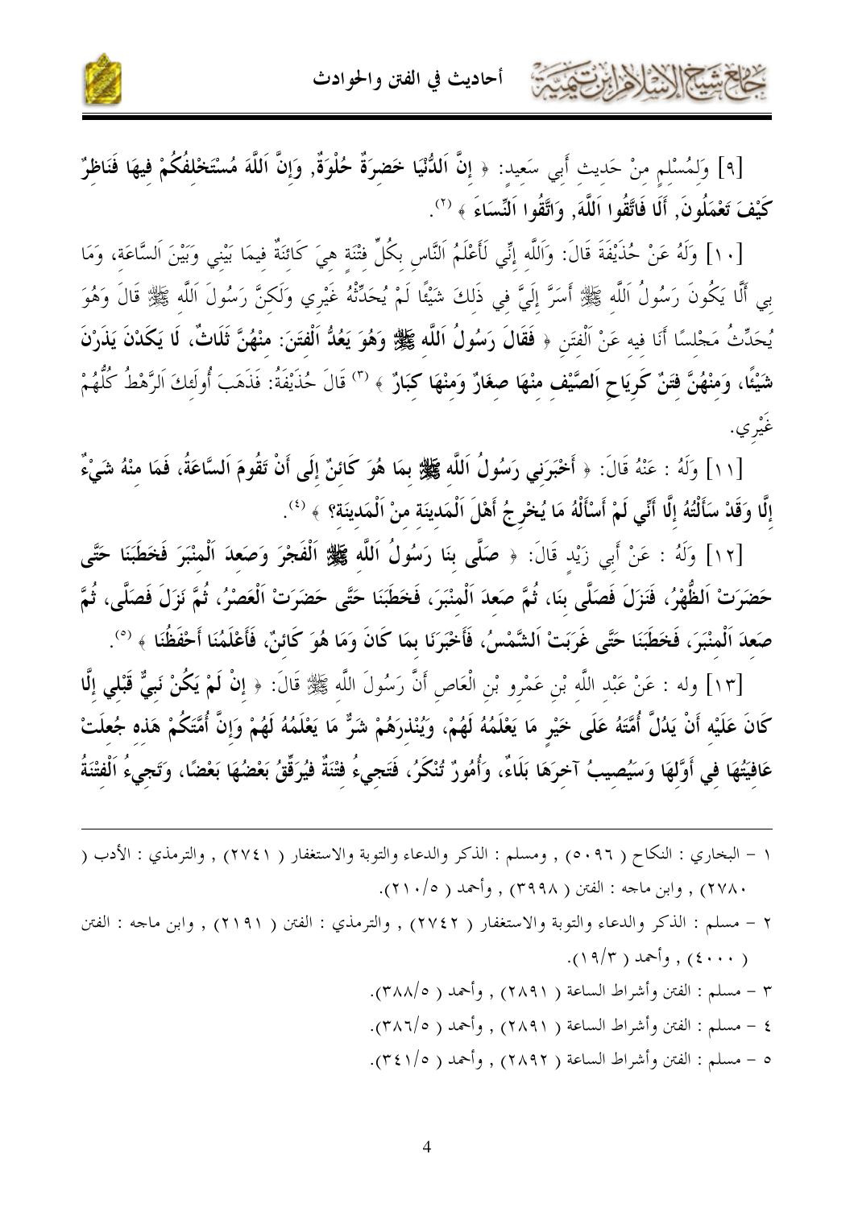[٩] وَلِمُسْلِمٍ مِنْ حَدِيثِ أَبِي سَعِيد: ﴿ **إِنَّ اَلدُّنْيَا خَضِرَةٌ حُلْوَةٌ, وَإِنَّ اَللَّهَ مُسْتَخْلِفُكُمْ فِيهَا فَنَاظِرٌ كَيْفَ تَعْمَلُونَ, أَلَا فَاتَّقُوا اَللَّهَ, وَاتَّقُوا اَلنِّسَاءَ** ﴾ (٢).

[١٠] وَلَهُ عَنْ حُذَيْفَةَ قَالَ: وَاَللَّه إِنِّي لَأَعْلَمُ اَلنَّاسِ بِكُلِّ فِتْنَة هِيَ كَائِنَةٌ فِيمَا بَيْنِي وَبَيْنَ اَلسَّاعَة، وَمَا بِي أَلَّا يَكُونَ رَسُولُ اَللَّه ﷺ أَسَرَّ إِلَيَّ فِي ذَلِكَ شَيْئًا لَمْ يُحَدِّثْهُ غَيْرِي وَلَكِنَّ رَسُولَ اَللَّه ﷺ قَالَ وَهُوَ يُحَدِّثُ مَجْلِسًا أَنَا فِيه عَنْ اَلْفِتَنِ ﴿ **فَقَالَ رَسُولُ اَللَّه ﷺ وَهُوَ يَعُدُّ اَلْفِتَنَ: مِنْهُنَّ ثَلَاثٌ، لَا يَكَدْنَ يَذَرْنَ شَيْئًا، وَمِنْهُنَّ فِتَنٌ كَرِيَاحِ اَلصَّيْفِ مِنْهَا صِغَارٌ وَمِنْهَا كِبَارٌ** ﴾ (٣) قَالَ حُذَيْفَةُ: فَذَهَبَ أُولَئِكَ اَلرَّهْطُ كُلُّهُمْ غَيْرِي.

[١١] وَلَهُ : عَنْهُ قَالَ: ﴿ **أَخْبَرَنِي رَسُولُ اَللَّه ﷺ بِمَا هُوَ كَائِنٌ إِلَى أَنْ تَقُومَ اَلسَّاعَةُ، فَمَا مِنْهُ شَيْءٌ إِلَّا وَقَدْ سَأَلْتُهُ إِلَّا أَنِّي لَمْ أَسْأَلْهُ مَا يُخْرِجُ أَهْلَ اَلْمَدِينَة مِنْ اَلْمَدِينَة؟** ﴾ (٤).

[١٢] وَلَهُ : عَنْ أَبِي زَيْد قَالَ: ﴿ **صَلَّى بِنَا رَسُولُ اَللَّه ﷺ اَلْفَجْرَ وَصَعِدَ اَلْمِنْبَرَ فَخَطَبَنَا حَتَّى حَضَرَتْ اَلظُّهْرُ، فَنَزَلَ فَصَلَّى بِنَا، ثُمَّ صَعِدَ اَلْمِنْبَرَ، فَخَطَبَنَا حَتَّى حَضَرَتْ اَلْعَصْرُ، ثُمَّ نَزَلَ فَصَلَّى، ثُمَّ صَعِدَ اَلْمِنْبَرَ، فَخَطَبَنَا حَتَّى غَرَبَتْ اَلشَّمْسُ، فَأَخْبَرَنَا بِمَا كَانَ وَمَا هُوَ كَائِنٌ، فَأَعْلَمُنَا أَحْفَظُنَا** ﴾ (٥).

[١٣] وله : عَنْ عَبْدِ اللَّه بْنِ عَمْرِو بْنِ الْعَاصِ أَنَّ رَسُولَ اللَّه ﷺ قَالَ: ﴿ **إِنْ لَمْ يَكُنْ نَبِيٌّ قَبْلِي إِلَّا كَانَ عَلَيْه أَنْ يَدُلَّ أُمَّتَهُ عَلَى خَيْرِ مَا يَعْلَمُهُ لَهُمْ، وَيُنْذِرَهُمْ شَرَّ مَا يَعْلَمُهُ لَهُمْ وَإِنَّ أُمَّتَكُمْ هَذِه جُعِلَتْ عَافِيَتُهَا فِي أَوَّلِهَا وَسَيُصِيبُ آخِرَهَا بَلَاءٌ، وَأُمُورٌ تُنْكِرُ، فَتَجِيءُ فِتْنَةٌ فَيُرَقِّقُ بَعْضُهَا بَعْضًا، وَتَجِيءُ اَلْفِتْنَةُ**

---

١ - البخاري : النكاح ( ٥٠٩٦ ) , ومسلم : الذكر والدعاء والتوبة والاستغفار ( ٢٧٤١ ) , والترمذي : الأدب ( ٢٧٨٠ ) , وابن ماجه : الفتن ( ٣٩٩٨ ) , وأحمد ( ٢١٠/٥ ).

٢ - مسلم : الذكر والدعاء والتوبة والاستغفار ( ٢٧٤٢ ) , والترمذي : الفتن ( ٢١٩١ ) , وابن ماجه : الفتن ( ٤٠٠٠ ) , وأحمد ( ١٩/٣ ).

٣ - مسلم : الفتن وأشراط الساعة ( ٢٨٩١ ) , وأحمد ( ٣٨٨/٥ ).

٤ - مسلم : الفتن وأشراط الساعة ( ٢٨٩١ ) , وأحمد ( ٣٨٦/٥ ).

٥ - مسلم : الفتن وأشراط الساعة ( ٢٨٩٢ ) , وأحمد ( ٣٤١/٥ ).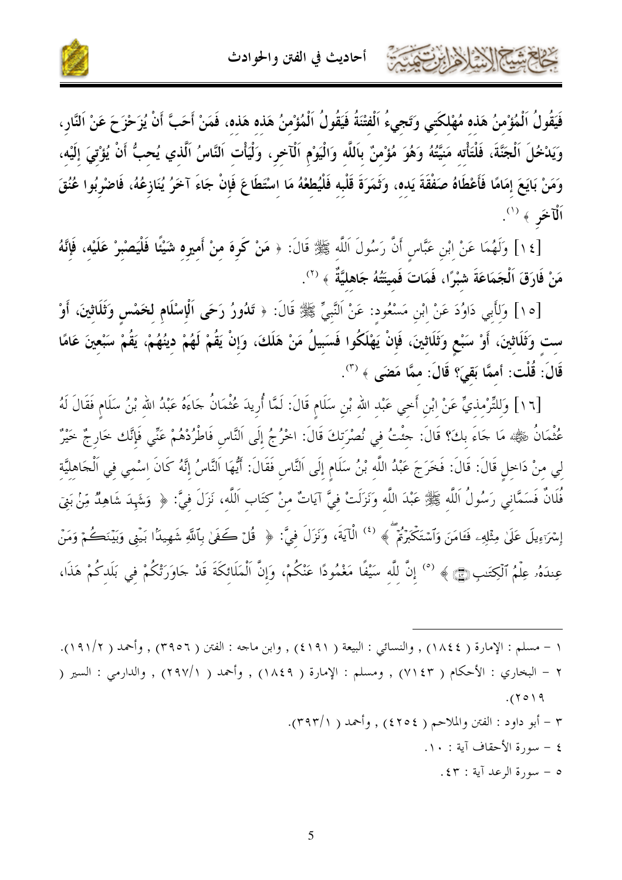فَيَقُولُ اَلْمُؤْمِنُ هَذِه مُهْلِكَتِي وَتَجِيءُ اَلْفِتْنَةُ فَيَقُولُ اَلْمُؤْمِنُ هَذِه هَذِه، فَمَنْ أَحَبَّ أَنْ يُزَحْزَحَ عَنْ اَلنَّارِ، وَيَدْخُلَ اَلْجَنَّةَ، فَلْتَأْتِه مَنِيَّتُهُ وَهُوَ مُؤْمِنٌ بِاَللَّه وَالْيَوْمِ اَلْآخِرِ، وَلْيَأْتِ اَلنَّاسُ اَلَّذِي يُحِبُّ أَنْ يُؤْتِيَ إِلَيْه، وَمَنْ بَايَعَ إِمَامًا فَأَعْطَاهُ صَفْقَةَ يَدِه، وَثَمَرَةَ قَلْبِه فَلْيُطِعْهُ مَا اسْتَطَاعَ فَإِنْ جَاءَ آخَرُ يُنَازِعُهُ، فَاضْرِبُوا عُنُقَ اَلْآخَرِ ﴾ [1].

[١٤] وَلَهُمَا عَنْ اِبْنِ عَبَّاسٍ أَنَّ رَسُولَ اَللَّه ﷺ قَالَ: ﴿ مَنْ كَرِهَ مِنْ أَمِيرِه شَيْئًا فَلْيَصْبِرْ عَلَيْه، فَإِنَّهُ مَنْ فَارَقَ اَلْجَمَاعَةَ شِبْرًا، فَمَاتَ فَمِيتَتُهُ جَاهِلِيَّةٌ ﴾ [2].

[١٥] وَلِأَبِي دَاوُدَ عَنْ اِبْنِ مَسْعُود: عَنْ اَلنَّبِيِّ ﷺ قَالَ: ﴿ تَدُورُ رَحَى اَلْإِسْلَامِ لِخَمْسٍ وَثَلَاثِينَ، أَوْ سِتٍّ وَثَلَاثِينَ، أَوْ سَبْعٍ وَثَلَاثِينَ، فَإِنْ يَهْلَكُوا فَسَبِيلُ مَنْ هَلَكَ، وَإِنْ يَقُمْ لَهُمْ دِينُهُمْ، يَقُمْ سَبْعِينَ عَامًا قَالَ: قُلْت: أَمِمَّا بَقِيَ؟ قَالَ: مِمَّا مَضَى ﴾ [3].

[١٦] وَلِلتِّرْمِذِيِّ عَنْ اِبْنِ أَخِي عَبْدِ الله بْنِ سَلَامٍ قَالَ: لَمَّا أُرِيدَ عُثْمَانُ جَاءَهُ عَبْدُ الله بْنُ سَلَامٍ فَقَالَ لَهُ عُثْمَانُ رضي الله عنه مَا جَاءَ بِكَ؟ قَالَ: جِئْتُ فِي نُصْرَتِكَ قَالَ: اخْرُجْ إِلَى اَلنَّاسِ فَاطْرُدْهُمْ عَنِّي فَإِنَّك خَارِجٌ خَيْرٌ لِي مِنْ دَاخِلٍ قَالَ: قَالَ: فَخَرَجَ عَبْدُ اللَّه بْنُ سَلَامٍ إِلَى اَلنَّاسِ فَقَالَ: أَيُّهَا اَلنَّاسُ إِنَّهُ كَانَ اسْمِي فِي اَلْجَاهِلِيَّةِ فُلَانٌ فَسَمَّانِي رَسُولُ اَللَّه ﷺ عَبْدَ اللَّه وَنَزَلَتْ فِيَّ آيَاتٌ مِنْ كِتَابِ اَللَّه، نَزَلَ فِيَّ: ﴿ وَشَهِدَ شَاهِدٌ مِّنۢ بَنِىٓ إِسْرَٰٓءِيلَ عَلَىٰ مِثْلِهِۦ فَـَٔامَنَ وَٱسْتَكْبَرْتُمْ ﴾ [4] اَلْآيَةَ، وَنَزَلَ فِيَّ: ﴿ قُلْ كَفَىٰ بِٱللَّهِ شَهِيدًۢا بَيْنِى وَبَيْنَكُمْ وَمَنْ عِندَهُۥ عِلْمُ ٱلْكِتَٰبِ ﴾ [5] إِنَّ لِلَّه سَيْفًا مَغْمُودًا عَنْكُمْ، وَإِنَّ اَلْمَلَائِكَةَ قَدْ جَاوَرَتْكُمْ فِي بَلَدِكُمْ هَذَا،

---

١ - مسلم : الإمارة ( ١٨٤٤ ) , والنسائي : البيعة ( ٤١٩١ ) , وابن ماجه : الفتن ( ٣٩٥٦ ) , وأحمد ( ١٩١/٢ ).

٢ - البخاري : الأحكام ( ٧١٤٣ ) , ومسلم : الإمارة ( ١٨٤٩ ) , وأحمد ( ٢٩٧/١ ) , والدارمي : السير ( ٢٥١٩ ).

٣ - أبو داود : الفتن والملاحم ( ٤٢٥٤ ) , وأحمد ( ٣٩٣/١ ).

٤ - سورة الأحقاف آية : ١٠ .

٥ - سورة الرعد آية : ٤٣ .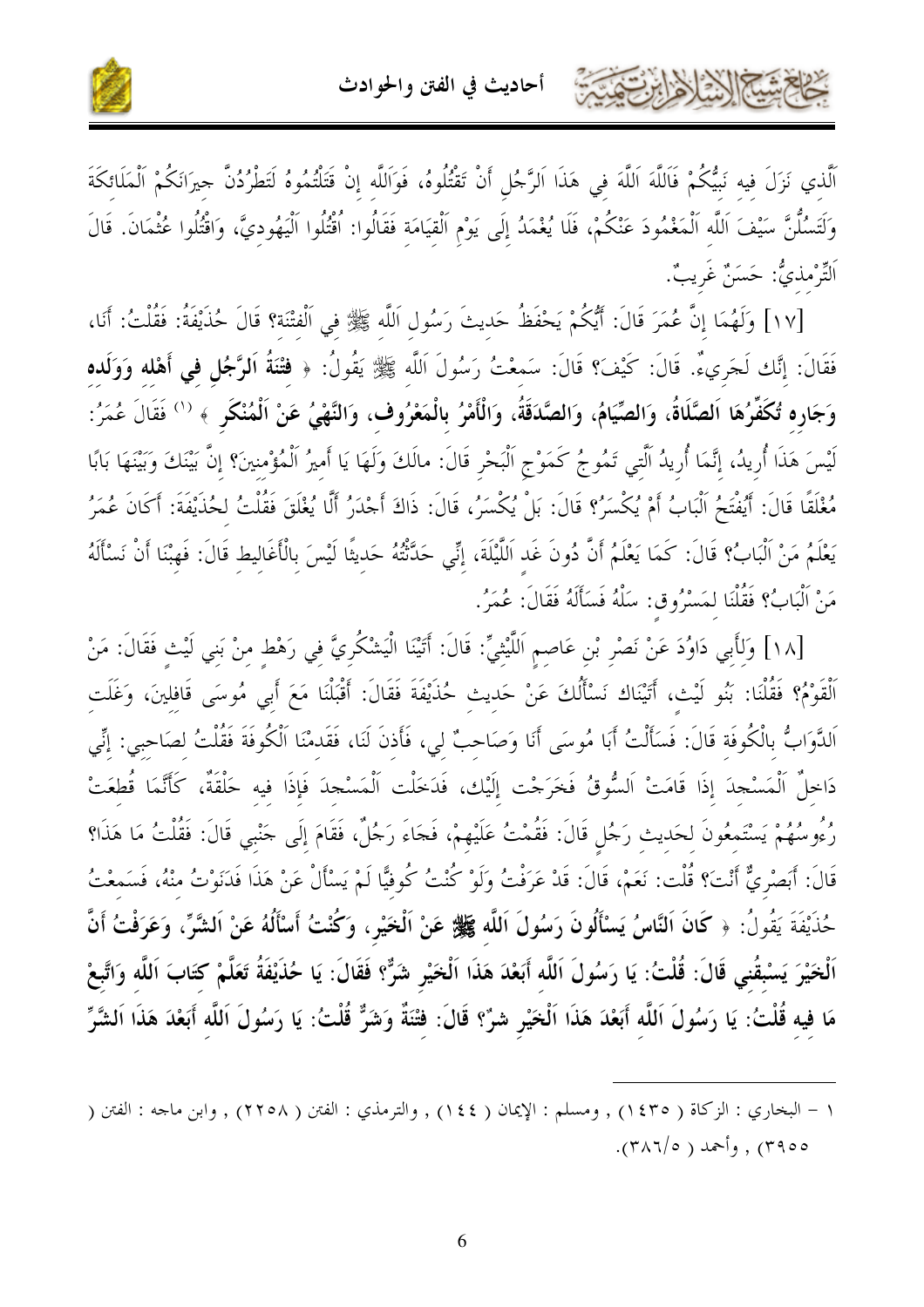اَلَّذِي نَزَلَ فِيهِ نَبِيُّكُمْ فَاللَّهَ اَللَّهَ فِي هَذَا اَلرَّجُلِ أَنْ تَقْتُلُوهُ، فَوَاللَّهِ إِنْ قَتَلْتُمُوهُ لَتَطْرُدُنَّ جِيرَانَكُمْ اَلْمَلَائِكَةَ وَلَتَسُلُّنَّ سَيْفَ اَللَّهِ اَلْمَغْمُودَ عَنْكُمْ، فَلَا يُغْمَدُ إِلَى يَوْمِ اَلْقِيَامَةِ فَقَالُوا: اُقْتُلُوا اَلْيَهُودِيَّ، وَاقْتُلُوا عُثْمَانَ. قَالَ اَلتِّرْمِذِيُّ: حَسَنٌ غَرِيبٌ.

[١٧] وَلَهُمَا إِنَّ عُمَرَ قَالَ: أَيُّكُمْ يَحْفَظُ حَدِيثَ رَسُولِ اَللَّهِ ﷺ فِي اَلْفِتْنَةِ؟ قَالَ حُذَيْفَةُ: فَقُلْتُ: أَنَا، فَقَالَ: إِنَّكَ لَجَرِيءٌ. قَالَ: كَيْفَ؟ قَالَ: سَمِعْتُ رَسُولَ اَللَّهِ ﷺ يَقُولُ: **﴿ فِتْنَةُ اَلرَّجُلِ فِي أَهْلِهِ وَوَلَدِهِ وَجَارِهِ تُكَفِّرُهَا اَلصَّلَاةُ، وَالصِّيَامُ، وَالصَّدَقَةُ، وَالْأَمْرُ بِالْمَعْرُوفِ، وَالنَّهْيُ عَنْ اَلْمُنْكَرِ ﴾**[1] فَقَالَ عُمَرُ: لَيْسَ هَذَا أُرِيدُ، إِنَّمَا أُرِيدُ اَلَّتِي تَمُوجُ كَمَوْجِ اَلْبَحْرِ قَالَ: مالَكَ وَلَهَا يَا أَمِيرَ اَلْمُؤْمِنِينَ؟ إِنَّ بَيْنَكَ وَبَيْنَهَا بَابًا مُغْلَقًا قَالَ: أَيُفْتَحُ اَلْبَابُ أَمْ يُكْسَرُ؟ قَالَ: بَلْ يُكْسَرُ، قَالَ: ذَاكَ أَجْدَرُ أَلَّا يُغْلَقَ فَقُلْتُ لِحُذَيْفَةَ: أَكَانَ عُمَرُ يَعْلَمُ مَنْ اَلْبَابُ؟ قَالَ: كَمَا يَعْلَمُ أَنَّ دُونَ غَدٍ اَللَّيْلَةَ، إِنِّي حَدَّثْتُهُ حَدِيثًا لَيْسَ بِالْأَغَالِيطِ قَالَ: فَهِبْنَا أَنْ نَسْأَلَهُ مَنْ اَلْبَابُ؟ فَقُلْنَا لِمَسْرُوقٍ: سَلْهُ فَسَأَلَهُ فَقَالَ: عُمَرُ.

[١٨] وَلِأَبِي دَاوُدَ عَنْ نَصْرِ بْنِ عَاصِمٍ اَللَّيْثِيِّ: قَالَ: أَتَيْنَا الْيَشْكُرِيَّ فِي رَهْطٍ مِنْ بَنِي لَيْثٍ فَقَالَ: مَنْ اَلْقَوْمُ؟ فَقُلْنَا: بَنُو لَيْثٍ، أَتَيْنَاكَ نَسْأَلُكَ عَنْ حَدِيثِ حُذَيْفَةَ فَقَالَ: أَقْبَلْنَا مَعَ أَبِي مُوسَى قَافِلِينَ، وَغَلَتِ اَلدَّوَابُّ بِالْكُوفَةِ قَالَ: فَسَأَلْتُ أَبَا مُوسَى أَنَا وَصَاحِبٌ لِي، فَأَذِنَ لَنَا، فَقَدِمْنَا اَلْكُوفَةَ فَقُلْتُ لِصَاحِبِي: إِنِّي دَاخِلٌ اَلْمَسْجِدَ إِذَا قَامَتْ اَلسُّوقُ فَخَرَجْتُ إِلَيْكَ، فَدَخَلْتُ اَلْمَسْجِدَ فَإِذَا فِيهِ حَلْقَةٌ، كَأَنَّمَا قُطِعَتْ رُءُوسُهُمْ يَسْتَمِعُونَ لِحَدِيثِ رَجُلٍ قَالَ: فَقُمْتُ عَلَيْهِمْ، فَجَاءَ رَجُلٌ، فَقَامَ إِلَى جَنْبِي قَالَ: فَقُلْتُ مَا هَذَا؟ قَالَ: أَبَصْرِيٌّ أَنْتَ؟ قُلْتُ: نَعَمْ، قَالَ: قَدْ عَرَفْتُ وَلَوْ كُنْتُ كُوفِيًّا لَمْ يَسْأَلْ عَنْ هَذَا فَدَنَوْتُ مِنْهُ، فَسَمِعْتُ حُذَيْفَةَ يَقُولُ: **﴿ كَانَ اَلنَّاسُ يَسْأَلُونَ رَسُولَ اَللَّهِ ﷺ عَنْ اَلْخَيْرِ، وَكُنْتُ أَسْأَلُهُ عَنْ اَلشَّرِّ، وَعَرَفْتُ أَنَّ اَلْخَيْرَ يَسْبِقُنِي قَالَ: قُلْتُ: يَا رَسُولَ اَللَّهِ أَبَعْدَ هَذَا اَلْخَيْرِ شَرٌّ؟ فَقَالَ: يَا حُذَيْفَةُ تَعَلَّمْ كِتَابَ اَللَّهِ وَاتَّبِعْ مَا فِيهِ قُلْتُ: يَا رَسُولَ اَللَّهِ أَبَعْدَ هَذَا اَلْخَيْرِ شرٌّ؟ قَالَ: فِتْنَةٌ وَشَرٌّ قُلْتُ: يَا رَسُولَ اَللَّهِ أَبَعْدَ هَذَا اَلشَّرِّ**

---

١ - البخاري : الزكاة ( ١٤٣٥ ) , ومسلم : الإيمان ( ١٤٤ ) , والترمذي : الفتن ( ٢٢٥٨ ) , وابن ماجه : الفتن ( ٣٩٥٥ ) , وأحمد ( ٣٨٦/٥ ).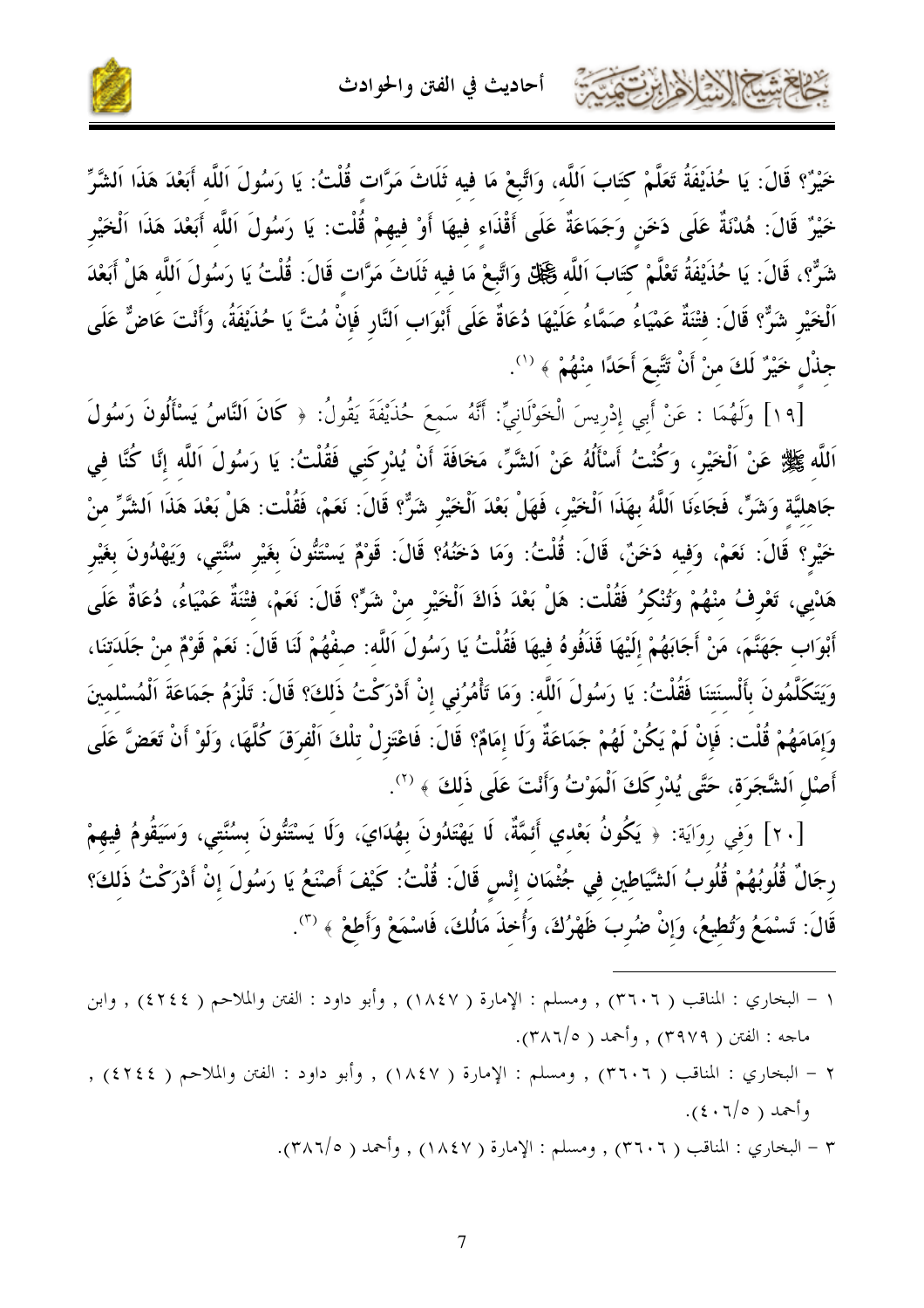خَيْرٌ؟ قَالَ: يَا حُذَيْفَةُ تَعَلَّمْ كِتَابَ اَللَّه، وَاتَّبِعْ مَا فِيه ثَلَاثَ مَرَّات قُلْتُ: يَا رَسُولَ اَللَّه أَبَعْدَ هَذَا اَلشَّرِّ خَيْرٌ قَالَ: هُدْنَةٌ عَلَى دَخَنٍ وَجَمَاعَةٌ عَلَى أَقْذَاء فِيهَا أَوْ فِيهِمْ قُلْت: يَا رَسُولَ اَللَّه أَبَعْدَ هَذَا اَلْخَيْرِ شَرٌّ؟، قَالَ: يَا حُذَيْفَةُ تَعَلَّمْ كِتَابَ اَللَّه ﷻ وَاتَّبِعْ مَا فِيه ثَلَاثَ مَرَّات قَالَ: قُلْتُ يَا رَسُولَ اَللَّه هَلْ أَبَعْدَ اَلْخَيْرِ شَرٌّ؟ قَالَ: فِتْنَةٌ عَمْيَاءُ صَمَّاءُ عَلَيْهَا دُعَاةٌ عَلَى أَبْوَاب اَلنَّارِ فَإِنْ مُتَّ يَا حُذَيْفَةُ، وَأَنْتَ عَاضٌّ عَلَى جِذْلٍ خَيْرٌ لَكَ مِنْ أَنْ تَتَّبِعَ أَحَدًا مِنْهُمْ ﴾ (1).

[19] وَلَهُمَا : عَنْ أَبِي إِدْرِيسَ الْخَوْلَانِيِّ: أَنَّهُ سَمِعَ حُذَيْفَةَ يَقُولُ: ﴿ كَانَ النَّاسُ يَسْأَلُونَ رَسُولَ اَللَّه ﷺ عَنْ اَلْخَيْرِ، وَكُنْتُ أَسْأَلُهُ عَنْ اَلشَّرِّ، مَخَافَةَ أَنْ يُدْرِكَنِي فَقُلْتُ: يَا رَسُولَ اَللَّه إِنَّا كُنَّا فِي جَاهِلِيَّة وَشَرٍّ، فَجَاءَنَا اَللَّهُ بِهَذَا اَلْخَيْرِ، فَهَلْ بَعْدَ اَلْخَيْرِ شَرٌّ؟ قَالَ: نَعَمْ، فَقُلْت: هَلْ بَعْدَ هَذَا اَلشَّرِّ مِنْ خَيْرٍ؟ قَالَ: نَعَمْ، وَفِيه دَخَنٌ، قَالَ: قُلْتُ: وَمَا دَخَنُهُ؟ قَالَ: قَوْمٌ يَسْتَنُّونَ بِغَيْرِ سُنَّتِي، وَيَهْدُونَ بِغَيْرِ هَدْيِي، تَعْرِفُ مِنْهُمْ وَتُنْكِرُ فَقُلْت: هَلْ بَعْدَ ذَاكَ اَلْخَيْرِ مِنْ شَرٍّ؟ قَالَ: نَعَمْ، فِتْنَةٌ عَمْيَاءُ، دُعَاةٌ عَلَى أَبْوَابِ جَهَنَّمَ، مَنْ أَجَابَهُمْ إِلَيْهَا قَذَفُوهُ فِيهَا فَقُلْتُ يَا رَسُولَ اَللَّه: صِفْهُمْ لَنَا قَالَ: نَعَمْ قَوْمٌ مِنْ جَلَدَتِنَا، وَيَتَكَلَّمُونَ بِأَلْسِنَتِنَا فَقُلْتُ: يَا رَسُولَ اَللَّه: وَمَا تَأْمُرُنِي إِنْ أَدْرَكْتُ ذَلِكَ؟ قَالَ: تَلْزَمُ جَمَاعَةَ اَلْمُسْلِمِينَ وَإِمَامَهُمْ قُلْت: فَإِنْ لَمْ يَكُنْ لَهُمْ جَمَاعَةٌ وَلَا إِمَامٌ؟ قَالَ: فَاعْتَزِلْ تِلْكَ اَلْفِرَقَ كُلَّهَا، وَلَوْ أَنْ تَعَضَّ عَلَى أَصْلِ اَلشَّجَرَة، حَتَّى يُدْرِكَكَ اَلْمَوْتُ وَأَنْتَ عَلَى ذَلِكَ ﴾ (2).

[20] وَفِي رِوَايَة: ﴿ يَكُونُ بَعْدِي أَئِمَّةٌ، لَا يَهْتَدُونَ بِهُدَايَ، وَلَا يَسْتَنُّونَ بِسُنَّتِي، وَسَيَقُومُ فِيهِمْ رِجَالٌ قُلُوبُهُمْ قُلُوبُ اَلشَّيَاطِينِ فِي جُثْمَان إِنْسٍ قَالَ: قُلْتُ: كَيْفَ أَصْنَعُ يَا رَسُولَ إِنْ أَدْرَكْتُ ذَلِكَ؟ قَالَ: تَسْمَعُ وَتُطِيعُ، وَإِنْ ضُرِبَ ظَهْرُكَ، وَأُخِذَ مَالُكَ، فَاسْمَعْ وَأَطِعْ ﴾ (3).

---

1 - البخاري : المناقب ( 3606 ) , ومسلم : الإمارة ( 1847 ) , وأبو داود : الفتن والملاحم ( 4244 ) , وابن ماجه : الفتن ( 3979 ) , وأحمد ( 5/386 ).

2 - البخاري : المناقب ( 3606 ) , ومسلم : الإمارة ( 1847 ) , وأبو داود : الفتن والملاحم ( 4244 ) , وأحمد ( 5/406 ).

3 - البخاري : المناقب ( 3606 ) , ومسلم : الإمارة ( 1847 ) , وأحمد ( 5/386 ).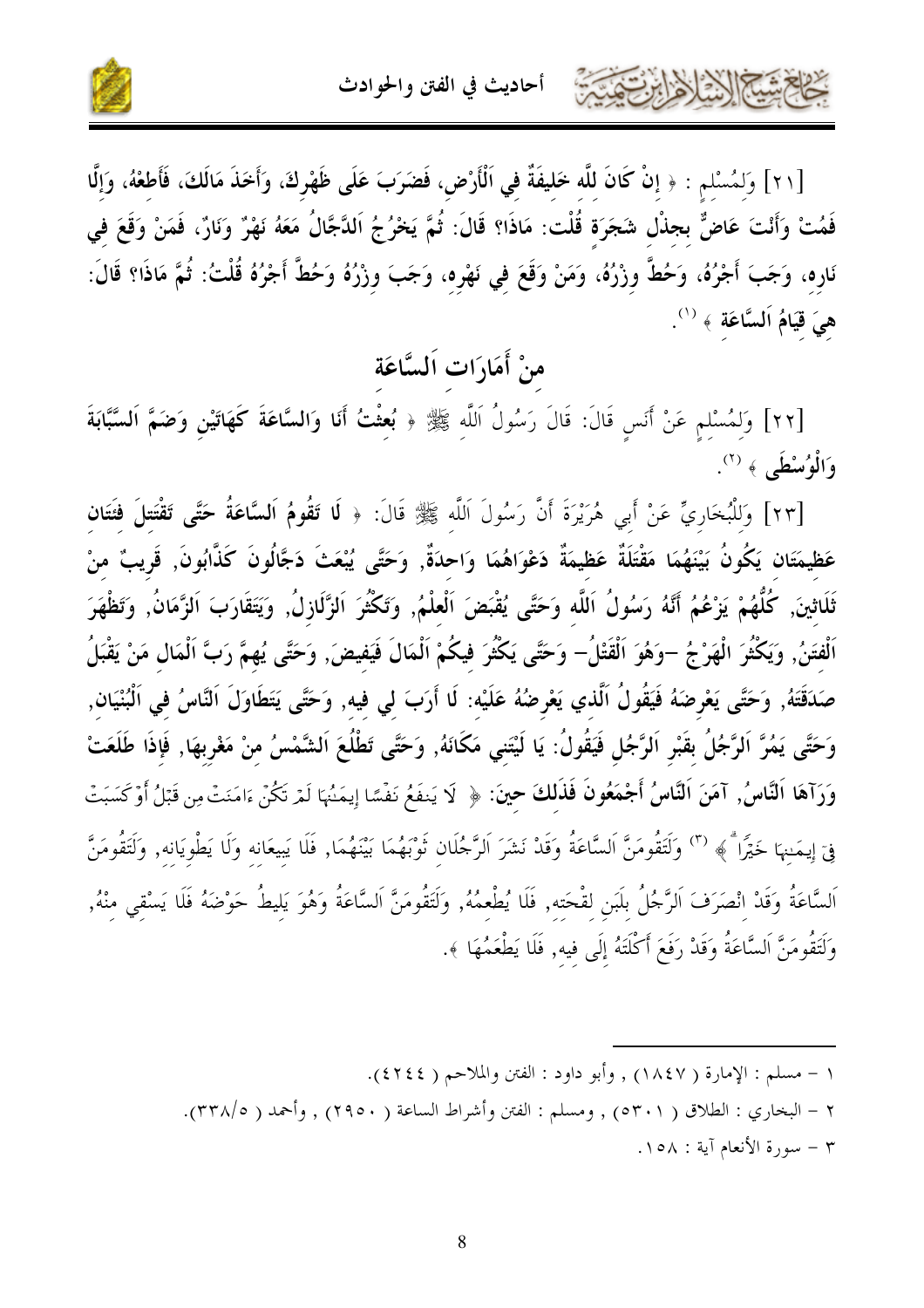[٢١] وَلِمُسْلِمٍ : ﴿ إِنْ كَانَ لِلَّه خَلِيفَةٌ فِي اَلْأَرْضِ، فَضَرَبَ عَلَى ظَهْرِكَ، وَأَخَذَ مَالَكَ، فَأَطِعْهُ، وَإِلَّا فَمُتْ وَأَنْتَ عَاضٌّ بِجِذْلِ شَجَرَةٍ قُلْت: مَاذَا؟ قَالَ: ثُمَّ يَخْرُجُ اَلدَّجَّالُ مَعَهُ نَهْرٌ وَنَارٌ، فَمَنْ وَقَعَ فِي نَارِه، وَجَبَ أَجْرُهُ، وَحُطَّ وِزْرُهُ، وَمَنْ وَقَعَ فِي نَهْرِه، وَجَبَ وِزْرُهُ وَحُطَّ أَجْرُهُ قُلْتُ: ثُمَّ مَاذَا؟ قَالَ: هِيَ قِيَامُ اَلسَّاعَةِ ﴾ [1].

## مِنْ أَمَارَات اَلسَّاعَة

[٢٢] وَلِمُسْلِمٍ عَنْ أَنَسٍ قَالَ: قَالَ رَسُولُ اَللَّه ﷺ ﴿ بُعِثْتُ أَنَا وَالسَّاعَةَ كَهَاتَيْنِ وَضَمَّ اَلسَّبَّابَةَ وَالْوُسْطَى ﴾ [2].

[٢٣] وَلِلْبُخَارِيِّ عَنْ أَبِي هُرَيْرَةَ أَنَّ رَسُولَ اَللَّه ﷺ قَالَ: ﴿ لَا تَقُومُ اَلسَّاعَةُ حَتَّى تَقْتَتِلَ فِئَتَانِ عَظِيمَتَانِ يَكُونُ بَيْنَهُمَا مَقْتَلَةٌ عَظِيمَةٌ دَعْوَاهُمَا وَاحِدَةٌ, وَحَتَّى يُبْعَثَ دَجَّالُونَ كَذَّابُونَ, قَرِيبٌ مِنْ ثَلَاثِينَ, كُلُّهُمْ يَزْعُمُ أَنَّهُ رَسُولُ اَللَّه وَحَتَّى يُقْبَضَ اَلْعِلْمُ, وَتَكْثُرَ اَلزَّلَازِلُ, وَيَتَقَارَبَ اَلزَّمَانُ, وَتَظْهَرَ اَلْفِتَنُ, وَيَكْثُرَ اَلْهَرْجُ –وَهُوَ اَلْقَتْلُ– وَحَتَّى يَكْثُرَ فِيكُمْ اَلْمَالُ فَيَفِيضَ, وَحَتَّى يُهِمَّ رَبَّ اَلْمَالِ مَنْ يَقْبَلُ صَدَقَتَهُ, وَحَتَّى يَعْرِضَهُ فَيَقُولُ اَلَّذِي يَعْرِضُهُ عَلَيْه: لَا أَرَبَ لِي فِيه, وَحَتَّى يَتَطَاوَلَ اَلنَّاسُ فِي اَلْبُنْيَان, وَحَتَّى يَمُرَّ اَلرَّجُلُ بِقَبْرِ اَلرَّجُلِ فَيَقُولُ: يَا لَيْتَنِي مَكَانَهُ, وَحَتَّى تَطْلُعَ اَلشَّمْسُ مِنْ مَغْرِبِهَا, فَإِذَا طَلَعَتْ وَرَآهَا اَلنَّاسُ, آمَنَ اَلنَّاسُ أَجْمَعُونَ فَذَلِكَ حِينَ: ﴿ لَا يَنفَعُ نَفْسًا إِيمَٰنُهَا لَمْ تَكُنْ ءَامَنَتْ مِن قَبْلُ أَوْ كَسَبَتْ فِىٓ إِيمَٰنِهَا خَيْرًا ﴾ [3] وَلَتَقُومَنَّ اَلسَّاعَةُ وَقَدْ نَشَرَ اَلرَّجُلَان ثَوْبَهُمَا بَيْنَهُمَا, فَلَا يَبِيعَانِه وَلَا يَطْوِيَانِه, وَلَتَقُومَنَّ اَلسَّاعَةُ وَقَدْ انْصَرَفَ اَلرَّجُلُ بِلَبَنِ لِقْحَتِه, فَلَا يُطْعِمُهُ, وَلَتَقُومَنَّ اَلسَّاعَةُ وَهُوَ يَلِيطُ حَوْضَهُ فَلَا يَسْقِي مِنْهُ, وَلَتَقُومَنَّ اَلسَّاعَةُ وَقَدْ رَفَعَ أَكْلَتَهُ إِلَى فِيه, فَلَا يَطْعَمُهَا ﴾.

---

١ – مسلم : الإمارة ( ١٨٤٧ ) , وأبو داود : الفتن والملاحم ( ٤٢٤٤ ).

٢ – البخاري : الطلاق ( ٥٣٠١ ) , ومسلم : الفتن وأشراط الساعة ( ٢٩٥٠ ) , وأحمد ( ٥/٣٣٨ ).

٣ – سورة الأنعام آية : ١٥٨.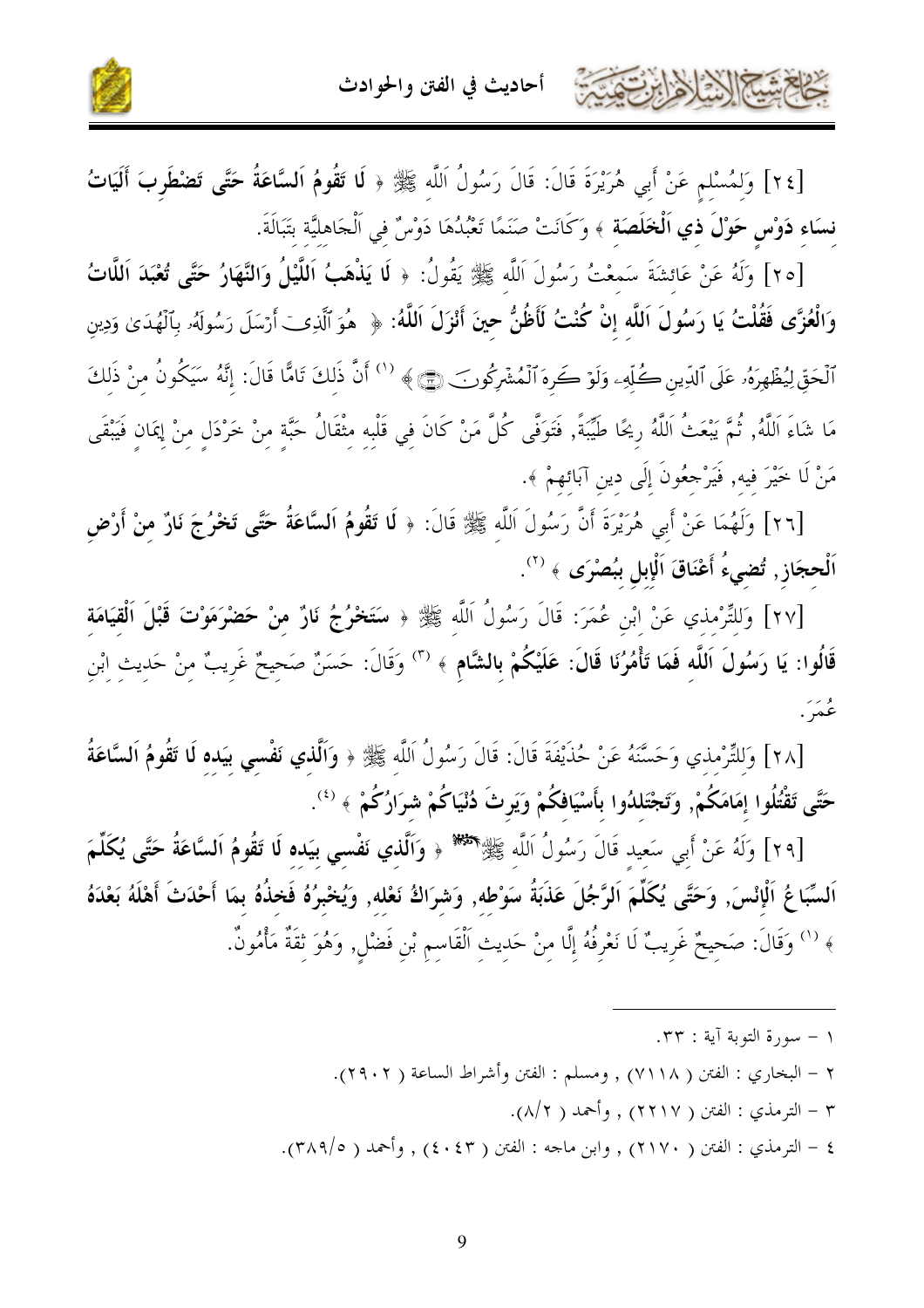[٢٤] وَلِمُسْلِمٍ عَنْ أَبِي هُرَيْرَةَ قَالَ: قَالَ رَسُولُ اَللَّه ﷺ ﴿ **لَا تَقُومُ اَلسَّاعَةُ حَتَّى تَضْطَرِبَ أَلَيَاتُ نِسَاءِ دَوْسٍ حَوْلَ ذِي اَلْخَلَصَة** ﴾ وَكَانَتْ صَنَمًا تَعْبُدُهَا دَوْسٌ فِي اَلْجَاهِلِيَّة بِتَبَالَةَ.

[٢٥] وَلَهُ عَنْ عَائِشَةَ سَمِعْتُ رَسُولَ اَللَّه ﷺ يَقُولُ: ﴿ **لَا يَذْهَبُ اَللَّيْلُ وَالنَّهَارُ حَتَّى تُعْبَدَ اَللَّاتُ وَالْعُزَّى فَقُلْتُ يَا رَسُولَ اَللَّه إِنْ كُنْتُ لَأَظُنُّ حِينَ أَنْزَلَ اَللَّهُ:** ﴿ هُوَ ٱلَّذِيٓ أَرۡسَلَ رَسُولَهُۥ بِٱلۡهُدَىٰ وَدِينِ ٱلۡحَقِّ لِيُظۡهِرَهُۥ عَلَى ٱلدِّينِ كُلِّهِۦ وَلَوۡ كَرِهَ ٱلۡمُشۡرِكُونَ ﴾ [1] أَنَّ ذَلكَ تَامًّا قَالَ: إِنَّهُ سَيَكُونُ منْ ذَلكَ مَا شَاءَ اَللَّهُ, ثُمَّ يَبْعَثُ اَللَّهُ رِيحًا طَيِّبَةً, فَتَوَفَّى كُلَّ مَنْ كَانَ فِي قَلْبِه مِثْقَالُ حَبَّةٍ منْ خَرْدَلٍ منْ إِيمَانٍ فَيَبْقَى مَنْ لَا خَيْرَ فيه, فَيَرْجِعُونَ إِلَى دِينِ آبَائِهِمْ ﴾.

[٢٦] وَلَهُمَا عَنْ أَبِي هُرَيْرَةَ أَنَّ رَسُولَ اَللَّه ﷺ قَالَ: ﴿ **لَا تَقُومُ اَلسَّاعَةُ حَتَّى تَخْرُجَ نَارٌ منْ أَرْضِ اَلْحِجَازِ, تُضِيءُ أَعْنَاقَ اَلْإِبِلِ بِبُصْرَى** ﴾ [2].

[٢٧] وَلِلتِّرْمِذِي عَنْ اِبْنِ عُمَرَ: قَالَ رَسُولُ اَللَّه ﷺ ﴿ **سَتَخْرُجُ نَارٌ منْ حَضْرَمَوْتَ قَبْلَ اَلْقِيَامَة قَالُوا: يَا رَسُولَ اَللَّه فَمَا تَأْمُرُنَا قَالَ: عَلَيْكُمْ بِالشَّامِ** ﴾ [3] وَقَالَ: حَسَنٌ صَحِيحٌ غَرِيبٌ منْ حَدِيث اِبْنِ عُمَرَ.

[٢٨] وَلِلتِّرْمِذِي وَحَسَّنَهُ عَنْ حُذَيْفَةَ قَالَ: قَالَ رَسُولُ اَللَّه ﷺ ﴿ **وَالَّذِي نَفْسِي بِيَدِه لَا تَقُومُ اَلسَّاعَةُ حَتَّى تَقْتُلُوا إِمَامَكُمْ, وَتَجْتَلِدُوا بِأَسْيَافِكُمْ وَيَرِثَ دُنْيَاكُمْ شِرَارُكُمْ** ﴾ [4].

[٢٩] وَلَهُ عَنْ أَبِي سَعِيدٍ قَالَ رَسُولُ اَللَّه ﷺ ﴿ **وَالَّذِي نَفْسِي بِيَدِه لَا تَقُومُ اَلسَّاعَةُ حَتَّى يُكَلِّمَ اَلسِّبَاعُ اَلْإِنْسَ, وَحَتَّى يُكَلِّمَ اَلرَّجُلَ عَذَبَةُ سَوْطِه, وَشِرَاكُ نَعْلِه, وَيُخْبِرُهُ فَخِذُهُ بِمَا أَحْدَثَ أَهْلَهُ بَعْدَهُ** ﴾ [1] وَقَالَ: صَحِيحٌ غَرِيبٌ لَا نَعْرِفُهُ إِلَّا منْ حَدِيثِ اَلْقَاسِمِ بْنِ فَضْلٍ, وَهُوَ ثِقَةٌ مَأْمُونٌ.

---

١ – سورة التوبة آية : ٣٣.

٢ – البخاري : الفتن ( ٧١١٨ ) , ومسلم : الفتن وأشراط الساعة ( ٢٩٠٢ ).

٣ – الترمذي : الفتن ( ٢٢١٧ ) , وأحمد ( ٢/٨ ).

٤ – الترمذي : الفتن ( ٢١٧٠ ) , وابن ماجه : الفتن ( ٤٠٤٣ ) , وأحمد ( ٥/٣٨٩ ).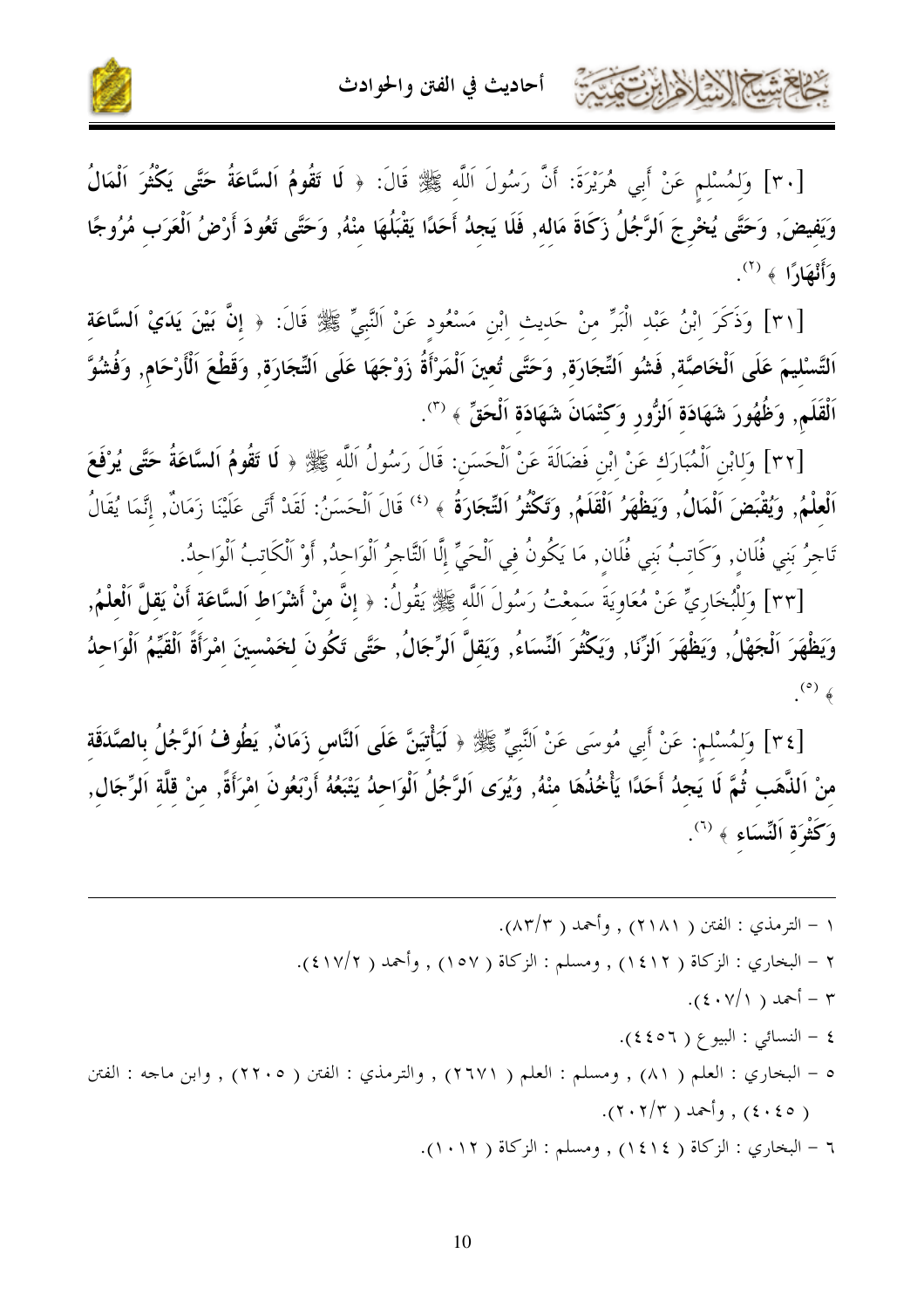[٣٠] وَلِمُسْلِمٍ عَنْ أَبِي هُرَيْرَةَ: أَنَّ رَسُولَ اَللَّهِ ﷺ قَالَ: ﴿ **لَا تَقُومُ اَلسَّاعَةُ حَتَّى يَكْثُرَ اَلْمَالُ وَيَفِيضَ, وَحَتَّى يُخْرِجَ اَلرَّجُلُ زَكَاةَ مَالِهِ, فَلَا يَجِدُ أَحَدًا يَقْبَلُهَا مِنْهُ, وَحَتَّى تَعُودَ أَرْضُ اَلْعَرَبِ مُرُوجًا وَأَنْهَارًا** ﴾ [٢].

[٣١] وَذَكَرَ ابْنُ عَبْدِ الْبَرِّ مِنْ حَدِيثِ ابْنِ مَسْعُودٍ عَنْ اَلنَّبِيِّ ﷺ قَالَ: ﴿ **إِنَّ بَيْنَ يَدَيْ اَلسَّاعَةِ اَلتَّسْلِيمَ عَلَى اَلْخَاصَّةِ, فَشُوَ اَلتِّجَارَةِ, وَحَتَّى تُعِينَ اَلْمَرْأَةُ زَوْجَهَا عَلَى اَلتِّجَارَةِ, وَقَطْعَ اَلْأَرْحَامِ, وَفُشُوَّ اَلْقَلَمِ, وَظُهُورَ شَهَادَةِ اَلزُّورِ وَكِتْمَانَ شَهَادَةِ اَلْحَقِّ** ﴾ [٣].

[٣٢] وَلِابْنِ اَلْمُبَارَكِ عَنْ ابْنِ فَضَالَةَ عَنْ اَلْحَسَنِ: قَالَ رَسُولُ اَللَّهِ ﷺ ﴿ **لَا تَقُومُ اَلسَّاعَةُ حَتَّى يُرْفَعَ اَلْعِلْمُ, وَيُقْبَضَ اَلْمَالُ, وَيَظْهَرُ اَلْقَلَمُ, وَتَكْثُرُ اَلتِّجَارَةُ** ﴾ [٤] قَالَ اَلْحَسَنُ: لَقَدْ أَتَى عَلَيْنَا زَمَانٌ, إِنَّمَا يُقَالُ تَاجِرُ بَنِي فُلَانٍ, وَكَاتِبُ بَنِي فُلَانٍ, مَا يَكُونُ فِي اَلْحَيِّ إِلَّا اَلتَّاجِرُ اَلْوَاحِدُ, أَوْ اَلْكَاتِبُ اَلْوَاحِدُ.

[٣٣] وَلِلْبُخَارِيِّ عَنْ مُعَاوِيَةَ سَمِعْتُ رَسُولَ اَللَّهِ ﷺ يَقُولُ: ﴿ **إِنَّ مِنْ أَشْرَاطِ اَلسَّاعَةِ أَنْ يَقِلَّ اَلْعِلْمُ, وَيَظْهَرَ اَلْجَهْلُ, وَيَظْهَرَ اَلزِّنَا, وَيَكْثُرَ اَلنِّسَاءُ, وَيَقِلَّ اَلرِّجَالُ, حَتَّى تَكُونَ لِخَمْسِينَ امْرَأَةً اَلْقَيِّمُ اَلْوَاحِدُ** ﴾ [٥].

[٣٤] وَلِمُسْلِمٍ: عَنْ أَبِي مُوسَى عَنْ اَلنَّبِيِّ ﷺ ﴿ **لَيَأْتِيَنَّ عَلَى اَلنَّاسِ زَمَانٌ, يَطُوفُ اَلرَّجُلُ بِالصَّدَقَةِ مِنْ اَلذَّهَبِ ثُمَّ لَا يَجِدُ أَحَدًا يَأْخُذُهَا مِنْهُ, وَيُرَى اَلرَّجُلُ اَلْوَاحِدُ يَتْبَعُهُ أَرْبَعُونَ امْرَأَةً, مِنْ قِلَّةِ اَلرِّجَالِ, وَكَثْرَةِ اَلنِّسَاءِ** ﴾ [٦].

---

١ - الترمذي : الفتن ( ٢١٨١ ) , وأحمد ( ٨٣/٣ ).

٢ - البخاري : الزكاة ( ١٤١٢ ) , ومسلم : الزكاة ( ١٥٧ ) , وأحمد ( ٤١٧/٢ ).

٣ - أحمد ( ٤٠٧/١ ).

٤ - النسائي : البيوع ( ٤٤٥٦ ).

٥ - البخاري : العلم ( ٨١ ) , ومسلم : العلم ( ٢٦٧١ ) , والترمذي : الفتن ( ٢٢٠٥ ) , وابن ماجه : الفتن ( ٤٠٤٥ ) , وأحمد ( ٢٠٢/٣ ).

٦ - البخاري : الزكاة ( ١٤١٤ ) , ومسلم : الزكاة ( ١٠١٢ ).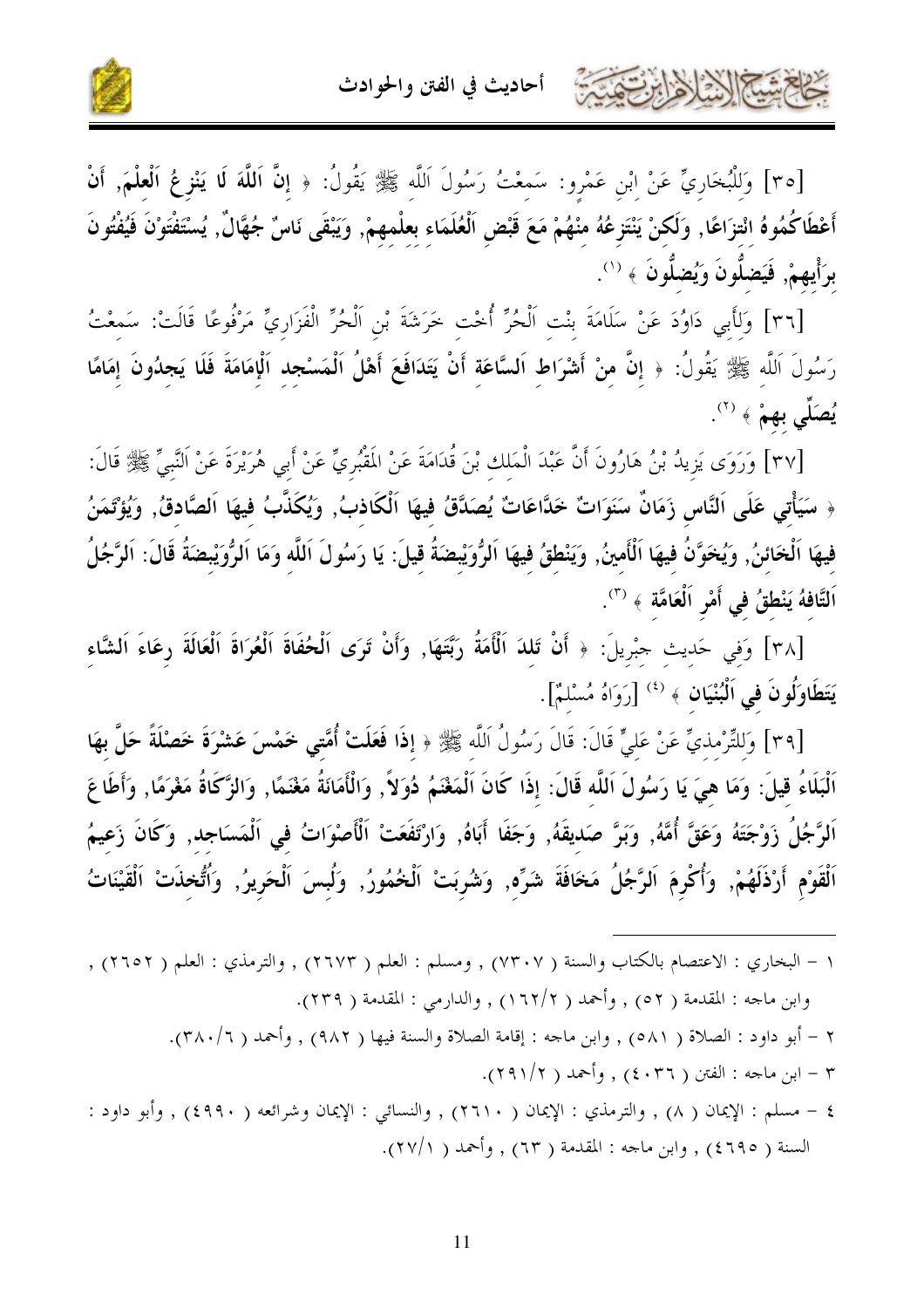[٣٥] وَلِلْبُخَارِيِّ عَنْ ابْنِ عَمْرٍو: سَمِعْتُ رَسُولَ اَللَّه ﷺ يَقُولُ: « **إِنَّ اَللَّهَ لَا يَنْزِعُ اَلْعِلْمَ, أَنْ أَعْطَاكُمُوهُ انْتِزَاعًا, وَلَكِنْ يَنْتَزِعُهُ مِنْهُمْ مَعَ قَبْضِ اَلْعُلَمَاءِ بِعِلْمِهِمْ, وَيَبْقَى نَاسٌ جُهَّالٌ, يُسْتَفْتَوْنَ فَيُفْتُونَ بِرَأْيِهِمْ, فَيَضِلُّونَ وَيُضِلُّونَ** »[١].

[٣٦] وَلِأَبِي دَاوُدَ عَنْ سَلَامَةَ بِنْتِ اَلْحُرِّ أُخْتِ خَرَشَةَ بْنِ اَلْحُرِّ الْفَزَارِيِّ مَرْفُوعًا قَالَتْ: سَمِعْتُ رَسُولَ اَللَّه ﷺ يَقُولُ: « **إِنَّ مِنْ أَشْرَاطِ اَلسَّاعَةِ أَنْ يَتَدَافَعَ أَهْلُ اَلْمَسْجِدِ اَلْإِمَامَةَ فَلَا يَجِدُونَ إِمَامًا يُصَلِّي بِهِمْ** »[٢].

[٣٧] وَرَوَى يَزِيدُ بْنُ هَارُونَ أَنَّ عَبْدَ الْمَلِكِ بْنَ قُدَامَةَ عَنْ اَلْمَقْبُرِيِّ عَنْ أَبِي هُرَيْرَةَ عَنْ اَلنَّبِيِّ ﷺ قَالَ: « **سَيَأْتِي عَلَى اَلنَّاسِ زَمَانٌ سَنَوَاتٌ خَدَّاعَاتٌ يُصَدَّقُ فِيهَا اَلْكَاذِبُ, وَيُكَذَّبُ فِيهَا اَلصَّادِقُ, وَيُؤْتَمَنُ فِيهَا اَلْخَائِنُ, وَيُخَوَّنُ فِيهَا اَلْأَمِينُ, وَيَنْطِقُ فِيهَا اَلرُّوَيْبِضَةُ قِيلَ: يَا رَسُولَ اَللَّه وَمَا اَلرُّوَيْبِضَةُ قَالَ: اَلرَّجُلُ اَلتَّافِهُ يَنْطِقُ فِي أَمْرِ اَلْعَامَّةِ** »[٣].

[٣٨] وَفِي حَدِيثِ جِبْرِيلَ: « **أَنْ تَلِدَ اَلْأَمَةُ رَبَّتَهَا, وَأَنْ تَرَى اَلْحُفَاةَ اَلْعُرَاةَ اَلْعَالَةَ رِعَاءَ اَلشَّاءِ يَتَطَاوَلُونَ فِي اَلْبُنْيَانِ** »[٤] [رَوَاهُ مُسْلِمٌ].

[٣٩] وَلِلتِّرْمِذِيِّ عَنْ عَلِيٍّ قَالَ: قَالَ رَسُولُ اَللَّه ﷺ « **إِذَا فَعَلَتْ أُمَّتِي خَمْسَ عَشْرَةَ خَصْلَةً حَلَّ بِهَا اَلْبَلَاءُ قِيلَ: وَمَا هِيَ يَا رَسُولَ اَللَّه قَالَ: إِذَا كَانَ اَلْمَغْنَمُ دُوَلاً, وَالْأَمَانَةُ مَغْنَمًا, وَالزَّكَاةُ مَغْرَمًا, وَأَطَاعَ اَلرَّجُلُ زَوْجَتَهُ وَعَقَّ أُمَّهُ, وَبَرَّ صَدِيقَهُ, وَجَفَا أَبَاهُ, وَارْتَفَعَتْ اَلْأَصْوَاتُ فِي اَلْمَسَاجِدِ, وَكَانَ زَعِيمُ اَلْقَوْمِ أَرْذَلَهُمْ, وَأُكْرِمَ اَلرَّجُلُ مَخَافَةَ شَرِّهِ, وَشُرِبَتْ اَلْخُمُورُ, وَلُبِسَ اَلْحَرِيرُ, وَاُتُّخِذَتْ اَلْقَيْنَاتُ**

---

١ – البخاري : الاعتصام بالكتاب والسنة ( ٧٣٠٧ ) , ومسلم : العلم ( ٢٦٧٣ ) , والترمذي : العلم ( ٢٦٥٢ ) , وابن ماجه : المقدمة ( ٥٢ ) , وأحمد ( ٢/١٦٢ ) , والدارمي : المقدمة ( ٢٣٩ ).

٢ – أبو داود : الصلاة ( ٥٨١ ) , وابن ماجه : إقامة الصلاة والسنة فيها ( ٩٨٢ ) , وأحمد ( ٦/٣٨٠ ).

٣ – ابن ماجه : الفتن ( ٤٠٣٦ ) , وأحمد ( ٢/٢٩١ ).

٤ – مسلم : الإيمان ( ٨ ) , والترمذي : الإيمان ( ٢٦١٠ ) , والنسائي : الإيمان وشرائعه ( ٤٩٩٠ ) , وأبو داود : السنة ( ٤٦٩٥ ) , وابن ماجه : المقدمة ( ٦٣ ) , وأحمد ( ١/٢٧ ).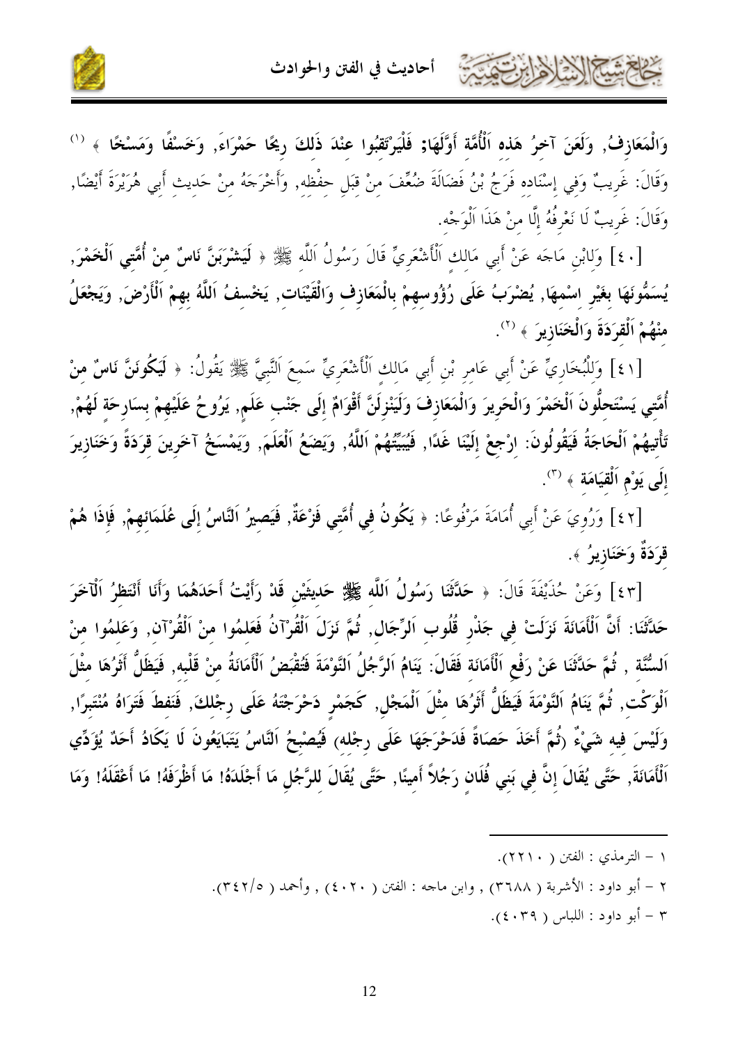وَالْمَعَازِفُ, وَلَعَنَ آخِرُ هَذِهِ اَلْأُمَّة أَوَّلَهَا; فَلْيَرْتَقِبُوا عِنْدَ ذَلِكَ رِيحًا حَمْرَاءَ, وَخَسْفًا وَمَسْخًا ﴾ [1] وَقَالَ: غَرِيبٌ وَفِي إِسْنَادِهِ فَرَجُ بْنُ فَضَالَةَ ضُعِّفَ مِنْ قِبَلِ حِفْظِهِ, وَأَخْرَجَهُ مِنْ حَدِيثِ أَبِي هُرَيْرَةَ أَيْضًا, وَقَالَ: غَرِيبٌ لَا نَعْرِفُهُ إِلَّا مِنْ هَذَا اَلْوَجْهِ.

[٤٠] وَلِابْنِ مَاجَه عَنْ أَبِي مَالِكٍ اَلْأَشْعَرِيِّ قَالَ رَسُولُ اَللَّه ﷺ ﴿ **لَيَشْرَبَنَّ نَاسٌ مِنْ أُمَّتِي اَلْخَمْرَ, يُسَمُّونَهَا بِغَيْرِ اسْمِهَا, يُضْرَبُ عَلَى رُؤُوسِهِمْ بِالْمَعَازِفِ وَالْقَيْنَاتِ, يَخْسِفُ اَللَّهُ بِهِمْ اَلْأَرْضَ, وَيَجْعَلُ مِنْهُمْ اَلْقِرَدَةَ وَالْخَنَازِيرَ** ﴾ [2].

[٤١] وَلِلْبُخَارِيِّ عَنْ أَبِي عَامِرِ بْنِ أَبِي مَالِكٍ اَلْأَشْعَرِيِّ سَمِعَ اَلنَّبِيَّ ﷺ يَقُولُ: ﴿ **لَيَكُونَنَّ نَاسٌ مِنْ أُمَّتِي يَسْتَحِلُّونَ اَلْخَمْرَ وَالْحَرِيرَ وَالْمَعَازِفَ وَلَيَنْزِلَنَّ أَقْوَامٌ إِلَى جَنْبِ عَلَمٍ, يَرُوحُ عَلَيْهِمْ بِسَارِحَةٍ لَهُمْ, تَأْتِيهِمُ اَلْحَاجَةُ فَيَقُولُونَ: ارْجِعْ إِلَيْنَا غَدًا, فَيُبَيِّتُهُمْ اَللَّهُ, وَيَضَعُ اَلْعَلَمَ, وَيَمْسَخُ آخَرِينَ قِرَدَةً وَخَنَازِيرَ إِلَى يَوْمِ اَلْقِيَامَةِ** ﴾ [3].

[٤٢] وَرُوِيَ عَنْ أَبِي أُمَامَةَ مَرْفُوعًا: ﴿ **يَكُونُ فِي أُمَّتِي فَزْعَةٌ, فَيَصِيرُ اَلنَّاسُ إِلَى عُلَمَائِهِمْ, فَإِذَا هُمْ قِرَدَةٌ وَخَنَازِيرُ** ﴾.

[٤٣] وَعَنْ حُذَيْفَةَ قَالَ: ﴿ **حَدَّثَنَا رَسُولُ اَللَّه ﷺ حَدِيثَيْنِ قَدْ رَأَيْتُ أَحَدَهُمَا وَأَنَا أَنْتَظِرُ اَلْآخَرَ حَدَّثَنَا: أَنَّ اَلْأَمَانَةَ نَزَلَتْ فِي جَذْرِ قُلُوبِ اَلرِّجَالِ, ثُمَّ نَزَلَ اَلْقُرْآنُ فَعَلِمُوا مِنْ اَلْقُرْآنِ, وَعَلِمُوا مِنْ اَلسُّنَّةِ , ثُمَّ حَدَّثَنَا عَنْ رَفْعِ اَلْأَمَانَةِ فَقَالَ: يَنَامُ اَلرَّجُلُ اَلنَّوْمَةَ فَتُقْبَضُ اَلْأَمَانَةُ مِنْ قَلْبِهِ, فَيَظَلُّ أَثَرُهَا مِثْلَ اَلْوَكْتِ, ثُمَّ يَنَامُ اَلنَّوْمَةَ فَيَظَلُّ أَثَرُهَا مِثْلَ اَلْمَجْلِ, كَجَمْرٍ دَحْرَجْتَهُ عَلَى رِجْلِكَ, فَنَفِطَ فَتَرَاهُ مُنْتَبِرًا, وَلَيْسَ فِيهِ شَيْءٌ (ثُمَّ أَخَذَ حَصَاةً فَدَحْرَجَهَا عَلَى رِجْلِهِ) فَيُصْبِحُ اَلنَّاسُ يَتَبَايَعُونَ لَا يَكَادُ أَحَدٌ يُؤَدِّي اَلْأَمَانَةَ, حَتَّى يُقَالَ إِنَّ فِي بَنِي فُلَانٍ رَجُلاً أَمِينًا, حَتَّى يُقَالَ لِلرَّجُلِ مَا أَجْلَدَهُ! مَا أَظْرَفَهُ! مَا أَعْقَلَهُ! وَمَا**

---

١ - الترمذي : الفتن ( ٢٢١٠ ).

٢ - أبو داود : الأشربة ( ٣٦٨٨ ) , وابن ماجه : الفتن ( ٤٠٢٠ ) , وأحمد ( ٥/٣٤٢ ).

٣ - أبو داود : اللباس ( ٤٠٣٩ ).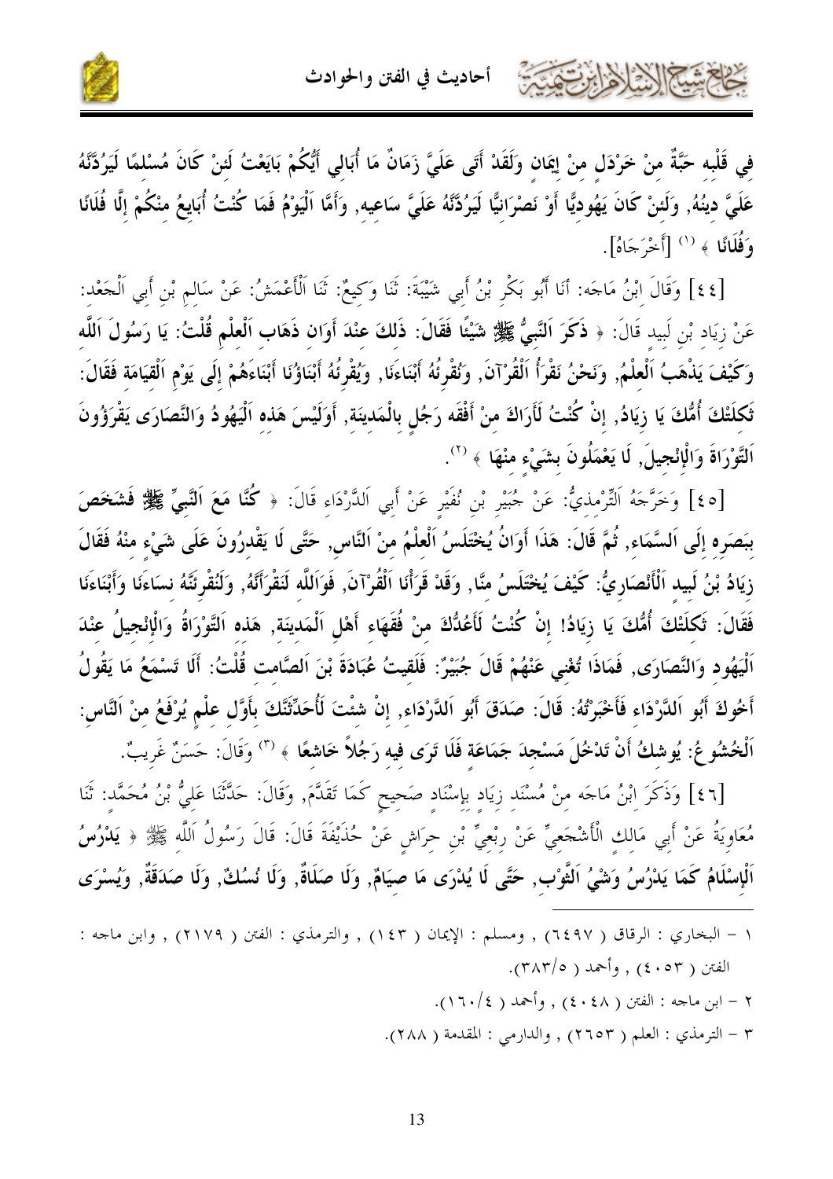فِي قَلْبِه حَبَّةٌ مِنْ خَرْدَلٍ مِنْ إِيمَانٍ وَلَقَدْ أَتَى عَلَيَّ زَمَانٌ مَا أُبَالِي أَيُّكُمْ بَايَعْتُ لَئِنْ كَانَ مُسْلِمًا لَيَرُدَّنَّهُ عَلَيَّ دِينُهُ, وَلَئِنْ كَانَ يَهُودِيًّا أَوْ نَصْرَانِيًّا لَيَرُدَّنَّهُ عَلَيَّ سَاعِيهِ, وَأَمَّا اَلْيَوْمُ فَمَا كُنْتُ أُبَايِعُ مِنْكُمْ إِلَّا فُلَانًا وَفُلَانًا ﴾ [1] [أَخْرَجَاهُ].

[٤٤] وَقَالَ ابْنُ مَاجَه: أَنَا أَبُو بَكْرِ بْنُ أَبِي شَيْبَةَ: ثَنَا وَكِيعٌ: ثَنَا اَلْأَعْمَشُ: عَنْ سَالِمِ بْنِ أَبِي اَلْجَعْدِ: عَنْ زِيَادِ بْنِ لَبِيدٍ قَالَ: ﴿ ذَكَرَ اَلنَّبِيُّ ﷺ شَيْئًا فَقَالَ: ذَلِكَ عِنْدَ أَوَانِ ذَهَابِ اَلْعِلْمِ قُلْتُ: يَا رَسُولَ اَللَّهِ وَكَيْفَ يَذْهَبُ اَلْعِلْمُ, وَنَحْنُ نَقْرَأُ اَلْقُرْآنَ, وَنُقْرِئُهُ أَبْنَاءَنَا, وَيُقْرِئُهُ أَبْنَاؤُنَا أَبْنَاءَهُمْ إِلَى يَوْمِ اَلْقِيَامَةِ فَقَالَ: ثَكِلَتْكَ أُمُّكَ يَا زِيَادُ, إِنْ كُنْتُ لَأَرَاكَ مِنْ أَفْقَهِ رَجُلٍ بِالْمَدِينَةِ, أَوَلَيْسَ هَذِهِ اَلْيَهُودُ وَالنَّصَارَى يَقْرَؤُونَ اَلتَّوْرَاةَ وَالْإِنْجِيلَ, لَا يَعْمَلُونَ بِشَيْءٍ مِنْهَا ﴾ [2].

[٤٥] وَخَرَّجَهُ اَلتِّرْمِذِيُّ: عَنْ جُبَيْرِ بْنِ نُفَيْرٍ عَنْ أَبِي اَلدَّرْدَاءِ قَالَ: ﴿ كُنَّا مَعَ اَلنَّبِيِّ ﷺ فَشَخَصَ بِبَصَرِهِ إِلَى اَلسَّمَاءِ, ثُمَّ قَالَ: هَذَا أَوَانُ يُخْتَلَسُ اَلْعِلْمُ مِنْ اَلنَّاسِ, حَتَّى لَا يَقْدِرُونَ عَلَى شَيْءٍ مِنْهُ فَقَالَ زِيَادُ بْنُ لَبِيدٍ اَلْأَنْصَارِيُّ: كَيْفَ يُخْتَلَسُ مِنَّا, وَقَدْ قَرَأْنَا اَلْقُرْآنَ, فَوَاَللَّهِ لَنَقْرَأَنَّهُ, وَلَنُقْرِئَنَّهُ نِسَاءَنَا وَأَبْنَاءَنَا فَقَالَ: ثَكِلَتْكَ أُمُّكَ يَا زِيَادُ! إِنْ كُنْتُ لَأَعُدُّكَ مِنْ فُقَهَاءِ أَهْلِ اَلْمَدِينَةِ, هَذِهِ اَلتَّوْرَاةُ وَالْإِنْجِيلُ عِنْدَ اَلْيَهُودِ وَالنَّصَارَى, فَمَاذَا تُغْنِي عَنْهُمْ قَالَ جُبَيْرٌ: فَلَقِيتُ عُبَادَةَ بْنَ اَلصَّامِتِ قُلْتُ: أَلَا تَسْمَعُ مَا يَقُولُ أَخُوكَ أَبُو اَلدَّرْدَاءِ فَأَخْبَرْتُهُ: قَالَ: صَدَقَ أَبُو اَلدَّرْدَاءِ, إِنْ شِئْتَ لَأُحَدِّثَنَّكَ بِأَوَّلِ عِلْمٍ يُرْفَعُ مِنْ اَلنَّاسِ: اَلْخُشُوعُ: يُوشِكُ أَنْ تَدْخُلَ مَسْجِدَ جَمَاعَةٍ فَلَا تَرَى فِيهِ رَجُلاً خَاشِعًا ﴾ [3] وَقَالَ: حَسَنٌ غَرِيبٌ.

[٤٦] وَذَكَرَ ابْنُ مَاجَه مِنْ مُسْنَدِ زِيَادٍ بِإِسْنَادٍ صَحِيحٍ كَمَا تَقَدَّمَ, وَقَالَ: حَدَّثَنَا عَلِيُّ بْنُ مُحَمَّدٍ: ثَنَا مُعَاوِيَةُ عَنْ أَبِي مَالِكٍ اَلْأَشْجَعِيِّ عَنْ رِبْعِيِّ بْنِ حِرَاشٍ عَنْ حُذَيْفَةَ قَالَ: قَالَ رَسُولُ اَللَّهِ ﷺ ﴿ يَدْرُسُ اَلْإِسْلَامُ كَمَا يَدْرُسُ وَشْيُ اَلثَّوْبِ, حَتَّى لَا يُدْرَى مَا صِيَامٌ, وَلَا صَلَاةٌ, وَلَا نُسُكٌ, وَلَا صَدَقَةٌ, وَيُسْرَى

---

١ - البخاري : الرقاق ( ٦٤٩٧) , ومسلم : الإيمان ( ١٤٣) , والترمذي : الفتن ( ٢١٧٩) , وابن ماجه : الفتن ( ٤٠٥٣) , وأحمد ( ٣٨٣/٥).

٢ - ابن ماجه : الفتن ( ٤٠٤٨) , وأحمد ( ١٦٠/٤).

٣ - الترمذي : العلم ( ٢٦٥٣) , والدارمي : المقدمة ( ٢٨٨).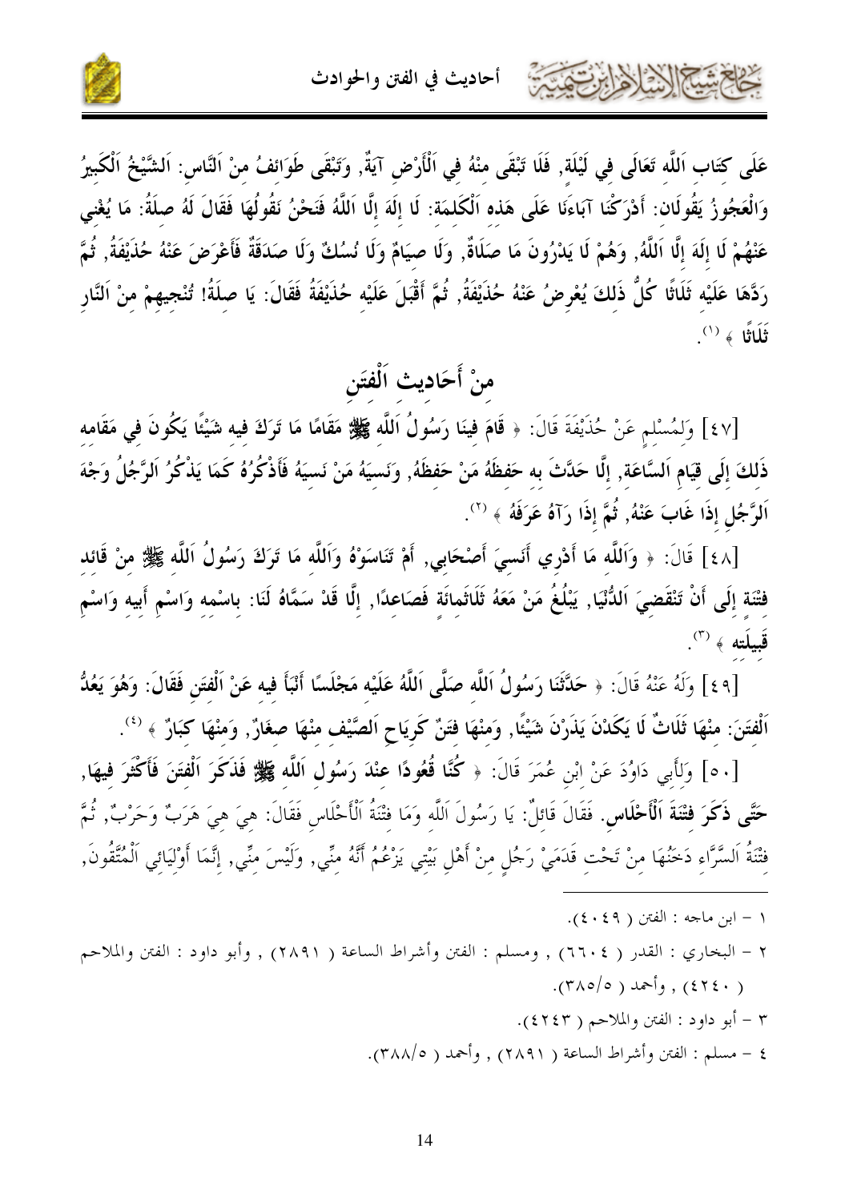عَلَى كِتَابِ اَللَّهِ تَعَالَى فِي لَيْلَةٍ, فَلَا تَبْقَى مِنْهُ فِي اَلْأَرْضِ آيَةٌ, وَتَبْقَى طَوَائِفُ مِنْ اَلنَّاسِ: اَلشَّيْخُ اَلْكَبِيرُ وَالْعَجُوزُ يَقُولَانِ: أَدْرَكْنَا آبَاءَنَا عَلَى هَذِهِ اَلْكَلِمَةِ: لَا إِلَهَ إِلَّا اَللَّهُ فَنَحْنُ نَقُولُهَا فَقَالَ لَهُ صِلَةُ: مَا يُغْنِي عَنْهُمْ لَا إِلَهَ إِلَّا اَللَّهُ, وَهُمْ لَا يَدْرُونَ مَا صَلَاةٌ, وَلَا صِيَامٌ وَلَا نُسُكٌ وَلَا صَدَقَةٌ فَأَعْرَضَ عَنْهُ حُذَيْفَةُ, ثُمَّ رَدَّهَا عَلَيْهِ ثَلَاثًا كُلُّ ذَلِكَ يُعْرِضُ عَنْهُ حُذَيْفَةُ, ثُمَّ أَقْبَلَ عَلَيْهِ حُذَيْفَةُ فَقَالَ: يَا صِلَةُ! تُنْجِيهِمْ مِنْ اَلنَّارِ ثَلَاثًا ﴾ (1).

## مِنْ أَحَادِيثِ اَلْفِتَنِ

[٤٧] وَلِمُسْلِمٍ عَنْ حُذَيْفَةَ قَالَ: ﴿ قَامَ فِينَا رَسُولُ اَللَّهِ ﷺ مَقَامًا مَا تَرَكَ فِيهِ شَيْئًا يَكُونُ فِي مَقَامِهِ ذَلِكَ إِلَى قِيَامِ اَلسَّاعَةِ, إِلَّا حَدَّثَ بِهِ حَفِظَهُ مَنْ حَفِظَهُ, وَنَسِيَهُ مَنْ نَسِيَهُ فَأَذْكُرُهُ كَمَا يَذْكُرُ اَلرَّجُلُ وَجْهَ اَلرَّجُلِ إِذَا غَابَ عَنْهُ, ثُمَّ إِذَا رَآهُ عَرَفَهُ ﴾ (2).

[٤٨] قَالَ: ﴿ وَاَللَّهِ مَا أَدْرِي أَنَسِيَ أَصْحَابِي, أَمْ تَنَاسَوْهُ وَاَللَّهِ مَا تَرَكَ رَسُولُ اَللَّهِ ﷺ مِنْ قَائِدِ فِتْنَةٍ إِلَى أَنْ تَنْقَضِيَ اَلدُّنْيَا, يَبْلُغُ مَنْ مَعَهُ ثَلَاثَمِائَةٍ فَصَاعِدًا, إِلَّا قَدْ سَمَّاهُ لَنَا: بِاسْمِهِ وَاسْمِ أَبِيهِ وَاسْمِ قَبِيلَتِهِ ﴾ (3).

[٤٩] وَلَهُ عَنْهُ قَالَ: ﴿ حَدَّثَنَا رَسُولُ اَللَّهِ صَلَّى اَللَّهُ عَلَيْهِ مَجْلِسًا أَنْبَأَ فِيهِ عَنْ اَلْفِتَنِ فَقَالَ: وَهُوَ يَعُدُّ اَلْفِتَنَ: مِنْهَا ثَلَاثٌ لَا يَكَدْنَ يَذَرْنَ شَيْئًا, وَمِنْهَا فِتَنٌ كَرِيَاحِ اَلصَّيْفِ مِنْهَا صِغَارٌ, وَمِنْهَا كِبَارٌ ﴾ (4).

[٥٠] وَلِأَبِي دَاوُدَ عَنْ اِبْنِ عُمَرَ قَالَ: ﴿ كُنَّا قُعُودًا عِنْدَ رَسُولِ اَللَّهِ ﷺ فَذَكَرَ اَلْفِتَنَ فَأَكْثَرَ فِيهَا, حَتَّى ذَكَرَ فِتْنَةَ اَلْأَحْلَاسِ. فَقَالَ قَائِلٌ: يَا رَسُولَ اَللَّهِ وَمَا فِتْنَةُ اَلْأَحْلَاسِ فَقَالَ: هِيَ هِيَ هَرَبٌ وَحَرْبٌ, ثُمَّ فِتْنَةُ اَلسَّرَّاءِ دَخَنُهَا مِنْ تَحْتِ قَدَمَيْ رَجُلٍ مِنْ أَهْلِ بَيْتِي يَزْعُمُ أَنَّهُ مِنِّي, وَلَيْسَ مِنِّي, إِنَّمَا أَوْلِيَائِي اَلْمُتَّقُونَ,

---

١ – ابن ماجه : الفتن ( ٤٠٤٩ ).

٢ – البخاري : القدر ( ٦٦٠٤ ) , ومسلم : الفتن وأشراط الساعة ( ٢٨٩١ ) , وأبو داود : الفتن والملاحم ( ٤٢٤٠ ) , وأحمد ( ٣٨٥/٥ ).

٣ – أبو داود : الفتن والملاحم ( ٤٢٤٣ ).

٤ – مسلم : الفتن وأشراط الساعة ( ٢٨٩١ ) , وأحمد ( ٣٨٨/٥ ).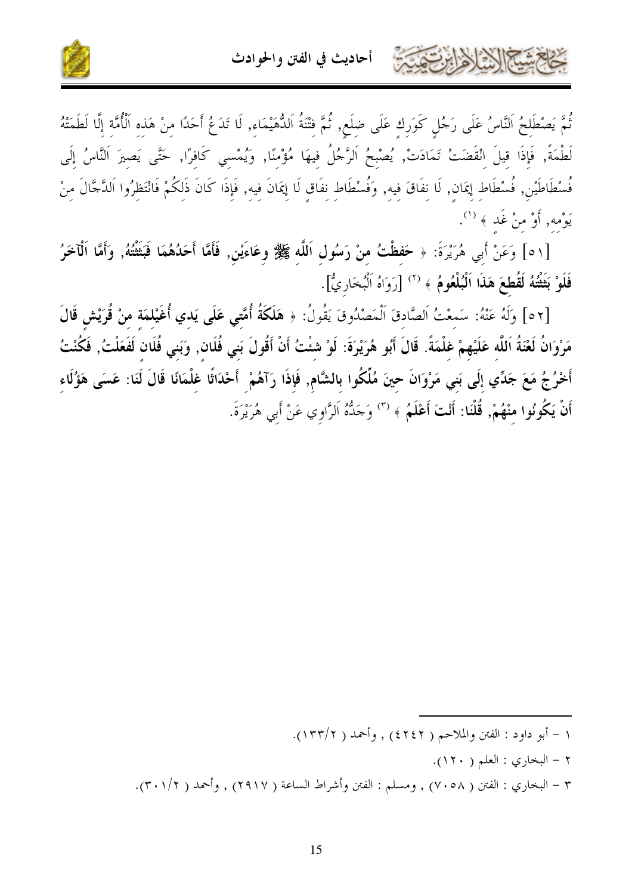ثُمَّ يَصْطَلِحُ اَلنَّاسُ عَلَى رَجُلٍ كَوَرِكٍ عَلَى ضِلَعٍ, ثُمَّ فِتْنَةُ اَلدُّهَيْمَاءِ, لَا تَدَعُ أَحَدًا مِنْ هَذِهِ اَلْأُمَّةِ إِلَّا لَطَمَتْهُ لَطْمَةً, فَإِذَا قِيلَ انْقَضَتْ تَمَادَتْ, يُصْبِحُ اَلرَّجُلُ فِيهَا مُؤْمِنًا, وَيُمْسِي كَافِرًا, حَتَّى يَصِيرَ اَلنَّاسُ إِلَى فُسْطَاطَيْنِ, فُسْطَاطِ إِيمَانٍ, لَا نِفَاقَ فِيهِ, وَفُسْطَاطِ نِفَاقٍ لَا إِيمَانَ فِيهِ, فَإِذَا كَانَ ذَلِكُمْ فَانْتَظِرُوا اَلدَّجَّالَ مِنْ يَوْمِهِ, أَوْ مِنْ غَدٍ ﴾ (1).

[51] وَعَنْ أَبِي هُرَيْرَةَ: ﴿ **حَفِظْتُ مِنْ رَسُولِ اَللَّهِ ﷺ وِعَاءَيْنِ, فَأَمَّا أَحَدُهُمَا فَبَثَثْتُهُ, وَأَمَّا اَلْآخَرُ فَلَوْ بَثَثْتُهُ لَقُطِعَ هَذَا اَلْبُلْعُومُ** ﴾ (2) [رَوَاهُ اَلْبُخَارِيُّ].

[52] وَلَهُ عَنْهُ: سَمِعْتُ اَلصَّادِقَ اَلْمَصْدُوقَ يَقُولُ: ﴿ **هَلَكَةُ أُمَّتِي عَلَى يَدِي أُغَيْلِمَةٍ مِنْ قُرَيْشٍ قَالَ مَرْوَانُ لَعْنَةُ اَللَّهِ عَلَيْهِمْ غِلْمَةً. قَالَ أَبُو هُرَيْرَةَ: لَوْ شِئْتُ أَنْ أَقُولَ بَنِي فُلَانٍ, وَبَنِي فُلَانٍ لَفَعَلْتُ, فَكُنْتُ أَخْرُجُ مَعَ جَدِّي إِلَى بَنِي مَرْوَانَ حِينَ مُلِّكُوا بِالشَّامِ, فَإِذَا رَآهُمْ أَحْدَاثًا غِلْمَانًا قَالَ لَنَا: عَسَى هَؤُلَاءِ أَنْ يَكُونُوا مِنْهُمْ, قُلْنَا: أَنْتَ أَعْلَمُ** ﴾ (3) وَجَدُّهُ اَلرَّاوِي عَنْ أَبِي هُرَيْرَةَ.

---

1 - أبو داود : الفتن والملاحم ( 4242 ) , وأحمد ( 2/133 ).

2 - البخاري : العلم ( 120 ).

3 - البخاري : الفتن ( 7058 ) , ومسلم : الفتن وأشراط الساعة ( 2917 ) , وأحمد ( 2/301 ).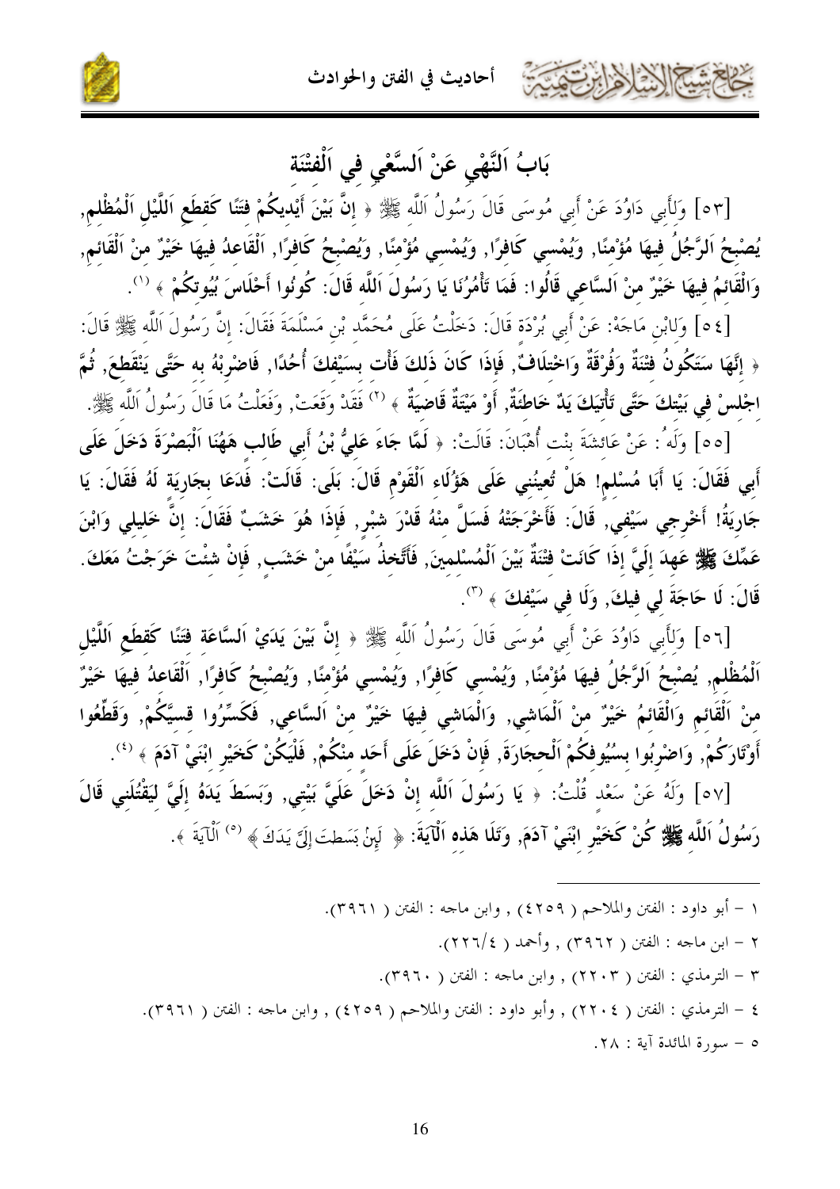## بَابُ اَلنَّهْيِ عَنْ اَلسَّعْيِ فِي اَلْفِتْنَةِ

[٥٣] وَلِأَبِي دَاوُدَ عَنْ أَبِي مُوسَى قَالَ رَسُولُ اَللَّهِ ﷺ ﴿ **إِنَّ بَيْنَ أَيْدِيكُمْ فِتَنًا كَقِطَعِ اَللَّيْلِ اَلْمُظْلِمِ, يُصْبِحُ اَلرَّجُلُ فِيهَا مُؤْمِنًا, وَيُمْسِي كَافِرًا, وَيُمْسِي مُؤْمِنًا, وَيُصْبِحُ كَافِرًا, اَلْقَاعِدُ فِيهَا خَيْرٌ مِنْ اَلْقَائِمِ, وَالْقَائِمُ فِيهَا خَيْرٌ مِنْ اَلسَّاعِي قَالُوا: فَمَا تَأْمُرُنَا يَا رَسُولَ اَللَّهِ قَالَ: كُونُوا أَحْلَاسَ بُيُوتِكُمْ** ﴾ [١].

[٥٤] وَلِابْنِ مَاجَهْ: عَنْ أَبِي بُرْدَةَ قَالَ: دَخَلْتُ عَلَى مُحَمَّدِ بْنِ مَسْلَمَةَ فَقَالَ: إِنَّ رَسُولَ اَللَّهِ ﷺ قَالَ: ﴿ **إِنَّهَا سَتَكُونُ فِتْنَةٌ وَفُرْقَةٌ وَاخْتِلَافٌ, فَإِذَا كَانَ ذَلِكَ فَأْتِ بِسَيْفِكَ أُحُدًا, فَاضْرِبْهُ بِهِ حَتَّى يَنْقَطِعَ, ثُمَّ اجْلِسْ فِي بَيْتِكَ حَتَّى تَأْتِيَكَ يَدٌ خَاطِئَةٌ, أَوْ مَيْتَةٌ قَاضِيَةٌ** ﴾ [٢] فَقَدْ وَقَعَتْ, وَفَعَلْتُ مَا قَالَ رَسُولُ اَللَّهِ ﷺ.

[٥٥] وَلَهُ: عَنْ عَائِشَةَ بِنْتِ أُهْبَانَ: قَالَتْ: ﴿ **لَمَّا جَاءَ عَلِيُّ بْنُ أَبِي طَالِبٍ هَهُنَا اَلْبَصْرَةَ دَخَلَ عَلَى أَبِي فَقَالَ: يَا أَبَا مُسْلِمٍ! هَلْ تُعِينُنِي عَلَى هَؤُلَاءِ اَلْقَوْمِ قَالَ: بَلَى: قَالَتْ: فَدَعَا بِجَارِيَةٍ لَهُ فَقَالَ: يَا جَارِيَةُ! أَخْرِجِي سَيْفِي, قَالَ: فَأَخْرَجَتْهُ فَسَلَّ مِنْهُ قَدْرَ شِبْرٍ, فَإِذَا هُوَ خَشَبٌ فَقَالَ: إِنَّ خَلِيلِي وَابْنَ عَمِّكَ ﷺ عَهِدَ إِلَيَّ إِذَا كَانَتْ فِتْنَةٌ بَيْنَ اَلْمُسْلِمِينَ, فَأَتَّخِذُ سَيْفًا مِنْ خَشَبٍ, فَإِنْ شِئْتَ خَرَجْتُ مَعَكَ. قَالَ: لَا حَاجَةَ لِي فِيكَ, وَلَا فِي سَيْفِكَ** ﴾ [٣].

[٥٦] وَلِأَبِي دَاوُدَ عَنْ أَبِي مُوسَى قَالَ رَسُولُ اَللَّهِ ﷺ ﴿ **إِنَّ بَيْنَ يَدَيْ اَلسَّاعَةِ فِتَنًا كَقِطَعِ اَللَّيْلِ اَلْمُظْلِمِ, يُصْبِحُ اَلرَّجُلُ فِيهَا مُؤْمِنًا, وَيُمْسِي كَافِرًا, وَيُمْسِي مُؤْمِنًا, وَيُصْبِحُ كَافِرًا, اَلْقَاعِدُ فِيهَا خَيْرٌ مِنْ اَلْقَائِمِ وَالْقَائِمُ خَيْرٌ مِنْ اَلْمَاشِي, وَالْمَاشِي فِيهَا خَيْرٌ مِنْ اَلسَّاعِي, فَكَسِّرُوا قِسِيَّكُمْ, وَقَطِّعُوا أَوْتَارَكُمْ, وَاضْرِبُوا بِسُيُوفِكُمْ اَلْحِجَارَةَ, فَإِنْ دَخَلَ عَلَى أَحَدٍ مِنْكُمْ, فَلْيَكُنْ كَخَيْرِ ابْنَيْ آدَمَ** ﴾ [٤].

[٥٧] وَلَهُ عَنْ سَعْدٍ قُلْتُ: ﴿ **يَا رَسُولَ اَللَّهِ إِنْ دَخَلَ عَلَيَّ بَيْتِي, وَبَسَطَ يَدَهُ إِلَيَّ لِيَقْتُلَنِي قَالَ رَسُولُ اَللَّهِ ﷺ كُنْ كَخَيْرِ ابْنَيْ آدَمَ, وَتَلَا هَذِهِ اَلْآيَةَ:** ﴿ لَئِنۢ بَسَطتَ إِلَيَّ يَدَكَ ﴾ [٥] اَلْآيَةَ ﴾.

---

١ - أبو داود : الفتن والملاحم ( ٤٢٥٩ ) , وابن ماجه : الفتن ( ٣٩٦١ ).

٢ - ابن ماجه : الفتن ( ٣٩٦٢ ) , وأحمد ( ٤/٢٢٦ ).

٣ - الترمذي : الفتن ( ٢٢٠٣ ) , وابن ماجه : الفتن ( ٣٩٦٠ ).

٤ - الترمذي : الفتن ( ٢٢٠٤ ) , وأبو داود : الفتن والملاحم ( ٤٢٥٩ ) , وابن ماجه : الفتن ( ٣٩٦١ ).

٥ - سورة المائدة آية : ٢٨.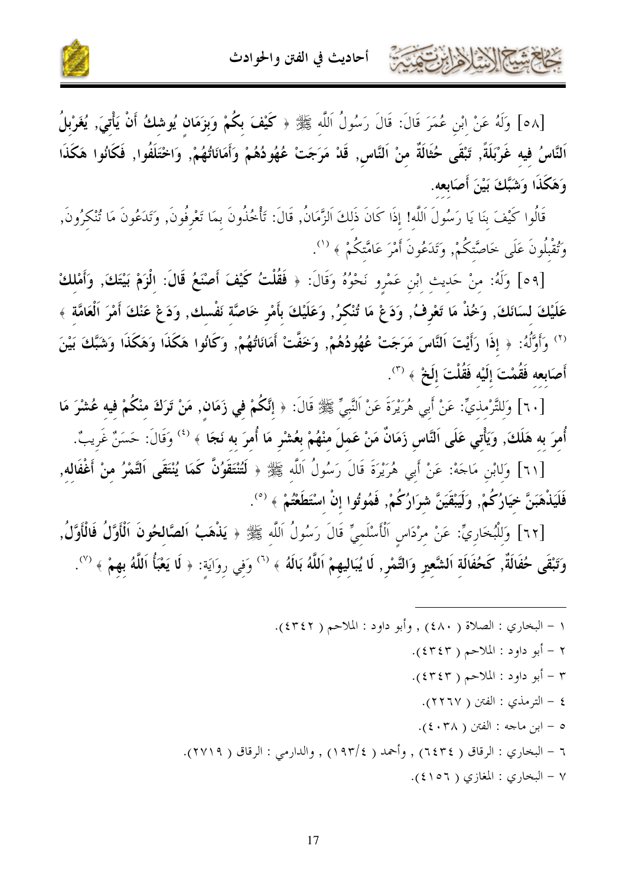[٥٨] وَلَهُ عَنْ ابْنِ عُمَرَ قَالَ: قَالَ رَسُولُ اَللَّهِ ﷺ ﴿ **كَيْفَ بِكُمْ وَبِزَمَانٍ يُوشِكُ أَنْ يَأْتِيَ, يُغَرْبَلُ اَلنَّاسُ فِيهِ غَرْبَلَةً, تَبْقَى حُثَالَةٌ مِنْ اَلنَّاسِ, قَدْ مَرَجَتْ عُهُودُهُمْ وَأَمَانَاتُهُمْ, وَاخْتَلَفُوا, فَكَانُوا هَكَذَا وَهَكَذَا وَشَبَّكَ بَيْنَ أَصَابِعِهِ.**

قَالُوا كَيْفَ بِنَا يَا رَسُولَ اَللَّهِ! إِذَا كَانَ ذَلِكَ اَلزَّمَانُ, قَالَ: تَأْخُذُونَ بِمَا تَعْرِفُونَ, وَتَدَعُونَ مَا تُنْكِرُونَ, وَتُقْبِلُونَ عَلَى خَاصَّتِكُمْ, وَتَدَعُونَ أَمْرَ عَامَّتِكُمْ ﴾ [١].

[٥٩] وَلَهُ: مِنْ حَدِيثِ ابْنِ عَمْرٍو نَحْوُهُ وَقَالَ: ﴿ **فَقُلْتُ كَيْفَ أَصْنَعُ قَالَ: الْزَمْ بَيْتَكَ, وَأَمْلِكْ عَلَيْكَ لِسَانَكَ, وَخُذْ مَا تَعْرِفُ, وَدَعْ مَا تُنْكِرُ, وَعَلَيْكَ بِأَمْرِ خَاصَّةِ نَفْسِكَ, وَدَعْ عَنْكَ أَمْرَ اَلْعَامَّةِ** ﴾ [٢] وَأَوَّلُهُ: ﴿ **إِذَا رَأَيْتَ اَلنَّاسَ مَرَجَتْ عُهُودُهُمْ, وَخَفَّتْ أَمَانَاتُهُمْ, وَكَانُوا هَكَذَا وَهَكَذَا وَشَبَّكَ بَيْنَ أَصَابِعِهِ فَقُمْتَ إِلَيْهِ فَقُلْتَ إِلَخْ** ﴾ [٣].

[٦٠] وَلِلتِّرْمِذِيِّ: عَنْ أَبِي هُرَيْرَةَ عَنْ اَلنَّبِيِّ ﷺ قَالَ: ﴿ **إِنَّكُمْ فِي زَمَانٍ, مَنْ تَرَكَ مِنْكُمْ فِيهِ عُشْرَ مَا أُمِرَ بِهِ هَلَكَ, وَيَأْتِي عَلَى اَلنَّاسِ زَمَانٌ مَنْ عَمِلَ مِنْهُمْ بِعُشْرِ مَا أُمِرَ بِهِ نَجَا** ﴾ [٤] وَقَالَ: حَسَنٌ غَرِيبٌ.

[٦١] وَلِابْنِ مَاجَهْ: عَنْ أَبِي هُرَيْرَةَ قَالَ رَسُولُ اَللَّهِ ﷺ ﴿ **لَتُنْتَقَوُنَّ كَمَا يُنْتَقَى اَلتَّمْرُ مِنْ أَغْفَالِهِ, فَلَيَذْهَبَنَّ خِيَارُكُمْ, وَلَيَبْقَيَنَّ شِرَارُكُمْ, فَمُوتُوا إِنْ اسْتَطَعْتُمْ** ﴾ [٥].

[٦٢] وَلِلْبُخَارِيِّ: عَنْ مِرْدَاسٍ اَلْأَسْلَمِيِّ قَالَ رَسُولُ اَللَّهِ ﷺ ﴿ **يَذْهَبُ اَلصَّالِحُونَ اَلْأَوَّلُ فَالْأَوَّلُ, وَتَبْقَى حُفَالَةٌ, كَحُفَالَةِ اَلشَّعِيرِ وَالتَّمْرِ, لَا يُبَالِيهِمْ اَللَّهُ بَالَهُ** ﴾ [٦] وَفِي رِوَايَةٍ: ﴿ **لَا يَعْبَأُ اَللَّهُ بِهِمْ** ﴾ [٧].

---

١ - البخاري : الصلاة ( ٤٨٠ ) , وأبو داود : الملاحم ( ٤٣٤٢ ).

٢ - أبو داود : الملاحم ( ٤٣٤٣ ).

٣ - أبو داود : الملاحم ( ٤٣٤٣ ).

٤ - الترمذي : الفتن ( ٢٢٦٧ ).

٥ - ابن ماجه : الفتن ( ٤٠٣٨ ).

٦ - البخاري : الرقاق ( ٦٤٣٤ ) , وأحمد ( ٤/١٩٣ ) , والدارمي : الرقاق ( ٢٧١٩ ).

٧ - البخاري : المغازي ( ٤١٥٦ ).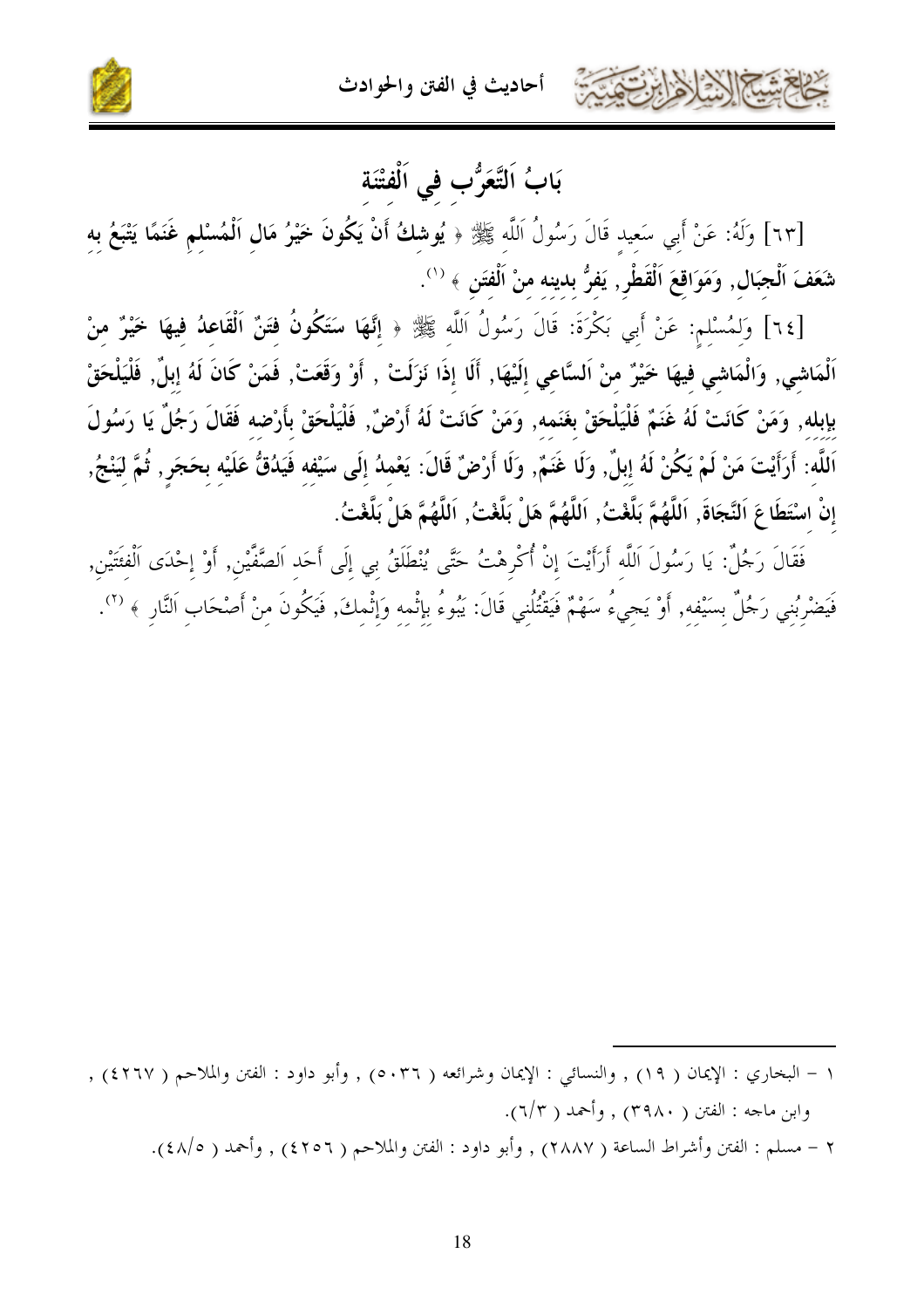## بَابُ اَلتَّعَرُّب فِي اَلْفِتْنَة

[٦٣] وَلَهُ: عَنْ أَبِي سَعِيدٍ قَالَ رَسُولُ اَللَّه ﷺ « **يُوشِكُ أَنْ يَكُونَ خَيْرُ مَالِ اَلْمُسْلِمِ غَنَمًا يَتْبَعُ بِهِ شَعَفَ اَلْجِبَالِ, وَمَوَاقِعَ اَلْقَطْرِ, يَفِرُّ بِدِينِهِ مِنْ اَلْفِتَنِ** » [١].

[٦٤] وَلِمُسْلِمٍ: عَنْ أَبِي بَكْرَةَ: قَالَ رَسُولُ اَللَّه ﷺ « **إِنَّهَا سَتَكُونُ فِتَنٌ اَلْقَاعِدُ فِيهَا خَيْرٌ مِنْ اَلْمَاشِي, وَالْمَاشِي فِيهَا خَيْرٌ مِنْ اَلسَّاعِي إِلَيْهَا, أَلَا إِذَا نَزَلَتْ , أَوْ وَقَعَتْ, فَمَنْ كَانَ لَهُ إِبِلٌ, فَلْيَلْحَقْ بِإِبِلِهِ, وَمَنْ كَانَتْ لَهُ غَنَمٌ فَلْيَلْحَقْ بِغَنَمِهِ, وَمَنْ كَانَتْ لَهُ أَرْضٌ, فَلْيَلْحَقْ بِأَرْضِهِ فَقَالَ رَجُلٌ يَا رَسُولَ اَللَّه: أَرَأَيْتَ مَنْ لَمْ يَكُنْ لَهُ إِبِلٌ, وَلَا غَنَمٌ, وَلَا أَرْضٌ قَالَ: يَعْمِدُ إِلَى سَيْفِهِ فَيَدُقُّ عَلَيْهِ بِحَجَرٍ, ثُمَّ لِيَنْجُ, إِنْ اسْتَطَاعَ اَلنَّجَاةَ, اَللَّهُمَّ بَلَّغْتُ, اَللَّهُمَّ هَلْ بَلَّغْتُ, اَللَّهُمَّ هَلْ بَلَّغْتُ.**

فَقَالَ رَجُلٌ: يَا رَسُولَ اَللَّه أَرَأَيْتَ إِنْ أُكْرِهْتُ حَتَّى يُنْطَلَقُ بِي إِلَى أَحَدِ اَلصَّفَّيْنِ, أَوْ إِحْدَى اَلْفِئَتَيْنِ, فَيَضْرِبُنِي رَجُلٌ بِسَيْفِهِ, أَوْ يَجِيءُ سَهْمٌ فَيَقْتُلُنِي قَالَ: يَبُوءُ بِإِثْمِهِ وَإِثْمِكَ, فَيَكُونَ مِنْ أَصْحَابِ اَلنَّارِ » [٢].

---

١ – البخاري : الإيمان ( ١٩) , والنسائي : الإيمان وشرائعه ( ٥٠٣٦) , وأبو داود : الفتن والملاحم ( ٤٢٦٧) , وابن ماجه : الفتن ( ٣٩٨٠) , وأحمد ( ٦/٣).

٢ – مسلم : الفتن وأشراط الساعة ( ٢٨٨٧) , وأبو داود : الفتن والملاحم ( ٤٢٥٦) , وأحمد ( ٤٨/٥).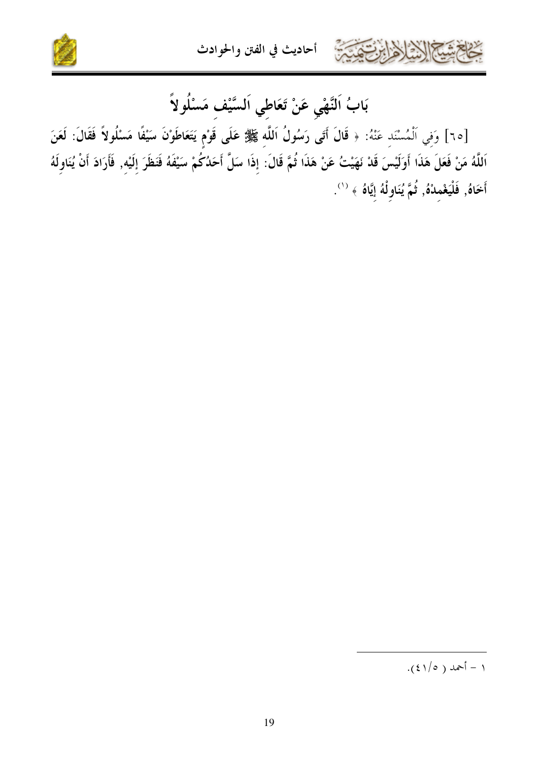## بَابُ اَلنَّهْيِ عَنْ تَعَاطِي اَلسَّيْفِ مَسْلُولاً

[٦٥] وَفِي اَلْمُسْنَد عَنْهُ: ﴿ قَالَ أَتَى رَسُولُ اَللَّهِ ﷺ عَلَى قَوْمٍ يَتَعَاطَوْنَ سَيْفًا مَسْلُولاً فَقَالَ: لَعَنَ اَللَّهُ مَنْ فَعَلَ هَذَا أَوَلَيْسَ قَدْ نَهَيْتُ عَنْ هَذَا ثُمَّ قَالَ: إِذَا سَلَّ أَحَدُكُمْ سَيْفَهُ فَنَظَرَ إِلَيْهِ, فَأَرَادَ أَنْ يُنَاوِلَهُ أَخَاهُ, فَلْيَغْمِدْهُ, ثُمَّ يُنَاوِلْهُ إِيَّاهُ ﴾ [1].

---

١ - أحمد ( ٥/٤١).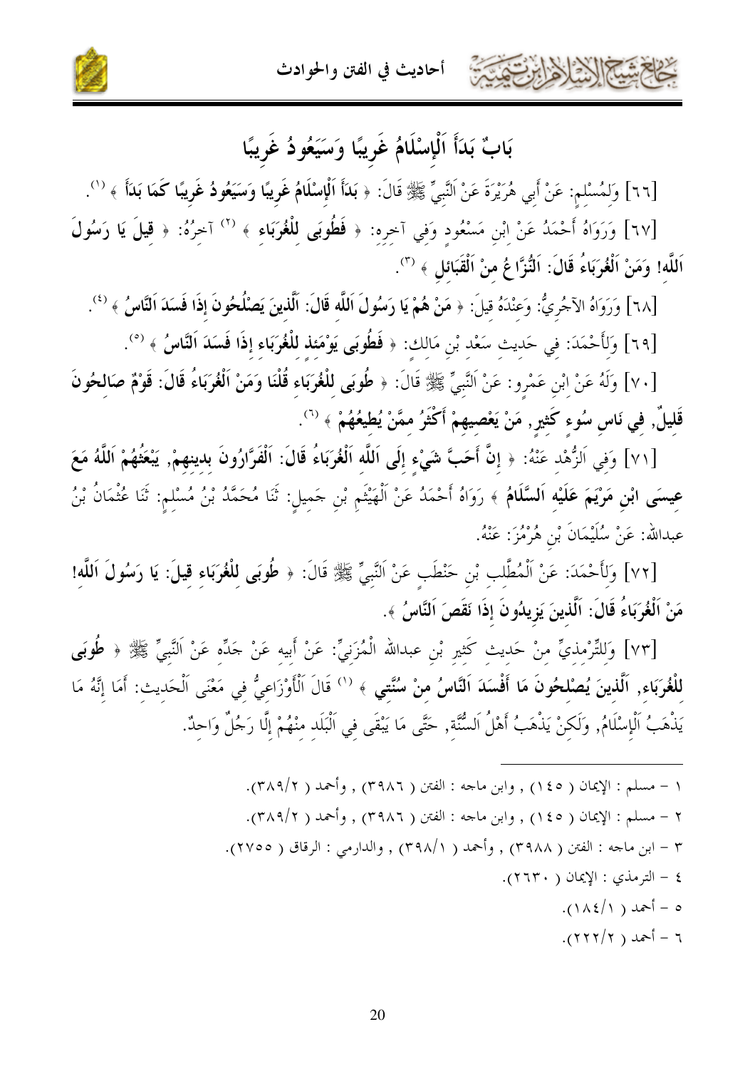## بَابٌ بَدَأَ اَلْإِسْلَامُ غَرِيبًا وَسَيَعُودُ غَرِيبًا

[٦٦] وَلِمُسْلِمٍ: عَنْ أَبِي هُرَيْرَةَ عَنْ اَلنَّبِيِّ ﷺ قَالَ: ﴿ **بَدَأَ اَلْإِسْلَامُ غَرِيبًا وَسَيَعُودُ غَرِيبًا كَمَا بَدَأَ** ﴾ [١].

[٦٧] وَرَوَاهُ أَحْمَدُ عَنْ ابْنِ مَسْعُودٍ وَفِي آخِرِه: ﴿ **فَطُوبَى لِلْغُرَبَاءِ** ﴾ [٢] آخِرُهُ: ﴿ **قِيلَ يَا رَسُولَ اَللَّه! وَمَنْ اَلْغُرَبَاءُ قَالَ: اَلنُّزَّاعُ مِنْ اَلْقَبَائِلِ** ﴾ [٣].

[٦٨] وَرَوَاهُ الآجُرِيُّ: وَعِنْدَهُ قِيلَ: ﴿ **مَنْ هُمْ يَا رَسُولَ اَللَّه قَالَ: اَلَّذِينَ يَصْلُحُونَ إِذَا فَسَدَ اَلنَّاسُ** ﴾ [٤].

[٦٩] وَلِأَحْمَدَ: فِي حَدِيثِ سَعْدِ بْنِ مَالِكٍ: ﴿ **فَطُوبَى يَوْمَئِذ لِلْغُرَبَاءِ إِذَا فَسَدَ اَلنَّاسُ** ﴾ [٥].

[٧٠] وَلَهُ عَنْ ابْنِ عَمْرٍو: عَنْ اَلنَّبِيِّ ﷺ قَالَ: ﴿ **طُوبَى لِلْغُرَبَاءِ قُلْنَا وَمَنْ اَلْغُرَبَاءُ قَالَ: قَوْمٌ صَالِحُونَ قَلِيلٌ, فِي نَاسِ سُوءٍ كَثِيرٍ, مَنْ يَعْصِيهِمْ أَكْثَرُ مِمَّنْ يُطِيعُهُمْ** ﴾ [٦].

[٧١] وَفِي اَلزُّهْدِ عَنْهُ: ﴿ **إِنَّ أَحَبَّ شَيْءٍ إِلَى اَللَّه اَلْغُرَبَاءُ قَالَ: اَلْفَرَّارُونَ بِدِينِهِمْ, يَبْعَثُهُمْ اَللَّهُ مَعَ عِيسَى ابْنِ مَرْيَمَ عَلَيْهِ اَلسَّلَامُ** ﴾ رَوَاهُ أَحْمَدُ عَنْ اَلْهَيْثَمِ بْنِ جَمِيلٍ: ثَنَا مُحَمَّدُ بْنُ مُسْلِمٍ: ثَنَا عُثْمَانُ بْنُ عبدالله: عَنْ سُلَيْمَانَ بْنِ هُرْمُزَ: عَنْهُ.

[٧٢] وَلِأَحْمَدَ: عَنْ اَلْمُطَّلِبِ بْنِ حَنْطَبٍ عَنْ اَلنَّبِيِّ ﷺ قَالَ: ﴿ **طُوبَى لِلْغُرَبَاءِ قِيلَ: يَا رَسُولَ اَللَّه! مَنْ اَلْغُرَبَاءُ قَالَ: اَلَّذِينَ يَزِيدُونَ إِذَا نَقَصَ اَلنَّاسُ** ﴾.

[٧٣] وَلِلتِّرْمِذِيِّ مِنْ حَدِيثِ كَثِيرِ بْنِ عبدالله الْمُزَنِيِّ: عَنْ أَبِيهِ عَنْ جَدِّهِ عَنْ اَلنَّبِيِّ ﷺ ﴿ **طُوبَى لِلْغُرَبَاءِ, اَلَّذِينَ يُصْلِحُونَ مَا أَفْسَدَ اَلنَّاسُ مِنْ سُنَّتِي** ﴾ [١] قَالَ اَلْأَوْزَاعِيُّ فِي مَعْنَى اَلْحَدِيثِ: أَمَا إِنَّهُ مَا يَذْهَبُ اَلْإِسْلَامُ, وَلَكِنْ يَذْهَبُ أَهْلُ اَلسُّنَّةِ, حَتَّى مَا يَبْقَى فِي اَلْبَلَدِ مِنْهُمْ إِلَّا رَجُلٌ وَاحِدٌ.

---

١ – مسلم : الإيمان ( ١٤٥ ) , وابن ماجه : الفتن ( ٣٩٨٦ ) , وأحمد ( ٣٨٩/٢ ).

٢ – مسلم : الإيمان ( ١٤٥ ) , وابن ماجه : الفتن ( ٣٩٨٦ ) , وأحمد ( ٣٨٩/٢ ).

٣ – ابن ماجه : الفتن ( ٣٩٨٨ ) , وأحمد ( ٣٩٨/١ ) , والدارمي : الرقاق ( ٢٧٥٥ ).

٤ – الترمذي : الإيمان ( ٢٦٣٠ ).

٥ – أحمد ( ١٨٤/١ ).

٦ – أحمد ( ٢٢٢/٢ ).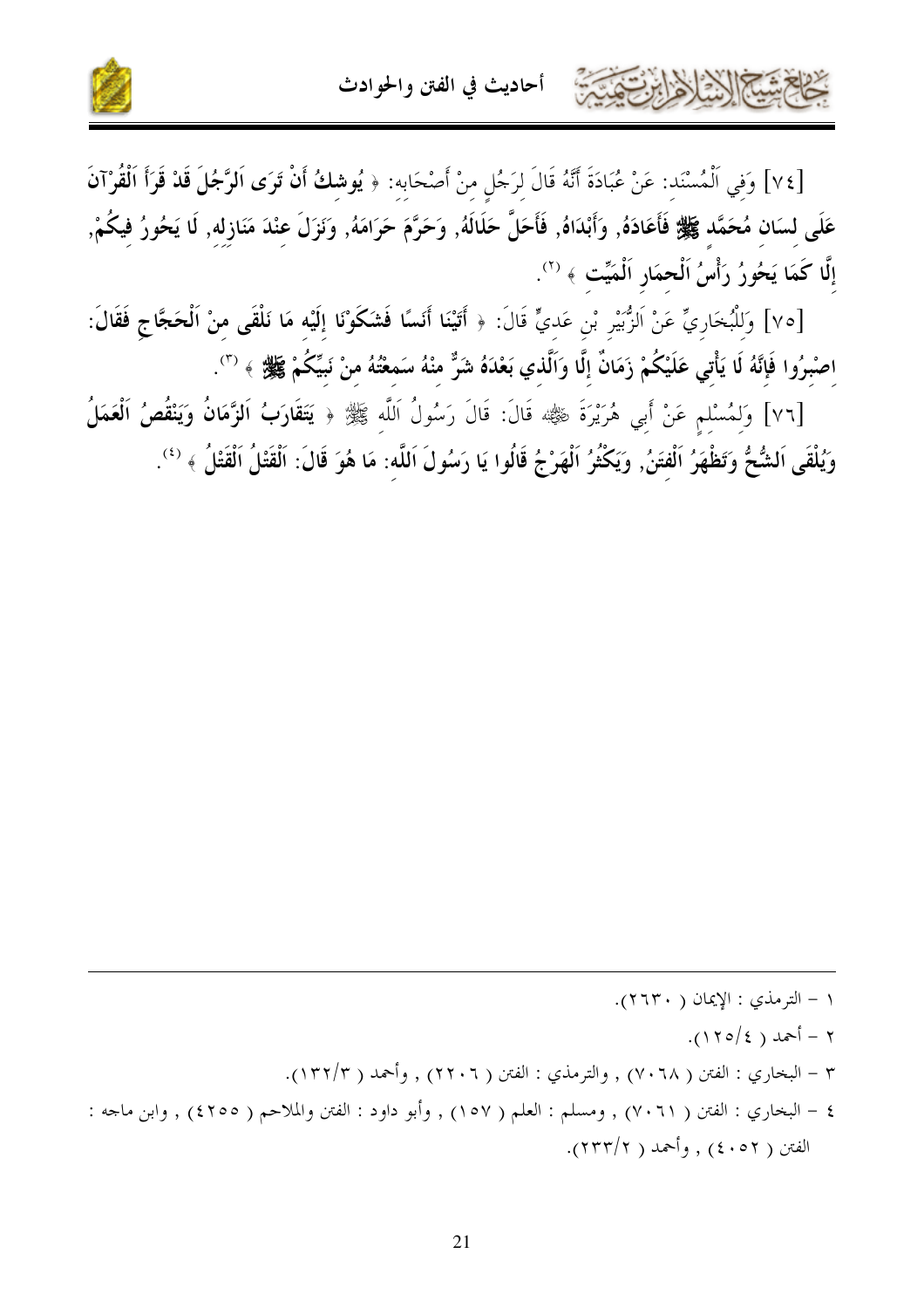[٧٤] وَفِي اَلْمُسْنَد: عَنْ عُبَادَةَ أَنَّهُ قَالَ لِرَجُلٍ مِنْ أَصْحَابِه: ﴿ **يُوشِكُ أَنْ تَرَى اَلرَّجُلَ قَدْ قَرَأَ اَلْقُرْآنَ عَلَى لِسَانِ مُحَمَّد ﷺ فَأَعَادَهُ, وَأَبْدَاهُ, فَأَحَلَّ حَلَالَهُ, وَحَرَّمَ حَرَامَهُ, وَنَزَلَ عِنْدَ مَنَازِله, لَا يَحُورُ فِيكُمْ, إِلَّا كَمَا يَحُورُ رَأْسُ اَلْحِمَارِ اَلْمَيِّت** ﴾ [٢].

[٧٥] وَلِلْبُخَارِيِّ عَنْ اَلزُّبَيْرِ بْنِ عَدِيٍّ قَالَ: ﴿ **أَتَيْنَا أَنَسًا فَشَكَوْنَا إِلَيْه مَا نَلْقَى مِنْ اَلْحَجَّاجِ فَقَالَ: اِصْبِرُوا فَإِنَّهُ لَا يَأْتِي عَلَيْكُمْ زَمَانٌ إِلَّا وَالَّذِي بَعْدَهُ شَرٌّ مِنْهُ سَمِعْتُهُ مِنْ نَبِيِّكُمْ ﷺ** ﴾ [٣].

[٧٦] وَلِمُسْلِمٍ عَنْ أَبِي هُرَيْرَةَ ﷺ قَالَ: قَالَ رَسُولُ اَللَّه ﷺ ﴿ **يَتَقَارَبُ اَلزَّمَانُ وَيَنْقُصُ اَلْعَمَلُ وَيُلْقَى اَلشُّحُّ وَتَظْهَرُ اَلْفِتَنُ, وَيَكْثُرُ اَلْهَرْجُ قَالُوا يَا رَسُولَ اَللَّه: مَا هُوَ قَالَ: اَلْقَتْلُ اَلْقَتْلُ** ﴾ [٤].

---

١ - الترمذي : الإيمان ( ٢٦٣٠ ).

٢ - أحمد ( ٤/١٢٥ ).

٣ - البخاري : الفتن ( ٧٠٦٨ ) , والترمذي : الفتن ( ٢٢٠٦ ) , وأحمد ( ٣/١٣٢ ).

٤ - البخاري : الفتن ( ٧٠٦١ ) , ومسلم : العلم ( ١٥٧ ) , وأبو داود : الفتن والملاحم ( ٤٢٥٥ ) , وابن ماجه : الفتن ( ٤٠٥٢ ) , وأحمد ( ٢/٢٣٣ ).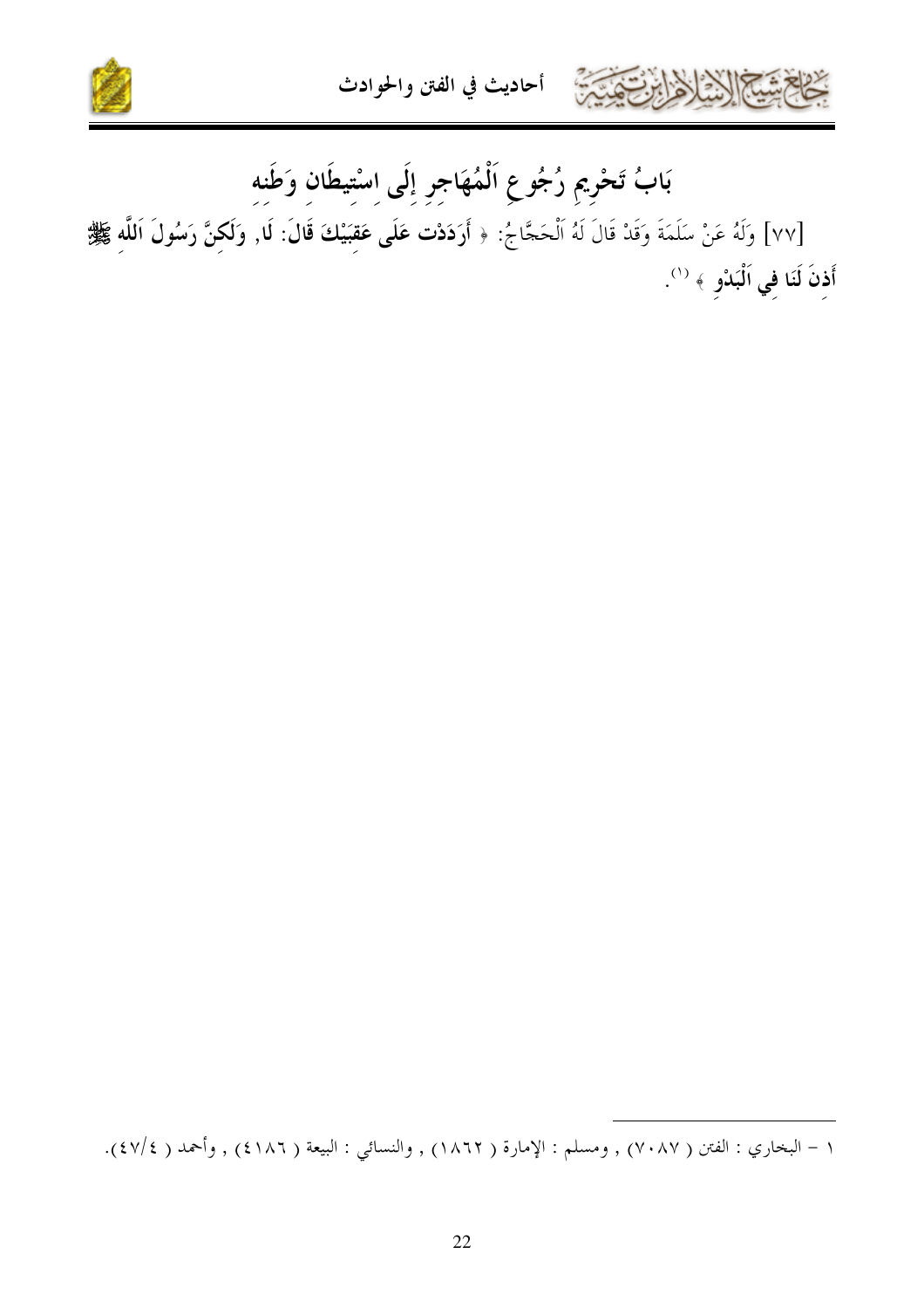## بَابُ تَحْرِيمِ رُجُوعِ اَلْمُهَاجِرِ إِلَى اِسْتِيطَانِ وَطَنِهِ

[٧٧] وَلَهُ عَنْ سَلَمَةَ وَقَدْ قَالَ لَهُ اَلْحَجَّاجُ: ﴿ **أَرَدَدْت عَلَى عَقِبَيْكَ قَالَ: لَا, وَلَكِنَّ رَسُولَ اَللَّهِ ﷺ أَذِنَ لَنَا فِي اَلْبَدْوِ** ﴾ [1].

---

١ – البخاري : الفتن ( ٧٠٨٧) , ومسلم : الإمارة ( ١٨٦٢) , والنسائي : البيعة ( ٤١٨٦) , وأحمد ( ٤/٤٧).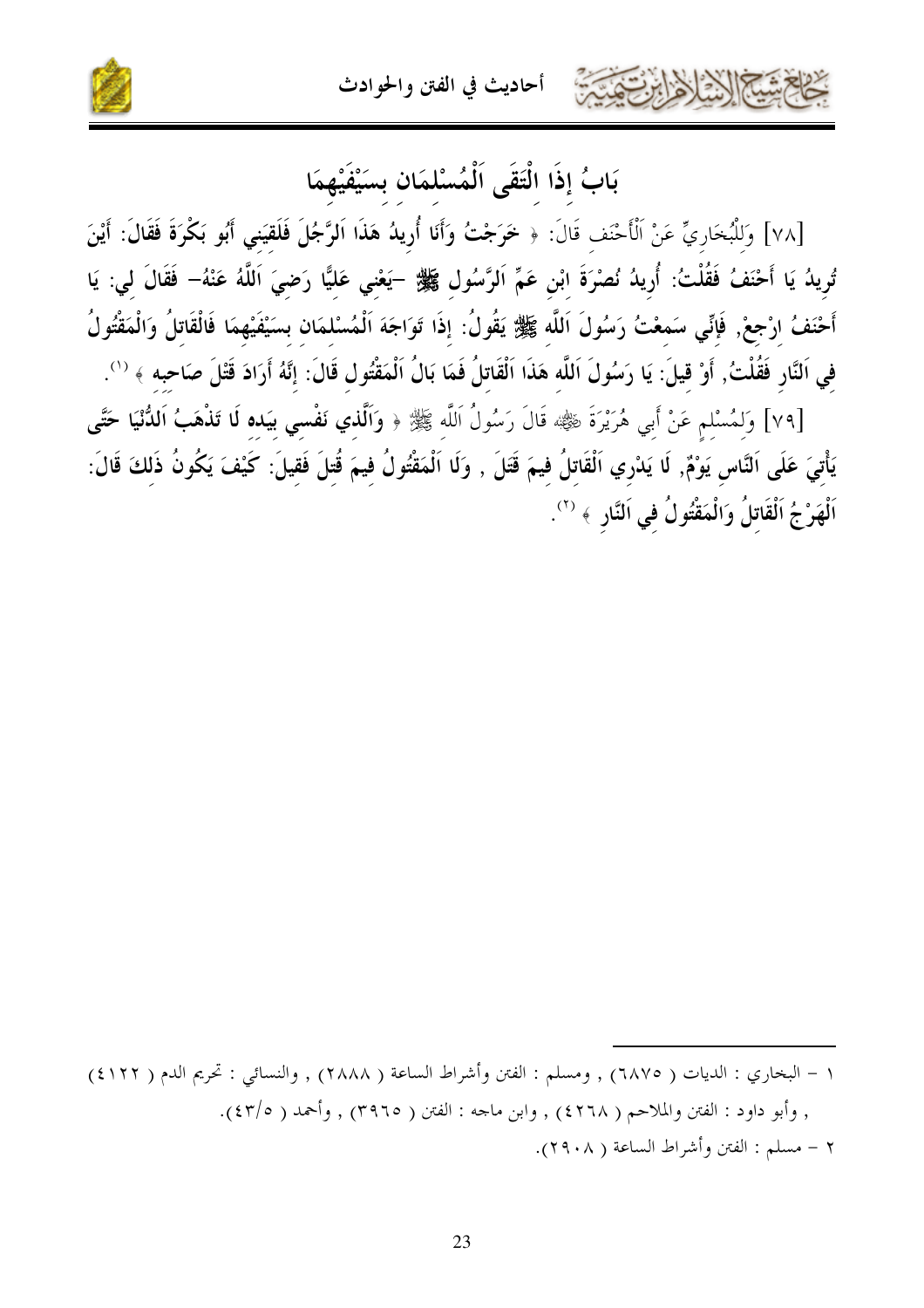## بَابُ إِذَا اَلْتَقَى اَلْمُسْلِمَان بِسَيْفَيْهِمَا

[٧٨] وَلِلْبُخَارِيِّ عَنْ اَلْأَحْنَفِ قَالَ: ﴿ خَرَجْتُ وَأَنَا أُرِيدُ هَذَا اَلرَّجُلَ فَلَقِيَنِي أَبُو بَكْرَةَ فَقَالَ: أَيْنَ تُرِيدُ يَا أَحْنَفُ فَقُلْتُ: أُرِيدُ نُصْرَةَ ابْنِ عَمِّ اَلرَّسُولِ ﷺ -يَعْنِي عَلِيًّا رَضِيَ اَللَّهُ عَنْهُ- فَقَالَ لِي: يَا أَحْنَفُ ارْجِعْ, فَإِنِّي سَمِعْتُ رَسُولَ اَللَّهِ ﷺ يَقُولُ: إِذَا تَوَاجَهَ اَلْمُسْلِمَان بِسَيْفَيْهِمَا فَالْقَاتِلُ وَالْمَقْتُولُ فِي اَلنَّارِ فَقُلْتُ, أَوْ قِيلَ: يَا رَسُولَ اَللَّهِ هَذَا اَلْقَاتِلُ فَمَا بَالُ اَلْمَقْتُولِ قَالَ: إِنَّهُ أَرَادَ قَتْلَ صَاحِبِهِ ﴾ [١].

[٧٩] وَلِمُسْلِمٍ عَنْ أَبِي هُرَيْرَةَ ﷺ قَالَ رَسُولُ اَللَّهِ ﷺ ﴿ وَاَلَّذِي نَفْسِي بِيَدِهِ لَا تَذْهَبُ اَلدُّنْيَا حَتَّى يَأْتِيَ عَلَى اَلنَّاسِ يَوْمٌ, لَا يَدْرِي اَلْقَاتِلُ فِيمَ قَتَلَ , وَلَا اَلْمَقْتُولُ فِيمَ قُتِلَ فَقِيلَ: كَيْفَ يَكُونُ ذَلِكَ قَالَ: اَلْهَرْجُ اَلْقَاتِلُ وَالْمَقْتُولُ فِي اَلنَّارِ ﴾ [٢].

---

١ - البخاري : الديات ( ٦٨٧٥ ) , ومسلم : الفتن وأشراط الساعة ( ٢٨٨٨ ) , والنسائي : تحريم الدم ( ٤١٢٢ ) , وأبو داود : الفتن والملاحم ( ٤٢٦٨ ) , وابن ماجه : الفتن ( ٣٩٦٥ ) , وأحمد ( ٥/٤٣ ).

٢ - مسلم : الفتن وأشراط الساعة ( ٢٩٠٨ ).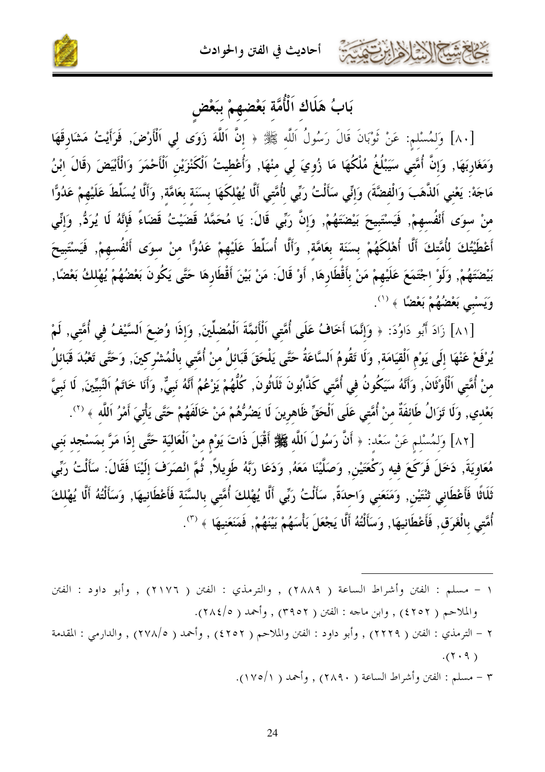## بَابُ هَلَاك اَلْأُمَّة بَعْضهمْ ببَعْض

[٨٠] وَلِمُسْلِمٍ: عَنْ ثَوْبَانَ قَالَ رَسُولُ اَللَّه ﷺ ﴿ إِنَّ اَللَّهَ زَوَى لِي اَلْأَرْضَ, فَرَأَيْتُ مَشَارِقَهَا وَمَغَارِبَهَا, وَإِنَّ أُمَّتِي سَيَبْلُغُ مُلْكُهَا مَا زُوِيَ لِي مِنْهَا, وَأُعْطِيتُ اَلْكَنْزَيْنِ اَلْأَحْمَرَ وَالْأَبْيَضَ (قَالَ ابْنُ مَاجَهْ: يَعْنِي اَلذَّهَبَ وَالْفِضَّةَ) وَإِنِّي سَأَلْتُ رَبِّي لِأُمَّتِي أَلَّا يُهْلِكَهَا بِسَنَة بِعَامَّة, وَأَلَّا يُسَلِّطَ عَلَيْهِمْ عَدُوًّا مِنْ سِوَى أَنْفُسِهِمْ, فَيَسْتَبِيحَ بَيْضَتَهُمْ, وَإِنَّ رَبِّي قَالَ: يَا مُحَمَّدُ قَضَيْتُ قَضَاءً فَإِنَّهُ لَا يُرَدُّ, وَإِنِّي أَعْطَيْتُكَ لِأُمَّتكَ أَلَّا أُهْلِكَهُمْ بِسَنَة بِعَامَّة, وَأَلَّا أُسَلِّطَ عَلَيْهِمْ عَدُوًّا مِنْ سِوَى أَنْفُسِهِمْ, فَيَسْتَبِيحَ بَيْضَتَهُمْ, وَلَوْ اجْتَمَعَ عَلَيْهِمْ مَنْ بِأَقْطَارِهَا, أَوْ قَالَ: مَنْ بَيْنَ أَقْطَارِهَا حَتَّى يَكُونَ بَعْضُهُمْ يُهْلِكُ بَعْضًا, وَيَسْبِي بَعْضُهُمْ بَعْضًا ﴾ [١].

[٨١] زَادَ أَبُو دَاوُدَ: ﴿ وَإِنَّمَا أَخَافُ عَلَى أُمَّتِي اَلْأَئِمَّةَ اَلْمُضِلِّينَ, وَإِذَا وُضِعَ اَلسَّيْفُ فِي أُمَّتِي, لَمْ يُرْفَعْ عَنْهَا إِلَى يَوْمِ اَلْقِيَامَة, وَلَا تَقُومُ اَلسَّاعَةُ حَتَّى يَلْحَقَ قَبَائِلُ مِنْ أُمَّتِي بِالْمُشْرِكِينَ, وَحَتَّى تَعْبُدَ قَبَائِلُ مِنْ أُمَّتِي اَلْأَوْثَانَ, وَأَنَّهُ سَيَكُونُ فِي أُمَّتِي كَذَّابُونَ ثَلَاثُونَ, كُلُّهُمْ يَزْعُمُ أَنَّهُ نَبِيٌّ, وَأَنَا خَاتَمُ اَلنَّبِيِّينَ, لَا نَبِيَّ بَعْدِي, وَلَا تَزَالُ طَائِفَةٌ مِنْ أُمَّتِي عَلَى اَلْحَقِّ ظَاهِرِينَ لَا يَضُرُّهُمْ مَنْ خَالَفَهُمْ حَتَّى يَأْتِيَ أَمْرُ اَللَّه ﴾ [٢].

[٨٢] وَلِمُسْلِمٍ عَنْ سَعْد: ﴿ أَنَّ رَسُولَ اَللَّه ﷺ أَقْبَلَ ذَاتَ يَوْمٍ مِنْ اَلْعَالِيَة حَتَّى إِذَا مَرَّ بِمَسْجِد بَنِي مُعَاوِيَةَ, دَخَلَ فَرَكَعَ فِيه رَكْعَتَيْنِ, وَصَلَّيْنَا مَعَهُ, وَدَعَا رَبَّهُ طَوِيلاً, ثُمَّ انْصَرَفَ إِلَيْنَا فَقَالَ: سَأَلْتُ رَبِّي ثَلَاثًا فَأَعْطَانِي ثِنْتَيْنِ, وَمَنَعَنِي وَاحِدَةً, سَأَلْتُ رَبِّي أَلَّا يُهْلِكَ أُمَّتِي بِالسَّنَة فَأَعْطَانِيهَا, وَسَأَلْتُهُ أَلَّا يُهْلِكَ أُمَّتِي بِالْغَرَق, فَأَعْطَانِيهَا, وَسَأَلْتُهُ أَلَّا يَجْعَلَ بَأْسَهُمْ بَيْنَهُمْ, فَمَنَعَنِيهَا ﴾ [٣].

---

١ - مسلم : الفتن وأشراط الساعة ( ٢٨٨٩ ) , والترمذي : الفتن ( ٢١٧٦ ) , وأبو داود : الفتن والملاحم ( ٤٢٥٢ ) , وابن ماجه : الفتن ( ٣٩٥٢ ) , وأحمد ( ٥/٢٨٤ ).

٢ - الترمذي : الفتن ( ٢٢٢٩ ) , وأبو داود : الفتن والملاحم ( ٤٢٥٢ ) , وأحمد ( ٥/٢٧٨ ) , والدارمي : المقدمة ( ٢٠٩ ).

٣ - مسلم : الفتن وأشراط الساعة ( ٢٨٩٠ ) , وأحمد ( ١/١٧٥ ).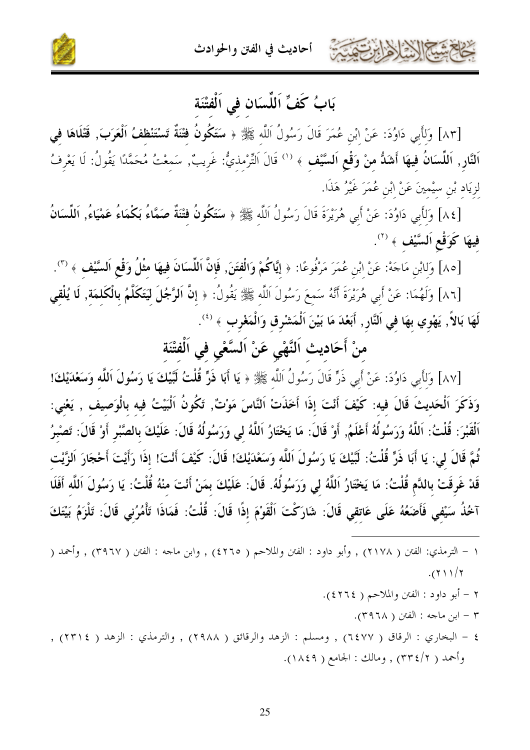## بَابُ كَفِّ اَللِّسَانِ فِي اَلْفِتْنَةِ

[٨٣] وَلِأَبِي دَاوُدَ: عَنْ اِبْنِ عُمَرَ قَالَ رَسُولُ اَللَّهِ ﷺ ﴿ **سَتَكُونُ فِتْنَةٌ تَسْتَنْظِفُ اَلْعَرَبَ, قَتْلَاهَا فِي اَلنَّارِ, اَللِّسَانُ فِيهَا أَشَدُّ مِنْ وَقْعِ اَلسَّيْفِ** ﴾ [١] قَالَ اَلتِّرْمِذِيُّ: غَرِيبٌ, سَمِعْتُ مُحَمَّدًا يَقُولُ: لَا يَعْرِفُ لِزِيَادِ بْنِ سِيْمِينَ عَنْ اِبْنِ عُمَرَ غَيْرُ هَذَا.

[٨٤] وَلِأَبِي دَاوُدَ: عَنْ أَبِي هُرَيْرَةَ قَالَ رَسُولُ اَللَّهِ ﷺ ﴿ **سَتَكُونُ فِتْنَةٌ صَمَّاءُ بَكْمَاءُ عَمْيَاءُ, اَللِّسَانُ فِيهَا كَوَقْعِ اَلسَّيْفِ** ﴾ [٢].

[٨٥] وَلِابْنِ مَاجَهْ: عَنْ اِبْنِ عُمَرَ مَرْفُوعًا: ﴿ **إِيَّاكُمْ وَالْفِتَنَ, فَإِنَّ اَللِّسَانَ فِيهَا مِثْلُ وَقْعِ اَلسَّيْفِ** ﴾ [٣].

[٨٦] وَلَهُمَا: عَنْ أَبِي هُرَيْرَةَ أَنَّهُ سَمِعَ رَسُولَ اَللَّهِ ﷺ يَقُولُ: ﴿ **إِنَّ اَلرَّجُلَ لَيَتَكَلَّمُ بِالْكَلِمَةِ, لَا يُلْقِي لَهَا بَالاً, يَهْوِي بِهَا فِي اَلنَّارِ, أَبْعَدَ مَا بَيْنَ اَلْمَشْرِقِ وَالْمَغْرِبِ** ﴾ [٤].

## مِنْ أَحَادِيثِ اَلنَّهْيِ عَنْ اَلسَّعْيِ فِي اَلْفِتْنَةِ

[٨٧] وَلِأَبِي دَاوُدَ: عَنْ أَبِي ذَرٍّ قَالَ رَسُولُ اَللَّهِ ﷺ ﴿ **يَا أَبَا ذَرٍّ قُلْتُ لَبَّيْكَ يَا رَسُولَ اَللَّهِ وَسَعْدَيْكَ! وَذَكَرَ اَلْحَدِيثَ قَالَ فِيهِ: كَيْفَ أَنْتَ إِذَا أَخَذَتْ اَلنَّاسَ مَوْتٌ, تَكُونُ اَلْبَيْتُ فِيهِ بِالْوَصِيفِ , يَعْنِي: اَلْقَبْرَ: قُلْتُ: اَللَّهُ وَرَسُولُهُ أَعْلَمُ, أَوْ قَالَ: مَا يَخْتَارُ اَللَّهُ لِي وَرَسُولُهُ قَالَ: عَلَيْكَ بِالصَّبْرِ أَوْ قَالَ: تَصْبِرُ ثُمَّ قَالَ لِي: يَا أَبَا ذَرٍّ قُلْتُ: لَبَّيْكَ يَا رَسُولَ اَللَّهِ وَسَعْدَيْكَ! قَالَ: كَيْفَ أَنْتَ! إِذَا رَأَيْتَ أَحْجَارَ اَلزَّيْتِ قَدْ غَرِقَتْ بِالدَّمِ قُلْتُ: مَا يَخْتَارُ اَللَّهُ لِي وَرَسُولُهُ. قَالَ: عَلَيْكَ بِمَنْ أَنْتَ مِنْهُ قُلْتُ: يَا رَسُولَ اَللَّهِ أَفَلَا آخُذُ سَيْفِي فَأَضَعُهُ عَلَى عَاتِقِي قَالَ: شَارَكْتَ اَلْقَوْمَ إِذًا قَالَ: قُلْتُ: فَمَاذَا تَأْمُرُنِي قَالَ: تَلْزَمُ بَيْتَكَ**

---

١ - الترمذي: الفتن ( ٢١٧٨) , وأبو داود : الفتن والملاحم ( ٤٢٦٥) , وابن ماجه : الفتن ( ٣٩٦٧) , وأحمد ( ٢/٢١١).

٢ - أبو داود : الفتن والملاحم ( ٤٢٦٤).

٣ - ابن ماجه : الفتن ( ٣٩٦٨).

٤ - البخاري : الرقاق ( ٦٤٧٧) , ومسلم : الزهد والرقائق ( ٢٩٨٨) , والترمذي : الزهد ( ٢٣١٤) , وأحمد ( ٢/٣٣٤) , ومالك : الجامع ( ١٨٤٩).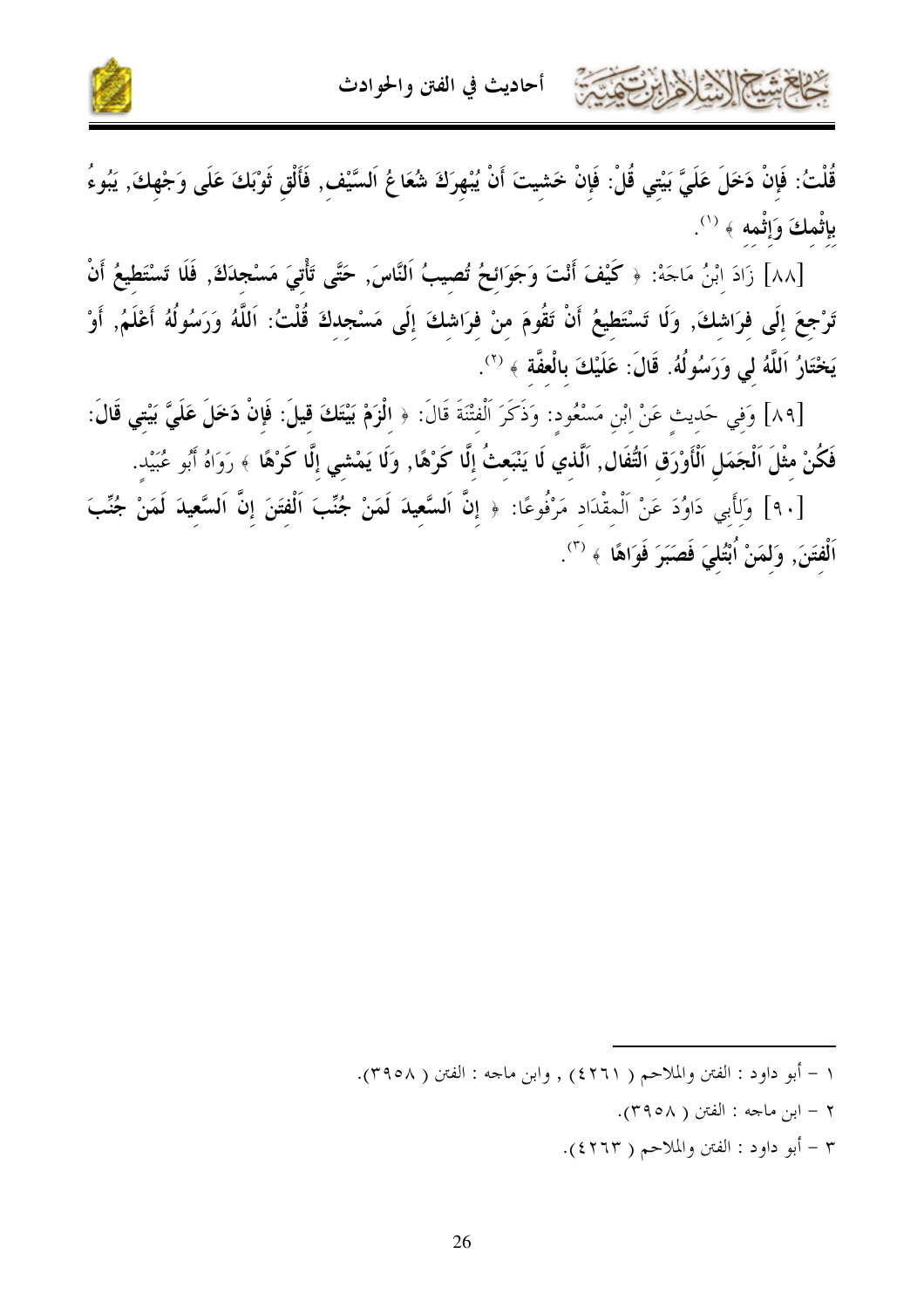قُلْتُ: فَإِنْ دَخَلَ عَلَيَّ بَيْتِي قُلْ: فَإِنْ خَشِيتَ أَنْ يُبْهِرَكَ شُعَاعُ اَلسَّيْفِ, فَأَلْقِ ثَوْبَكَ عَلَى وَجْهِكَ, يَبُوءُ بِإِثْمِكَ وَإِثْمِهِ ﴾ (1).

[٨٨] زَادَ ابْنُ مَاجَهْ: ﴿ كَيْفَ أَنْتَ وَجَوَائِحُ تُصِيبُ اَلنَّاسَ, حَتَّى تَأْتِيَ مَسْجِدَكَ, فَلَا تَسْتَطِيعُ أَنْ تَرْجِعَ إِلَى فِرَاشِكَ, وَلَا تَسْتَطِيعُ أَنْ تَقُومَ مِنْ فِرَاشِكَ إِلَى مَسْجِدِكَ قُلْتُ: اَللَّهُ وَرَسُولُهُ أَعْلَمُ, أَوْ يَخْتَارُ اَللَّهُ لِي وَرَسُولُهُ. قَالَ: عَلَيْكَ بِالْعِفَّةِ ﴾ (2).

[٨٩] وَفِي حَدِيثٍ عَنْ ابْنِ مَسْعُودٍ: وَذَكَرَ اَلْفِتْنَةَ قَالَ: ﴿ الْزَمْ بَيْتَكَ قِيلَ: فَإِنْ دَخَلَ عَلَيَّ بَيْتِي قَالَ: فَكُنْ مِثْلَ اَلْجَمَلِ اَلْأَوْرَقِ اَلثُّفَالِ, اَلَّذِي لَا يَنْبَعِثُ إِلَّا كَرْهًا, وَلَا يَمْشِي إِلَّا كَرْهًا ﴾ رَوَاهُ أَبُو عُبَيْدٍ.

[٩٠] وَلِأَبِي دَاوُدَ عَنْ اَلْمِقْدَادِ مَرْفُوعًا: ﴿ إِنَّ اَلسَّعِيدَ لَمَنْ جُنِّبَ اَلْفِتَنَ إِنَّ اَلسَّعِيدَ لَمَنْ جُنِّبَ اَلْفِتَنَ, وَلِمَنْ اُبْتُلِيَ فَصَبَرَ فَوَاهًا ﴾ (3).

---

١ – أبو داود : الفتن والملاحم ( ٤٢٦١ ) , وابن ماجه : الفتن ( ٣٩٥٨ ).

٢ – ابن ماجه : الفتن ( ٣٩٥٨ ).

٣ – أبو داود : الفتن والملاحم ( ٤٢٦٣ ).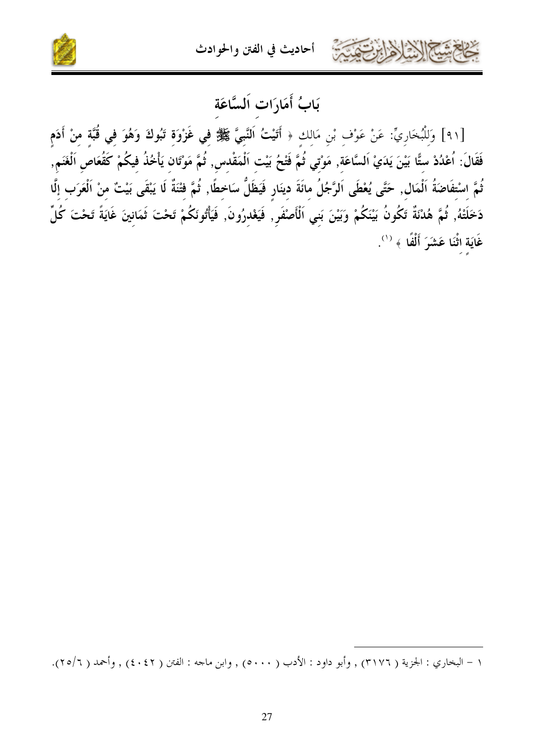## بَابُ أَمَارَات اَلسَّاعَة

[٩١] وَلِلْبُخَارِيِّ: عَنْ عَوْفِ بْنِ مَالِكٍ ﴿ أَتَيْتُ اَلنَّبِيَّ ﷺ فِي غَزْوَةِ تَبُوكَ وَهُوَ فِي قُبَّةٍ مِنْ أَدَمٍ فَقَالَ: اُعْدُدْ سِتًّا بَيْنَ يَدَيْ اَلسَّاعَةِ, مَوْتِي ثُمَّ فَتْحُ بَيْتِ اَلْمَقْدِسِ, ثُمَّ مَوْتَانِ يَأْخُذُ فِيكُمْ كَقُعَاصِ اَلْغَنَمِ, ثُمَّ اسْتِفَاضَةُ اَلْمَالِ, حَتَّى يُعْطَى اَلرَّجُلُ مِائَةَ دِينَارٍ فَيَظَلُّ سَاخِطًا, ثُمَّ فِتْنَةٌ لَا يَبْقَى بَيْتٌ مِنْ اَلْعَرَبِ إِلَّا دَخَلَتْهُ, ثُمَّ هُدْنَةٌ تَكُونُ بَيْنَكُمْ وَبَيْنَ بَنِي اَلْأَصْفَرِ, فَيَغْدِرُونَ, فَيَأْتُونَكُمْ تَحْتَ ثَمَانِينَ غَايَةً تَحْتَ كُلِّ غَايَةٍ اثْنَا عَشَرَ أَلْفًا ﴾ [1].

---

١ - البخاري : الجزية ( ٣١٧٦ ) , وأبو داود : الأدب ( ٥٠٠٠ ) , وابن ماجه : الفتن ( ٤٠٤٢ ) , وأحمد ( ٦/٢٥ ).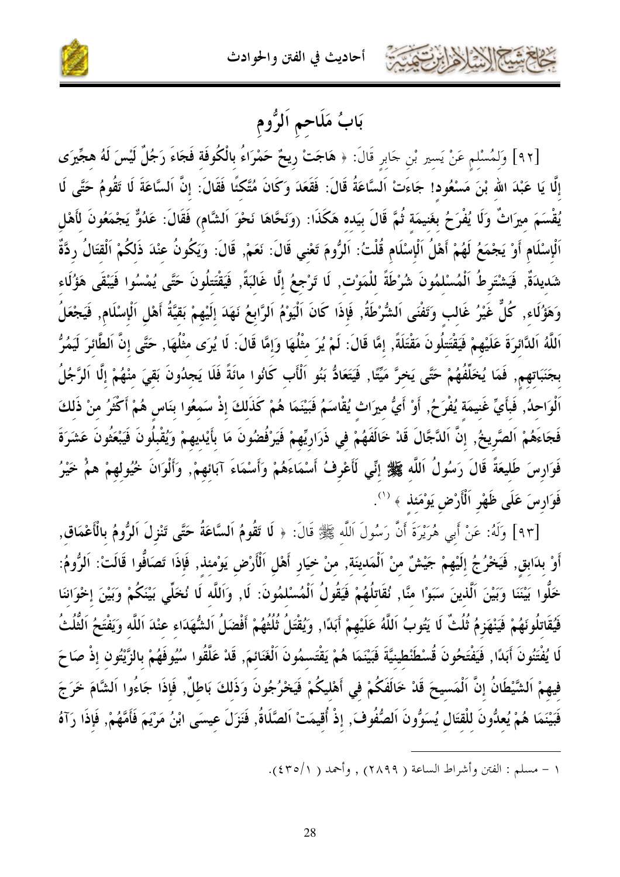## بَابُ مَلَاحِمِ اَلرُّومِ

[٩٢] وَلِمُسْلِمٍ عَنْ يَسِيرِ بْنِ جَابِرٍ قَالَ: ﴿ هَاجَتْ رِيحٌ حَمْرَاءُ بِالْكُوفَةِ فَجَاءَ رَجُلٌ لَيْسَ لَهُ هِجِّيرَى إِلَّا يَا عَبْدَ اللهِ بْنَ مَسْعُودٍ! جَاءَتْ اَلسَّاعَةُ قَالَ: فَقَعَدَ وَكَانَ مُتَّكِئًا فَقَالَ: إِنَّ اَلسَّاعَةَ لَا تَقُومُ حَتَّى لَا يُقْسَمَ مِيرَاثٌ وَلَا يُفْرَحُ بِغَنِيمَةٍ ثُمَّ قَالَ بِيَدِهِ هَكَذَا: (وَنَحَّاهَا نَحْوَ اَلشَّامِ) فَقَالَ: عَدُوٌّ يَجْمَعُونَ لِأَهْلِ اَلْإِسْلَامِ أَوْ يَجْمَعُ لَهُمْ أَهْلُ اَلْإِسْلَامِ قُلْتُ: اَلرُّومَ تَعْنِي قَالَ: نَعَمْ, قَالَ: وَيَكُونُ عِنْدَ ذَلِكُمْ اَلْقِتَالُ رِدَّةٌ شَدِيدَةٌ, فَيَشْتَرِطُ اَلْمُسْلِمُونَ شُرْطَةً لِلْمَوْتِ, لَا تَرْجِعُ إِلَّا غَالِبَةً, فَيَقْتَتِلُونَ حَتَّى يُمْسُوا فَيَبْقَى هَؤُلَاءِ وَهَؤُلَاءِ, كُلٌّ غَيْرُ غَالِبٍ وَتَفْنَى اَلشُّرْطَةُ, فَإِذَا كَانَ اَلْيَوْمُ اَلرَّابِعُ نَهَدَ إِلَيْهِمْ بَقِيَّةُ أَهْلِ اَلْإِسْلَامِ, فَيَجْعَلُ اَللَّهُ اَلدَّائِرَةَ عَلَيْهِمْ فَيَقْتَتِلُونَ مَقْتَلَةً, إِمَّا قَالَ: لَمْ يُرَ مِثْلُهَا وَإِمَّا قَالَ: لَا يُرَى مِثْلُهَا, حَتَّى إِنَّ اَلطَّائِرَ لَيَمُرُّ بِجَنَبَاتِهِم, فَمَا يُخَلِّفُهُمْ حَتَّى يَخِرَّ مَيِّتًا, فَيَتَعَادُّ بَنُو اَلْأَبِ كَانُوا مِائَةً فَلَا يَجِدُونَ بَقِيَ مِنْهُمْ إِلَّا اَلرَّجُلُ اَلْوَاحِدُ, فَبِأَيِّ غَنِيمَةٍ يُفْرَحُ, أَوْ أَيُّ مِيرَاثٍ يُقَاسَمُ فَبَيْنَمَا هُمْ كَذَلِكَ إِذْ سَمِعُوا بِبَأْسٍ هُمْ أَكْثَرُ مِنْ ذَلِكَ فَجَاءَهُمْ اَلصَّرِيخُ, إِنَّ اَلدَّجَّالَ قَدْ خَالَفَهُمْ فِي ذَرَارِيِّهِمْ فَيَرْفُضُونَ مَا بِأَيْدِيهِمْ وَيُقْبِلُونَ فَيَبْعَثُونَ عَشَرَةَ فَوَارِسَ طَلِيعَةً قَالَ رَسُولُ اَللَّهِ ﷺ إِنِّي لَأَعْرِفُ أَسْمَاءَهُمْ وَأَسْمَاءَ آبَائِهِمْ, وَأَلْوَانَ خُيُولِهِمْ هُمْ خَيْرُ فَوَارِسَ عَلَى ظَهْرِ اَلْأَرْضِ يَوْمَئِذٍ ﴾ [١].

[٩٣] وَلَهُ: عَنْ أَبِي هُرَيْرَةَ أَنَّ رَسُولَ اَللَّهِ ﷺ قَالَ: ﴿ لَا تَقُومُ اَلسَّاعَةُ حَتَّى تَنْزِلَ اَلرُّومُ بِالْأَعْمَاقِ, أَوْ بِدَابِقٍ, فَيَخْرُجُ إِلَيْهِمْ جَيْشٌ مِنْ اَلْمَدِينَةِ, مِنْ خِيَارِ أَهْلِ اَلْأَرْضِ يَوْمَئِذٍ, فَإِذَا تَصَافُّوا قَالَتْ: اَلرُّومُ: خَلُّوا بَيْنَنَا وَبَيْنَ اَلَّذِينَ سَبَوْا مِنَّا, نُقَاتِلُهُمْ فَيَقُولُ اَلْمُسْلِمُونَ: لَا, وَاَللَّهِ لَا نُخَلِّي بَيْنَكُمْ وَبَيْنَ إِخْوَانِنَا فَيُقَاتِلُونَهُمْ فَيَنْهَزِمُ ثُلُثٌ لَا يَتُوبُ اَللَّهُ عَلَيْهِمْ أَبَدًا, وَيُقْتَلُ ثُلُثُهُمْ أَفْضَلُ اَلشُّهَدَاءِ عِنْدَ اَللَّهِ وَيَفْتَتِحُ اَلثُّلُثُ لَا يُفْتَنُونَ أَبَدًا, فَيَفْتَتِحُونَ قُسْطَنْطِينِيَّةَ فَبَيْنَمَا هُمْ يَقْتَسِمُونَ اَلْغَنَائِمَ, قَدْ عَلَّقُوا سُيُوفَهُمْ بِالزَّيْتُونِ إِذْ صَاحَ فِيهِمْ اَلشَّيْطَانُ إِنَّ اَلْمَسِيحَ قَدْ خَالَفَكُمْ فِي أَهْلِيكُمْ فَيَخْرُجُونَ وَذَلِكَ بَاطِلٌ, فَإِذَا جَاءُوا اَلشَّامَ خَرَجَ فَبَيْنَمَا هُمْ يُعِدُّونَ لِلْقِتَالِ يُسَوُّونَ اَلصُّفُوفَ, إِذْ أُقِيمَتْ اَلصَّلَاةُ, فَنَزَلَ عِيسَى ابْنُ مَرْيَمَ فَأَمَّهُمْ, فَإِذَا رَآهُ

---

١ – مسلم : الفتن وأشراط الساعة ( ٢٨٩٩ ) , وأحمد ( ١/٤٣٥ ).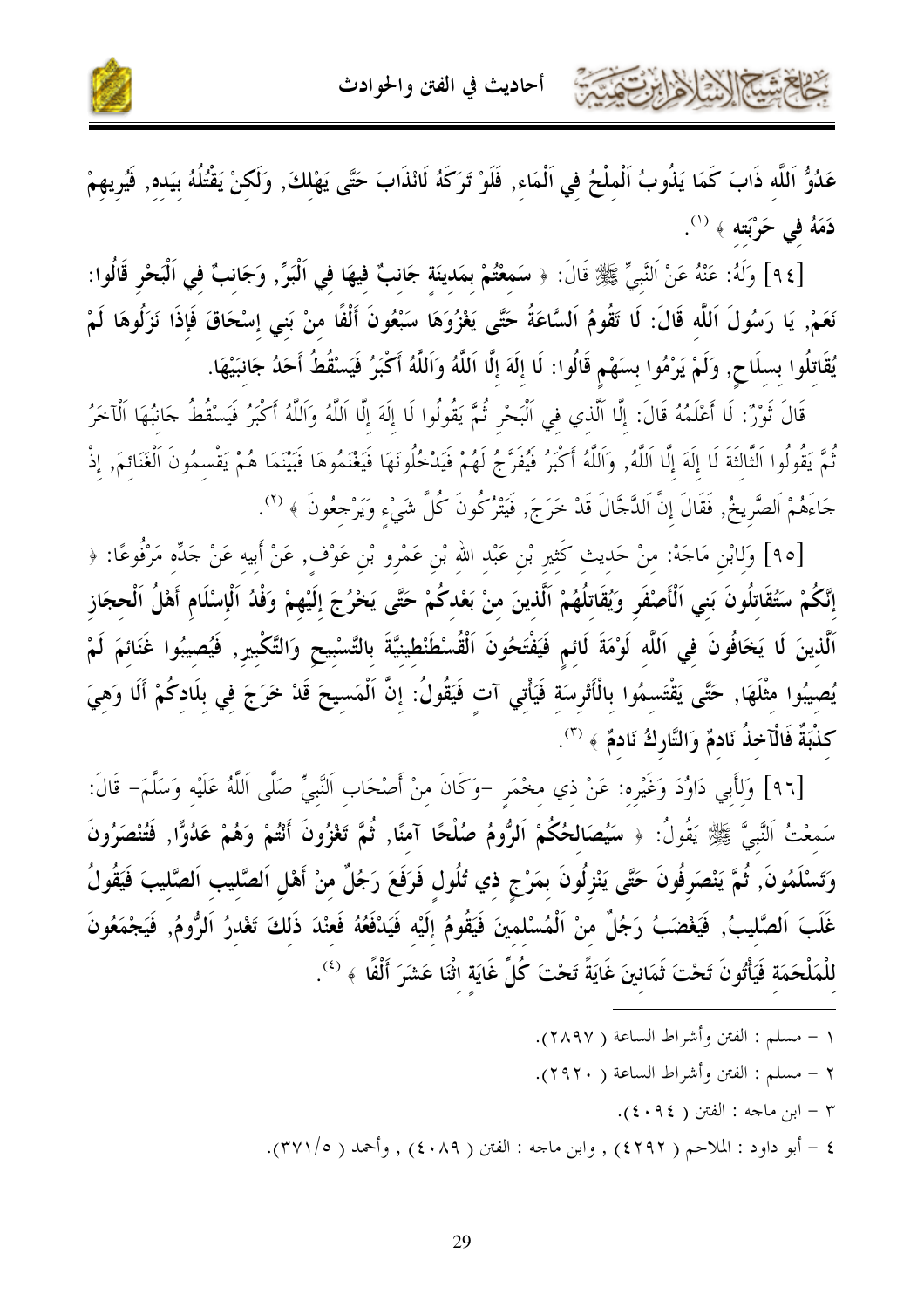عَدُوُّ اَللَّهِ ذَابَ كَمَا يَذُوبُ اَلْمِلْحُ فِي اَلْمَاءِ, فَلَوْ تَرَكَهُ لَانْذَابَ حَتَّى يَهْلِكَ, وَلَكِنْ يَقْتُلُهُ بِيَدِهِ, فَيُرِيهِمْ دَمَهُ فِي حَرْبَتِهِ ﴾ (1).

[٩٤] وَلَهُ: عَنْهُ عَنْ اَلنَّبِيِّ ﷺ قَالَ: ﴿ سَمِعْتُمْ بِمَدِينَةٍ جَانِبٌ فِيهَا فِي اَلْبَرِّ, وَجَانِبٌ فِي اَلْبَحْرِ قَالُوا: نَعَمْ, يَا رَسُولَ اَللَّهِ قَالَ: لَا تَقُومُ اَلسَّاعَةُ حَتَّى يَغْزُوَهَا سَبْعُونَ أَلْفًا مِنْ بَنِي إِسْحَاقَ فَإِذَا نَزَلُوهَا لَمْ يُقَاتِلُوا بِسِلَاحٍ, وَلَمْ يَرْمُوا بِسَهْمٍ قَالُوا: لَا إِلَهَ إِلَّا اَللَّهُ وَاَللَّهُ أَكْبَرُ فَيَسْقُطُ أَحَدُ جَانِبَيْهَا.

قَالَ ثَوْرٌ: لَا أَعْلَمُهُ قَالَ: إِلَّا اَلَّذِي فِي اَلْبَحْرِ ثُمَّ يَقُولُوا لَا إِلَهَ إِلَّا اَللَّهُ وَاَللَّهُ أَكْبَرُ فَيَسْقُطُ جَانِبُهَا اَلْآخَرُ ثُمَّ يَقُولُوا اَلثَّالِثَةَ لَا إِلَهَ إِلَّا اَللَّهُ, وَاَللَّهُ أَكْبَرُ فَيُفَرَّجُ لَهُمْ فَيَدْخُلُونَهَا فَيَغْنَمُوهَا فَبَيْنَمَا هُمْ يَقْسِمُونَ اَلْغَنَائِمَ, إِذْ جَاءَهُمْ اَلصَّرِيخُ, فَقَالَ إِنَّ اَلدَّجَّالَ قَدْ خَرَجَ, فَيَتْرُكُونَ كُلَّ شَيْءٍ وَيَرْجِعُونَ ﴾ (2).

[٩٥] وَلِابْنِ مَاجَهْ: مِنْ حَدِيثِ كَثِيرِ بْنِ عَبْدِ اللهِ بْنِ عَمْرِو بْنِ عَوْفٍ, عَنْ أَبِيهِ عَنْ جَدِّهِ مَرْفُوعًا: ﴿ إِنَّكُمْ سَتُقَاتِلُونَ بَنِي اَلْأَصْفَرِ وَيُقَاتِلُهُمْ اَلَّذِينَ مِنْ بَعْدِكُمْ حَتَّى يَخْرُجَ إِلَيْهِمْ وَفْدُ اَلْإِسْلَامِ أَهْلُ اَلْحِجَازِ اَلَّذِينَ لَا يَخَافُونَ فِي اَللَّهِ لَوْمَةَ لَائِمٍ فَيَفْتَحُونَ اَلْقُسْطَنْطِينِيَّةَ بِالتَّسْبِيحِ وَالتَّكْبِيرِ, فَيُصِيبُوا غَنَائِمَ لَمْ يُصِيبُوا مِثْلَهَا, حَتَّى يَقْتَسِمُوا بِالْأَتْرِسَةِ فَيَأْتِي آتٍ فَيَقُولُ: إِنَّ اَلْمَسِيحَ قَدْ خَرَجَ فِي بِلَادِكُمْ أَلَا وَهِيَ كِذْبَةٌ فَالْآخِذُ نَادِمٌ وَالتَّارِكُ نَادِمٌ ﴾ (3).

[٩٦] وَلِأَبِي دَاوُدَ وَغَيْرِهِ: عَنْ ذِي مِخْمَرٍ -وَكَانَ مِنْ أَصْحَابِ اَلنَّبِيِّ صَلَّى اَللَّهُ عَلَيْهِ وَسَلَّمَ- قَالَ: سَمِعْتُ اَلنَّبِيَّ ﷺ يَقُولُ: ﴿ سَيُصَالِحُكُمْ اَلرُّومُ صُلْحًا آمِنًا, ثُمَّ تَغْزُونَ أَنْتُمْ وَهُمْ عَدُوًّا, فَتُنْصَرُونَ وَتَسْلَمُونَ, ثُمَّ يَنْصَرِفُونَ حَتَّى يَنْزِلُونَ بِمَرْجٍ ذِي تُلُولٍ فَرَفَعَ رَجُلٌ مِنْ أَهْلِ اَلصَّلِيبِ اَلصَّلِيبَ فَيَقُولُ غَلَبَ اَلصَّلِيبُ, فَيَغْضَبُ رَجُلٌ مِنْ اَلْمُسْلِمِينَ فَيَقُومُ إِلَيْهِ فَيَدْفَعُهُ فَعِنْدَ ذَلِكَ تَغْدِرُ اَلرُّومُ, فَيَجْمَعُونَ لِلْمَلْحَمَةِ فَيَأْتُونَ تَحْتَ ثَمَانِينَ غَايَةً تَحْتَ كُلِّ غَايَةٍ اثْنَا عَشَرَ أَلْفًا ﴾ (4).

---

١ - مسلم : الفتن وأشراط الساعة ( ٢٨٩٧ ).

٢ - مسلم : الفتن وأشراط الساعة ( ٢٩٢٠ ).

٣ - ابن ماجه : الفتن ( ٤٠٩٤ ).

٤ - أبو داود : الملاحم ( ٤٢٩٢ ) , وابن ماجه : الفتن ( ٤٠٨٩ ) , وأحمد ( ٥/٣٧١ ).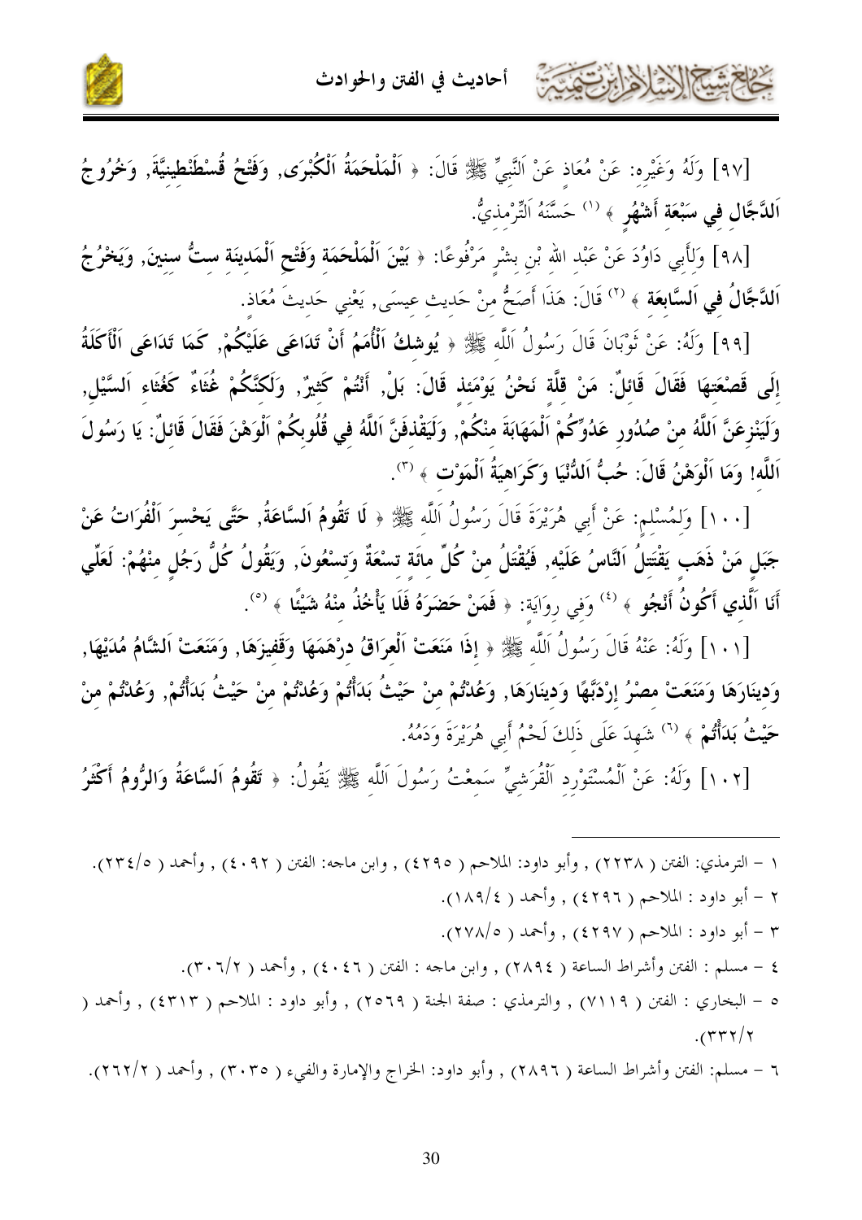[٩٧] وَلَهُ وَغَيْرِهِ: عَنْ مُعَاذٍ عَنْ اَلنَّبِيِّ ﷺ قَالَ: ﴿ **اَلْمَلْحَمَةُ اَلْكُبْرَى, وَفَتْحُ قُسْطَنْطِينِيَّةَ, وَخُرُوجُ اَلدَّجَّالِ فِي سَبْعَةِ أَشْهُرٍ** ﴾ [١] حَسَّنَهُ اَلتِّرْمِذِيُّ.

[٩٨] وَلِأَبِي دَاوُدَ عَنْ عَبْدِ اللهِ بْنِ بِشْرٍ مَرْفُوعًا: ﴿ **بَيْنَ اَلْمَلْحَمَةِ وَفَتْحِ اَلْمَدِينَةِ سِتُّ سِنِينَ, وَيَخْرُجُ اَلدَّجَّالُ فِي اَلسَّابِعَةِ** ﴾ [٢] قَالَ: هَذَا أَصَحُّ مِنْ حَدِيثِ عِيسَى, يَعْنِي حَدِيثَ مُعَاذٍ.

[٩٩] وَلَهُ: عَنْ ثَوْبَانَ قَالَ رَسُولُ اَللَّهِ ﷺ ﴿ **يُوشِكُ اَلْأُمَمُ أَنْ تَدَاعَى عَلَيْكُمْ, كَمَا تَدَاعَى اَلْأَكَلَةُ إِلَى قَصْعَتِهَا فَقَالَ قَائِلٌ: مَنْ قِلَّةٍ نَحْنُ يَوْمَئِذٍ قَالَ: بَلْ, أَنْتُمْ كَثِيرٌ, وَلَكِنَّكُمْ غُثَاءٌ كَغُثَاءِ اَلسَّيْلِ, وَلَيَنْزِعَنَّ اَللَّهُ مِنْ صُدُورِ عَدُوِّكُمْ اَلْمَهَابَةَ مِنْكُمْ, وَلَيَقْذِفَنَّ اَللَّهُ فِي قُلُوبِكُمْ اَلْوَهْنَ فَقَالَ قَائِلٌ: يَا رَسُولَ اَللَّهِ! وَمَا اَلْوَهْنُ قَالَ: حُبُّ اَلدُّنْيَا وَكَرَاهِيَةُ اَلْمَوْتِ** ﴾ [٣].

[١٠٠] وَلِمُسْلِمٍ: عَنْ أَبِي هُرَيْرَةَ قَالَ رَسُولُ اَللَّهِ ﷺ ﴿ **لَا تَقُومُ اَلسَّاعَةُ, حَتَّى يَحْسِرَ اَلْفُرَاتُ عَنْ جَبَلٍ مَنْ ذَهَبٍ يَقْتَتِلُ اَلنَّاسُ عَلَيْهِ, فَيُقْتَلُ مِنْ كُلِّ مِائَةٍ تِسْعَةٌ وَتِسْعُونَ, وَيَقُولُ كُلُّ رَجُلٍ مِنْهُمْ: لَعَلِّي أَنَا اَلَّذِي أَكُونُ أَنْجُو** ﴾ [٤] وَفِي رِوَايَةٍ: ﴿ **فَمَنْ حَضَرَهُ فَلَا يَأْخُذُ مِنْهُ شَيْئًا** ﴾ [٥].

[١٠١] وَلَهُ: عَنْهُ قَالَ رَسُولُ اَللَّهِ ﷺ ﴿ **إِذَا مَنَعَتْ اَلْعِرَاقُ دِرْهَمَهَا وَقَفِيزَهَا, وَمَنَعَتْ اَلشَّامُ مُدْيَهَا, وَدِينَارَهَا وَمَنَعَتْ مِصْرُ إِرْدَبَّهَا وَدِينَارَهَا, وَعُدْتُمْ مِنْ حَيْثُ بَدَأْتُمْ وَعُدْتُمْ مِنْ حَيْثُ بَدَأْتُمْ, وَعُدْتُمْ مِنْ حَيْثُ بَدَأْتُمْ** ﴾ [٦] شَهِدَ عَلَى ذَلِكَ لَحْمُ أَبِي هُرَيْرَةَ وَدَمُهُ.

[١٠٢] وَلَهُ: عَنْ اَلْمُسْتَوْرِدِ اَلْقُرَشِيِّ سَمِعْتُ رَسُولَ اَللَّهِ ﷺ يَقُولُ: ﴿ **تَقُومُ اَلسَّاعَةُ وَالرُّومُ أَكْثَرُ**

---

١ - الترمذي: الفتن ( ٢٢٣٨) , وأبو داود: الملاحم ( ٤٢٩٥) , وابن ماجه: الفتن ( ٤٠٩٢) , وأحمد ( ٢٣٤/٥).

٢ - أبو داود : الملاحم ( ٤٢٩٦) , وأحمد ( ١٨٩/٤).

٣ - أبو داود : الملاحم ( ٤٢٩٧) , وأحمد ( ٢٧٨/٥).

٤ - مسلم : الفتن وأشراط الساعة ( ٢٨٩٤) , وابن ماجه : الفتن ( ٤٠٤٦) , وأحمد ( ٣٠٦/٢).

٥ - البخاري : الفتن ( ٧١١٩) , والترمذي : صفة الجنة ( ٢٥٦٩) , وأبو داود : الملاحم ( ٤٣١٣) , وأحمد ( ٣٣٢/٢).

٦ - مسلم: الفتن وأشراط الساعة ( ٢٨٩٦) , وأبو داود: الخراج والإمارة والفيء ( ٣٠٣٥) , وأحمد ( ٢٦٢/٢).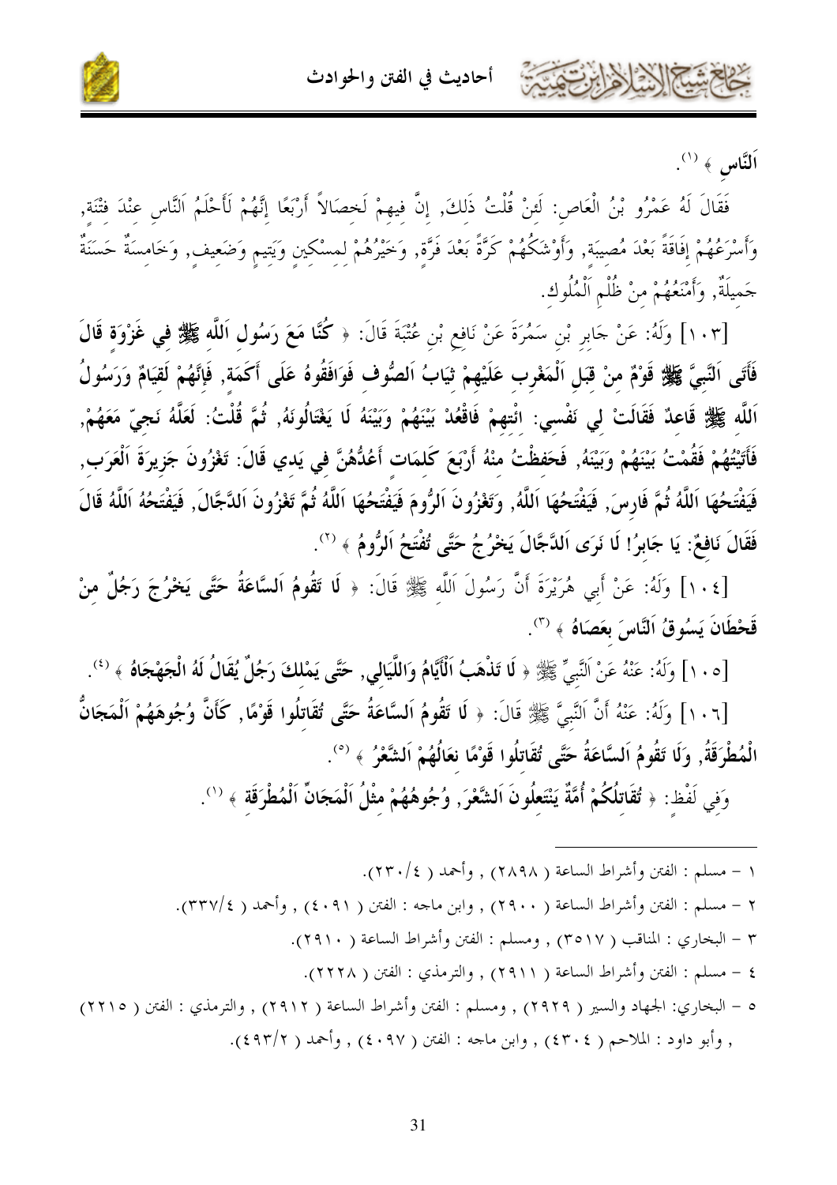اَلنَّاسِ ﴾ (١).

فَقَالَ لَهُ عَمْرُو بْنُ الْعَاصِ: لَئِنْ قُلْتُ ذَلِكَ, إِنَّ فِيهِمْ لَخِصَالاً أَرْبَعًا إِنَّهُمْ لَأَحْلَمُ اَلنَّاسِ عِنْدَ فِتْنَةٍ, وَأَسْرَعُهُمْ إِفَاقَةً بَعْدَ مُصِيبَةٍ, وَأَوْشَكُهُمْ كَرَّةً بَعْدَ فَرَّةٍ, وَخَيْرُهُمْ لِمِسْكِينٍ وَيَتِيمٍ وَضَعِيفٍ, وَخَامِسَةٌ حَسَنَةٌ جَمِيلَةٌ, وَأَمْنَعُهُمْ مِنْ ظُلْمِ اَلْمُلُوكِ.

[١٠٣] وَلَهُ: عَنْ جَابِرِ بْنِ سَمُرَةَ عَنْ نَافِعِ بْنِ عُتْبَةَ قَالَ: ﴿ **كُنَّا مَعَ رَسُولِ اَللَّهِ ﷺ فِي غَزْوَةٍ قَالَ فَأَتَى اَلنَّبِيَّ ﷺ قَوْمٌ مِنْ قِبَلِ اَلْمَغْرِبِ عَلَيْهِمْ ثِيَابُ اَلصُّوفِ فَوَافَقُوهُ عَلَى أَكَمَةٍ, فَإِنَّهُمْ لَقِيَامٌ وَرَسُولُ اَللَّهِ ﷺ قَاعِدٌ فَقَالَتْ لِي نَفْسِي: اِئْتِهِمْ فَاقْعُدْ بَيْنَهُمْ وَبَيْنَهُ لَا يَغْتَالُونَهُ, ثُمَّ قُلْتُ: لَعَلَّهُ نَجِيٌّ مَعَهُمْ, فَأَتَيْتُهُمْ فَقُمْتُ بَيْنَهُمْ وَبَيْنَهُ, فَحَفِظْتُ مِنْهُ أَرْبَعَ كَلِمَاتٍ أَعُدُّهُنَّ فِي يَدِي قَالَ: تَغْزُونَ جَزِيرَةَ اَلْعَرَبِ, فَيَفْتَحُهَا اَللَّهُ ثُمَّ فَارِسَ, فَيَفْتَحُهَا اَللَّهُ, وَتَغْزُونَ اَلرُّومَ فَيَفْتَحُهَا اَللَّهُ ثُمَّ تَغْزُونَ اَلدَّجَّالَ, فَيَفْتَحُهُ اَللَّهُ قَالَ فَقَالَ نَافِعٌ: يَا جَابِرُ! لَا نَرَى اَلدَّجَّالَ يَخْرُجُ حَتَّى تُفْتَحُ اَلرُّومُ** ﴾ (٢).

[١٠٤] وَلَهُ: عَنْ أَبِي هُرَيْرَةَ أَنَّ رَسُولَ اَللَّهِ ﷺ قَالَ: ﴿ **لَا تَقُومُ اَلسَّاعَةُ حَتَّى يَخْرُجَ رَجُلٌ مِنْ قَحْطَانَ يَسُوقُ اَلنَّاسَ بِعَصَاهُ** ﴾ (٣).

[١٠٥] وَلَهُ: عَنْهُ عَنِ اَلنَّبِيِّ ﷺ ﴿ **لَا تَذْهَبُ اَلْأَيَّامُ وَاللَّيَالِي, حَتَّى يَمْلِكَ رَجُلٌ يُقَالُ لَهُ الْجَهْجَاهُ** ﴾ (٤).

[١٠٦] وَلَهُ: عَنْهُ أَنَّ اَلنَّبِيَّ ﷺ قَالَ: ﴿ **لَا تَقُومُ اَلسَّاعَةُ حَتَّى تُقَاتِلُوا قَوْمًا, كَأَنَّ وُجُوهَهُمْ اَلْمَجَانُّ الْمُطْرَقَةُ, وَلَا تَقُومُ اَلسَّاعَةُ حَتَّى تُقَاتِلُوا قَوْمًا نِعَالُهُمْ اَلشَّعْرُ** ﴾ (٥).

وَفِي لَفْظٍ: ﴿ تُقَاتِلُكُمْ أُمَّةٌ يَنْتَعِلُونَ اَلشَّعْرَ, وُجُوهُهُمْ مِثْلُ اَلْمَجَانِّ اَلْمُطْرَقَةِ ﴾ (١).

---

١ - مسلم : الفتن وأشراط الساعة ( ٢٨٩٨ ) , وأحمد ( ٤/٢٣٠ ).

٢ - مسلم : الفتن وأشراط الساعة ( ٢٩٠٠ ) , وابن ماجه : الفتن ( ٤٠٩١ ) , وأحمد ( ٤/٣٣٧ ).

٣ - البخاري : المناقب ( ٣٥١٧ ) , ومسلم : الفتن وأشراط الساعة ( ٢٩١٠ ).

٤ - مسلم : الفتن وأشراط الساعة ( ٢٩١١ ) , والترمذي : الفتن ( ٢٢٢٨ ).

٥ - البخاري: الجهاد والسير ( ٢٩٢٩ ) , ومسلم : الفتن وأشراط الساعة ( ٢٩١٢ ) , والترمذي : الفتن ( ٢٢١٥ ) , وأبو داود : الملاحم ( ٤٣٠٤ ) , وابن ماجه : الفتن ( ٤٠٩٧ ) , وأحمد ( ٢/٤٩٣ ).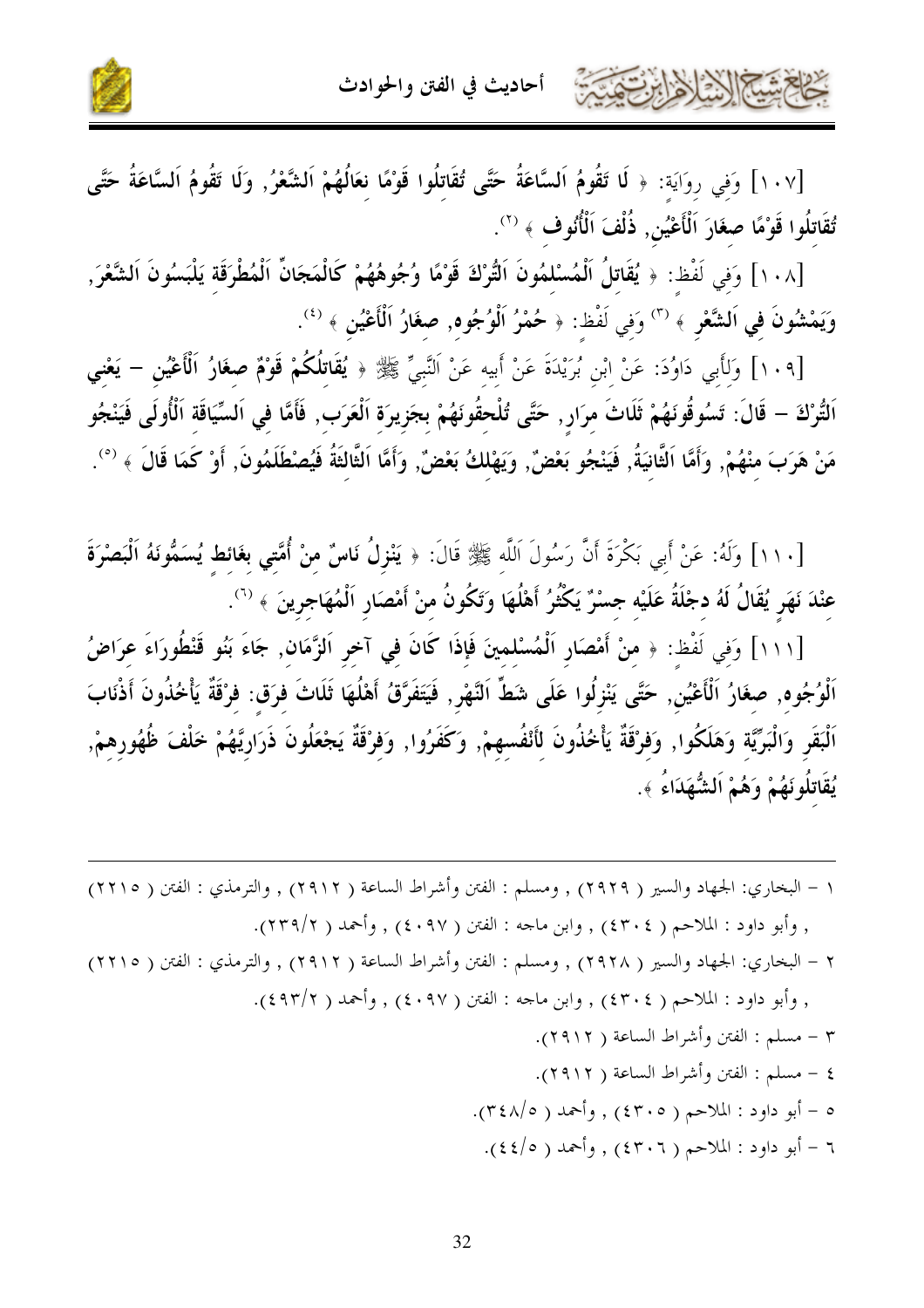[١٠٧] وَفِي رِوَايَةٍ: ﴿ لَا تَقُومُ اَلسَّاعَةُ حَتَّى تُقَاتِلُوا قَوْمًا نِعَالُهُمْ اَلشَّعْرُ, وَلَا تَقُومُ اَلسَّاعَةُ حَتَّى تُقَاتِلُوا قَوْمًا صِغَارَ اَلْأَعْيُنِ, ذُلْفَ اَلْأُنُوفِ ﴾ (٢).

[١٠٨] وَفِي لَفْظٍ: ﴿ يُقَاتِلُ اَلْمُسْلِمُونَ اَلتُّرْكَ قَوْمًا وُجُوهُهُمْ كَالْمَجَانِّ اَلْمُطْرَقَةِ يَلْبَسُونَ اَلشَّعْرَ, وَيَمْشُونَ فِي اَلشَّعْرِ ﴾ (٣) وَفِي لَفْظٍ: ﴿ حُمْرُ اَلْوُجُوهِ, صِغَارُ اَلْأَعْيُنِ ﴾ (٤).

[١٠٩] وَلِأَبِي دَاوُدَ: عَنْ اِبْنِ بُرَيْدَةَ عَنْ أَبِيهِ عَنْ اَلنَّبِيِّ ﷺ ﴿ يُقَاتِلُكُمْ قَوْمٌ صِغَارُ اَلْأَعْيُنِ – يَعْنِي اَلتُّرْكَ – قَالَ: تَسُوقُونَهُمْ ثَلَاثَ مِرَارٍ, حَتَّى تُلْحِقُونَهُمْ بِجَزِيرَةِ اَلْعَرَبِ, فَأَمَّا فِي اَلسِّيَاقَةِ اَلْأُولَى فَيَنْجُو مَنْ هَرَبَ مِنْهُمْ, وَأَمَّا اَلثَّانِيَةُ, فَيَنْجُو بَعْضٌ, وَيَهْلِكُ بَعْضٌ, وَأَمَّا اَلثَّالِثَةُ فَيُصْطَلَمُونَ, أَوْ كَمَا قَالَ ﴾ (٥).

[١١٠] وَلَهُ: عَنْ أَبِي بَكْرَةَ أَنَّ رَسُولَ اَللَّهِ ﷺ قَالَ: ﴿ يَنْزِلُ نَاسٌ مِنْ أُمَّتِي بِغَائِطٍ يُسَمُّونَهُ اَلْبَصْرَةَ عِنْدَ نَهَرٍ يُقَالُ لَهُ دِجْلَةُ عَلَيْهِ جِسْرٌ يَكْثُرُ أَهْلُهَا وَتَكُونُ مِنْ أَمْصَارِ اَلْمُهَاجِرِينَ ﴾ (٦).

[١١١] وَفِي لَفْظٍ: ﴿ مِنْ أَمْصَارِ اَلْمُسْلِمِينَ فَإِذَا كَانَ فِي آخِرِ اَلزَّمَانِ, جَاءَ بَنُو قَنْطُورَاءَ عِرَاضُ اَلْوُجُوهِ, صِغَارُ اَلْأَعْيُنِ, حَتَّى يَنْزِلُوا عَلَى شَطِّ اَلنَّهْرِ, فَيَتَفَرَّقُ أَهْلُهَا ثَلَاثَ فِرَقٍ: فِرْقَةٌ يَأْخُذُونَ أَذْنَابَ اَلْبَقَرِ وَالْبَرِّيَّةِ وَهَلَكُوا, وَفِرْقَةٌ يَأْخُذُونَ لِأَنْفُسِهِمْ, وَكَفَرُوا, وَفِرْقَةٌ يَجْعَلُونَ ذَرَارِيَّهُمْ خَلْفَ ظُهُورِهِمْ, يُقَاتِلُونَهُمْ وَهُمْ اَلشُّهَدَاءُ ﴾.

---

١ – البخاري: الجهاد والسير ( ٢٩٢٩ ) , ومسلم : الفتن وأشراط الساعة ( ٢٩١٢ ) , والترمذي : الفتن ( ٢٢١٥ ) , وأبو داود : الملاحم ( ٤٣٠٤ ) , وابن ماجه : الفتن ( ٤٠٩٧ ) , وأحمد ( ٢/٢٣٩ ).

٢ – البخاري: الجهاد والسير ( ٢٩٢٨ ) , ومسلم : الفتن وأشراط الساعة ( ٢٩١٢ ) , والترمذي : الفتن ( ٢٢١٥ ) , وأبو داود : الملاحم ( ٤٣٠٤ ) , وابن ماجه : الفتن ( ٤٠٩٧ ) , وأحمد ( ٢/٤٩٣ ).

٣ – مسلم : الفتن وأشراط الساعة ( ٢٩١٢ ).

٤ – مسلم : الفتن وأشراط الساعة ( ٢٩١٢ ).

٥ – أبو داود : الملاحم ( ٤٣٠٥ ) , وأحمد ( ٥/٣٤٨ ).

٦ – أبو داود : الملاحم ( ٤٣٠٦ ) , وأحمد ( ٥/٤٤ ).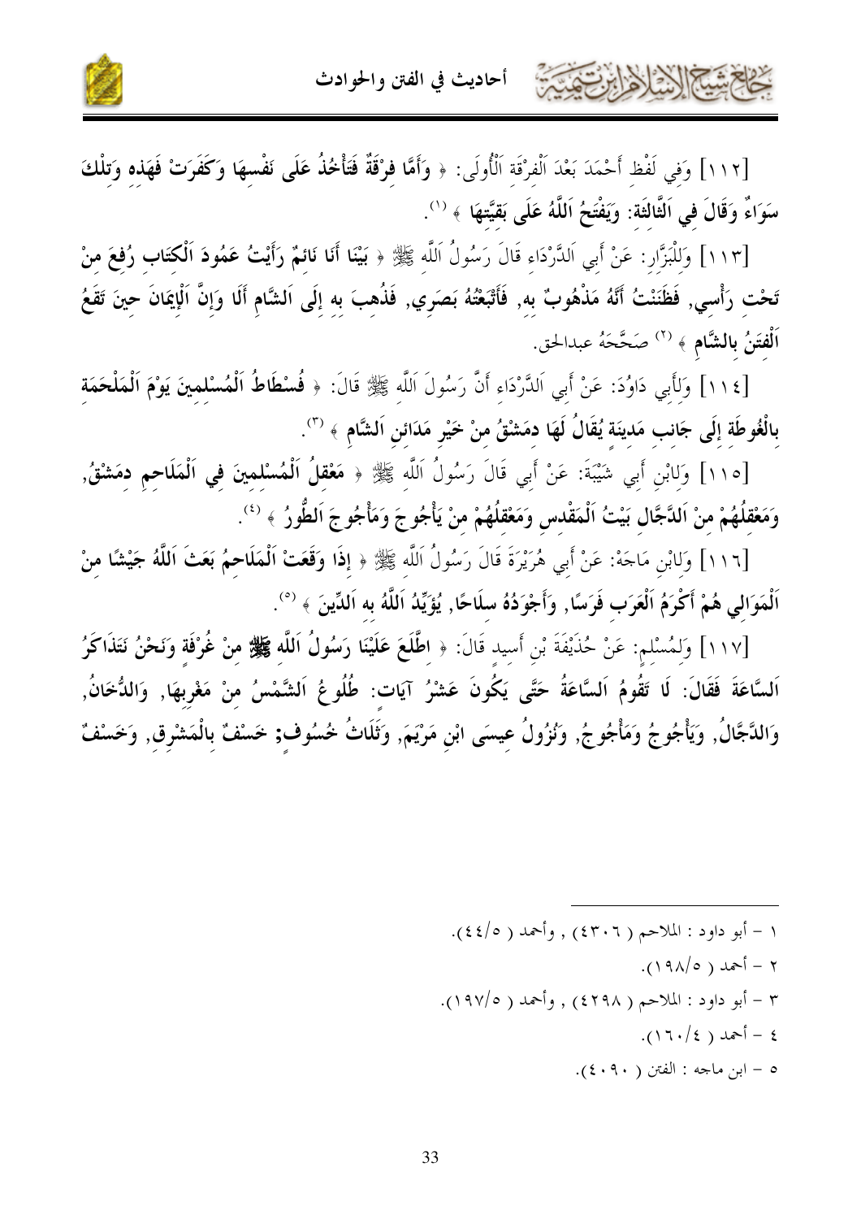[١١٢] وَفِي لَفْظِ أَحْمَدَ بَعْدَ اَلْفِرْقَةِ اَلْأُولَى: ﴿ وَأَمَّا فِرْقَةٌ فَتَأْخُذُ عَلَى نَفْسِهَا وَكَفَرَتْ فَهَذِهِ وَتِلْكَ سَوَاءٌ وَقَالَ فِي اَلثَّالِثَة: وَيَفْتَحُ اَللَّهُ عَلَى بَقِيَّتِهَا ﴾ (١).

[١١٣] وَلِلْبَزَّارِ: عَنْ أَبِي اَلدَّرْدَاءِ قَالَ رَسُولُ اَللَّهِ ﷺ ﴿ بَيْنَا أَنَا نَائِمٌ رَأَيْتُ عَمُودَ اَلْكِتَابِ رُفِعَ مِنْ تَحْتِ رَأْسِي, فَظَنَنْتُ أَنَّهُ مَذْهُوبٌ بِهِ, فَأَتْبَعْتُهُ بَصَرِي, فَذُهِبَ بِهِ إِلَى اَلشَّامِ أَلَا وَإِنَّ اَلْإِيمَانَ حِينَ تَقَعُ اَلْفِتَنُ بِالشَّامِ ﴾ (٢) صَحَّحَهُ عبدالحق.

[١١٤] وَلِأَبِي دَاوُدَ: عَنْ أَبِي اَلدَّرْدَاءِ أَنَّ رَسُولَ اَللَّهِ ﷺ قَالَ: ﴿ فُسْطَاطُ اَلْمُسْلِمِينَ يَوْمَ اَلْمَلْحَمَةِ بِالْغُوطَةِ إِلَى جَانِبِ مَدِينَةٍ يُقَالُ لَهَا دِمَشْقُ مِنْ خَيْرِ مَدَائِنِ اَلشَّامِ ﴾ (٣).

[١١٥] وَلِابْنِ أَبِي شَيْبَةَ: عَنْ أَبِي قَالَ رَسُولُ اَللَّهِ ﷺ ﴿ مَعْقِلُ اَلْمُسْلِمِينَ فِي اَلْمَلَاحِمِ دِمَشْقُ, وَمَعْقِلُهُمْ مِنْ اَلدَّجَّالِ بَيْتُ اَلْمَقْدِسِ وَمَعْقِلُهُمْ مِنْ يَأْجُوجَ وَمَأْجُوجَ اَلطُّورُ ﴾ (٤).

[١١٦] وَلِابْنِ مَاجَهْ: عَنْ أَبِي هُرَيْرَةَ قَالَ رَسُولُ اَللَّهِ ﷺ ﴿ إِذَا وَقَعَتْ اَلْمَلَاحِمُ بَعَثَ اَللَّهُ جَيْشًا مِنْ اَلْمَوَالِي هُمْ أَكْرَمُ اَلْعَرَبِ فَرَسًا, وَأَجْوَدُهُ سِلَاحًا, يُؤَيِّدُ اَللَّهُ بِهِ اَلدِّينَ ﴾ (٥).

[١١٧] وَلِمُسْلِمٍ: عَنْ حُذَيْفَةَ بْنِ أَسِيدٍ قَالَ: ﴿ اِطَّلَعَ عَلَيْنَا رَسُولُ اَللَّهِ ﷺ مِنْ غُرْفَةٍ وَنَحْنُ نَتَذَاكَرُ اَلسَّاعَةَ فَقَالَ: لَا تَقُومُ اَلسَّاعَةُ حَتَّى يَكُونَ عَشْرُ آيَاتٍ: طُلُوعُ اَلشَّمْسِ مِنْ مَغْرِبِهَا, وَالدُّخَانُ, وَالدَّجَّالُ, وَيَأْجُوجُ وَمَأْجُوجُ, وَنُزُولُ عِيسَى ابْنِ مَرْيَمَ, وَثَلَاثُ خُسُوفٍ: خَسْفٌ بِالْمَشْرِقِ, وَخَسْفٌ

---

١ - أبو داود : الملاحم ( ٤٣٠٦ ) , وأحمد ( ٥/٤٤ ).

٢ - أحمد ( ٥/١٩٨ ).

٣ - أبو داود : الملاحم ( ٤٢٩٨ ) , وأحمد ( ٥/١٩٧ ).

٤ - أحمد ( ٤/١٦٠ ).

٥ - ابن ماجه : الفتن ( ٤٠٩٠ ).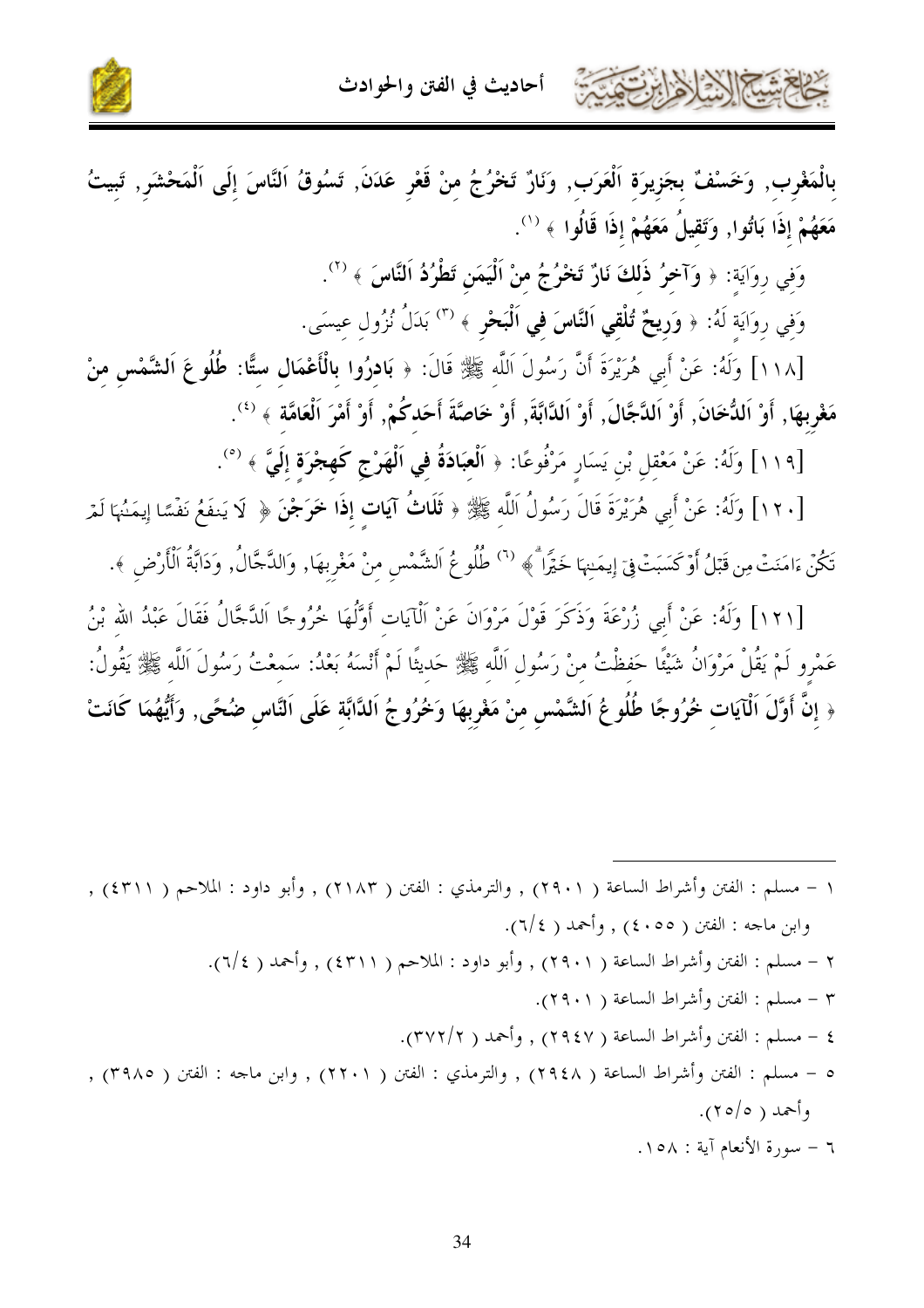بِالْمَغْرِبِ, وَخَسْفٌ بِجَزِيرَةِ اَلْعَرَبِ, وَنَارٌ تَخْرُجُ مِنْ قَعْرِ عَدَنَ, تَسُوقُ اَلنَّاسَ إِلَى اَلْمَحْشَرِ, تَبِيتُ مَعَهُمْ إِذَا بَاتُوا, وَتَقِيلُ مَعَهُمْ إِذَا قَالُوا ﴾ (1).

وَفِي رِوَايَةٍ: ﴿ وَآخِرُ ذَلِكَ نَارٌ تَخْرُجُ مِنْ اَلْيَمَنِ تَطْرُدُ اَلنَّاسَ ﴾ (2).

وَفِي رِوَايَةٍ لَهُ: ﴿ وَرِيحٌ تُلْقِي اَلنَّاسَ فِي اَلْبَحْرِ ﴾ (3) بَدَلُ نُزُولِ عِيسَى.

[118] وَلَهُ: عَنْ أَبِي هُرَيْرَةَ أَنَّ رَسُولَ اَللَّهِ ﷺ قَالَ: ﴿ بَادِرُوا بِالْأَعْمَالِ سِتًّا: طُلُوعَ اَلشَّمْسِ مِنْ مَغْرِبِهَا, أَوْ اَلدُّخَانَ, أَوْ اَلدَّجَّالَ, أَوْ اَلدَّابَّةَ, أَوْ خَاصَّةَ أَحَدِكُمْ, أَوْ أَمْرَ اَلْعَامَّةِ ﴾ (4).

[119] وَلَهُ: عَنْ مَعْقِلِ بْنِ يَسَارٍ مَرْفُوعًا: ﴿ اَلْعِبَادَةُ فِي اَلْهَرْجِ كَهِجْرَةٍ إِلَيَّ ﴾ (5).

[120] وَلَهُ: عَنْ أَبِي هُرَيْرَةَ قَالَ رَسُولُ اَللَّهِ ﷺ ﴿ ثَلَاثٌ آيَاتٍ إِذَا خَرَجْنَ ﴿ لَا يَنفَعُ نَفْسًا إِيمَـٰنُهَا لَمْ تَكُنْ ءَامَنَتْ مِن قَبْلُ أَوْ كَسَبَتْ فِيٓ إِيمَـٰنِهَا خَيْرًا ۗ ﴾ (6) طُلُوعُ اَلشَّمْسِ مِنْ مَغْرِبِهَا, وَالدَّجَّالُ, وَدَابَّةُ اَلْأَرْضِ ﴾.

[121] وَلَهُ: عَنْ أَبِي زُرْعَةَ وَذَكَرَ قَوْلَ مَرْوَانَ عَنْ اَلْآيَاتِ أَوَّلُهَا خُرُوجًا اَلدَّجَّالُ فَقَالَ عَبْدُ اللهِ بْنُ عَمْرٍو لَمْ يَقُلْ مَرْوَانُ شَيْئًا حَفِظْتُ مِنْ رَسُولِ اَللَّهِ ﷺ حَدِيثًا لَمْ أَنْسَهُ بَعْدُ: سَمِعْتُ رَسُولَ اَللَّهِ ﷺ يَقُولُ: ﴿ إِنَّ أَوَّلَ اَلْآيَاتِ خُرُوجًا طُلُوعُ اَلشَّمْسِ مِنْ مَغْرِبِهَا وَخُرُوجُ اَلدَّابَّةِ عَلَى اَلنَّاسِ ضُحًى, وَأَيُّهُمَا كَانَتْ

---

1 - مسلم : الفتن وأشراط الساعة ( 2901 ) , والترمذي : الفتن ( 2183 ) , وأبو داود : الملاحم ( 4311 ) , وابن ماجه : الفتن ( 4055 ) , وأحمد ( 4/6 ).

2 - مسلم : الفتن وأشراط الساعة ( 2901 ) , وأبو داود : الملاحم ( 4311 ) , وأحمد ( 4/6 ).

3 - مسلم : الفتن وأشراط الساعة ( 2901 ).

4 - مسلم : الفتن وأشراط الساعة ( 2947 ) , وأحمد ( 2/372 ).

5 - مسلم : الفتن وأشراط الساعة ( 2948 ) , والترمذي : الفتن ( 2201 ) , وابن ماجه : الفتن ( 3985 ) , وأحمد ( 5/25 ).

6 - سورة الأنعام آية : 158.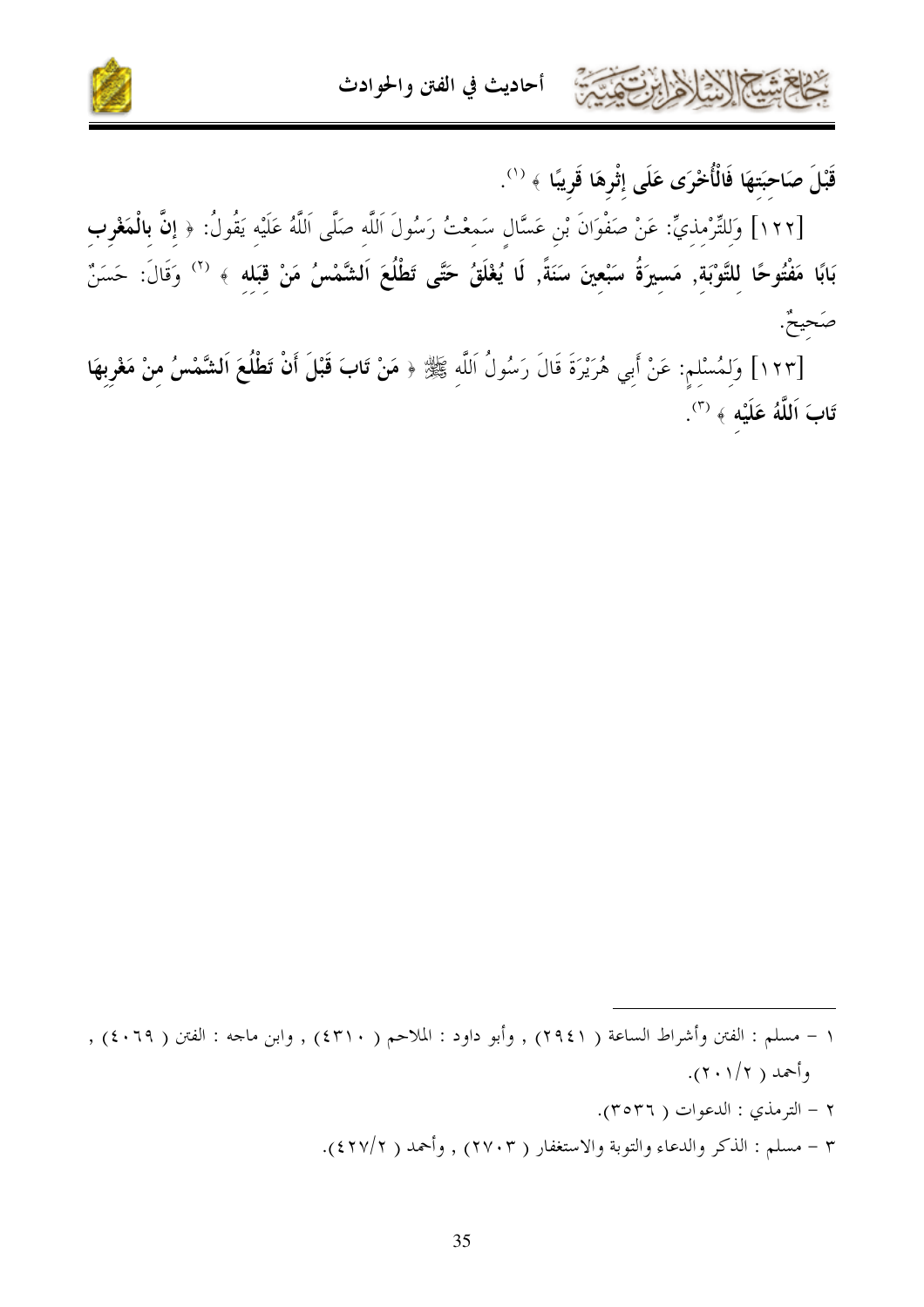**قَبْلَ صَاحِبَتِهَا فَالْأُخْرَى عَلَى إِثْرِهَا قَرِيبًا** ﴾ [1].

[١٢٢] وَلِلتِّرْمِذِيِّ: عَنْ صَفْوَانَ بْنِ عَسَّالٍ سَمِعْتُ رَسُولَ اَللَّه صَلَّى اَللَّهُ عَلَيْه يَقُولُ: ﴿ **إِنَّ بِالْمَغْرِبِ بَابًا مَفْتُوحًا لِلتَّوْبَةِ, مَسِيرَةُ سَبْعِينَ سَنَةً, لَا يُغْلَقُ حَتَّى تَطْلُعَ اَلشَّمْسُ مَنْ قِبَلِهِ** ﴾ [2] وَقَالَ: حَسَنٌ صَحِيحٌ.

[١٢٣] وَلِمُسْلِمٍ: عَنْ أَبِي هُرَيْرَةَ قَالَ رَسُولُ اَللَّهِ ﷺ ﴿ **مَنْ تَابَ قَبْلَ أَنْ تَطْلُعَ اَلشَّمْسُ مِنْ مَغْرِبِهَا تَابَ اَللَّهُ عَلَيْهِ** ﴾ [3].

---

١ – مسلم : الفتن وأشراط الساعة ( ٢٩٤١) , وأبو داود : الملاحم ( ٤٣١٠) , وابن ماجه : الفتن ( ٤٠٦٩) , وأحمد ( ٢/٢٠١).

٢ – الترمذي : الدعوات ( ٣٥٣٦).

٣ – مسلم : الذكر والدعاء والتوبة والاستغفار ( ٢٧٠٣) , وأحمد ( ٢/٤٢٧).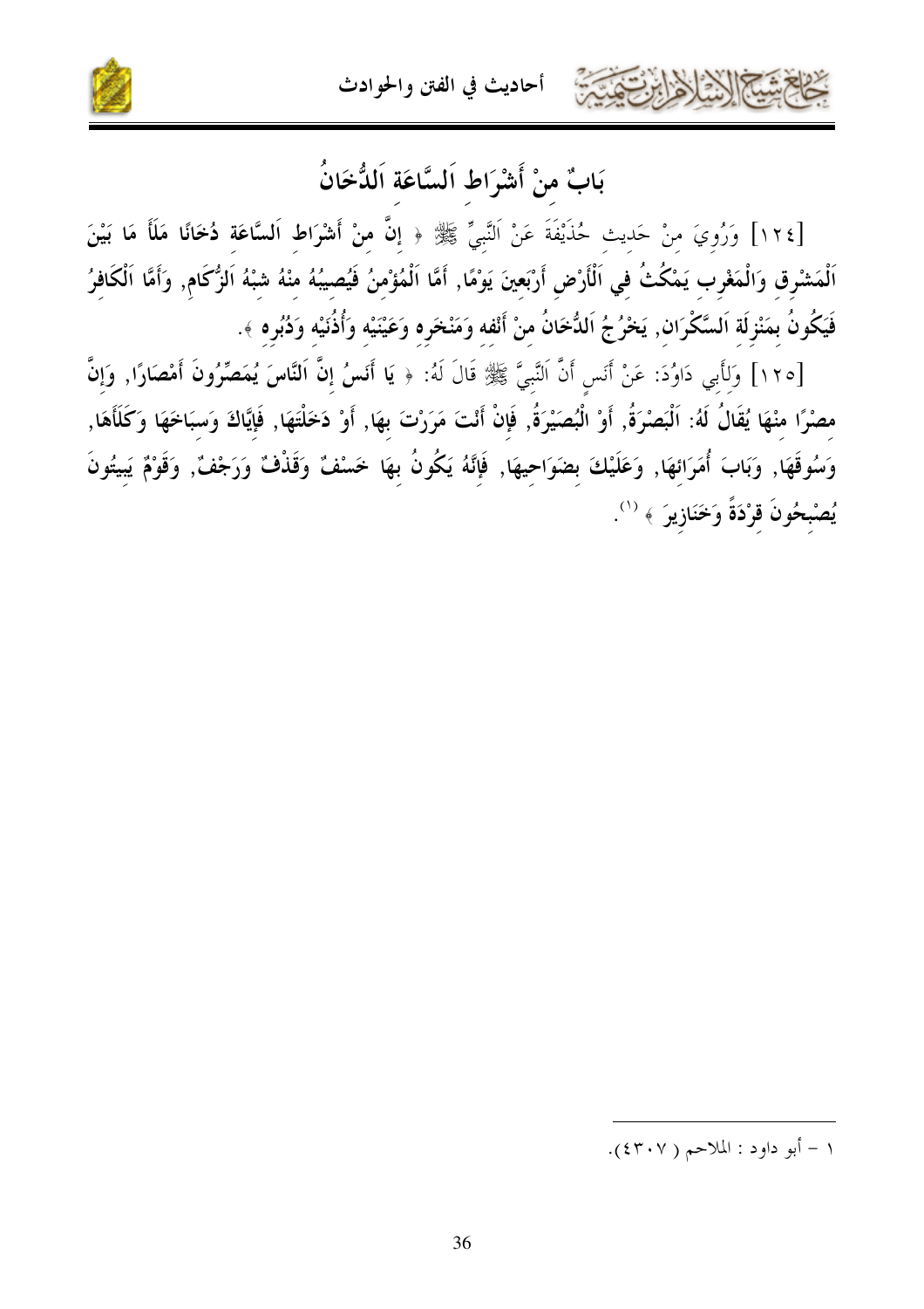## بَابٌ مِنْ أَشْرَاطِ اَلسَّاعَةِ اَلدُّخَانُ

[١٢٤] وَرُوِيَ مِنْ حَدِيثِ حُذَيْفَةَ عَنْ اَلنَّبِيِّ ﷺ ﴿ **إِنَّ مِنْ أَشْرَاطِ اَلسَّاعَةِ دُخَانًا مَلَأَ مَا بَيْنَ اَلْمَشْرِقِ وَالْمَغْرِبِ يَمْكُثُ فِي اَلْأَرْضِ أَرْبَعِينَ يَوْمًا, أَمَّا اَلْمُؤْمِنُ فَيُصِيبُهُ مِنْهُ شِبْهُ اَلزُّكَامِ, وَأَمَّا اَلْكَافِرُ فَيَكُونُ بِمَنْزِلَةِ اَلسَّكْرَانِ, يَخْرُجُ اَلدُّخَانُ مِنْ أَنْفِهِ وَمَنْخَرِهِ وَعَيْنَيْهِ وَأُذُنَيْهِ وَدُبُرِهِ** ﴾.

[١٢٥] وَلِأَبِي دَاوُدَ: عَنْ أَنَسٍ أَنَّ اَلنَّبِيَّ ﷺ قَالَ لَهُ: ﴿ **يَا أَنَسُ إِنَّ اَلنَّاسَ يُمَصِّرُونَ أَمْصَارًا, وَإِنَّ مِصْرًا مِنْهَا يُقَالُ لَهُ: اَلْبَصْرَةُ, أَوْ الْبُصَيْرَةُ, فَإِنْ أَنْتَ مَرَرْتَ بِهَا, أَوْ دَخَلْتَهَا, فَإِيَّاكَ وَسِبَاخَهَا وَكَلَأَهَا, وَسُوقَهَا, وَبَابَ أُمَرَائِهَا, وَعَلَيْكَ بِضَوَاحِيهَا, فَإِنَّهُ يَكُونُ بِهَا خَسْفٌ وَقَذْفٌ وَرَجْفٌ, وَقَوْمٌ يَبِيتُونَ يُصْبِحُونَ قِرَدَةً وَخَنَازِيرَ** ﴾ [١].

---

١ - أبو داود : الملاحم ( ٤٣٠٧ ).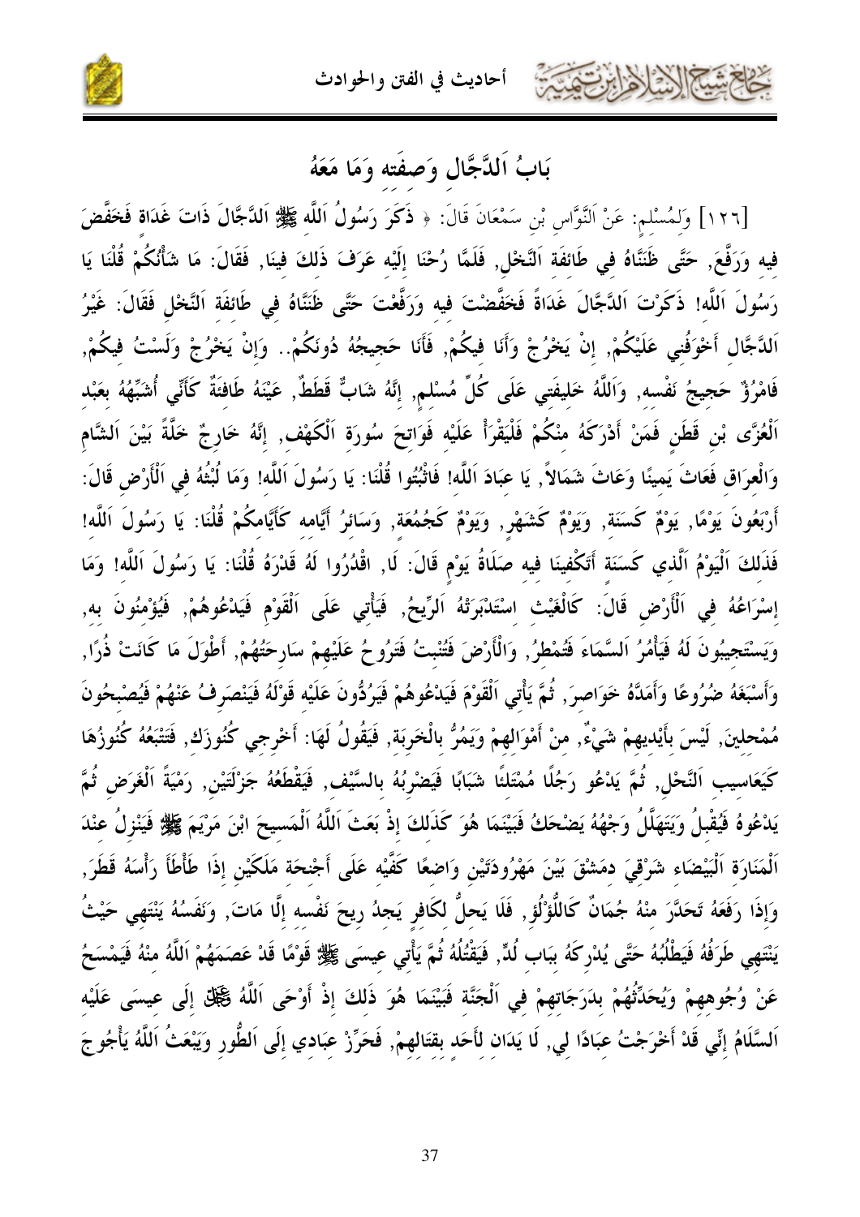## بَابُ اَلدَّجَّالِ وَصِفَتِه وَمَا مَعَهُ

[١٢٦] وَلِمُسْلِمٍ: عَنْ اَلنَّوَّاسِ بْنِ سَمْعَانَ قَالَ: ﴿ ذَكَرَ رَسُولُ اَللَّه ﷺ اَلدَّجَّالَ ذَاتَ غَدَاة فَخَفَّضَ فيه وَرَفَّعَ, حَتَّى ظَنَنَّاهُ في طَائفَة اَلنَّخْلِ, فَلَمَّا رُحْنَا إلَيْه عَرَفَ ذَلكَ فينَا, فَقَالَ: مَا شَأْنُكُمْ قُلْنَا يَا رَسُولَ اَللَّه! ذَكَرْتَ اَلدَّجَّالَ غَدَاةً فَخَفَّضْتَ فيه وَرَفَّعْتَ حَتَّى ظَنَنَّاهُ في طَائفَة اَلنَّخْلِ فَقَالَ: غَيْرُ اَلدَّجَّالِ أَخْوَفُني عَلَيْكُمْ, إنْ يَخْرُجْ وَأَنَا فيكُمْ, فَأَنَا حَجيجُهُ دُونَكُمْ.. وَإنْ يَخْرُجْ وَلَسْتُ فيكُمْ, فَامْرُؤٌ حَجيجُ نَفْسه, وَاَللَّهُ خَليفَتي عَلَى كُلِّ مُسْلمٍ, إنَّهُ شَابٌّ قَطَطٌ, عَيْنَهُ طَافئَةٌ كَأَنِّي أُشَبِّهُهُ بعَبْد اَلْعُزَّى بْنِ قَطَنٍ فَمَنْ أَدْرَكَهُ منْكُمْ فَلْيَقْرَأْ عَلَيْه فَوَاتحَ سُورَة اَلْكَهْف, إنَّهُ خَارجٌ خَلَّةً بَيْنَ اَلشَّام وَالْعرَاق فَعَاثَ يَمينًا وَعَاثَ شَمَالاً, يَا عبَادَ اَللَّه! فَاثْبُتُوا قُلْنَا: يَا رَسُولَ اَللَّه! وَمَا لُبْثُهُ في اَلْأَرْض قَالَ: أَرْبَعُونَ يَوْمًا, يَوْمٌ كَسَنَة, وَيَوْمٌ كَشَهْرٍ, وَيَوْمٌ كَجُمُعَة, وَسَائرُ أَيَّامه كَأَيَّامكُمْ قُلْنَا: يَا رَسُولَ اَللَّه! فَذَلكَ اَلْيَوْمُ اَلَّذي كَسَنَة أَتَكْفينَا فيه صَلَاةُ يَوْمٍ قَالَ: لَا, اقْدُرُوا لَهُ قَدْرَهُ قُلْنَا: يَا رَسُولَ اَللَّه! وَمَا إسْرَاعُهُ في اَلْأَرْض قَالَ: كَالْغَيْث اسْتَدْبَرَتْهُ اَلرِّيحُ, فَيَأْتي عَلَى اَلْقَوْم فَيَدْعُوهُمْ, فَيُؤْمنُونَ به, وَيَسْتَجيبُونَ لَهُ فَيَأْمُرُ اَلسَّمَاءَ فَتُمْطرُ, وَالْأَرْضَ فَتُنْبتُ فَتَرُوحُ عَلَيْهِمْ سَارحَتُهُمْ, أَطْوَلَ مَا كَانَتْ ذُرًا, وَأَسْبَغَهُ ضُرُوعًا وَأَمَدَّهُ خَوَاصرَ, ثُمَّ يَأْتي اَلْقَوْمَ فَيَدْعُوهُمْ فَيَرُدُّونَ عَلَيْه قَوْلَهُ فَيَنْصَرفُ عَنْهُمْ فَيُصْبحُونَ مُمْحلينَ, لَيْسَ بأَيْديهِمْ شَيْءٌ, منْ أَمْوَالهِمْ وَيَمُرُّ بالْخَربَة, فَيَقُولُ لَهَا: أَخْرجي كُنُوزَك, فَتَتْبَعُهُ كُنُوزُهَا كَيَعَاسيب اَلنَّحْلِ, ثُمَّ يَدْعُو رَجُلًا مُمْتَلئًا شَبَابًا فَيَضْربُهُ بالسَّيْف, فَيَقْطَعُهُ جَزْلَتَيْنِ, رَمْيَةَ اَلْغَرَض ثُمَّ يَدْعُوهُ فَيُقْبلُ وَيَتَهَلَّلُ وَجْهُهُ يَضْحَكُ فَبَيْنَمَا هُوَ كَذَلكَ إذْ بَعَثَ اَللَّهُ اَلْمَسيحَ ابْنَ مَرْيَمَ ﷺ فَيَنْزلُ عنْدَ اَلْمَنَارَة اَلْبَيْضَاء شَرْقيَ دمَشْقَ بَيْنَ مَهْرُودَتَيْنِ وَاضعًا كَفَّيْه عَلَى أَجْنحَة مَلَكَيْنِ إذَا طَأْطَأَ رَأْسَهُ قَطَرَ, وَإذَا رَفَعَهُ تَحَدَّرَ منْهُ جُمَانٌ كَاللُّؤْلُؤ, فَلَا يَحلُّ لكَافرٍ يَجدُ ريحَ نَفْسه إلَّا مَاتَ, وَنَفَسُهُ يَنْتَهي حَيْثُ يَنْتَهي طَرَفُهُ فَيَطْلُبُهُ حَتَّى يُدْركَهُ ببَاب لُدٍّ, فَيَقْتُلُهُ ثُمَّ يَأْتي عيسَى ﷺ قَوْمًا قَدْ عَصَمَهُمْ اَللَّهُ منْهُ فَيَمْسَحُ عَنْ وُجُوههمْ وَيُحَدِّثُهُمْ بدَرَجَاتهمْ في اَلْجَنَّة فَبَيْنَمَا هُوَ ذَلكَ إذْ أَوْحَى اَللَّهُ ﷻ إلَى عيسَى عَلَيْه اَلسَّلَامُ إنِّي قَدْ أَخْرَجْتُ عبَادًا لي, لَا يَدَان لأَحَد بقتَالهمْ, فَحَرِّزْ عبَادي إلَى اَلطُّور وَيَبْعَثُ اَللَّهُ يَأْجُوجَ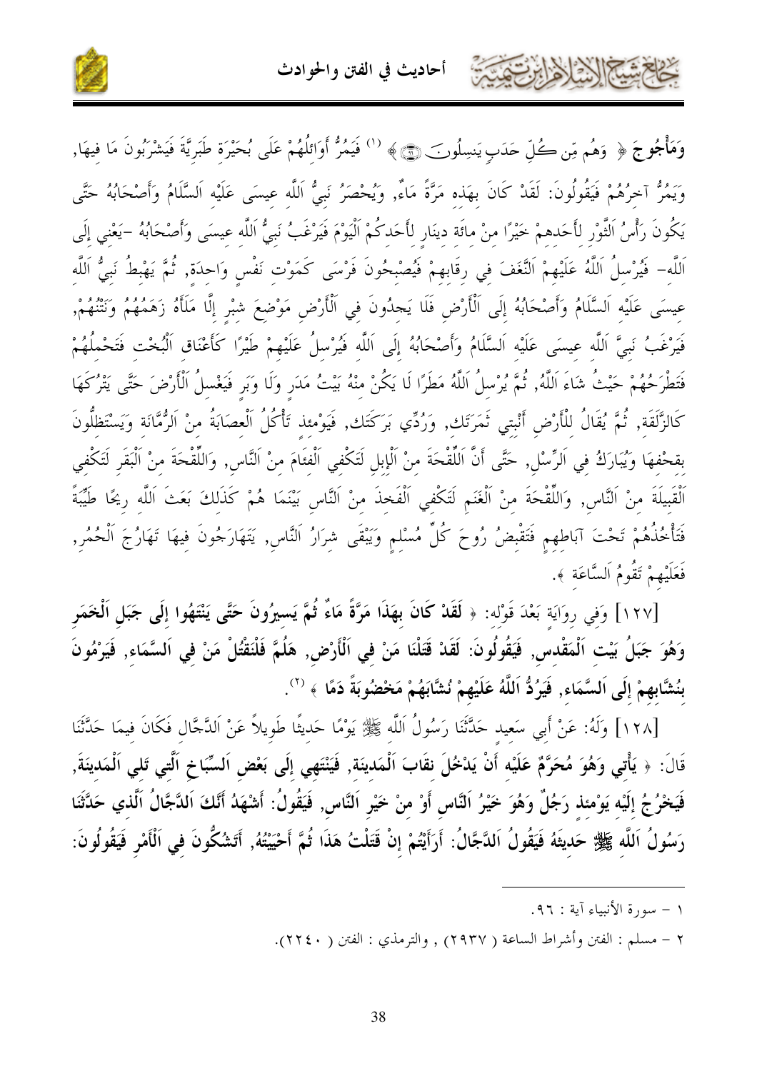**وَمَأْجُوجَ** ﴿ وَهُم مِّن كُلِّ حَدَبٍ يَنسِلُونَ ﴾ [1] فَيَمُرُّ أَوَائِلُهُمْ عَلَى بُحَيْرَةِ طَبَرِيَّةَ فَيَشْرَبُونَ مَا فِيهَا, وَيَمُرُّ آخِرُهُمْ فَيَقُولُونَ: لَقَدْ كَانَ بِهَذِهِ مَرَّةً مَاءٌ, وَيُحْصَرُ نَبِيُّ اَللَّهِ عِيسَى عَلَيْهِ اَلسَّلَامُ وَأَصْحَابُهُ حَتَّى يَكُونَ رَأْسُ اَلثَّوْرِ لِأَحَدِهِمْ خَيْرًا مِنْ مِائَةِ دِينَارٍ لِأَحَدِكُمْ اَلْيَوْمَ فَيَرْغَبُ نَبِيُّ اَللَّهِ عِيسَى وَأَصْحَابُهُ -يَعْنِي إِلَى اَللَّهِ- فَيُرْسِلُ اَللَّهُ عَلَيْهِمْ اَلنَّغَفَ فِي رِقَابِهِمْ فَيُصْبِحُونَ فَرْسَى كَمَوْتِ نَفْسٍ وَاحِدَةٍ, ثُمَّ يَهْبِطُ نَبِيُّ اَللَّهِ عِيسَى عَلَيْهِ اَلسَّلَامُ وَأَصْحَابُهُ إِلَى اَلْأَرْضِ فَلَا يَجِدُونَ فِي اَلْأَرْضِ مَوْضِعَ شِبْرٍ إِلَّا مَلَأَهُ زَهَمُهُمْ وَنَتْنُهُمْ, فَيَرْغَبُ نَبِيُّ اَللَّهِ عِيسَى عَلَيْهِ اَلسَّلَامُ وَأَصْحَابُهُ إِلَى اَللَّهِ فَيُرْسِلُ عَلَيْهِمْ طَيْرًا كَأَعْنَاقِ اَلْبُخْتِ فَتَحْمِلُهُمْ فَتَطْرَحُهُمْ حَيْثُ شَاءَ اَللَّهُ, ثُمَّ يُرْسِلُ اَللَّهُ مَطَرًا لَا يَكُنْ مِنْهُ بَيْتُ مَدَرٍ وَلَا وَبَرٍ فَيَغْسِلُ اَلْأَرْضَ حَتَّى يَتْرُكَهَا كَالزَّلَقَةِ, ثُمَّ يُقَالُ لِلْأَرْضِ أَنْبِتِي ثَمَرَتَكِ, وَرُدِّي بَرَكَتَكِ, فَيَوْمَئِذٍ تَأْكُلُ اَلْعِصَابَةُ مِنْ اَلرُّمَّانَةِ وَيَسْتَظِلُّونَ بِقِحْفِهَا وَيُبَارَكُ فِي اَلرِّسْلِ, حَتَّى أَنَّ اَللِّقْحَةَ مِنْ اَلْإِبِلِ لَتَكْفِي اَلْفِئَامَ مِنْ اَلنَّاسِ, وَاللِّقْحَةَ مِنْ اَلْبَقَرِ لَتَكْفِي اَلْقَبِيلَةَ مِنْ اَلنَّاسِ, وَاللِّقْحَةَ مِنْ اَلْغَنَمِ لَتَكْفِي اَلْفَخِذَ مِنْ اَلنَّاسِ بَيْنَمَا هُمْ كَذَلِكَ بَعَثَ اَللَّهُ رِيحًا طَيِّبَةً فَتَأْخُذُهُمْ تَحْتَ آبَاطِهِمِ فَتَقْبِضُ رُوحَ كُلِّ مُسْلِمٍ وَيَبْقَى شِرَارُ اَلنَّاسِ, يَتَهَارَجُونَ فِيهَا تَهَارُجَ اَلْحُمُرِ, فَعَلَيْهِمْ تَقُومُ اَلسَّاعَةُ ﴾.

[١٢٧] وَفِي رِوَايَةٍ بَعْدَ قَوْلِهِ: ﴿ **لَقَدْ كَانَ بِهَذَا مَرَّةً مَاءٌ ثُمَّ يَسِيرُونَ حَتَّى يَنْتَهُوا إِلَى جَبَلِ اَلْخَمَرِ وَهُوَ جَبَلُ بَيْتِ اَلْمَقْدِسِ, فَيَقُولُونَ: لَقَدْ قَتَلْنَا مَنْ فِي اَلْأَرْضِ, هَلُمَّ فَلْنَقْتُلْ مَنْ فِي اَلسَّمَاءِ, فَيَرْمُونَ بِنُشَّابِهِمْ إِلَى اَلسَّمَاءِ, فَيَرُدُّ اَللَّهُ عَلَيْهِمْ نُشَّابَهُمْ مَخْضُوبَةً دَمًا** ﴾ [2].

[١٢٨] وَلَهُ: عَنْ أَبِي سَعِيدٍ حَدَّثَنَا رَسُولُ اَللَّهِ ﷺ يَوْمًا حَدِيثًا طَوِيلاً عَنْ اَلدَّجَّالِ فَكَانَ فِيمَا حَدَّثَنَا قَالَ: ﴿ **يَأْتِي وَهُوَ مُحَرَّمٌ عَلَيْهِ أَنْ يَدْخُلَ نِقَابَ اَلْمَدِينَةِ, فَيَنْتَهِي إِلَى بَعْضِ اَلسِّبَاخِ اَلَّتِي تَلِي اَلْمَدِينَةَ, فَيَخْرُجُ إِلَيْهِ يَوْمَئِذٍ رَجُلٌ وَهُوَ خَيْرُ اَلنَّاسِ أَوْ مِنْ خَيْرِ اَلنَّاسِ, فَيَقُولُ: أَشْهَدُ أَنَّكَ اَلدَّجَّالُ اَلَّذِي حَدَّثَنَا رَسُولُ اَللَّهِ ﷺ حَدِيثَهُ فَيَقُولُ اَلدَّجَّالُ: أَرَأَيْتُمْ إِنْ قَتَلْتُ هَذَا ثُمَّ أَحْيَيْتُهُ, أَتَشُكُّونَ فِي اَلْأَمْرِ فَيَقُولُونَ:**

---

١ – سورة الأنبياء آية : ٩٦.

٢ – مسلم : الفتن وأشراط الساعة ( ٢٩٣٧ ) , والترمذي : الفتن ( ٢٢٤٠ ).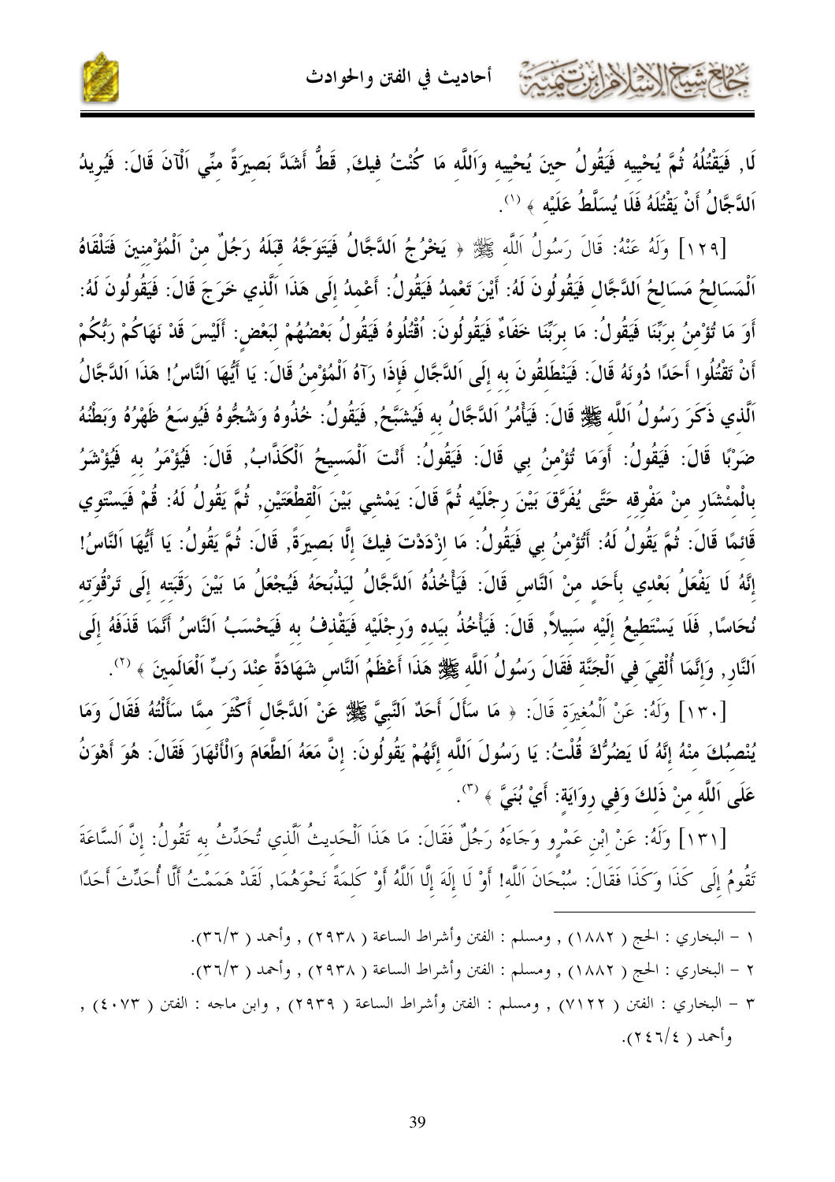لَا, فَيَقْتُلُهُ ثُمَّ يُحْيِيهِ فَيَقُولُ حِينَ يُحْيِيهِ وَاَللَّهِ مَا كُنْتُ فِيكَ, قَطُّ أَشَدَّ بَصِيرَةً مِنِّي اَلْآنَ قَالَ: فَيُرِيدُ اَلدَّجَّالُ أَنْ يَقْتُلَهُ فَلَا يُسَلَّطُ عَلَيْهِ ﴾ [1].

[١٢٩] وَلَهُ عَنْهُ: قَالَ رَسُولُ اَللَّهِ ﷺ ﴿ يَخْرُجُ اَلدَّجَّالُ فَيَتَوَجَّهُ قِبَلَهُ رَجُلٌ مِنْ اَلْمُؤْمِنِينَ فَتَلْقَاهُ اَلْمَسَالِحُ مَسَالِحُ اَلدَّجَّالِ فَيَقُولُونَ لَهُ: أَيْنَ تَعْمِدُ فَيَقُولُ: أَعْمِدُ إِلَى هَذَا اَلَّذِي خَرَجَ قَالَ: فَيَقُولُونَ لَهُ: أَوَ مَا تُؤْمِنُ بِرَبِّنَا فَيَقُولُ: مَا بِرَبِّنَا خَفَاءٌ فَيَقُولُونَ: اُقْتُلُوهُ فَيَقُولُ بَعْضُهُمْ لِبَعْضٍ: أَلَيْسَ قَدْ نَهَاكُمْ رَبُّكُمْ أَنْ تَقْتُلُوا أَحَدًا دُونَهُ قَالَ: فَيَنْطَلِقُونَ بِهِ إِلَى اَلدَّجَّالِ فَإِذَا رَآهُ اَلْمُؤْمِنُ قَالَ: يَا أَيُّهَا اَلنَّاسُ! هَذَا اَلدَّجَّالُ اَلَّذِي ذَكَرَ رَسُولُ اَللَّهِ ﷺ قَالَ: فَيَأْمُرُ اَلدَّجَّالُ بِهِ فَيُشَبَّحُ, فَيَقُولُ: خُذُوهُ وَشُجُّوهُ فَيُوسَعُ ظَهْرُهُ وَبَطْنُهُ ضَرْبًا قَالَ: فَيَقُولُ: أَوَمَا تُؤْمِنُ بِي قَالَ: فَيَقُولُ: أَنْتَ اَلْمَسِيحُ اَلْكَذَّابُ, قَالَ: فَيُؤْمَرُ بِهِ فَيُؤْشَرُ بِالْمِنْشَارِ مِنْ مَفْرِقِهِ حَتَّى يُفَرَّقَ بَيْنَ رِجْلَيْهِ ثُمَّ قَالَ: يَمْشِي بَيْنَ اَلْقِطْعَتَيْنِ, ثُمَّ يَقُولُ لَهُ: قُمْ فَيَسْتَوِي قَائِمًا قَالَ: ثُمَّ يَقُولُ لَهُ: أَتُؤْمِنُ بِي فَيَقُولُ: مَا ازْدَدْتَ فِيكَ إِلَّا بَصِيرَةً, قَالَ: ثُمَّ يَقُولُ: يَا أَيُّهَا اَلنَّاسُ! إِنَّهُ لَا يَفْعَلُ بَعْدِي بِأَحَدٍ مِنْ اَلنَّاسِ قَالَ: فَيَأْخُذُهُ اَلدَّجَّالُ لِيَذْبَحَهُ فَيُجْعَلُ مَا بَيْنَ رَقَبَتِهِ إِلَى تَرْقُوَتِهِ نُحَاسًا, فَلَا يَسْتَطِيعُ إِلَيْهِ سَبِيلاً, قَالَ: فَيَأْخُذُ بِيَدِهِ وَرِجْلَيْهِ فَيَقْذِفُ بِهِ فَيَحْسَبُ اَلنَّاسُ أَنَّمَا قَذَفَهُ إِلَى اَلنَّارِ, وَإِنَّمَا أُلْقِيَ فِي اَلْجَنَّةِ فَقَالَ رَسُولُ اَللَّهِ ﷺ هَذَا أَعْظَمُ اَلنَّاسِ شَهَادَةً عِنْدَ رَبِّ اَلْعَالَمِينَ ﴾ [2].

[١٣٠] وَلَهُ: عَنْ اَلْمُغِيرَةِ قَالَ: ﴿ مَا سَأَلَ أَحَدٌ اَلنَّبِيَّ ﷺ عَنْ اَلدَّجَّالِ أَكْثَرَ مِمَّا سَأَلْتُهُ فَقَالَ وَمَا يُنْصِبُكَ مِنْهُ إِنَّهُ لَا يَضُرُّكَ قُلْتُ: يَا رَسُولَ اَللَّهِ إِنَّهُمْ يَقُولُونَ: إِنَّ مَعَهُ اَلطَّعَامَ وَالْأَنْهَارَ فَقَالَ: هُوَ أَهْوَنُ عَلَى اَللَّهِ مِنْ ذَلِكَ وَفِي رِوَايَةٍ: أَيْ بُنَيَّ ﴾ [3].

[١٣١] وَلَهُ: عَنْ اِبْنِ عَمْرٍو وَجَاءَهُ رَجُلٌ فَقَالَ: مَا هَذَا اَلْحَدِيثُ اَلَّذِي تُحَدِّثُ بِهِ تَقُولُ: إِنَّ اَلسَّاعَةَ تَقُومُ إِلَى كَذَا وَكَذَا فَقَالَ: سُبْحَانَ اَللَّهِ! أَوْ لَا إِلَهَ إِلَّا اَللَّهُ أَوْ كَلِمَةً نَحْوَهُمَا, لَقَدْ هَمَمْتُ أَلَّا أُحَدِّثَ أَحَدًا

---

١ - البخاري : الحج ( ١٨٨٢ ) , ومسلم : الفتن وأشراط الساعة ( ٢٩٣٨ ) , وأحمد ( ٣/٣٦ ).

٢ - البخاري : الحج ( ١٨٨٢ ) , ومسلم : الفتن وأشراط الساعة ( ٢٩٣٨ ) , وأحمد ( ٣/٣٦ ).

٣ - البخاري : الفتن ( ٧١٢٢ ) , ومسلم : الفتن وأشراط الساعة ( ٢٩٣٩ ) , وابن ماجه : الفتن ( ٤٠٧٣ ) , وأحمد ( ٤/٢٤٦ ).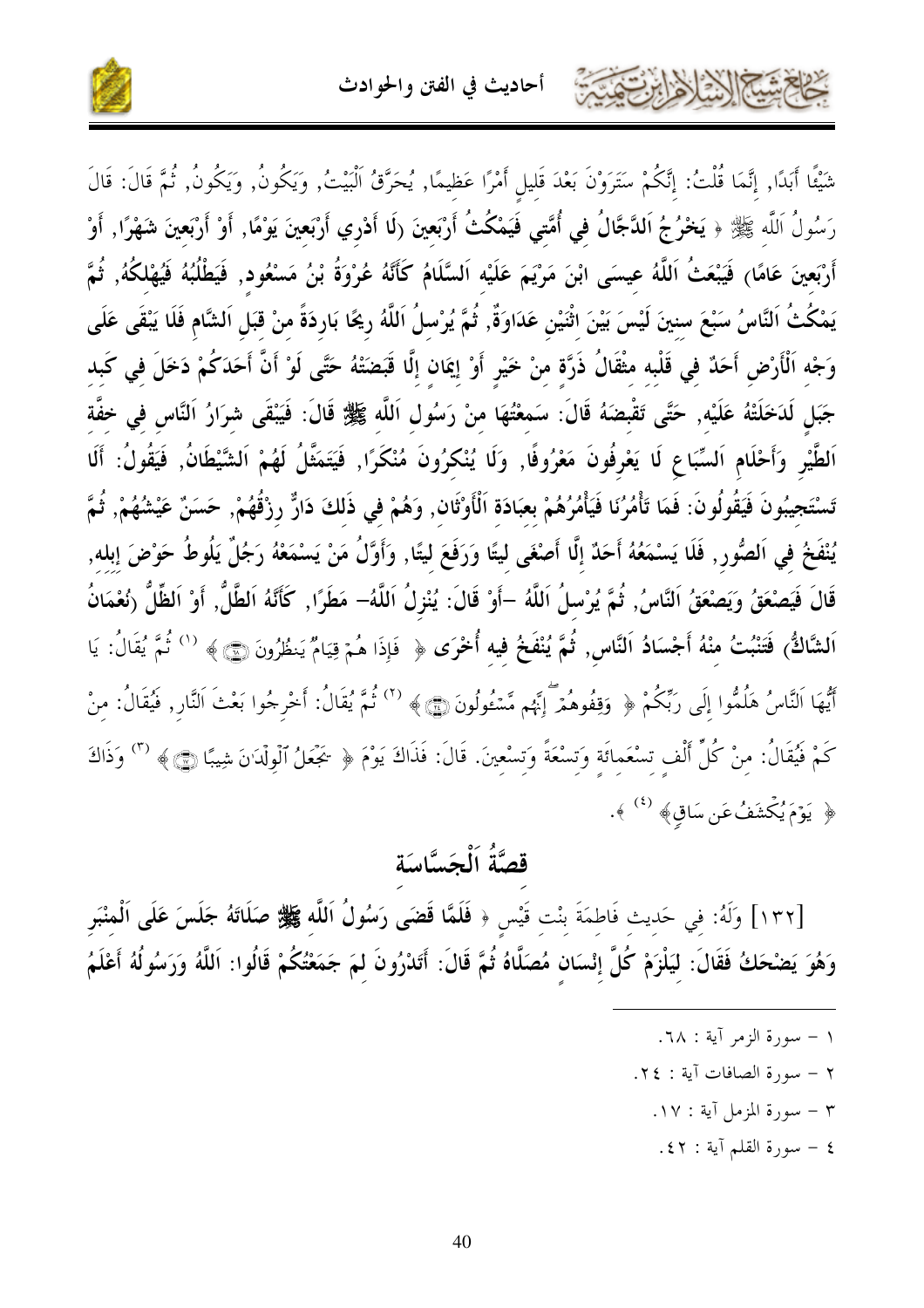شَيْئًا أَبَدًا, إِنَّمَا قُلْتُ: إِنَّكُمْ سَتَرَوْنَ بَعْدَ قَلِيلٍ أَمْرًا عَظِيمًا, يُحَرَّقُ اَلْبَيْتُ, وَيَكُونُ, وَيَكُونُ, ثُمَّ قَالَ: قَالَ رَسُولُ اَللَّه ﷺ ﴿ يَخْرُجُ اَلدَّجَّالُ فِي أُمَّتِي فَيَمْكُثُ أَرْبَعِينَ (لَا أَدْرِي أَرْبَعِينَ يَوْمًا, أَوْ أَرْبَعِينَ شَهْرًا, أَوْ أَرْبَعِينَ عَامًا) فَيَبْعَثُ اَللَّهُ عِيسَى ابْنَ مَرْيَمَ عَلَيْه اَلسَّلَامُ كَأَنَّهُ عُرْوَةُ بْنُ مَسْعُود, فَيَطْلُبُهُ فَيُهْلِكُهُ, ثُمَّ يَمْكُثُ اَلنَّاسُ سَبْعَ سنينَ لَيْسَ بَيْنَ اثْنَيْنِ عَدَاوَةٌ, ثُمَّ يُرْسِلُ اَللَّهُ رِيحًا بَارِدَةً مِنْ قِبَلِ اَلشَّام فَلَا يَبْقَى عَلَى وَجْه اَلْأَرْضِ أَحَدٌ فِي قَلْبِه مثْقَالُ ذَرَّة مِنْ خَيْرٍ أَوْ إِيمَانٍ إِلَّا قَبَضَتْهُ حَتَّى لَوْ أَنَّ أَحَدَكُمْ دَخَلَ فِي كَبِد جَبَلٍ لَدَخَلَتْهُ عَلَيْه, حَتَّى تَقْبِضَهُ قَالَ: سَمِعْتُهَا مِنْ رَسُولِ اَللَّه ﷺ قَالَ: فَيَبْقَى شِرَارُ اَلنَّاسِ فِي خِفَّة اَلطَّيْرِ وَأَحْلَامِ اَلسِّبَاعِ لَا يَعْرِفُونَ مَعْرُوفًا, وَلَا يُنْكِرُونَ مُنْكَرًا, فَيَتَمَثَّلُ لَهُمْ اَلشَّيْطَانُ, فَيَقُولُ: أَلَا تَسْتَجِيبُونَ فَيَقُولُونَ: فَمَا تَأْمُرُنَا فَيَأْمُرُهُمْ بِعِبَادَة اَلْأَوْثَانِ, وَهُمْ فِي ذَلكَ دَارٌّ رِزْقُهُمْ, حَسَنٌ عَيْشُهُمْ, ثُمَّ يُنْفَخُ فِي اَلصُّورِ, فَلَا يَسْمَعُهُ أَحَدٌ إِلَّا أَصْغَى لِيتًا وَرَفَعَ لِيتًا, وَأَوَّلُ مَنْ يَسْمَعُهُ رَجُلٌ يَلُوطُ حَوْضَ إِبِله, قَالَ فَيَصْعَقُ وَيَصْعَقُ اَلنَّاسُ, ثُمَّ يُرْسِلُ اَللَّهُ –أَوْ قَالَ: يُنْزِلُ اَللَّهُ– مَطَرًا, كَأَنَّهُ اَلطَّلُّ, أَوْ اَلظِّلُّ (نُعْمَانُ اَلشَّاكُّ) فَتَنْبُتُ مِنْهُ أَجْسَادُ اَلنَّاسِ, ثُمَّ يُنْفَخُ فِيه أُخْرَى ﴿ فَإِذَا هُمْ قِيَامٌ يَنظُرُونَ ﴾ [1] ثُمَّ يُقَالُ: يَا أَيُّهَا اَلنَّاسُ هَلُمُّوا إِلَى رَبِّكُمْ ﴿ وَقِفُوهُمْ إِنَّهُم مَّسْـُٔولُونَ ﴾ [2] ثُمَّ يُقَالُ: أَخْرِجُوا بَعْثَ اَلنَّارِ, فَيُقَالُ: مِنْ كَمْ فَيُقَالُ: مِنْ كُلِّ أَلْفٍ تِسْعَمِائَةٍ وَتِسْعَةً وَتِسْعِينَ. قَالَ: فَذَاكَ يَوْمَ ﴿ يَجْعَلُ ٱلْوِلْدَٰنَ شِيبًا ﴾ [3] وَذَاكَ ﴿ يَوْمَ يُكْشَفُ عَن سَاقٍ ﴾ [4] ﴾.

## قِصَّةُ اَلْجَسَّاسَةِ

[١٣٢] وَلَهُ: فِي حَدِيث فَاطِمَةَ بِنْتِ قَيْسٍ ﴿ فَلَمَّا قَضَى رَسُولُ اَللَّه ﷺ صَلَاتَهُ جَلَسَ عَلَى اَلْمِنْبَرِ وَهُوَ يَضْحَكُ فَقَالَ: لِيَلْزَمْ كُلُّ إِنْسَانٍ مُصَلَّاهُ ثُمَّ قَالَ: أَتَدْرُونَ لِمَ جَمَعْتُكُمْ قَالُوا: اَللَّهُ وَرَسُولُهُ أَعْلَمُ

---

١ – سورة الزمر آية : ٦٨.

٢ – سورة الصافات آية : ٢٤.

٣ – سورة المزمل آية : ١٧.

٤ – سورة القلم آية : ٤٢.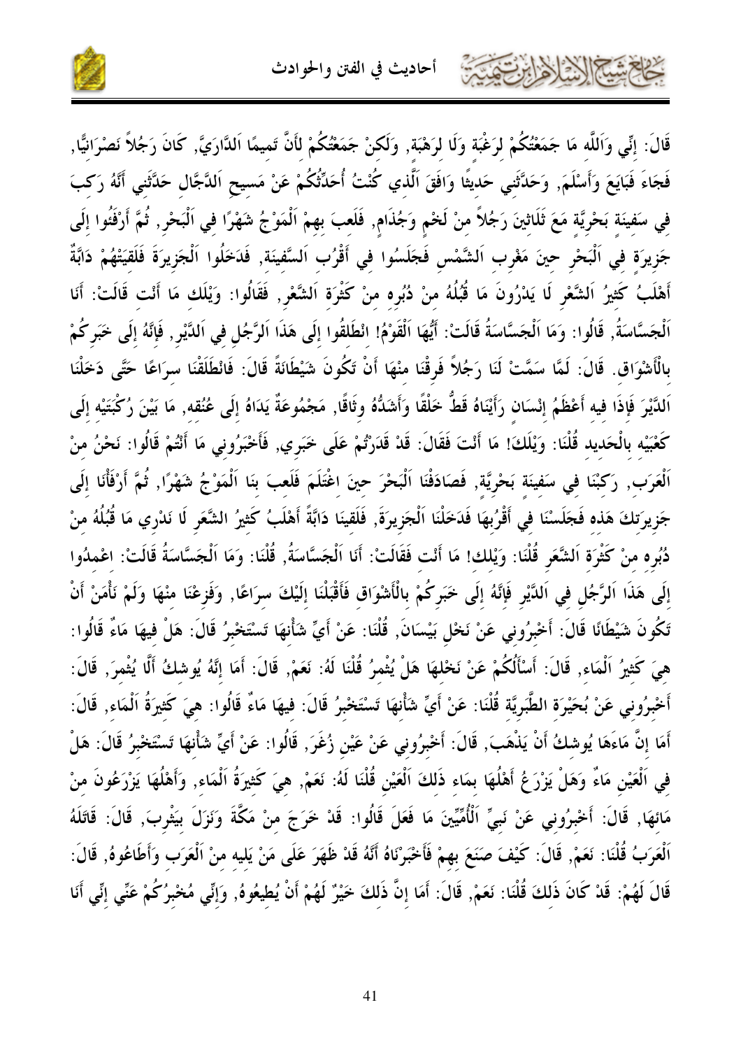قَالَ: إِنِّي وَاَللَّه مَا جَمَعْتُكُمْ لِرَغْبَة وَلَا لِرَهْبَة, وَلَكِنْ جَمَعْتُكُمْ لِأَنَّ تَميمًا اَلدَّارِيَّ, كَانَ رَجُلاً نَصْرَانِيًّا, فَجَاءَ فَبَايَعَ وَأَسْلَمَ, وَحَدَّثَنِي حَديثًا وَافَقَ اَلَّذي كُنْتُ أُحَدِّثُكُمْ عَنْ مَسِيحِ اَلدَّجَّال حَدَّثَني أَنَّهُ رَكبَ فِي سَفِينَة بَحْرِيَّة مَعَ ثَلَاثِينَ رَجُلاً منْ لَخْمٍ وَجُذَامٍ, فَلَعِبَ بِهِمْ اَلْمَوْجُ شَهْرًا فِي اَلْبَحْرِ, ثُمَّ أَرْفَئُوا إِلَى جَزِيرَة فِي اَلْبَحْرِ حِينَ مَغْرِب اَلشَّمْس فَجَلَسُوا فِي أَقْرُب اَلسَّفِينَة, فَدَخَلُوا اَلْجَزِيرَةَ فَلَقِيَتْهُمْ دَابَّةٌ أَهْلَبُ كَثِيرُ اَلشَّعْرِ لَا يَدْرُونَ مَا قُبُلُهُ منْ دُبُره منْ كَثْرَة اَلشَّعْر, فَقَالُوا: وَيْلَك مَا أَنْت قَالَتْ: أَنَا اَلْجَسَّاسَةُ, قَالُوا: وَمَا اَلْجَسَّاسَةُ قَالَتْ: أَيُّهَا اَلْقَوْمُ! انْطَلقُوا إِلَى هَذَا اَلرَّجُل في اَلدَّيْر, فَإِنَّهُ إِلَى خَبَركُمْ بِالْأَشْوَاق. قَالَ: لَمَّا سَمَّتْ لَنَا رَجُلاً فَرِقْنَا منْهَا أَنْ تَكُونَ شَيْطَانَةً قَالَ: فَانْطَلَقْنَا سرَاعًا حَتَّى دَخَلْنَا اَلدَّيْرَ فَإِذَا فيه أَعْظَمُ إِنْسَان رَأَيْنَاهُ قَطُّ خَلْقًا وَأَشَدُّهُ وِثَاقًا, مَجْمُوعَةٌ يَدَاهُ إِلَى عُنُقه, مَا بَيْنَ رُكْبَتَيْه إِلَى كَعْبَيْه بِالْحَديد قُلْنَا: وَيْلَكَ! مَا أَنْتَ فَقَالَ: قَدْ قَدَرْتُمْ عَلَى خَبَري, فَأَخْبِرُوني مَا أَنْتُمْ قَالُوا: نَحْنُ منْ اَلْعَرَب, رَكِبْنَا في سَفِينَة بَحْرِيَّة, فَصَادَفْنَا اَلْبَحْرَ حينَ اغْتَلَمَ فَلَعبَ بنَا اَلْمَوْجُ شَهْرًا, ثُمَّ أَرْفَأْنَا إِلَى جَزيرَتكَ هَذه فَجَلَسْنَا في أَقْرُبهَا فَدَخَلْنَا اَلْجَزيرَةَ, فَلَقِينَا دَابَّةً أَهْلَبُ كَثِيرُ الشَّعَر لَا نَدْري مَا قُبُلُهُ منْ دُبُره منْ كَثْرَة اَلشَّعَر قُلْنَا: وَيْلك! مَا أَنْت فَقَالَتْ: أَنَا اَلْجَسَّاسَةُ, قُلْنَا: وَمَا اَلْجَسَّاسَةُ قَالَتْ: اعْمدُوا إِلَى هَذَا اَلرَّجُل في اَلدَّيْر فَإِنَّهُ إِلَى خَبَركُمْ بالْأَشْوَاق فَأَقْبَلْنَا إِلَيْكَ سرَاعًا, وَفَزعْنَا منْهَا وَلَمْ نَأْمَنْ أَنْ تَكُونَ شَيْطَانًا قَالَ: أَخْبِرُوني عَنْ نَخْل بَيْسَانَ, قُلْنَا: عَنْ أَيِّ شَأْنهَا تَسْتَخْبرُ قَالَ: هَلْ فيهَا مَاءٌ قَالُوا: هيَ كَثيرُ اَلْمَاء, قَالَ: أَسْأَلُكُمْ عَنْ نَخْلهَا هَلْ يُثْمرُ قُلْنَا لَهُ: نَعَمْ, قَالَ: أَمَا إِنَّهُ يُوشكُ أَلَّا يُثْمرَ, قَالَ: أَخْبِرُوني عَنْ بُحَيْرَة الطَّبَريَّة قُلْنَا: عَنْ أَيِّ شَأْنهَا تَسْتَخْبرُ قَالَ: فيهَا مَاءٌ قَالُوا: هيَ كَثيرَةُ اَلْمَاء, قَالَ: أَمَا إِنَّ مَاءَهَا يُوشكُ أَنْ يَذْهَبَ, قَالَ: أَخْبِرُوني عَنْ عَيْن زُغَرَ, قَالُوا: عَنْ أَيِّ شَأْنهَا تَسْتَخْبرُ قَالَ: هَلْ في اَلْعَيْن مَاءٌ وَهَلْ يَزْرَعُ أَهْلُهَا بمَاء ذَلكَ اَلْعَيْن قُلْنَا لَهُ: نَعَمْ, هيَ كَثيرَةُ اَلْمَاء, وَأَهْلُهَا يَزْرَعُونَ منْ مَائهَا, قَالَ: أَخْبِرُوني عَنْ نَبيِّ اَلْأُمِّيِّينَ مَا فَعَلَ قَالُوا: قَدْ خَرَجَ منْ مَكَّةَ وَنَزَلَ بيَثْربَ, قَالَ: قَاتَلَهُ اَلْعَرَبُ قُلْنَا: نَعَمْ, قَالَ: كَيْفَ صَنَعَ بهمْ فَأَخْبَرْنَاهُ أَنَّهُ قَدْ ظَهَرَ عَلَى مَنْ يَليه منْ اَلْعَرَب وَأَطَاعُوهُ, قَالَ: قَالَ لَهُمْ: قَدْ كَانَ ذَلكَ قُلْنَا: نَعَمْ, قَالَ: أَمَا إِنَّ ذَلكَ خَيْرٌ لَهُمْ أَنْ يُطيعُوهُ, وَإِنِّي مُخْبرُكُمْ عَنِّي إِنِّي أَنَا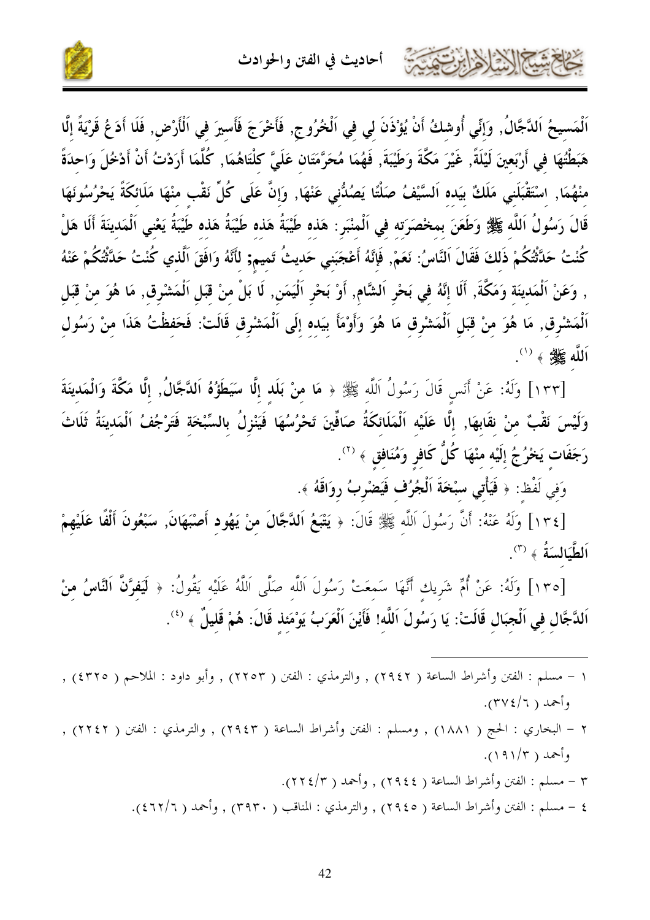اَلْمَسِيحُ اَلدَّجَّالُ, وَإِنِّي أُوشِكُ أَنْ يُؤْذَنَ لِي فِي اَلْخُرُوجِ, فَأَخْرَجَ فَأَسِيرَ فِي اَلْأَرْضِ, فَلَا أَدَعُ قَرْيَةً إِلَّا هَبَطْتُهَا فِي أَرْبَعِينَ لَيْلَةً, غَيْرَ مَكَّةَ وَطَيْبَةَ, فَهُمَا مُحَرَّمَتَانِ عَلَيَّ كِلْتَاهُمَا, كُلَّمَا أَرَدْتُ أَنْ أَدْخُلَ وَاحِدَةً مِنْهُمَا, اسْتَقْبَلَنِي مَلَكٌ بِيَدِهِ اَلسَّيْفُ صَلْتًا يَصُدُّنِي عَنْهَا, وَإِنَّ عَلَى كُلِّ نَقْبٍ مِنْهَا مَلَائِكَةً يَحْرُسُونَهَا قَالَ رَسُولُ اَللَّهِ ﷺ وَطَعَنَ بِمِخْصَرَتِهِ فِي اَلْمِنْبَرِ: هَذِهِ طَيْبَةُ هَذِهِ طَيْبَةُ هَذِهِ طَيْبَةُ يَعْنِي اَلْمَدِينَةَ أَلَا هَلْ كُنْتُ حَدَّثْتُكُمْ ذَلِكَ فَقَالَ اَلنَّاسُ: نَعَمْ, فَإِنَّهُ أَعْجَبَنِي حَدِيثُ تَمِيمٍ; لِأَنَّهُ وَافَقَ اَلَّذِي كُنْتُ حَدَّثْتُكُمْ عَنْهُ , وَعَنْ اَلْمَدِينَةِ وَمَكَّةَ, أَلَا إِنَّهُ فِي بَحْرِ اَلشَّامِ, أَوْ بَحْرِ اَلْيَمَنِ, لَا بَلْ مِنْ قِبَلِ اَلْمَشْرِقِ, مَا هُوَ مِنْ قِبَلِ اَلْمَشْرِقِ, مَا هُوَ مِنْ قِبَلِ اَلْمَشْرِقِ مَا هُوَ وَأَوْمَأَ بِيَدِهِ إِلَى اَلْمَشْرِقِ قَالَتْ: فَحَفِظْتُ هَذَا مِنْ رَسُولِ اَللَّهِ ﷺ ﴾ [1].

[١٣٣] وَلَهُ: عَنْ أَنَسٍ قَالَ رَسُولُ اَللَّهِ ﷺ ﴿ مَا مِنْ بَلَدٍ إِلَّا سَيَطَؤُهُ اَلدَّجَّالُ, إِلَّا مَكَّةَ وَالْمَدِينَةَ وَلَيْسَ نَقْبٌ مِنْ نِقَابِهَا, إِلَّا عَلَيْهِ اَلْمَلَائِكَةُ صَافِّينَ تَحْرُسُهَا فَيَنْزِلُ بِالسِّبْخَةِ فَتَرْجُفُ اَلْمَدِينَةُ ثَلَاثَ رَجَفَاتٍ يَخْرُجُ إِلَيْهِ مِنْهَا كُلُّ كَافِرٍ وَمُنَافِقٍ ﴾ [2].

وَفِي لَفْظٍ: ﴿ فَيَأْتِي سِبْخَةَ اَلْجُرُفِ فَيَضْرِبُ رِوَاقَهُ ﴾.

[١٣٤] وَلَهُ عَنْهُ: أَنَّ رَسُولَ اَللَّهِ ﷺ قَالَ: ﴿ يَتْبَعُ اَلدَّجَّالَ مِنْ يَهُودِ أَصْبَهَانَ, سَبْعُونَ أَلْفًا عَلَيْهِمْ اَلطَّيَالِسَةُ ﴾ [3].

[١٣٥] وَلَهُ: عَنْ أُمِّ شَرِيكٍ أَنَّهَا سَمِعَتْ رَسُولَ اَللَّهِ صَلَّى اَللَّهُ عَلَيْهِ يَقُولُ: ﴿ لَيَفِرَّنَّ اَلنَّاسُ مِنْ اَلدَّجَّالِ فِي اَلْجِبَالِ قَالَتْ: يَا رَسُولَ اَللَّهِ! فَأَيْنَ اَلْعَرَبُ يَوْمَئِذٍ قَالَ: هُمْ قَلِيلٌ ﴾ [4].

---

١ - مسلم : الفتن وأشراط الساعة ( ٢٩٤٢ ) , والترمذي : الفتن ( ٢٢٥٣ ) , وأبو داود : الملاحم ( ٤٣٢٥ ) , وأحمد ( ٣٧٤/٦ ).

٢ - البخاري : الحج ( ١٨٨١ ) , ومسلم : الفتن وأشراط الساعة ( ٢٩٤٣ ) , والترمذي : الفتن ( ٢٢٤٢ ) , وأحمد ( ١٩١/٣ ).

٣ - مسلم : الفتن وأشراط الساعة ( ٢٩٤٤ ) , وأحمد ( ٢٢٤/٣ ).

٤ - مسلم : الفتن وأشراط الساعة ( ٢٩٤٥ ) , والترمذي : المناقب ( ٣٩٣٠ ) , وأحمد ( ٤٦٢/٦ ).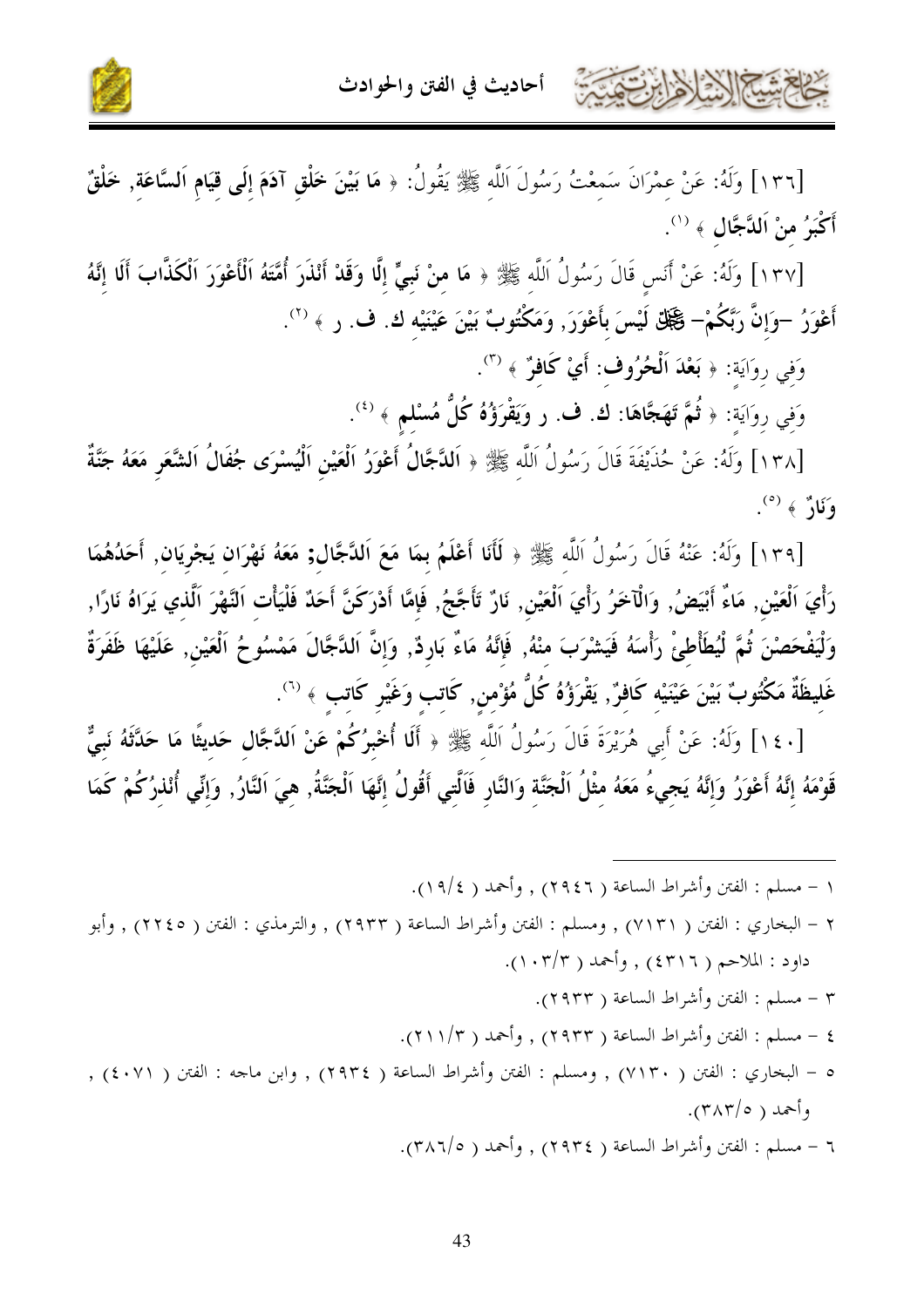[١٣٦] وَلَهُ: عَنْ عِمْرَانَ سَمِعْتُ رَسُولَ اَللَّهِ ﷺ يَقُولُ: ﴿ **مَا بَيْنَ خَلْقِ آدَمَ إِلَى قِيَامِ اَلسَّاعَةِ, خَلْقٌ أَكْبَرُ مِنْ اَلدَّجَّالِ** ﴾ (١).

[١٣٧] وَلَهُ: عَنْ أَنَسٍ قَالَ رَسُولُ اَللَّهِ ﷺ ﴿ **مَا مِنْ نَبِيٍّ إِلَّا وَقَدْ أَنْذَرَ أُمَّتَهُ اَلْأَعْوَرَ اَلْكَذَّابَ أَلَا إِنَّهُ أَعْوَرُ -وَإِنَّ رَبَّكُمْ- عَزَّ وَجَلَّ لَيْسَ بِأَعْوَرَ, وَمَكْتُوبٌ بَيْنَ عَيْنَيْهِ ك. ف. ر** ﴾ (٢).

وَفِي رِوَايَةٍ: ﴿ **بَعْدَ اَلْحُرُوفِ: أَيْ كَافِرٌ** ﴾ (٣).

وَفِي رِوَايَةٍ: ﴿ **ثُمَّ تَهَجَّاهَا: ك. ف. ر وَيَقْرَؤُهُ كُلُّ مُسْلِمٍ** ﴾ (٤).

[١٣٨] وَلَهُ: عَنْ حُذَيْفَةَ قَالَ رَسُولُ اَللَّهِ ﷺ ﴿ **اَلدَّجَّالُ أَعْوَرُ اَلْعَيْنِ اَلْيُسْرَى جُفَالُ اَلشَّعَرِ مَعَهُ جَنَّةٌ وَنَارٌ** ﴾ (٥).

[١٣٩] وَلَهُ: عَنْهُ قَالَ رَسُولُ اَللَّهِ ﷺ ﴿ **لَأَنَا أَعْلَمُ بِمَا مَعَ اَلدَّجَّالِ; مَعَهُ نَهْرَانِ يَجْرِيَانِ, أَحَدُهُمَا رَأْيَ اَلْعَيْنِ, مَاءٌ أَبْيَضُ, وَالْآخَرُ رَأْيَ اَلْعَيْنِ, نَارٌ تَأَجَّجُ, فَإِمَّا أَدْرَكَنَّ أَحَدٌ فَلْيَأْتِ اَلنَّهْرَ اَلَّذِي يَرَاهُ نَارًا, وَلْيُغْمِضْ ثُمَّ لْيُطَأْطِئْ رَأْسَهُ فَيَشْرَبَ مِنْهُ, فَإِنَّهُ مَاءٌ بَارِدٌ, وَإِنَّ اَلدَّجَّالَ مَمْسُوحُ اَلْعَيْنِ, عَلَيْهَا ظَفَرَةٌ غَلِيظَةٌ مَكْتُوبٌ بَيْنَ عَيْنَيْهِ كَافِرٌ, يَقْرَؤُهُ كُلُّ مُؤْمِنٍ, كَاتِبٍ وَغَيْرِ كَاتِبٍ** ﴾ (٦).

[١٤٠] وَلَهُ: عَنْ أَبِي هُرَيْرَةَ قَالَ رَسُولُ اَللَّهِ ﷺ ﴿ **أَلَا أُخْبِرُكُمْ عَنْ اَلدَّجَّالِ حَدِيثًا مَا حَدَّثَهُ نَبِيٌّ قَوْمَهُ إِنَّهُ أَعْوَرُ وَإِنَّهُ يَجِيءُ مَعَهُ مِثْلُ اَلْجَنَّةِ وَالنَّارِ فَالَّتِي أَقُولُ إِنَّهَا اَلْجَنَّةُ, هِيَ اَلنَّارُ, وَإِنِّي أُنْذِرُكُمْ كَمَا**

---

١ - مسلم : الفتن وأشراط الساعة ( ٢٩٤٦ ) , وأحمد ( ١٩/٤ ).

٢ - البخاري : الفتن ( ٧١٣١ ) , ومسلم : الفتن وأشراط الساعة ( ٢٩٣٣ ) , والترمذي : الفتن ( ٢٢٤٥ ) , وأبو داود : الملاحم ( ٤٣١٦ ) , وأحمد ( ١٠٣/٣ ).

٣ - مسلم : الفتن وأشراط الساعة ( ٢٩٣٣ ).

٤ - مسلم : الفتن وأشراط الساعة ( ٢٩٣٣ ) , وأحمد ( ٢١١/٣ ).

٥ - البخاري : الفتن ( ٧١٣٠ ) , ومسلم : الفتن وأشراط الساعة ( ٢٩٣٤ ) , وابن ماجه : الفتن ( ٤٠٧١ ) , وأحمد ( ٣٨٣/٥ ).

٦ - مسلم : الفتن وأشراط الساعة ( ٢٩٣٤ ) , وأحمد ( ٣٨٦/٥ ).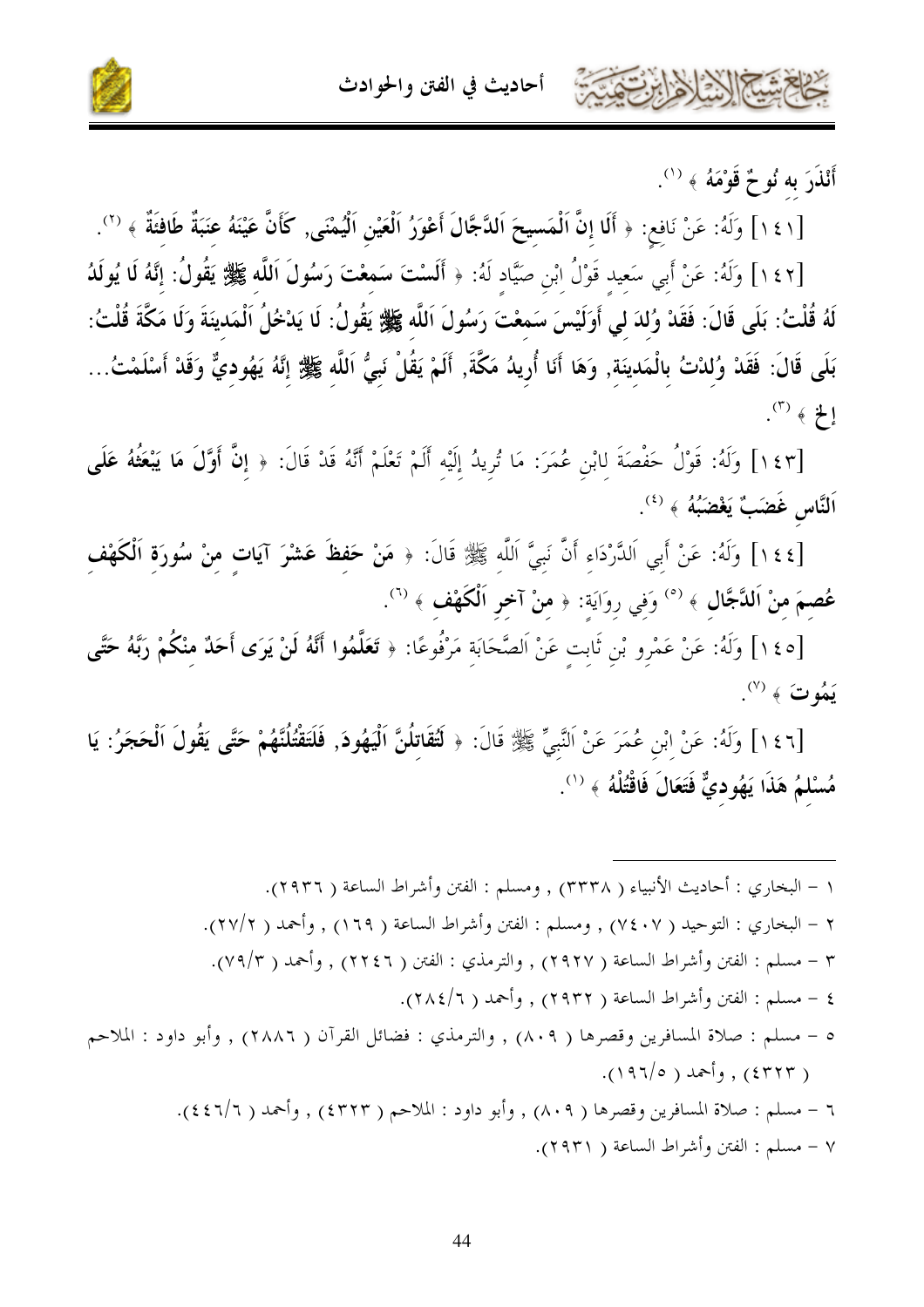أَنْذَرَ به نُوحٌ قَوْمَهُ ﴾ (1).

[١٤١] وَلَهُ: عَنْ نَافِعٍ: ﴿ أَلَا إِنَّ اَلْمَسِيحَ اَلدَّجَّالَ أَعْوَرُ اَلْعَيْنِ اَلْيُمْنَى, كَأَنَّ عَيْنَهُ عِنَبَةٌ طَافِئَةٌ ﴾ (2).

[١٤٢] وَلَهُ: عَنْ أَبِي سَعِيدٍ قَوْلُ ابْنِ صَيَّادٍ لَهُ: ﴿ أَلَسْتَ سَمِعْتَ رَسُولَ اَللَّه ﷺ يَقُولُ: إِنَّهُ لَا يُولَدُ لَهُ قُلْتُ: بَلَى قَالَ: فَقَدْ وُلِدَ لِي أَوَلَيْسَ سَمِعْتَ رَسُولَ اَللَّه ﷺ يَقُولُ: لَا يَدْخُلُ اَلْمَدِينَةَ وَلَا مَكَّةَ قُلْتُ: بَلَى قَالَ: فَقَدْ وُلِدْتُ بِالْمَدِينَةِ, وَهَا أَنَا أُرِيدُ مَكَّةَ, أَلَمْ يَقُلْ نَبِيُّ اَللَّه ﷺ إِنَّهُ يَهُودِيٌّ وَقَدْ أَسْلَمْتُ... إلخ ﴾ (3).

[١٤٣] وَلَهُ: قَوْلُ حَفْصَةَ لِابْنِ عُمَرَ: مَا تُرِيدُ إِلَيْهِ أَلَمْ تَعْلَمْ أَنَّهُ قَدْ قَالَ: ﴿ إِنَّ أَوَّلَ مَا يَبْعَثُهُ عَلَى اَلنَّاسِ غَضَبٌ يَغْضَبُهُ ﴾ (4).

[١٤٤] وَلَهُ: عَنْ أَبِي اَلدَّرْدَاءِ أَنَّ نَبِيَّ اَللَّه ﷺ قَالَ: ﴿ مَنْ حَفِظَ عَشْرَ آيَاتٍ مِنْ سُورَةِ اَلْكَهْفِ عُصِمَ مِنْ اَلدَّجَّالِ ﴾ (5) وَفِي رِوَايَةٍ: ﴿ مِنْ آخِرِ اَلْكَهْفِ ﴾ (6).

[١٤٥] وَلَهُ: عَنْ عَمْرِو بْنِ ثَابِتٍ عَنْ اَلصَّحَابَةِ مَرْفُوعًا: ﴿ تَعَلَّمُوا أَنَّهُ لَنْ يَرَى أَحَدٌ مِنْكُمْ رَبَّهُ حَتَّى يَمُوتَ ﴾ (7).

[١٤٦] وَلَهُ: عَنْ ابْنِ عُمَرَ عَنْ اَلنَّبِيِّ ﷺ قَالَ: ﴿ لَتُقَاتِلُنَّ اَلْيَهُودَ, فَلَتَقْتُلُنَّهُمْ حَتَّى يَقُولَ اَلْحَجَرُ: يَا مُسْلِمُ هَذَا يَهُودِيٌّ فَتَعَالَ فَاقْتُلْهُ ﴾ (1).

---

١ - البخاري : أحاديث الأنبياء ( ٣٣٣٨ ) , ومسلم : الفتن وأشراط الساعة ( ٢٩٣٦ ).

٢ - البخاري : التوحيد ( ٧٤٠٧ ) , ومسلم : الفتن وأشراط الساعة ( ١٦٩ ) , وأحمد ( ٢/٢٧ ).

٣ - مسلم : الفتن وأشراط الساعة ( ٢٩٢٧ ) , والترمذي : الفتن ( ٢٢٤٦ ) , وأحمد ( ٣/٧٩ ).

٤ - مسلم : الفتن وأشراط الساعة ( ٢٩٣٢ ) , وأحمد ( ٦/٢٨٤ ).

٥ - مسلم : صلاة المسافرين وقصرها ( ٨٠٩ ) , والترمذي : فضائل القرآن ( ٢٨٨٦ ) , وأبو داود : الملاحم ( ٤٣٢٣ ) , وأحمد ( ٥/١٩٦ ).

٦ - مسلم : صلاة المسافرين وقصرها ( ٨٠٩ ) , وأبو داود : الملاحم ( ٤٣٢٣ ) , وأحمد ( ٦/٤٤٦ ).

٧ - مسلم : الفتن وأشراط الساعة ( ٢٩٣١ ).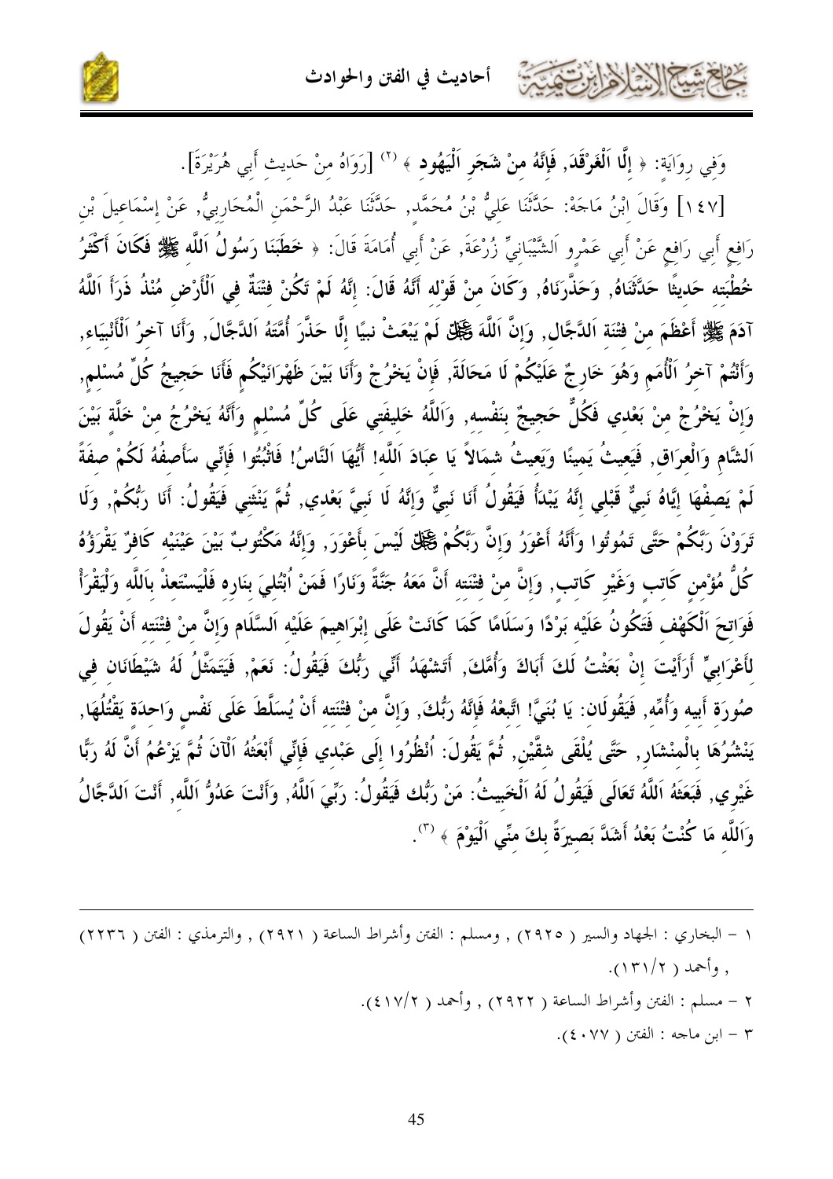وَفِي رِوَايَةٍ: ﴿ إِلَّا اَلْغَرْقَدَ, فَإِنَّهُ مِنْ شَجَرِ اَلْيَهُودِ ﴾ [٢] [رَوَاهُ مِنْ حَدِيثِ أَبِي هُرَيْرَةَ].

[١٤٧] وَقَالَ ابْنُ مَاجَهْ: حَدَّثَنَا عَلِيُّ بْنُ مُحَمَّدٍ, حَدَّثَنَا عَبْدُ الرَّحْمَنِ الْمُحَارِبِيُّ, عَنْ إِسْمَاعِيلَ بْنِ رَافِعٍ أَبِي رَافِعٍ عَنْ أَبِي عَمْرٍو اَلشَّيْبَانِيِّ زُرْعَةَ, عَنْ أَبِي أُمَامَةَ قَالَ: ﴿ **خَطَبَنَا رَسُولُ اَللَّهِ ﷺ فَكَانَ أَكْثَرُ خُطْبَتِهِ حَدِيثًا حَدَّثَنَاهُ, وَحَذَّرَنَاهُ, وَكَانَ مِنْ قَوْلِهِ أَنَّهُ قَالَ: إِنَّهُ لَمْ تَكُنْ فِتْنَةٌ فِي اَلْأَرْضِ مُنْذُ ذَرَأَ اَللَّهُ آدَمَ ﷺ أَعْظَمَ مِنْ فِتْنَةِ اَلدَّجَّالِ, وَإِنَّ اَللَّهَ ﷻ لَمْ يَبْعَثْ نَبِيًّا إِلَّا حَذَّرَ أُمَّتَهُ اَلدَّجَّالَ, وَأَنَا آخِرُ اَلْأَنْبِيَاءِ, وَأَنْتُمْ آخِرُ اَلْأُمَمِ وَهُوَ خَارِجٌ عَلَيْكُمْ لَا مَحَالَةَ, فَإِنْ يَخْرُجْ وَأَنَا بَيْنَ ظَهْرَانَيْكُمْ فَأَنَا حَجِيجُ كُلِّ مُسْلِمٍ, وَإِنْ يَخْرُجْ مِنْ بَعْدِي فَكُلٌّ حَجِيجٌ بِنَفْسِهِ, وَاَللَّهُ خَلِيفَتِي عَلَى كُلِّ مُسْلِمٍ وَأَنَّهُ يَخْرُجُ مِنْ خَلَّةٍ بَيْنَ اَلشَّامِ وَالْعِرَاقِ, فَيَعِيثُ يَمِينًا وَيَعِيثُ شِمَالاً يَا عِبَادَ اَللَّهِ! أَيُّهَا اَلنَّاسُ! فَاثْبُتُوا فَإِنِّي سَأَصِفُهُ لَكُمْ صِفَةً لَمْ يَصِفْهَا إِيَّاهُ نَبِيٌّ قَبْلِي إِنَّهُ يَبْدَأُ فَيَقُولُ أَنَا نَبِيٌّ وَإِنَّهُ لَا نَبِيَّ بَعْدِي, ثُمَّ يَنْثَنِي فَيَقُولُ: أَنَا رَبُّكُمْ, وَلَا تَرَوْنَ رَبَّكُمْ حَتَّى تَمُوتُوا وَأَنَّهُ أَعْوَرُ وَإِنَّ رَبَّكُمْ ﷻ لَيْسَ بِأَعْوَرَ, وَإِنَّهُ مَكْتُوبٌ بَيْنَ عَيْنَيْهِ كَافِرٌ يَقْرَؤُهُ كُلُّ مُؤْمِنٍ كَاتِبٍ وَغَيْرِ كَاتِبٍ, وَإِنَّ مِنْ فِتْنَتِهِ أَنَّ مَعَهُ جَنَّةً وَنَارًا فَمَنْ اُبْتُلِيَ بِنَارِهِ فَلْيَسْتَعِذْ بِاللَّهِ وَلْيَقْرَأْ فَوَاتِحَ اَلْكَهْفِ فَتَكُونُ عَلَيْهِ بَرْدًا وَسَلَامًا كَمَا كَانَتْ عَلَى إِبْرَاهِيمَ عَلَيْهِ اَلسَّلَامِ وَإِنَّ مِنْ فِتْنَتِهِ أَنْ يَقُولَ لِأَعْرَابِيٍّ أَرَأَيْتَ إِنْ بَعَثْتُ لَكَ أَبَاكَ وَأُمَّكَ, أَتَشْهَدُ أَنِّي رَبُّكَ فَيَقُولُ: نَعَمْ, فَيَتَمَثَّلُ لَهُ شَيْطَانَانِ فِي صُورَةِ أَبِيهِ وَأُمِّهِ, فَيَقُولَانِ: يَا بُنَيَّ! اتَّبِعْهُ فَإِنَّهُ رَبُّكَ, وَإِنَّ مِنْ فِتْنَتِهِ أَنْ يُسَلَّطَ عَلَى نَفْسٍ وَاحِدَةٍ يَقْتُلُهَا, يَنْشُرُهَا بِالْمِنْشَارِ, حَتَّى يُلْقَى شِقَّيْنِ, ثُمَّ يَقُولَ: اُنْظُرُوا إِلَى عَبْدِي فَإِنِّي أَبْعَثُهُ اَلْآنَ ثُمَّ يَزْعُمُ أَنَّ لَهُ رَبًّا غَيْرِي, فَبَعَثَهُ اَللَّهُ تَعَالَى فَيَقُولُ لَهُ اَلْخَبِيثُ: مَنْ رَبُّكَ فَيَقُولُ: رَبِّيَ اَللَّهُ, وَأَنْتَ عَدُوُّ اَللَّهِ, أَنْتَ اَلدَّجَّالُ وَاَللَّهِ مَا كُنْتُ بَعْدُ أَشَدَّ بَصِيرَةً بِكَ مِنِّي اَلْيَوْمَ** ﴾ [٣].

---

١ - البخاري : الجهاد والسير ( ٢٩٢٥ ) , ومسلم : الفتن وأشراط الساعة ( ٢٩٢١ ) , والترمذي : الفتن ( ٢٢٣٦ ) , وأحمد ( ٢/١٣١ ).

٢ - مسلم : الفتن وأشراط الساعة ( ٢٩٢٢ ) , وأحمد ( ٢/٤١٧ ).

٣ - ابن ماجه : الفتن ( ٤٠٧٧ ).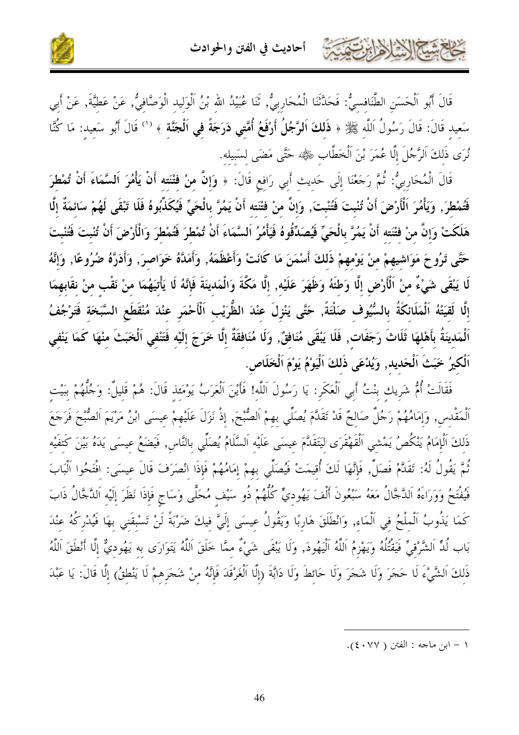قَالَ أَبُو اَلْحَسَنِ الطَّنَافسيُّ: فَحَدَّثَنَا الْمُحَارِبيُّ, ثَنَا عُبَيْدُ الله بْنُ اَلْوَلِيد الْوَصَّافيُّ, عَنْ عَطيَّةَ, عَنْ أَبي سَعيد قَالَ: قَالَ رَسُولُ اَللَّه ﷺ ﴿ **ذَلكَ اَلرَّجُلُ أَرْفَعُ أُمَّتي دَرَجَةً في اَلْجَنَّة** ﴾ [1] قَالَ أَبُو سَعيد: مَا كُنَّا نُرَى ذَلكَ اَلرَّجُلَ إلَّا عُمَرَ بْنَ اَلْخَطَّاب ﷺ حَتَّى مَضَى لسَبِيله.

قَالَ الْمُحَارِبيُّ: ثُمَّ رَجَعْنَا إلَى حَديث أَبي رَافع قَالَ: ﴿ **وَإنَّ منْ فتْنَته أَنْ يَأْمُرَ اَلسَّمَاءَ أَنْ تُمْطرَ فَتُمْطرَ, وَيَأْمُرَ اَلْأَرْضَ أَنْ تُنْبتَ فَتُنْبتَ, وَإنَّ منْ فتْنَته أَنْ يَمُرَّ بالْحَيِّ فَيُكَذِّبُوهُ فَلَا تَبْقَى لَهُمْ سَائمَةٌ إلَّا هَلَكَتْ وَإنَّ منْ فتْنَته أَنْ يَمُرَّ بالْحَيِّ فَيُصَدِّقُوهُ فَيَأْمُرُ اَلسَّمَاءَ أَنْ تُمْطرَ فَتُمْطرَ وَالْأَرْضَ أَنْ تُنْبتَ فَتُنْبتَ حَتَّى تَرُوحَ مَوَاشيهمْ منْ يَوْمهمْ ذَلكَ أَسْمَنَ مَا كَانَتْ وَأَعْظَمَهُ, وَأَمَدَّهُ خَوَاصرَ, وَأَدَرَّهُ ضُرُوعًا, وَإنَّهُ لَا يَبْقَى شَيْءٌ منْ اَلْأَرْض إلَّا وَطئَهُ وَظَهَرَ عَلَيْه, إلَّا مَكَّةَ وَالْمَدينَةَ فَإنَّهُ لَا يَأْتيَهُمَا منْ نَقْب منْ نقَابهمَا إلَّا لَقيَتْهُ اَلْمَلَائكَةُ بالسُّيُوف صَلْتَةً, حَتَّى يَنْزلَ عنْدَ الظُّرَيْب اَلْأَحْمَر عنْدَ مُنْقَطَع السَّبَخَة فَتَرْجُفُ اَلْمَدينَةُ بأَهْلهَا ثَلَاثَ رَجَفَات, فَلَا يَبْقَى مُنَافقٌ, وَلَا مُنَافقَةٌ إلَّا خَرَجَ إلَيْه فَتَنْفي اَلْخَبَثَ منْهَا كَمَا يَنْفي اَلْكيرُ خَبَثَ اَلْحَديد, وَيُدْعَى ذَلكَ اَلْيَوْمُ يَوْمَ اَلْخَلَاص.**

فَقَالَتْ أُمُّ شَريك بنْتُ أَبي اَلْعَكَر: يَا رَسُولَ اَللَّه! فَأَيْنَ اَلْعَرَبُ يَوْمَئذ قَالَ: هُمْ قَليلٌ: وَجُلُّهُمْ ببَيْت اَلْمَقْدس, وَإمَامُهُمْ رَجُلٌ صَالحٌ قَدْ تَقَدَّمَ يُصَلِّي بهمْ اَلصُّبْحَ, إذْ نَزَلَ عَلَيْهمْ عيسَى ابْنُ مَرْيَمَ اَلصُّبْحَ فَرَجَعَ ذَلكَ اَلْإمَامُ يَنْكُصُ يَمْشي اَلْقَهْقَرَى ليَتَقَدَّمَ عيسَى عَلَيْه اَلسَّلَامُ يُصَلِّي بالنَّاس, فَيَضَعُ عيسَى يَدَهُ بَيْنَ كَتفَيْه ثُمَّ يَقُولُ لَهُ: تَقَدَّمْ فَصَلِّ, فَإنَّهَا لَكَ أُقيمَتْ فَيُصَلِّي بهمْ إمَامُهُمْ فَإذَا انْصَرَفَ قَالَ عيسَى: افْتَحُوا اَلْبَابَ فَيُفْتَحُ وَوَرَاءَهُ اَلدَّجَّالُ مَعَهُ سَبْعُونَ أَلْفَ يَهُوديٍّ كُلُّهُمْ ذُو سَيْف مُحَلًّى وَسَاج فَإذَا نَظَرَ إلَيْه اَلدَّجَّالُ ذَابَ كَمَا يَذُوبُ اَلْملْحُ في اَلْمَاء, وَانْطَلَقَ هَاربًا وَيَقُولُ عيسَى إلَيَّ فيكَ ضَرْبَةً لَنْ تَسْبقَني بهَا فَيُدْركُهُ عنْدَ بَاب لُدٍّ اَلشَّرْقيِّ فَيَقْتُلُهُ وَيَهْزمُ اَللَّهُ اَلْيَهُودَ, وَلَا يَبْقَى شَيْءٌ ممَّا خَلَقَ اَللَّهُ يَتَوَارَى به يَهُوديٌّ إلَّا أَنْطَقَ اَللَّهُ ذَلكَ اَلشَّيْءَ لَا حَجَرَ وَلَا شَجَرَ وَلَا حَائطَ وَلَا دَابَّةَ (إلَّا اَلْغَرْقَدَ فَإنَّهُ منْ شَجَرهمْ لَا يَنْطقُ) إلَّا قَالَ: يَا عَبْدَ

---

[1] – ابن ماجه : الفتن ( ٤٠٧٧ ).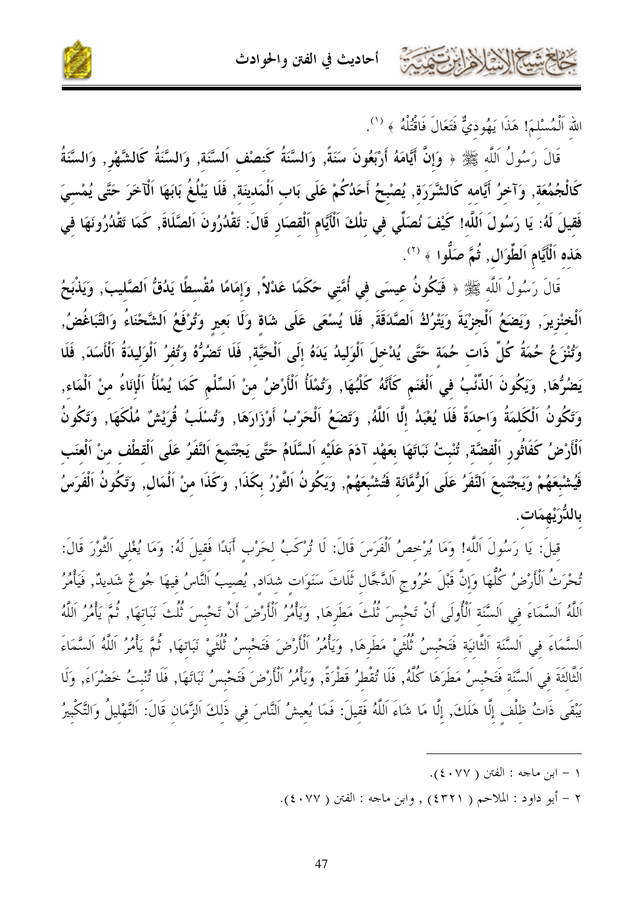اللهِ اَلْمُسْلمَ! هَذَا يَهُوديٌّ فَتَعَالَ فَاقْتُلْهُ ﴾ (١).

قَالَ رَسُولُ اَللَّه ﷺ ﴿ وَإِنَّ أَيَّامَهُ أَرْبَعُونَ سَنَةً, وَالسَّنَةُ كَنصْف اَلسَّنَة, وَالسَّنَةُ كَالشَّهْر, وَالسَّنَةُ كَالْجُمُعَة, وَآخرُ أَيَّامه كَالشَّرَرَة, يُصْبحُ أَحَدُكُمْ عَلَى بَاب اَلْمَدينَة, فَلَا يَبْلُغُ بَابَهَا اَلْآخرَ حَتَّى يُمْسيَ فَقيلَ لَهُ: يَا رَسُولَ اَللَّه! كَيْفَ نُصَلِّي في تلْكَ اَلْأَيَّامِ اَلْقصَارِ قَالَ: تَقْدُرُونَ اَلصَّلَاةَ, كَمَا تَقْدُرُونَهَا في هَذه اَلْأَيَّام اَلطِّوَال, ثُمَّ صَلُّوا ﴾ (٢).

قَالَ رَسُولُ اَللَّه ﷺ ﴿ فَيَكُونُ عيسَى في أُمَّتي حَكَمًا عَدْلاً, وَإِمَامًا مُقْسطًا يَدُقُّ اَلصَّليبَ, وَيَذْبَحُ اَلْخنْزيرَ, وَيَضَعُ اَلْجزْيَةَ وَيَتْرُكُ اَلصَّدَقَةَ, فَلَا يُسْعَى عَلَى شَاة وَلَا بَعير وَتُرْفَعُ اَلشَّحْنَاءُ وَالتَّبَاغُضُ, وَتُنْزَعُ حُمَةُ كُلِّ ذَات حُمَة حَتَّى يُدْخلَ اَلْوَليدُ يَدَهُ إلَى اَلْحَيَّة, فَلَا تَضُرُّهُ وَتُفرُ اَلْوَليدَةُ اَلْأَسَدَ, فَلَا يَضُرُّهَا, وَيَكُونَ اَلذِّئْبُ في اَلْغَنَم كَأَنَّهُ كَلْبُهَا, وَتُمْلَأُ اَلْأَرْضُ منْ اَلسِّلْم كَمَا يُمْلَأُ اَلْإِنَاءُ منْ اَلْمَاء, وَتَكُونُ اَلْكَلمَةُ وَاحدَةً فَلَا يُعْبَدُ إلَّا اَللَّهُ, وَتَضَعُ اَلْحَرْبُ أَوْزَارَهَا, وَتُسْلَبُ قُرَيْشٌ مُلْكَهَا, وَتَكُونُ اَلْأَرْضُ كَفَاثُور اَلْفضَّة, تُنْبتُ نَبَاتَهَا بعَهْد آدَمَ عَلَيْه اَلسَّلَامُ حَتَّى يَجْتَمعَ اَلنَّفَرُ عَلَى اَلْقطْف منْ اَلْعنَب فَيُشْبعَهُمْ وَيَجْتَمعَ اَلنَّفَرُ عَلَى اَلرُّمَّانَة فَتُشْبعَهُمْ, وَيَكُونُ اَلثَّوْرُ بكَذَا, وَكَذَا منْ اَلْمَال, وَتَكُونُ اَلْفَرَسُ بالدُّرَيْهمَات.

قيلَ: يَا رَسُولَ اَللَّه! وَمَا يُرْخصُ اَلْفَرَسَ قَالَ: لَا تُرْكَبُ لحَرْب أَبَدًا فَقيلَ لَهُ: وَمَا يُغْلي اَلثَّوْرَ قَالَ: تُحْرَثُ اَلْأَرْضُ كُلُّهَا وَإِنَّ قَبْلَ خُرُوج اَلدَّجَّال ثَلَاثَ سَنَوَات شدَاد, يُصيبُ اَلنَّاسُ فيهَا جُوعٌ شَديدٌ, فَيَأْمُرُ اَللَّهُ اَلسَّمَاءَ في اَلسَّنَة اَلْأُولَى أَنْ تَحْبسَ ثُلُثَ مَطَرهَا, وَيَأْمُرُ اَلْأَرْضَ أَنْ تَحْبسَ ثُلُثَ نَبَاتهَا, ثُمَّ يَأْمُرُ اَللَّهُ اَلسَّمَاءَ في اَلسَّنَة اَلثَّانيَة فَتَحْبسُ ثُلُثَيْ مَطَرهَا, وَيَأْمُرُ اَلْأَرْضَ فَتَحْبسُ ثُلُثَيْ نَبَاتهَا, ثُمَّ يَأْمُرُ اَللَّهُ اَلسَّمَاءَ اَلثَّالثَةَ في اَلسَّنَة فَتَحْبسُ مَطَرَهَا كُلَّهُ, فَلَا تُقْطرُ قَطْرَةً, وَيَأْمُرُ اَلْأَرْضَ فَتَحْبسُ نَبَاتَهَا, فَلَا تُنْبتُ خَضْرَاءَ, وَلَا يَبْقَى ذَاتُ ظلْف إلَّا هَلَكَ, إلَّا مَا شَاءَ اَللَّهُ فَقيلَ: فَمَا يُعيشُ اَلنَّاسَ في ذَلكَ اَلزَّمَان قَالَ: اَلتَّهْليلُ وَالتَّكْبيرُ

---

١ – ابن ماجه : الفتن ( ٤٠٧٧ ).

٢ – أبو داود : الملاحم ( ٤٣٢١ ) , وابن ماجه : الفتن ( ٤٠٧٧ ).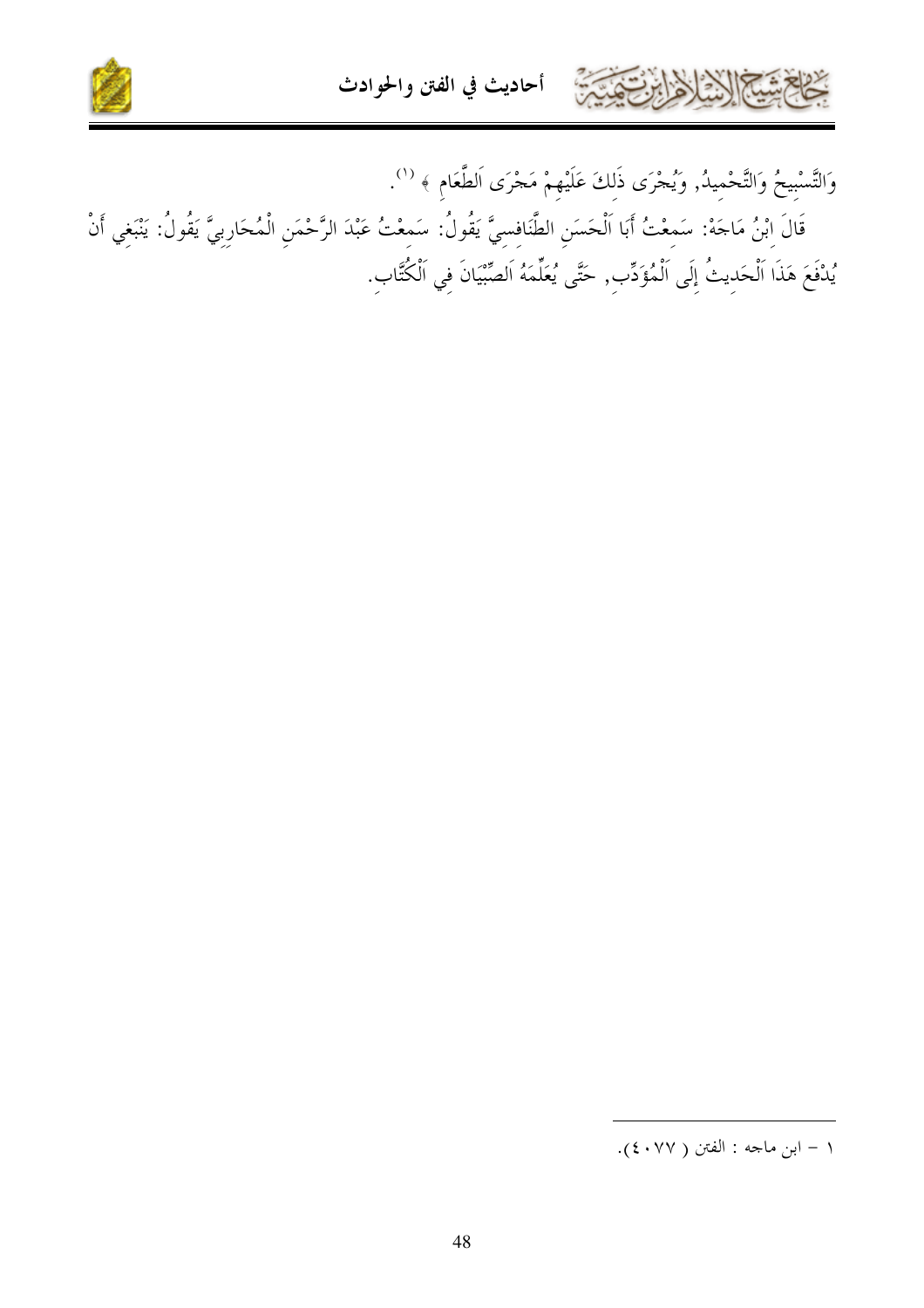وَالتَّسْبِيحُ وَالتَّحْمِيدُ, وَيُجْرَى ذَلِكَ عَلَيْهِمْ مَجْرَى اَلطَّعَامِ ﴾ [1].

قَالَ ابْنُ مَاجَهْ: سَمِعْتُ أَبَا اَلْحَسَنِ الطَّنَافِسِيَّ يَقُولُ: سَمِعْتُ عَبْدَ الرَّحْمَنِ الْمُحَارِبِيَّ يَقُولُ: يَنْبَغِي أَنْ يُدْفَعَ هَذَا اَلْحَدِيثُ إِلَى اَلْمُؤَدِّبِ, حَتَّى يُعَلِّمَهُ اَلصِّبْيَانَ فِي اَلْكُتَّابِ.

---

١ - ابن ماجه : الفتن ( ٤٠٧٧ ).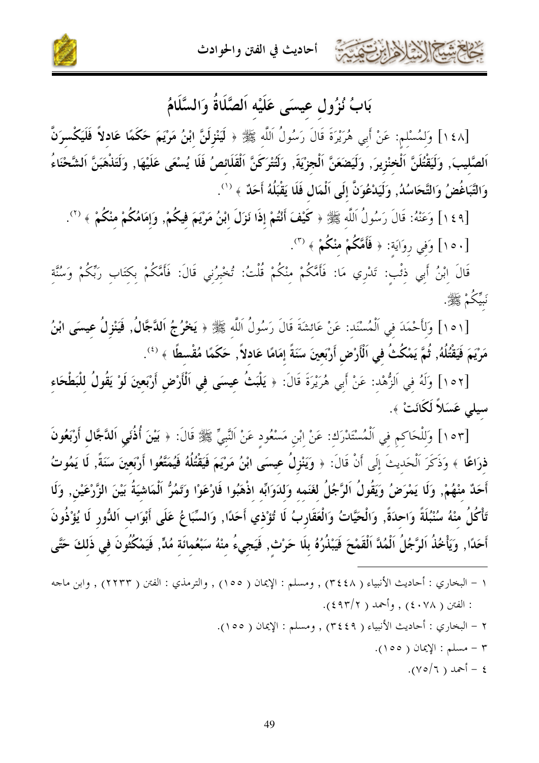## بَابُ نُزُولِ عِيسَى عَلَيْهِ اَلصَّلَاةُ وَالسَّلَامُ

[١٤٨] وَلِمُسْلِمٍ: عَنْ أَبِي هُرَيْرَةَ قَالَ رَسُولُ اَللَّه ﷺ ﴿ **لَيَنْزِلَنَّ ابْنُ مَرْيَمَ حَكَمًا عَادِلاً فَلَيَكْسِرَنَّ اَلصَّلِيبَ, وَلَيَقْتُلَنَّ اَلْخِنْزِيرَ, وَلَيَضَعَنَّ اَلْجِزْيَةَ, وَلَتُتْرَكَنَّ اَلْقَلَائِصُ فَلَا يُسْعَى عَلَيْهَا, وَلَتَذْهَبَنَّ اَلشَّحْنَاءُ وَالتَّبَاغُضُ وَالتَّحَاسُدُ, وَلَيَدْعُوَنَّ إِلَى اَلْمَالِ فَلَا يَقْبَلُهُ أَحَدٌ** ﴾ (١).

[١٤٩] وَعَنْهُ: قَالَ رَسُولُ اَللَّه ﷺ ﴿ **كَيْفَ أَنْتُمْ إِذَا نَزَلَ ابْنُ مَرْيَمَ فِيكُمْ, وَإِمَامُكُمْ مِنْكُمْ** ﴾ (٢).

[١٥٠] وَفِي رِوَايَةٍ: ﴿ **فَأَمَّكُمْ مِنْكُمْ** ﴾ (٣).

قَالَ ابْنُ أَبِي ذِئْبٍ: تَدْرِي مَا: فَأَمَّكُمْ مِنْكُمْ قُلْتُ: تُخْبِرُنِي قَالَ: فَأَمَّكُمْ بِكِتَابِ رَبِّكُمْ وَسُنَّةِ نَبِيِّكُمْ ﷺ.

[١٥١] وَلِأَحْمَدَ فِي اَلْمُسْنَد: عَنْ عَائِشَةَ قَالَ رَسُولُ اَللَّه ﷺ ﴿ **يَخْرُجُ اَلدَّجَّالُ, فَيَنْزِلُ عِيسَى ابْنُ مَرْيَمَ فَيَقْتُلُهُ, ثُمَّ يَمْكُثُ فِي اَلْأَرْضِ أَرْبَعِينَ سَنَةً إِمَامًا عَادِلاً, حَكَمًا مُقْسِطًا** ﴾ (٤).

[١٥٢] وَلَهُ فِي اَلزُّهْد: عَنْ أَبِي هُرَيْرَةَ قَالَ: ﴿ **يَلْبَثُ عِيسَى فِي اَلْأَرْضِ أَرْبَعِينَ لَوْ يَقُولُ لِلْبَطْحَاءِ سِيلِي عَسَلاً لَكَانَتْ** ﴾.

[١٥٣] وَلِلْحَاكِمِ فِي اَلْمُسْتَدْرَك: عَنْ ابْنِ مَسْعُودٍ عَنْ اَلنَّبِيِّ ﷺ قَالَ: ﴿ **بَيْنَ أُذُنَيِ اَلدَّجَّالِ أَرْبَعُونَ ذِرَاعًا** ﴾ وَذَكَرَ اَلْحَدِيثَ إِلَى أَنْ قَالَ: ﴿ **وَيَنْزِلُ عِيسَى ابْنُ مَرْيَمَ فَيَقْتُلُهُ فَيُمَتَّعُوا أَرْبَعِينَ سَنَةً, لَا يَمُوتُ أَحَدٌ مِنْهُمْ, وَلَا يَمْرَضُ وَيَقُولُ اَلرَّجُلُ لِغَنَمِهِ وَلِدَوَابِّهِ اذْهَبُوا فَارْعَوْا وَتَمُرُّ اَلْمَاشِيَةُ بَيْنَ الزَّرْعَيْنِ, وَلَا تَأْكُلُ مِنْهُ سُنْبُلَةً وَاحِدَةً, وَالْحَيَّاتُ وَالْعَقَارِبُ لَا تُؤْذِي أَحَدًا, وَالسِّبَاعُ عَلَى أَبْوَابِ اَلدُّورِ لَا يُؤْذُونَ أَحَدًا, وَيَأْخُذُ اَلرَّجُلُ اَلْمُدَّ اَلْقَمْحَ فَيَبْذُرُهُ بِلَا حَرْثٍ, فَيَجِيءُ مِنْهُ سَبْعُمِائَةِ مُدٍّ, فَيَمْكُثُونَ فِي ذَلِكَ حَتَّى**

---

١ – البخاري : أحاديث الأنبياء ( ٣٤٤٨ ) , ومسلم : الإيمان ( ١٥٥ ) , والترمذي : الفتن ( ٢٢٣٣ ) , وابن ماجه : الفتن ( ٤٠٧٨ ) , وأحمد ( ٢/٤٩٣ ).

٢ – البخاري : أحاديث الأنبياء ( ٣٤٤٩ ) , ومسلم : الإيمان ( ١٥٥ ).

٣ – مسلم : الإيمان ( ١٥٥ ).

٤ – أحمد ( ٦/٧٥ ).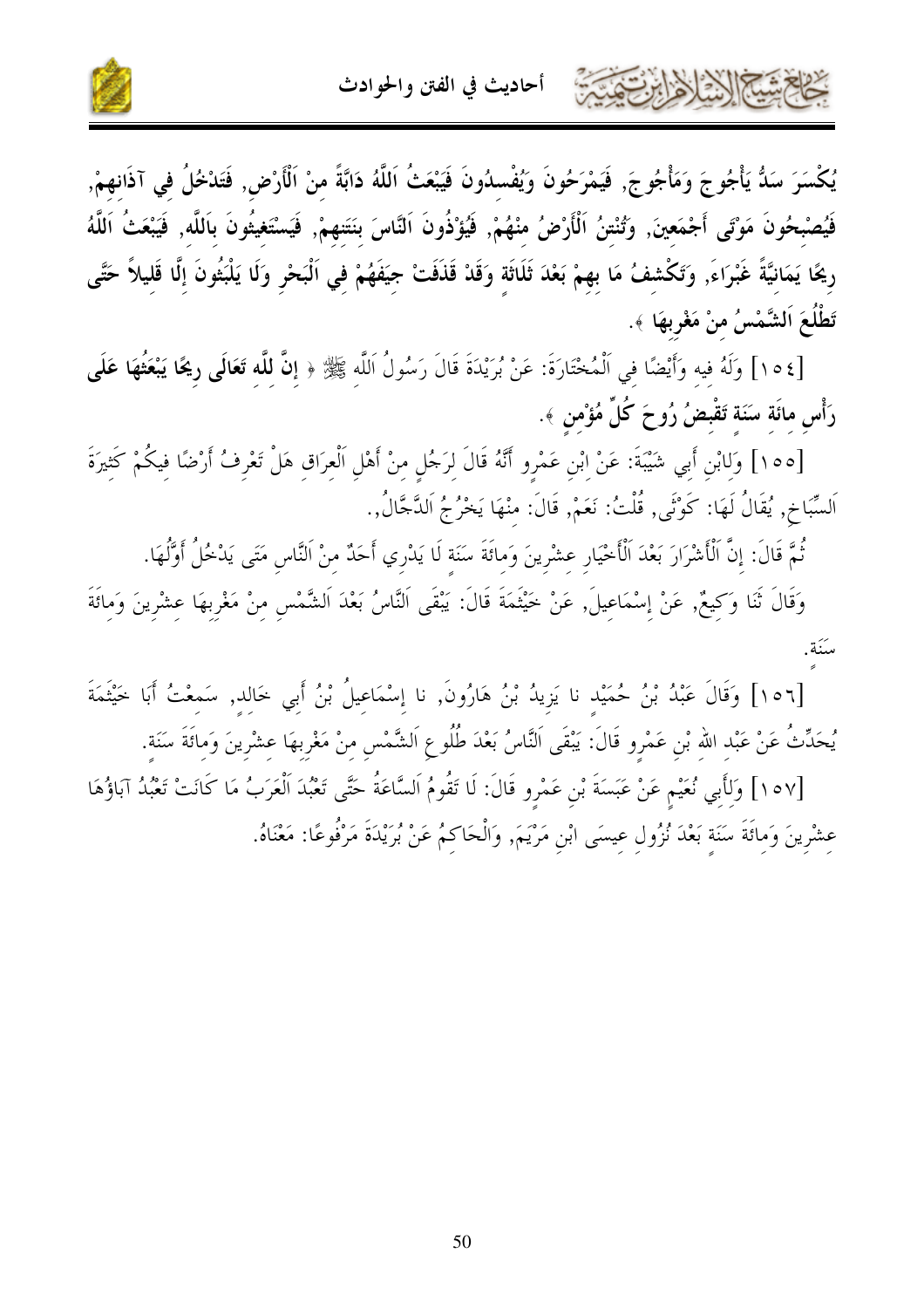**يُكْسَرَ سَدُّ يَأْجُوجَ وَمَأْجُوجَ, فَيَمْرَحُونَ وَيُفْسِدُونَ فَيَبْعَثُ اَللَّهُ دَابَّةً مِنْ اَلْأَرْضِ, فَتَدْخُلُ فِي آذَانِهِمْ, فَيُصْبِحُونَ مَوْتَى أَجْمَعِينَ, وَتُنْتِنُ اَلْأَرْضُ مِنْهُمْ, فَيُؤْذُونَ اَلنَّاسَ بِنَتَنِهِمْ, فَيَسْتَغِيثُونَ بِاللَّهِ, فَيَبْعَثُ اَللَّهُ رِيحًا يَمَانِيَّةً غَبْرَاءَ, وَتَكْشِفُ مَا بِهِمْ بَعْدَ ثَلَاثَةٍ وَقَدْ قَذَفَتْ جِيَفَهُمْ فِي اَلْبَحْرِ وَلَا يَلْبَثُونَ إِلَّا قَلِيلاً حَتَّى تَطْلُعَ اَلشَّمْسُ مِنْ مَغْرِبِهَا** ﴾.

[١٥٤] وَلَهُ فِيهِ وَأَيْضًا فِي اَلْمُخْتَارَةَ: عَنْ بُرَيْدَةَ قَالَ رَسُولُ اَللَّهِ ﷺ ﴿ **إِنَّ لِلَّهِ تَعَالَى رِيحًا يَبْعَثُهَا عَلَى رَأْسِ مِائَةِ سَنَةٍ تَقْبِضُ رُوحَ كُلِّ مُؤْمِنٍ** ﴾.

[١٥٥] وَلِابْنِ أَبِي شَيْبَةَ: عَنْ اِبْنِ عَمْرٍو أَنَّهُ قَالَ لِرَجُلٍ مِنْ أَهْلِ اَلْعِرَاقِ هَلْ تَعْرِفُ أَرْضًا فِيكُمْ كَثِيرَةَ اَلسِّبَاخِ, يُقَالُ لَهَا: كَوْثَى, قُلْتُ: نَعَمْ, قَالَ: مِنْهَا يَخْرُجُ اَلدَّجَّالُ,.

ثُمَّ قَالَ: إِنَّ اَلْأَشْرَارَ بَعْدَ اَلْأَخْيَارِ عِشْرِينَ وَمِائَةَ سَنَةٍ لَا يَدْرِي أَحَدٌ مِنْ اَلنَّاسِ مَتَى يَدْخُلُ أَوَّلُهَا.

وَقَالَ ثَنَا وَكِيعٌ, عَنْ إِسْمَاعِيلَ, عَنْ خَيْثَمَةَ قَالَ: يَبْقَى اَلنَّاسُ بَعْدَ اَلشَّمْسِ مِنْ مَغْرِبِهَا عِشْرِينَ وَمِائَةَ سَنَةٍ.

[١٥٦] وَقَالَ عَبْدُ بْنُ حُمَيْدٍ نا يَزِيدُ بْنُ هَارُونَ, نا إِسْمَاعِيلُ بْنُ أَبِي خَالِدٍ, سَمِعْتُ أَبَا خَيْثَمَةَ يُحَدِّثُ عَنْ عَبْدِ اللهِ بْنِ عَمْرٍو قَالَ: يَبْقَى اَلنَّاسُ بَعْدَ طُلُوعِ اَلشَّمْسِ مِنْ مَغْرِبِهَا عِشْرِينَ وَمِائَةَ سَنَةٍ.

[١٥٧] وَلِأَبِي نُعَيْمٍ عَنْ عَبَسَةَ بْنِ عَمْرٍو قَالَ: لَا تَقُومُ اَلسَّاعَةُ حَتَّى تَعْبُدَ اَلْعَرَبُ مَا كَانَتْ تَعْبُدُ آبَاؤُهَا عِشْرِينَ وَمِائَةَ سَنَةٍ بَعْدَ نُزُولِ عِيسَى اِبْنِ مَرْيَمَ, وَالْحَاكِمُ عَنْ بُرَيْدَةَ مَرْفُوعًا: مَعْنَاهُ.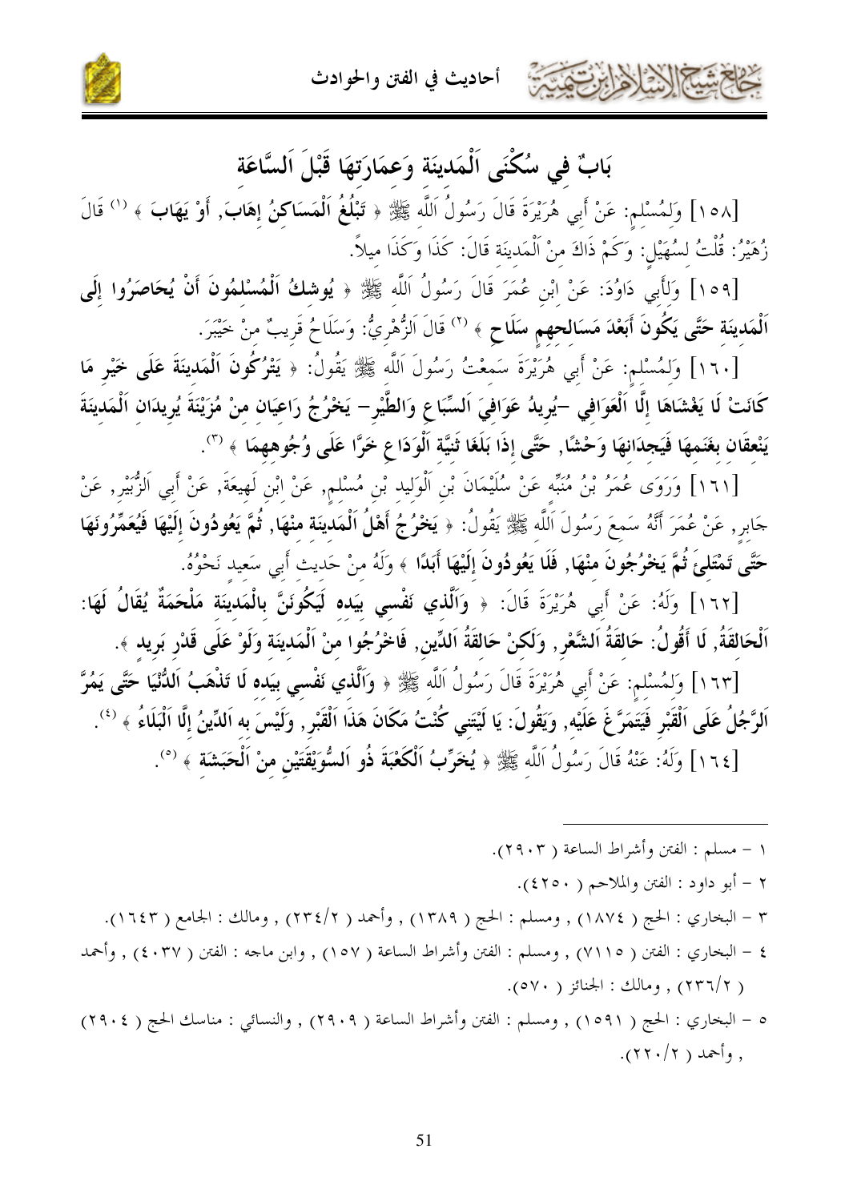## بَابٌ فِي سُكْنَى اَلْمَدِينَة وَعِمَارَتهَا قَبْلَ اَلسَّاعَة

[١٥٨] وَلِمُسْلِمٍ: عَنْ أَبِي هُرَيْرَةَ قَالَ رَسُولُ اَللَّه ﷺ ﴿ **تَبْلُغُ اَلْمَسَاكِنُ إِهَابَ, أَوْ يَهَابَ** ﴾ [1] قَالَ زُهَيْرٌ: قُلْتُ لِسُهَيْلٍ: وَكَمْ ذَاكَ مِنْ اَلْمَدِينَة قَالَ: كَذَا وَكَذَا مِيلاً.

[١٥٩] وَلِأَبِي دَاوُدَ: عَنْ اِبْنِ عُمَرَ قَالَ رَسُولُ اَللَّه ﷺ ﴿ **يُوشِكُ اَلْمُسْلِمُونَ أَنْ يُحَاصَرُوا إِلَى اَلْمَدِينَة حَتَّى يَكُونَ أَبْعَدَ مَسَالِحِهِم سَلَاح** ﴾ [2] قَالَ اَلزُّهْرِيُّ: وَسَلَاحُ قَرِيبٌ مِنْ خَيْبَرَ.

[١٦٠] وَلِمُسْلِمٍ: عَنْ أَبِي هُرَيْرَةَ سَمِعْتُ رَسُولَ اَللَّه ﷺ يَقُولُ: ﴿ **يَتْرُكُونَ اَلْمَدِينَةَ عَلَى خَيْرِ مَا كَانَتْ لَا يَغْشَاهَا إِلَّا اَلْعَوَافِي -يُرِيدُ عَوَافِيَ اَلسِّبَاعِ وَالطَّيْرِ- يَخْرُجُ رَاعِيَانِ مِنْ مُزَيْنَةَ يُرِيدَانِ اَلْمَدِينَةَ يَنْعِقَانِ بِغَنَمِهَا فَيَجِدَانِهَا وَحْشًا, حَتَّى إِذَا بَلَغَا ثَنِيَّةَ اَلْوَدَاعِ خَرَّا عَلَى وُجُوهِهِمَا** ﴾ [3].

[١٦١] وَرَوَى عُمَرُ بْنُ مُنَبِّه عَنْ سُلَيْمَانَ بْنِ اَلْوَلِيد بْنِ مُسْلِم, عَنْ اِبْنِ لَهِيعَةَ, عَنْ أَبِي اَلزُّبَيْرِ, عَنْ جَابِرٍ, عَنْ عُمَرَ أَنَّهُ سَمِعَ رَسُولَ اَللَّه ﷺ يَقُولُ: ﴿ **يَخْرُجُ أَهْلُ اَلْمَدِينَة مِنْهَا, ثُمَّ يَعُودُونَ إِلَيْهَا فَيُعَمِّرُونَهَا حَتَّى تَمْتَلِئَ ثُمَّ يَخْرُجُونَ مِنْهَا, فَلَا يَعُودُونَ إِلَيْهَا أَبَدًا** ﴾ وَلَهُ مِنْ حَدِيث أَبِي سَعِيد نَحْوُهُ.

[١٦٢] وَلَهُ: عَنْ أَبِي هُرَيْرَةَ قَالَ: ﴿ **وَاَلَّذِي نَفْسِي بِيَده لَيَكُونَنَّ بِالْمَدِينَة مَلْحَمَةٌ يُقَالُ لَهَا: اَلْحَالِقَةُ, لَا أَقُولُ: حَالِقَةُ اَلشَّعْرِ, وَلَكِنْ حَالِقَةُ اَلدِّينِ, فَاخْرُجُوا مِنْ اَلْمَدِينَة وَلَوْ عَلَى قَدْرِ بَرِيد** ﴾.

[١٦٣] وَلِمُسْلِمٍ: عَنْ أَبِي هُرَيْرَةَ قَالَ رَسُولُ اَللَّه ﷺ ﴿ **وَاَلَّذِي نَفْسِي بِيَده لَا تَذْهَبُ اَلدُّنْيَا حَتَّى يَمُرَّ اَلرَّجُلُ عَلَى اَلْقَبْرِ فَيَتَمَرَّغَ عَلَيْه, وَيَقُولَ: يَا لَيْتَنِي كُنْتُ مَكَانَ هَذَا اَلْقَبْرِ, وَلَيْسَ بِه اَلدِّينُ إِلَّا اَلْبَلَاءُ** ﴾ [4].

[١٦٤] وَلَهُ: عَنْهُ قَالَ رَسُولُ اَللَّه ﷺ ﴿ **يُخَرِّبُ اَلْكَعْبَةَ ذُو اَلسُّوَيْقَتَيْنِ مِنْ اَلْحَبَشَة** ﴾ [5].

---

١ - مسلم : الفتن وأشراط الساعة ( ٢٩٠٣).

٢ - أبو داود : الفتن والملاحم ( ٤٢٥٠).

٣ - البخاري : الحج ( ١٨٧٤) , ومسلم : الحج ( ١٣٨٩) , وأحمد ( ٢/٢٣٤) , ومالك : الجامع ( ١٦٤٣).

٤ - البخاري : الفتن ( ٧١١٥) , ومسلم : الفتن وأشراط الساعة ( ١٥٧) , وابن ماجه : الفتن ( ٤٠٣٧) , وأحمد ( ٢/٢٣٦) , ومالك : الجنائز ( ٥٧٠).

٥ - البخاري : الحج ( ١٥٩١) , ومسلم : الفتن وأشراط الساعة ( ٢٩٠٩) , والنسائي : مناسك الحج ( ٢٩٠٤) , وأحمد ( ٢/٢٢٠).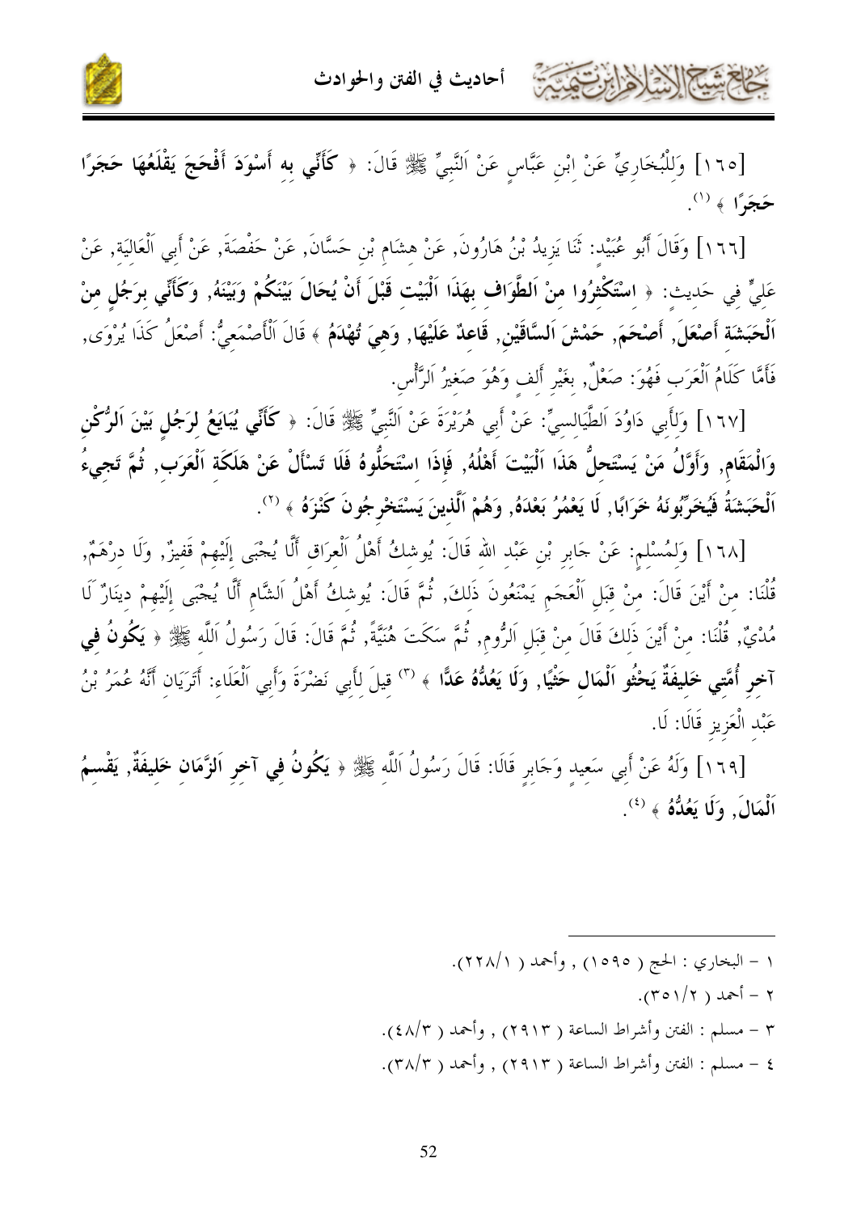[١٦٥] وَلِلْبُخَارِيِّ عَنْ اِبْنِ عَبَّاسٍ عَنْ اَلنَّبِيِّ ﷺ قَالَ: ﴿ **كَأَنِّي بِهِ أَسْوَدَ أَفْحَجَ يَقْلَعُهَا حَجَرًا حَجَرًا** ﴾ (١).

[١٦٦] وَقَالَ أَبُو عُبَيْد: ثَنَا يَزِيدُ بْنُ هَارُونَ, عَنْ هِشَامِ بْنِ حَسَّانَ, عَنْ حَفْصَةَ, عَنْ أَبِي اَلْعَالِيَةِ, عَنْ عَلِيٍّ فِي حَدِيثِ: ﴿ **اسْتَكْثِرُوا مِنْ اَلطَّوَافِ بِهَذَا اَلْبَيْتِ قَبْلَ أَنْ يُحَالَ بَيْنَكُمْ وَبَيْنَهُ, وَكَأَنِّي بِرَجُلٍ مِنْ اَلْحَبَشَةِ أَصْعَلَ, أَصْحَمَ, حَمْشَ اَلسَّاقَيْنِ, قَاعِدٌ عَلَيْهَا, وَهِيَ تُهْدَمُ** ﴾ قَالَ اَلْأَصْمَعِيُّ: أَصْعَلُ كَذَا يُرْوَى, فَأَمَّا كَلَامُ اَلْعَرَبِ فَهُوَ: صَعْلٌ, بِغَيْرِ أَلِفٍ وَهُوَ صَغِيرُ اَلرَّأْسِ.

[١٦٧] وَلِأَبِي دَاوُدَ اَلطَّيَالِسِيِّ: عَنْ أَبِي هُرَيْرَةَ عَنْ اَلنَّبِيِّ ﷺ قَالَ: ﴿ **كَأَنِّي يُبَايَعُ لِرَجُلٍ بَيْنَ اَلرُّكْنِ وَالْمَقَامِ, وَأَوَّلُ مَنْ يَسْتَحِلُّ هَذَا اَلْبَيْتَ أَهْلُهُ, فَإِذَا اسْتَحَلُّوهُ فَلَا تَسْأَلْ عَنْ هَلَكَةِ اَلْعَرَبِ, ثُمَّ تَجِيءُ اَلْحَبَشَةُ فَيُخَرِّبُونَهُ خَرَابًا, لَا يَعْمُرُ بَعْدَهُ, وَهُمْ اَلَّذِينَ يَسْتَخْرِجُونَ كَنْزَهُ** ﴾ (٢).

[١٦٨] وَلِمُسْلِمٍ: عَنْ جَابِرِ بْنِ عَبْدِ اللهِ قَالَ: يُوشِكُ أَهْلُ اَلْعِرَاقِ أَلَّا يُجْبَى إِلَيْهِمْ قَفِيزٌ, وَلَا دِرْهَمٌ, قُلْنَا: مِنْ أَيْنَ قَالَ: مِنْ قِبَلِ اَلْعَجَمِ يَمْنَعُونَ ذَلِكَ, ثُمَّ قَالَ: يُوشِكُ أَهْلُ اَلشَّامِ أَلَّا يُجْبَى إِلَيْهِمْ دِينَارٌ لَا مُدْيٌ, قُلْنَا: مِنْ أَيْنَ ذَلِكَ قَالَ مِنْ قِبَلِ اَلرُّومِ, ثُمَّ سَكَتَ هُنَيَّةً, ثُمَّ قَالَ: قَالَ رَسُولُ اَللَّهِ ﷺ ﴿ **يَكُونُ فِي آخِرِ أُمَّتِي خَلِيفَةٌ يَحْثُو اَلْمَالَ حَثْيًا, وَلَا يَعُدُّهُ عَدًّا** ﴾ (٣) قِيلَ لِأَبِي نَضْرَةَ وَأَبِي اَلْعَلَاءِ: أَتَرَيَانِ أَنَّهُ عُمَرُ بْنُ عَبْدِ الْعَزِيزِ قَالَا: لَا.

[١٦٩] وَلَهُ عَنْ أَبِي سَعِيدٍ وَجَابِرٍ قَالَا: قَالَ رَسُولُ اَللَّهِ ﷺ ﴿ **يَكُونُ فِي آخِرِ اَلزَّمَانِ خَلِيفَةٌ, يَقْسِمُ اَلْمَالَ, وَلَا يَعُدُّهُ** ﴾ (٤).

---

١ - البخاري : الحج ( ١٥٩٥ ) , وأحمد ( ٢٢٨/١ ).

٢ - أحمد ( ٣٥١/٢ ).

٣ - مسلم : الفتن وأشراط الساعة ( ٢٩١٣ ) , وأحمد ( ٤٨/٣ ).

٤ - مسلم : الفتن وأشراط الساعة ( ٢٩١٣ ) , وأحمد ( ٣٨/٣ ).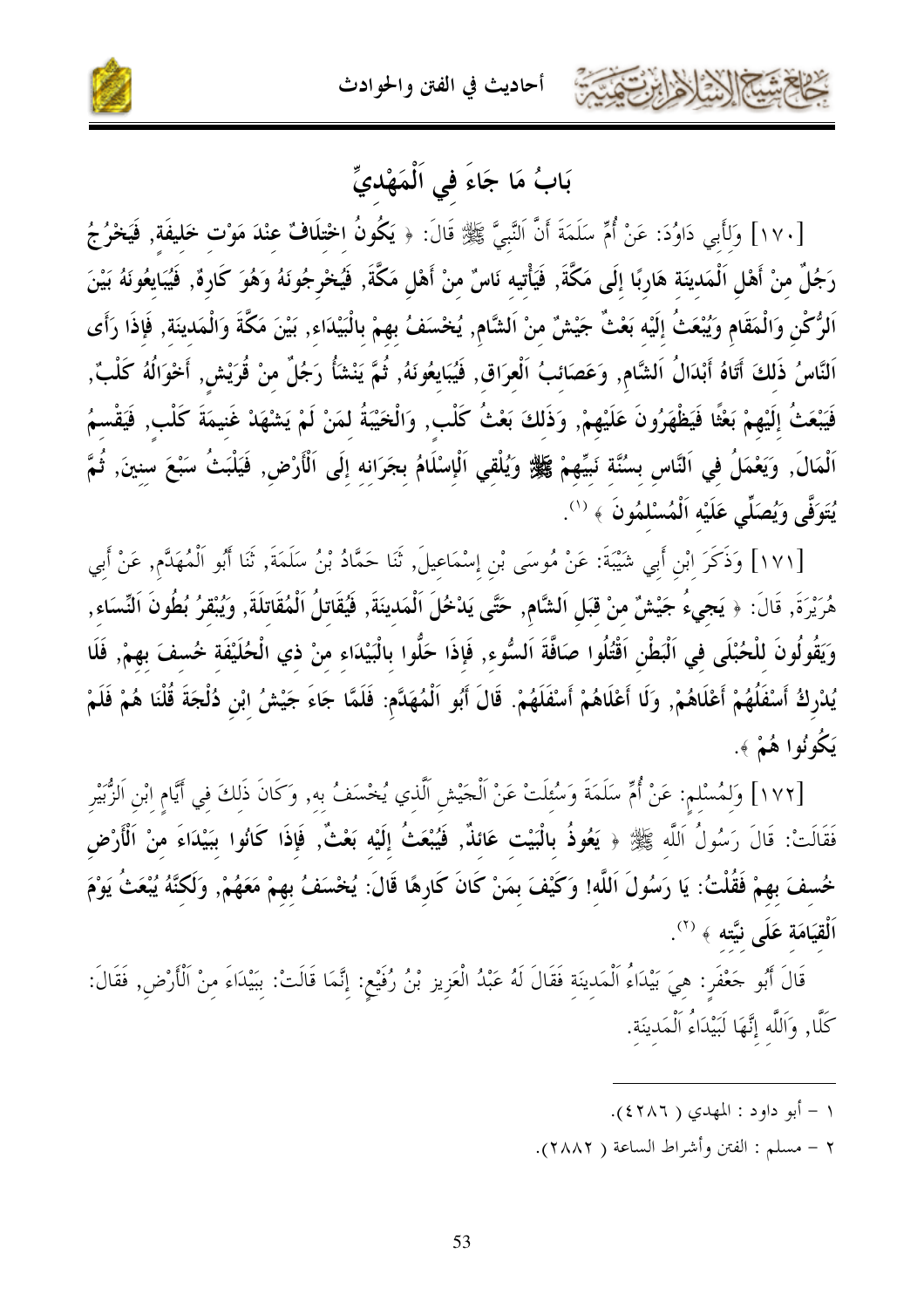## بَابُ مَا جَاءَ فِي اَلْمَهْدِيِّ

[١٧٠] وَلِأَبِي دَاوُدَ: عَنْ أُمِّ سَلَمَةَ أَنَّ اَلنَّبِيَّ ﷺ قَالَ: ﴿ يَكُونُ اخْتِلَافٌ عِنْدَ مَوْتِ خَلِيفَةٍ, فَيَخْرُجُ رَجُلٌ مِنْ أَهْلِ اَلْمَدِينَةِ هَارِبًا إِلَى مَكَّةَ, فَيَأْتِيهِ نَاسٌ مِنْ أَهْلِ مَكَّةَ, فَيُخْرِجُونَهُ وَهُوَ كَارِهٌ, فَيُبَايِعُونَهُ بَيْنَ اَلرُّكْنِ وَالْمَقَامِ وَيُبْعَثُ إِلَيْهِ بَعْثٌ جَيْشٌ مِنْ اَلشَّامِ, يُخْسَفُ بِهِمْ بِالْبَيْدَاءِ, بَيْنَ مَكَّةَ وَالْمَدِينَةِ, فَإِذَا رَأَى اَلنَّاسُ ذَلِكَ أَتَاهُ أَبْدَالُ اَلشَّامِ, وَعَصَائِبُ اَلْعِرَاقِ, فَيُبَايِعُونَهُ, ثُمَّ يَنْشَأُ رَجُلٌ مِنْ قُرَيْشٍ, أَخْوَالُهُ كَلْبٌ, فَيَبْعَثُ إِلَيْهِمْ بَعْثًا فَيَظْهَرُونَ عَلَيْهِمْ, وَذَلِكَ بَعْثُ كَلْبٍ, وَالْخَيْبَةُ لِمَنْ لَمْ يَشْهَدْ غَنِيمَةَ كَلْبٍ, فَيَقْسِمُ اَلْمَالَ, وَيَعْمَلُ فِي اَلنَّاسِ بِسُنَّةِ نَبِيِّهِمْ ﷺ وَيُلْقِي اَلْإِسْلَامُ بِجِرَانِهِ إِلَى اَلْأَرْضِ, فَيَلْبَثُ سَبْعَ سِنِينَ, ثُمَّ يُتَوَفَّى وَيُصَلِّي عَلَيْهِ اَلْمُسْلِمُونَ ﴾ [1].

[١٧١] وَذَكَرَ ابْنِ أَبِي شَيْبَةَ: عَنْ مُوسَى بْنِ إِسْمَاعِيلَ, ثَنَا حَمَّادُ بْنُ سَلَمَةَ, ثَنَا أَبُو اَلْمُهَدَّمِ, عَنْ أَبِي هُرَيْرَةَ, قَالَ: ﴿ يَجِيءُ جَيْشٌ مِنْ قِبَلِ اَلشَّامِ, حَتَّى يَدْخُلَ اَلْمَدِينَةَ, فَيُقَاتِلُ اَلْمُقَاتِلَةَ, وَيُبْقِرُ بُطُونَ اَلنِّسَاءِ, وَيَقُولُونَ لِلْحُبْلَى فِي اَلْبَطْنِ اقْتُلُوا صَافَّةَ اَلسُّوءِ, فَإِذَا حَلُّوا بِالْبَيْدَاءِ مِنْ ذِي الْحُلَيْفَةِ خُسِفَ بِهِمْ, فَلَا يُدْرِكُ أَسْفَلُهُمْ أَعْلَاهُمْ, وَلَا أَعْلَاهُمْ أَسْفَلَهُمْ. قَالَ أَبُو اَلْمُهَدَّمِ: فَلَمَّا جَاءَ جَيْشُ ابْنِ دُلْجَةَ قُلْنَا هُمْ فَلَمْ يَكُونُوا هُمْ ﴾.

[١٧٢] وَلِمُسْلِمٍ: عَنْ أُمِّ سَلَمَةَ وَسُئِلَتْ عَنْ اَلْجَيْشِ اَلَّذِي يُخْسَفُ بِهِ, وَكَانَ ذَلِكَ فِي أَيَّامِ ابْنِ اَلزُّبَيْرِ فَقَالَتْ: قَالَ رَسُولُ اَللَّهِ ﷺ ﴿ يَعُوذُ بِالْبَيْتِ عَائِذٌ, فَيُبْعَثُ إِلَيْهِ بَعْثٌ, فَإِذَا كَانُوا بِبَيْدَاءَ مِنْ اَلْأَرْضِ خُسِفَ بِهِمْ فَقُلْتُ: يَا رَسُولَ اَللَّهِ! وَكَيْفَ بِمَنْ كَانَ كَارِهًا قَالَ: يُخْسَفُ بِهِمْ مَعَهُمْ, وَلَكِنَّهُ يُبْعَثُ يَوْمَ اَلْقِيَامَةِ عَلَى نِيَّتِهِ ﴾ [2].

قَالَ أَبُو جَعْفَرٍ: هِيَ بَيْدَاءُ اَلْمَدِينَةِ فَقَالَ لَهُ عَبْدُ الْعَزِيزِ بْنُ رُفَيْعٍ: إِنَّمَا قَالَتْ: بِبَيْدَاءَ مِنْ اَلْأَرْضِ, فَقَالَ: كَلَّا, وَاَللَّهِ إِنَّهَا لَبَيْدَاءُ اَلْمَدِينَةِ.

---

١ – أبو داود : المهدي ( ٤٢٨٦ ).

٢ – مسلم : الفتن وأشراط الساعة ( ٢٨٨٢ ).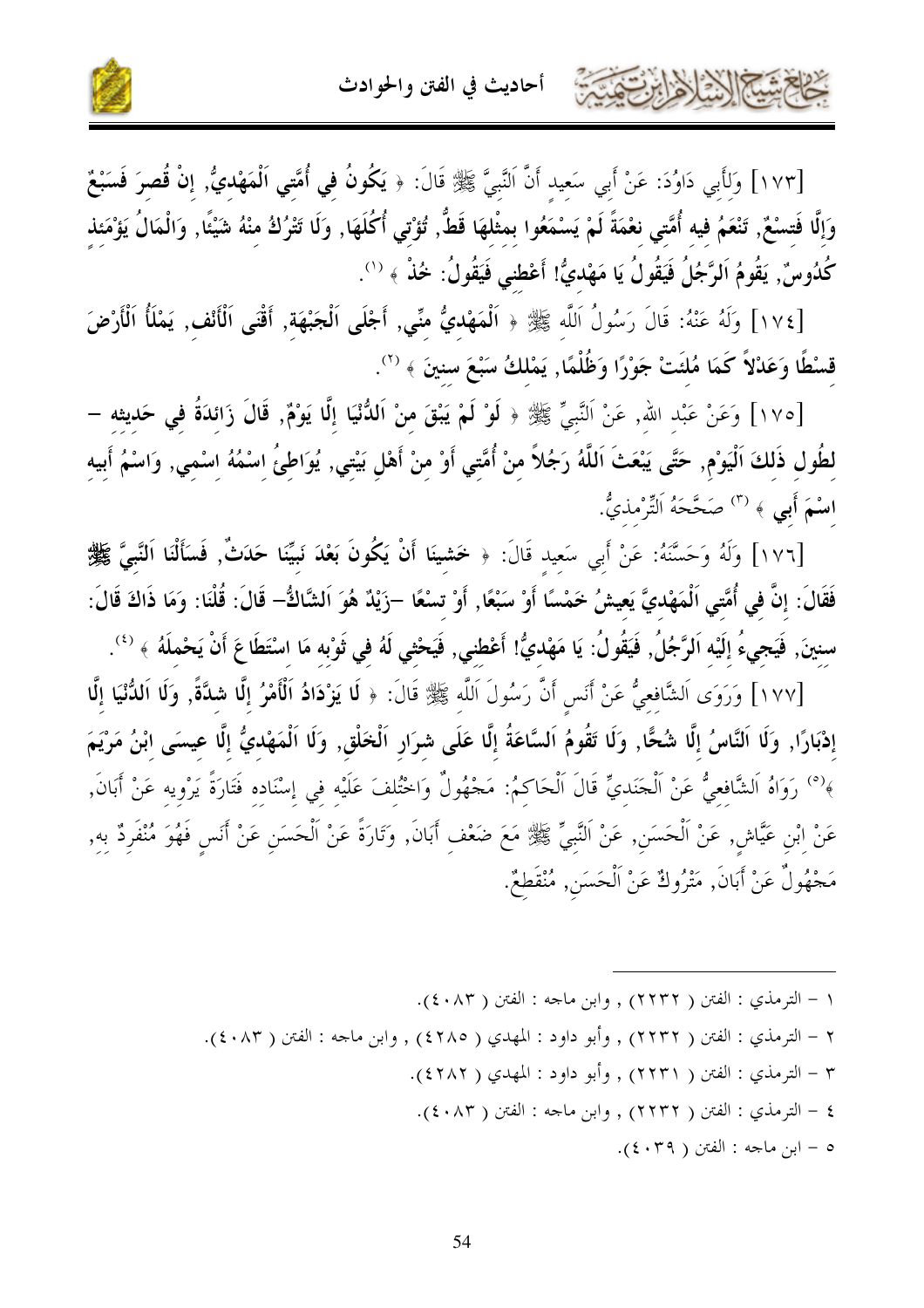[١٧٣] وَلِأَبِي دَاوُدَ: عَنْ أَبِي سَعِيدٍ أَنَّ اَلنَّبِيَّ ﷺ قَالَ: ﴿ يَكُونُ فِي أُمَّتِي اَلْمَهْدِيُّ, إِنْ قُصِرَ فَسَبْعٌ وَإِلَّا فَتِسْعٌ, تَنْعَمُ فِيهِ أُمَّتِي نِعْمَةً لَمْ يَسْمَعُوا بِمِثْلِهَا قَطُّ, تُؤْتِي أُكُلَهَا, وَلَا تَتْرُكُ مِنْهُ شَيْئًا, وَالْمَالُ يَوْمَئِذٍ كُدُوسٌ, يَقُومُ اَلرَّجُلُ فَيَقُولُ يَا مَهْدِيُّ! أَعْطِنِي فَيَقُولُ: خُذْ ﴾ (١).

[١٧٤] وَلَهُ عَنْهُ: قَالَ رَسُولُ اَللَّهِ ﷺ ﴿ اَلْمَهْدِيُّ مِنِّي, أَجْلَى اَلْجَبْهَةِ, أَقْنَى اَلْأَنْفِ, يَمْلَأُ اَلْأَرْضَ قِسْطًا وَعَدْلاً كَمَا مُلِئَتْ جَوْرًا وَظُلْمًا, يَمْلِكُ سَبْعَ سِنِينَ ﴾ (٢).

[١٧٥] وَعَنْ عَبْدِ اللهِ, عَنِ اَلنَّبِيِّ ﷺ ﴿ لَوْ لَمْ يَبْقَ مِنَ اَلدُّنْيَا إِلَّا يَوْمٌ, قَالَ زَائِدَةُ فِي حَدِيثِهِ – لَطُولِ ذَلِكَ اَلْيَوْمِ, حَتَّى يَبْعَثَ اَللَّهُ رَجُلاً مِنْ أُمَّتِي أَوْ مِنْ أَهْلِ بَيْتِي, يُوَاطِئُ اِسْمُهُ اِسْمِي, وَاسْمُ أَبِيهِ اِسْمَ أَبِي ﴾ (٣) صَحَّحَهُ اَلتِّرْمِذِيُّ.

[١٧٦] وَلَهُ وَحَسَّنَهُ: عَنْ أَبِي سَعِيدٍ قَالَ: ﴿ خَشِينَا أَنْ يَكُونَ بَعْدَ نَبِيِّنَا حَدَثٌ, فَسَأَلْنَا اَلنَّبِيَّ ﷺ فَقَالَ: إِنَّ فِي أُمَّتِي اَلْمَهْدِيَّ يَعِيشُ خَمْسًا أَوْ سَبْعًا, أَوْ تِسْعًا –زَيْدٌ هُوَ اَلشَّاكُّ– قَالَ: قُلْنَا: وَمَا ذَاكَ قَالَ: سِنِينَ, فَيَجِيءُ إِلَيْهِ اَلرَّجُلُ, فَيَقُولُ: يَا مَهْدِيُّ! أَعْطِنِي, فَيَحْثِي لَهُ فِي ثَوْبِهِ مَا اسْتَطَاعَ أَنْ يَحْمِلَهُ ﴾ (٤).

[١٧٧] وَرَوَى اَلشَّافِعِيُّ عَنْ أَنَسٍ أَنَّ رَسُولَ اَللَّهِ ﷺ قَالَ: ﴿ لَا يَزْدَادُ اَلْأَمْرُ إِلَّا شِدَّةً, وَلَا اَلدُّنْيَا إِلَّا إِدْبَارًا, وَلَا اَلنَّاسُ إِلَّا شُحًّا, وَلَا تَقُومُ اَلسَّاعَةُ إِلَّا عَلَى شِرَارِ اَلْخَلْقِ, وَلَا اَلْمَهْدِيُّ إِلَّا عِيسَى اِبْنُ مَرْيَمَ ﴾(٥) رَوَاهُ اَلشَّافِعِيُّ عَنْ اَلْجَنَدِيِّ قَالَ اَلْحَاكِمُ: مَجْهُولٌ وَاخْتُلِفَ عَلَيْهِ فِي إِسْنَادِهِ فَتَارَةً يَرْوِيهِ عَنْ أَبَانَ, عَنِ ابْنِ عَيَّاشٍ, عَنْ اَلْحَسَنِ, عَنْ اَلنَّبِيِّ ﷺ مَعَ ضَعْفِ أَبَانَ, وَتَارَةً عَنْ اَلْحَسَنِ عَنْ أَنَسٍ فَهُوَ مُنْفَرِدٌ بِهِ, مَجْهُولٌ عَنْ أَبَانَ, مَتْرُوكٌ عَنْ اَلْحَسَنِ, مُنْقَطِعٌ.

---

١ – الترمذي : الفتن ( ٢٢٣٢ ) , وابن ماجه : الفتن ( ٤٠٨٣ ).

٢ – الترمذي : الفتن ( ٢٢٣٢ ) , وأبو داود : المهدي ( ٤٢٨٥ ) , وابن ماجه : الفتن ( ٤٠٨٣ ).

٣ – الترمذي : الفتن ( ٢٢٣١ ) , وأبو داود : المهدي ( ٤٢٨٢ ).

٤ – الترمذي : الفتن ( ٢٢٣٢ ) , وابن ماجه : الفتن ( ٤٠٨٣ ).

٥ – ابن ماجه : الفتن ( ٤٠٣٩ ).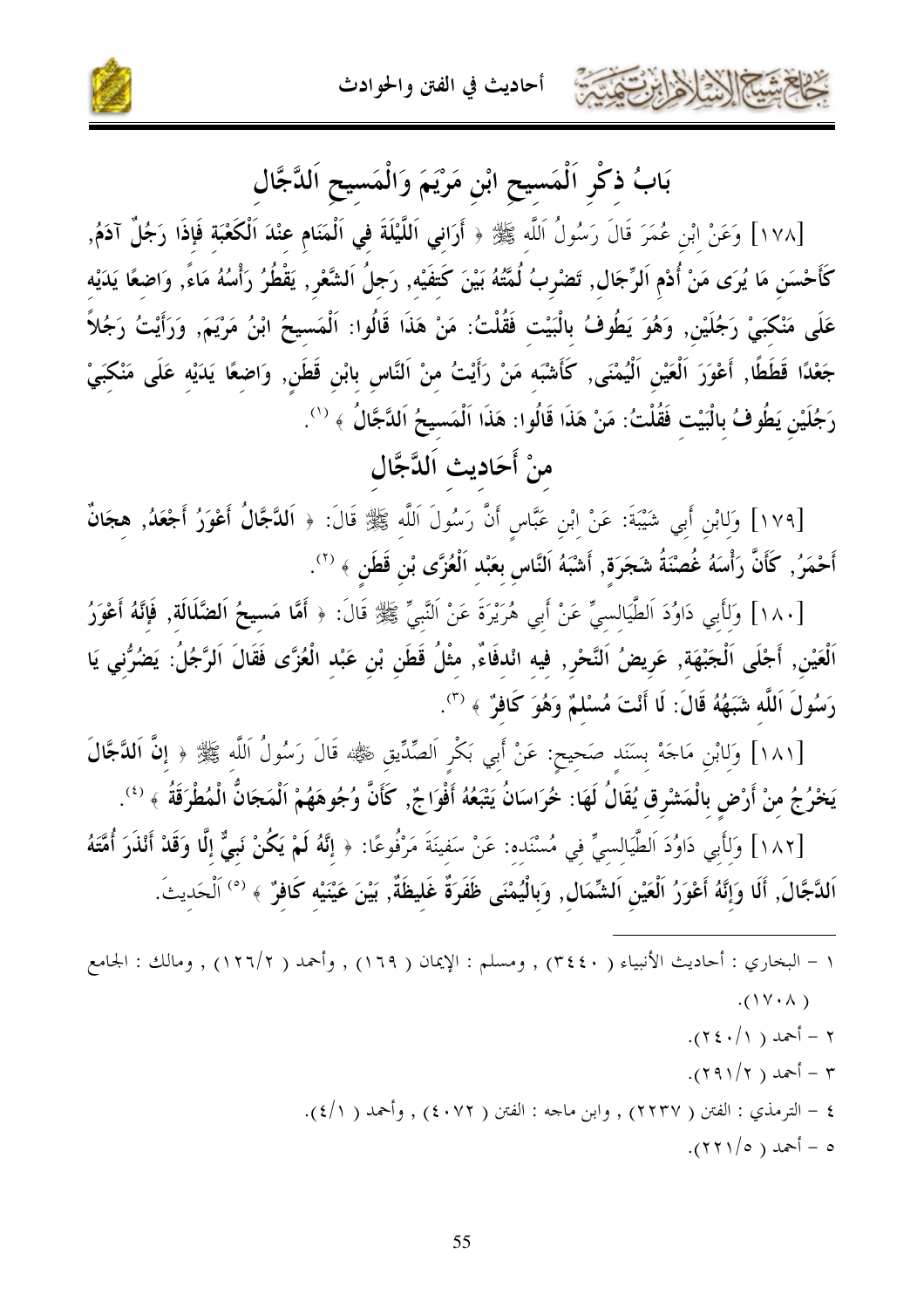## بَابُ ذِكْرِ اَلْمَسِيحِ ابْنِ مَرْيَمَ وَالْمَسِيحِ اَلدَّجَّالِ

[١٧٨] وَعَنْ ابْنِ عُمَرَ قَالَ رَسُولُ اَللَّهِ ﷺ ﴿ **أَرَانِي اَللَّيْلَةَ فِي اَلْمَنَامِ عِنْدَ اَلْكَعْبَةِ فَإِذَا رَجُلٌ آدَمُ, كَأَحْسَنِ مَا يُرَى مِنْ أُدْمِ اَلرِّجَالِ, تَضْرِبُ لُمَّتُهُ بَيْنَ كَتِفَيْهِ, رَجِلُ اَلشَّعْرِ, يَقْطُرُ رَأْسُهُ مَاءً, وَاضِعًا يَدَيْهِ عَلَى مَنْكِبَيْ رَجُلَيْنِ, وَهُوَ يَطُوفُ بِالْبَيْتِ فَقُلْتُ: مَنْ هَذَا قَالُوا: اَلْمَسِيحُ ابْنُ مَرْيَمَ, وَرَأَيْتُ رَجُلاً جَعْدًا قَطَطًا, أَعْوَرَ اَلْعَيْنِ اَلْيُمْنَى, كَأَشْبَهِ مَنْ رَأَيْتُ مِنْ اَلنَّاسِ بِابْنِ قَطَنٍ, وَاضِعًا يَدَيْهِ عَلَى مَنْكِبَيْ رَجُلَيْنِ يَطُوفُ بِالْبَيْتِ فَقُلْتُ: مَنْ هَذَا قَالُوا: هَذَا اَلْمَسِيحُ اَلدَّجَّالُ** ﴾ (١).

## مِنْ أَحَادِيث اَلدَّجَّال

[١٧٩] وَلِابْنِ أَبِي شَيْبَةَ: عَنْ ابْنِ عَبَّاسٍ أَنَّ رَسُولَ اَللَّهِ ﷺ قَالَ: ﴿ **اَلدَّجَّالُ أَعْوَرُ أَجْعَدُ, هِجَانٌ أَحْمَرُ, كَأَنَّ رَأْسَهُ غُصْنَةُ شَجَرَةٍ, أَشْبَهُ اَلنَّاسِ بِعَبْدِ اَلْعُزَّى بْنِ قَطَنٍ** ﴾ (٢).

[١٨٠] وَلِأَبِي دَاوُدَ اَلطَّيَالِسِيِّ عَنْ أَبِي هُرَيْرَةَ عَنْ اَلنَّبِيِّ ﷺ قَالَ: ﴿ **أَمَّا مَسِيحُ اَلضَّلَالَةِ, فَإِنَّهُ أَعْوَرُ اَلْعَيْنِ, أَجْلَى اَلْجَبْهَةِ, عَرِيضُ اَلنَّحْرِ, فِيهِ انْدِفَاءٌ, مِثْلُ قَطَنِ بْنِ عَبْدِ الْعُزَّى فَقَالَ اَلرَّجُلُ: يَضُرُّنِي يَا رَسُولَ اَللَّهِ شَبَهُهُ قَالَ: لَا أَنْتَ مُسْلِمٌ وَهُوَ كَافِرٌ** ﴾ (٣).

[١٨١] وَلِابْنِ مَاجَهْ بِسَنَدٍ صَحِيحٍ: عَنْ أَبِي بَكْرٍ اَلصِّدِّيقِ رضي الله عنه قَالَ رَسُولُ اَللَّهِ ﷺ ﴿ **إِنَّ اَلدَّجَّالَ يَخْرُجُ مِنْ أَرْضٍ بِالْمَشْرِقِ يُقَالُ لَهَا: خُرَاسَانُ يَتْبَعُهُ أَفْوَاجٌ, كَأَنَّ وُجُوهَهُمْ اَلْمَجَانُّ الْمُطْرَقَةُ** ﴾ (٤).

[١٨٢] وَلِأَبِي دَاوُدَ اَلطَّيَالِسِيِّ فِي مُسْنَدِهِ: عَنْ سَفِينَةَ مَرْفُوعًا: ﴿ **إِنَّهُ لَمْ يَكُنْ نَبِيٌّ إِلَّا وَقَدْ أَنْذَرَ أُمَّتَهُ اَلدَّجَّالَ, أَلَا وَإِنَّهُ أَعْوَرُ اَلْعَيْنِ اَلشِّمَالِ, وَبِالْيُمْنَى ظَفَرَةٌ غَلِيظَةٌ, بَيْنَ عَيْنَيْهِ كَافِرٌ** ﴾ (٥) اَلْحَدِيثَ.

---

١ - البخاري : أحاديث الأنبياء ( ٣٤٤٠) , ومسلم : الإيمان ( ١٦٩) , وأحمد ( ٢/١٢٦) , ومالك : الجامع ( ١٧٠٨).

٢ - أحمد ( ١/٢٤٠).

٣ - أحمد ( ٢/٢٩١).

٤ - الترمذي : الفتن ( ٢٢٣٧) , وابن ماجه : الفتن ( ٤٠٧٢) , وأحمد ( ١/٤).

٥ - أحمد ( ٥/٢٢١).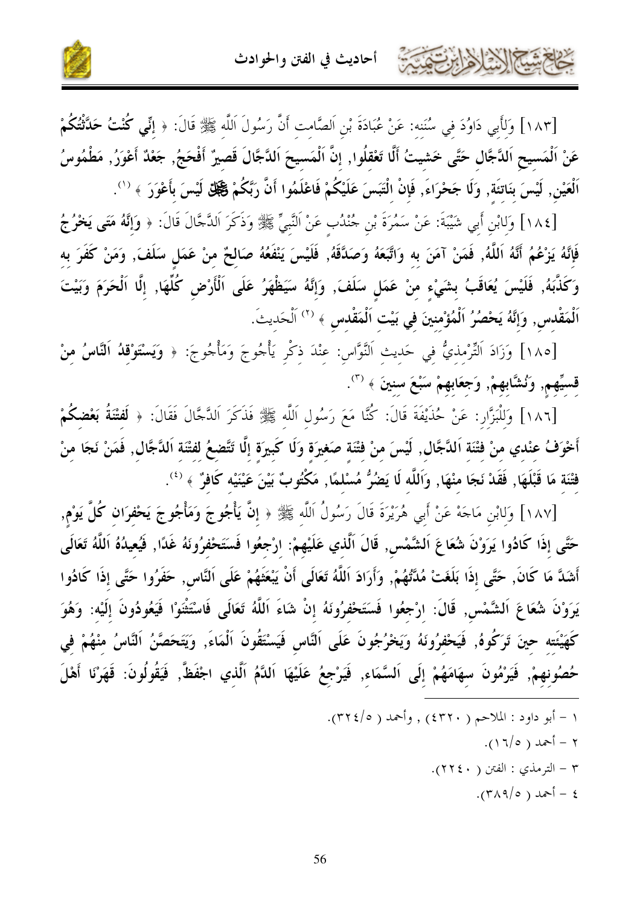[١٨٣] وَلِأَبِي دَاوُدَ فِي سُنَنِه: عَنْ عُبَادَةَ بْنِ اَلصَّامِت أَنَّ رَسُولَ اَللَّه ﷺ قَالَ: ﴿ **إِنِّي كُنْتُ حَدَّثْتُكُمْ عَنْ اَلْمَسِيحِ اَلدَّجَّالِ حَتَّى خَشِيتُ أَلَّا تَعْقِلُوا, إِنَّ اَلْمَسِيحَ اَلدَّجَّالَ قَصِيرٌ أَفْحَجُ, جَعْدٌ أَعْوَرُ, مَطْمُوسُ اَلْعَيْنِ, لَيْسَ بِنَاتِئَة, وَلَا جَحْرَاءَ, فَإِنْ الْتَبَسَ عَلَيْكُمْ فَاعْلَمُوا أَنَّ رَبَّكُمْ ﷻ لَيْسَ بِأَعْوَرَ** ﴾ (١).

[١٨٤] وَلِابْنِ أَبِي شَيْبَةَ: عَنْ سَمُرَةَ بْنِ جُنْدُب عَنْ اَلنَّبِيِّ ﷺ وَذَكَرَ اَلدَّجَّالَ قَالَ: ﴿ **وَإِنَّهُ مَتَى يَخْرُجُ فَإِنَّهُ يَزْعُمُ أَنَّهُ اَللَّهُ, فَمَنْ آمَنَ به وَاتَّبَعَهُ وَصَدَّقَهُ, فَلَيْسَ يَنْفَعُهُ صَالِحٌ منْ عَمَلٍ سَلَفَ, وَمَنْ كَفَرَ به وَكَذَّبَهُ, فَلَيْسَ يُعَاقَبُ بِشَيْءٍ منْ عَمَلٍ سَلَفَ, وَإِنَّهُ سَيَظْهَرُ عَلَى اَلْأَرْضِ كُلِّهَا, إِلَّا اَلْحَرَمَ وَبَيْتَ اَلْمَقْدس, وَإِنَّهُ يَحْصُرُ اَلْمُؤْمنينَ فِي بَيْت اَلْمَقْدس** ﴾ (٢) اَلْحَديثَ.

[١٨٥] وَزَادَ اَلتِّرْمذيُّ فِي حَديث اَلنَّوَّاس: عنْدَ ذكْرِ يَأْجُوجَ وَمَأْجُوجَ: ﴿ **وَيَسْتَوْقدُ اَلنَّاسُ منْ قسيِّهِمْ, وَنُشَّابِهِمْ, وَجعَابِهِمْ سَبْعَ سنينَ** ﴾ (٣).

[١٨٦] وَلِلْبَزَّار: عَنْ حُذَيْفَةَ قَالَ: كُنَّا مَعَ رَسُولِ اَللَّه ﷺ فَذَكَرَ اَلدَّجَّالَ فَقَالَ: ﴿ **لَفتْنَةُ بَعْضكُمْ أَخْوَفُ عنْدي منْ فتْنَة اَلدَّجَّالِ, لَيْسَ منْ فتْنَة صَغيرَة وَلَا كَبيرَة إِلَّا تَتَّضعُ لفتْنَة اَلدَّجَّالِ, فَمَنْ نَجَا منْ فتْنَة مَا قَبْلَهَا, فَقَدْ نَجَا منْهَا, وَاَللَّه لَا يَضُرُّ مُسْلمًا, مَكْتُوبٌ بَيْنَ عَيْنَيْه كَافرٌ** ﴾ (٤).

[١٨٧] وَلِابْنِ مَاجَهْ عَنْ أَبِي هُرَيْرَةَ قَالَ رَسُولُ اَللَّه ﷺ ﴿ **إِنَّ يَأْجُوجَ وَمَأْجُوجَ يَحْفرَان كُلَّ يَوْمٍ, حَتَّى إِذَا كَادُوا يَرَوْنَ شُعَاعَ اَلشَّمْسِ, قَالَ اَلَّذي عَلَيْهِمْ: ارْجعُوا فَسَتَحفرُونَهُ غَدًا, فَيُعيدُهُ اَللَّهُ تَعَالَى أَشَدَّ مَا كَانَ, حَتَّى إِذَا بَلَغَتْ مُدَّتُهُمْ, وَأَرَادَ اَللَّهُ تَعَالَى أَنْ يَبْعَثَهُمْ عَلَى اَلنَّاسِ, حَفَرُوا حَتَّى إِذَا كَادُوا يَرَوْنَ شُعَاعَ اَلشَّمْسِ, قَالَ: ارْجعُوا فَسَتَحْفرُونَهُ إِنْ شَاءَ اَللَّهُ تَعَالَى فَاسْتَثْنَوْا فَيَعُودُونَ إِلَيْه: وَهُوَ كَهَيْئَته حينَ تَرَكُوهُ, فَيَحفرُونَهُ وَيَخْرُجُونَ عَلَى اَلنَّاسِ فَيَسْتَقُونَ اَلْمَاءَ, وَيَتَحَصَّنُ اَلنَّاسُ منْهُمْ فِي حُصُونهمْ, فَيَرْمُونَ سهَامَهُمْ إِلَى اَلسَّمَاء, فَيَرْجعُ عَلَيْهَا اَلدَّمُ اَلَّذي اجْفَظَّ, فَيَقُولُونَ: قَهَرْنَا أَهْلَ**

---

١ - أبو داود : الملاحم ( ٤٣٢٠ ) , وأحمد ( ٣٢٤/٥ ).

٢ - أحمد ( ١٦/٥ ).

٣ - الترمذي : الفتن ( ٢٢٤٠ ).

٤ - أحمد ( ٣٨٩/٥ ).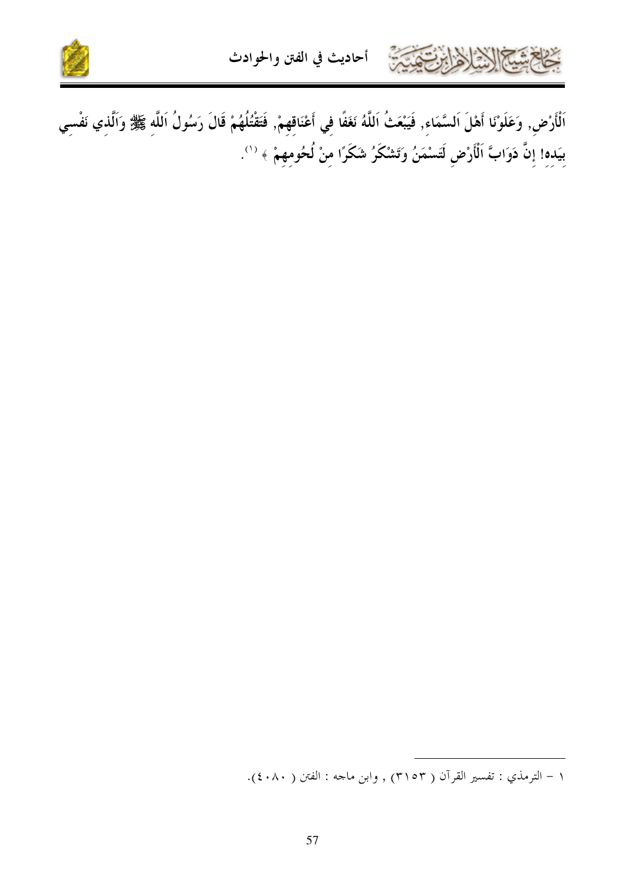اَلْأَرْضِ, وَعَلَوْنَا أَهْلَ اَلسَّمَاءِ, فَيَبْعَثُ اَللَّهُ نَغَفًا فِي أَعْنَاقِهِمْ, فَتَقْتُلُهُمْ قَالَ رَسُولُ اَللَّهِ ﷺ وَاَلَّذِي نَفْسِي بِيَدِهِ! إِنَّ دَوَابَّ اَلْأَرْضِ لَتَسْمَنُ وَتَشْكَرُ شَكَرًا مِنْ لُحُومِهِمْ ﴾ [1].

---

١ - الترمذي : تفسير القرآن ( ٣١٥٣ ) , وابن ماجه : الفتن ( ٤٠٨٠ ).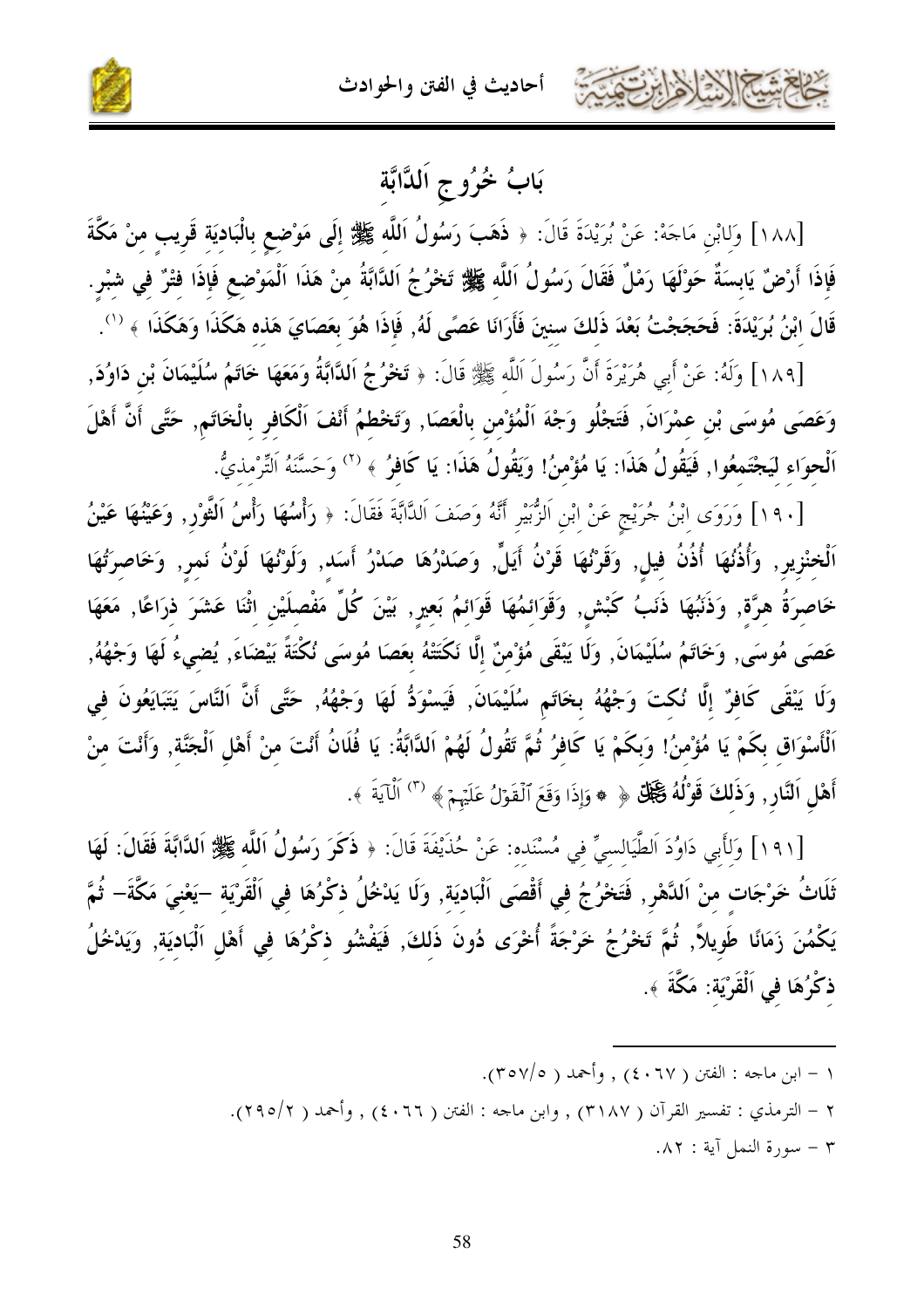## بَابُ خُرُوجِ اَلدَّابَّةِ

[١٨٨] وَلِابْنِ مَاجَهْ: عَنْ بُرَيْدَةَ قَالَ: ﴿ ذَهَبَ رَسُولُ اَللَّهِ ﷺ إِلَى مَوْضِعٍ بِالْبَادِيَةِ قَرِيبٍ مِنْ مَكَّةَ فَإِذَا أَرْضٌ يَابِسَةٌ حَوْلَهَا رَمْلٌ فَقَالَ رَسُولُ اَللَّهِ ﷺ تَخْرُجُ اَلدَّابَّةُ مِنْ هَذَا اَلْمَوْضِعِ فَإِذَا فِتْرٌ فِي شِبْرٍ. قَالَ ابْنُ بُرَيْدَةَ: فَحَجَجْتُ بَعْدَ ذَلِكَ سِنِينَ فَأَرَانَا عَصًى لَهُ, فَإِذَا هُوَ بِعَصَايَ هَذِهِ هَكَذَا وَهَكَذَا ﴾ [١].

[١٨٩] وَلَهُ: عَنْ أَبِي هُرَيْرَةَ أَنَّ رَسُولَ اَللَّهِ ﷺ قَالَ: ﴿ تَخْرُجُ اَلدَّابَّةُ وَمَعَهَا خَاتَمُ سُلَيْمَانَ بْنِ دَاوُدَ, وَعَصَى مُوسَى بْنِ عِمْرَانَ, فَتَجْلُو وَجْهَ اَلْمُؤْمِنِ بِالْعَصَا, وَتَخْطِمُ أَنْفَ اَلْكَافِرِ بِالْخَاتَمِ, حَتَّى أَنَّ أَهْلَ اَلْحِوَاءِ لَيَجْتَمِعُوا, فَيَقُولُ هَذَا: يَا مُؤْمِنُ! وَيَقُولُ هَذَا: يَا كَافِرُ ﴾ [٢] وَحَسَّنَهُ اَلتِّرْمِذِيُّ.

[١٩٠] وَرَوَى ابْنُ جُرَيْجٍ عَنْ ابْنِ اَلزُّبَيْرِ أَنَّهُ وَصَفَ اَلدَّابَّةَ فَقَالَ: ﴿ رَأْسُهَا رَأْسُ اَلثَّوْرِ, وَعَيْنُهَا عَيْنُ اَلْخِنْزِيرِ, وَأُذُنُهَا أُذُنُ فِيلٍ, وَقَرْنُهَا قَرْنُ أَيِّلٍ, وَصَدْرُهَا صَدْرُ أَسَدٍ, وَلَوْنُهَا لَوْنُ نَمِرٍ, وَخَاصِرَتُهَا خَاصِرَةُ هِرَّةٍ, وَذَنَبُهَا ذَنَبُ كَبْشٍ, وَقَوَائِمُهَا قَوَائِمُ بَعِيرٍ, بَيْنَ كُلِّ مَفْصِلَيْنِ اثْنَا عَشَرَ ذِرَاعًا, مَعَهَا عَصَى مُوسَى, وَخَاتَمُ سُلَيْمَانَ, وَلَا يَبْقَى مُؤْمِنٌ إِلَّا نَكَتَتْهُ بِعَصَا مُوسَى نُكْتَةً بَيْضَاءَ, يُضِيءُ لَهَا وَجْهُهُ, وَلَا يَبْقَى كَافِرٌ إِلَّا نُكِتَ وَجْهُهُ بِخَاتَمِ سُلَيْمَانَ, فَيَسْوَدُّ لَهَا وَجْهُهُ, حَتَّى أَنَّ اَلنَّاسَ يَتَبَايَعُونَ فِي اَلْأَسْوَاقِ بِكَمْ يَا مُؤْمِنُ! وَبِكَمْ يَا كَافِرُ ثُمَّ تَقُولُ لَهُمْ اَلدَّابَّةُ: يَا فُلَانُ أَنْتَ مِنْ أَهْلِ اَلْجَنَّةِ, وَأَنْتَ مِنْ أَهْلِ اَلنَّارِ, وَذَلِكَ قَوْلُهُ ﷻ ﴿ ۞ وَإِذَا وَقَعَ ٱلْقَوْلُ عَلَيْهِمْ ﴾ [٣] اَلْآيَةَ ﴾.

[١٩١] وَلِأَبِي دَاوُدَ اَلطَّيَالِسِيِّ فِي مُسْنَدِهِ: عَنْ حُذَيْفَةَ قَالَ: ﴿ ذَكَرَ رَسُولُ اَللَّهِ ﷺ اَلدَّابَّةَ فَقَالَ: لَهَا ثَلَاثُ خَرْجَاتٍ مِنْ اَلدَّهْرِ, فَتَخْرُجُ فِي أَقْصَى اَلْبَادِيَةِ, وَلَا يَدْخُلُ ذِكْرُهَا فِي اَلْقَرْيَةِ –يَعْنِيَ مَكَّةَ– ثُمَّ يَكْمُنَ زَمَانًا طَوِيلاً, ثُمَّ تَخْرُجُ خَرْجَةً أُخْرَى دُونَ ذَلِكَ, فَيَفْشُو ذِكْرُهَا فِي أَهْلِ اَلْبَادِيَةِ, وَيَدْخُلُ ذِكْرُهَا فِي اَلْقَرْيَةِ: مَكَّةَ ﴾.

---

١ – ابن ماجه : الفتن ( ٤٠٦٧ ) , وأحمد ( ٣٥٧/٥ ).

٢ – الترمذي : تفسير القرآن ( ٣١٨٧ ) , وابن ماجه : الفتن ( ٤٠٦٦ ) , وأحمد ( ٢٩٥/٢ ).

٣ – سورة النمل آية : ٨٢.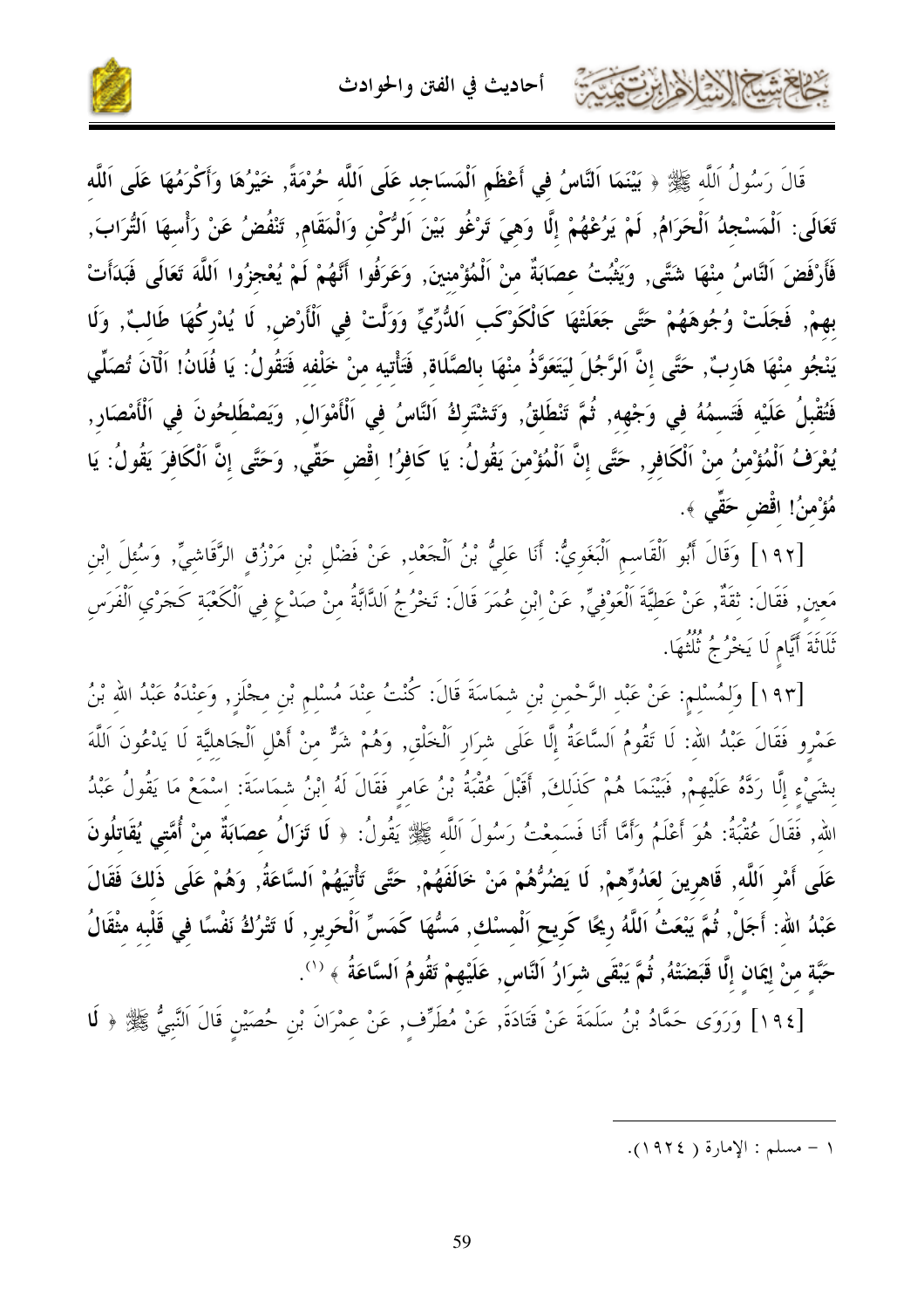قَالَ رَسُولُ اَللَّه ﷺ ﴿ **بَيْنَمَا اَلنَّاسُ فِي أَعْظَمِ اَلْمَسَاجِد عَلَى اَللَّه حُرْمَةً, خَيْرُهَا وَأَكْرَمُهَا عَلَى اَللَّه تَعَالَى: اَلْمَسْجِدُ اَلْحَرَامُ, لَمْ يَرُعْهُمْ إِلَّا وَهِيَ تَرْغُو بَيْنَ اَلرُّكْنِ وَالْمَقَامِ, تَنْفُضُ عَنْ رَأْسِهَا اَلتُّرَابَ, فَأَرْفَضَ اَلنَّاسُ مِنْهَا شَتَّى, وَيَثْبُتُ عِصَابَةٌ مِنْ اَلْمُؤْمِنِينَ, وَعَرَفُوا أَنَّهُمْ لَمْ يُعْجِزُوا اَللَّهَ تَعَالَى فَبَدَأَتْ بِهِمْ, فَجَعَلَتْ وُجُوهَهُمْ حَتَّى جَعَلَتْهَا كَالْكَوْكَبِ اَلدُّرِّيِّ وَوَلَّتْ فِي اَلْأَرْضِ, لَا يُدْرِكُهَا طَالِبٌ, وَلَا يَنْجُو مِنْهَا هَارِبٌ, حَتَّى إِنَّ اَلرَّجُلَ لَيَتَعَوَّذُ مِنْهَا بِالصَّلَاة, فَتَأْتِيه مِنْ خَلْفِه فَتَقُولُ: يَا فُلَانُ! اَلْآنَ تُصَلِّي فَتُقْبِلُ عَلَيْه فَتَسِمُهُ فِي وَجْهِه, ثُمَّ تَنْطَلِقُ, وَتَشْتَرِكُ اَلنَّاسُ فِي اَلْأَمْوَال, وَيَصْطَلِحُونَ فِي اَلْأَمْصَار, يُعْرَفُ اَلْمُؤْمِنُ مِنْ اَلْكَافِر, حَتَّى إِنَّ اَلْمُؤْمِنَ يَقُولُ: يَا كَافِرُ! اقْضِ حَقِّي, وَحَتَّى إِنَّ اَلْكَافِرَ يَقُولُ: يَا مُؤْمِنُ! اقْضِ حَقِّي** ﴾.

[١٩٢] وَقَالَ أَبُو اَلْقَاسِمِ اَلْبَغَوِيُّ: أَنَا عَلِيُّ بْنُ اَلْجَعْد, عَنْ فَضْلِ بْنِ مَرْزُوقٍ الرَّقَاشِيِّ, وَسُئِلَ ابْنِ مَعِين, فَقَالَ: ثِقَةٌ, عَنْ عَطِيَّةَ اَلْعَوْفِيِّ, عَنْ ابْنِ عُمَرَ قَالَ: تَخْرُجُ اَلدَّابَّةُ مِنْ صَدْعٍ فِي اَلْكَعْبَة كَجَرْيِ اَلْفَرَس ثَلَاثَةَ أَيَّامٍ لَا يَخْرُجُ ثُلُثُهَا.

[١٩٣] وَلِمُسْلِمٍ: عَنْ عَبْدِ الرَّحْمنِ بْنِ شِمَاسَةَ قَالَ: كُنْتُ عِنْدَ مُسْلِمِ بْنِ مخْلَدٍ, وَعِنْدَهُ عَبْدُ اللهِ بْنُ عَمْرٍو فَقَالَ عَبْدُ اللهِ: لَا تَقُومُ اَلسَّاعَةُ إِلَّا عَلَى شِرَارِ اَلْخَلْقِ, وَهُمْ شَرٌّ مِنْ أَهْلِ اَلْجَاهِلِيَّة لَا يَدْعُونَ اَللَّهَ بِشَيْءٍ إِلَّا رَدَّهُ عَلَيْهِمْ, فَبَيْنَمَا هُمْ كَذَلِكَ, أَقْبَلَ عُقْبَةُ بْنُ عَامِرٍ فَقَالَ لَهُ ابْنُ شِمَاسَةَ: اسْمَعْ مَا يَقُولُ عَبْدُ اللهِ, فَقَالَ عُقْبَةُ: هُوَ أَعْلَمُ وَأَمَّا أَنَا فَسَمِعْتُ رَسُولَ اَللَّه ﷺ يَقُولُ: ﴿ **لَا تَزَالُ عِصَابَةٌ مِنْ أُمَّتِي يُقَاتِلُونَ عَلَى أَمْرِ اَللَّه, قَاهِرِينَ لِعَدُوِّهِمْ, لَا يَضُرُّهُمْ مَنْ خَالَفَهُمْ, حَتَّى تَأْتِيَهُمْ اَلسَّاعَةُ, وَهُمْ عَلَى ذَلِكَ فَقَالَ عَبْدُ اللهِ: أَجَلْ, ثُمَّ يَبْعَثُ اَللَّهُ رِيحًا كَرِيحِ اَلْمِسْك, مَسُّهَا كَمَسِّ اَلْحَرِير, لَا تَتْرُكُ نَفْسًا فِي قَلْبِه مِثْقَالُ حَبَّةٍ مِنْ إِيمَانٍ إِلَّا قَبَضَتْهُ, ثُمَّ يَبْقَى شِرَارُ اَلنَّاس, عَلَيْهِمْ تَقُومُ اَلسَّاعَةُ** ﴾ [١].

[١٩٤] وَرَوَى حَمَّادُ بْنُ سَلَمَةَ عَنْ قَتَادَةَ, عَنْ مُطَرِّفٍ, عَنْ عِمْرَانَ بْنِ حُصَيْنٍ قَالَ اَلنَّبِيُّ ﷺ ﴿ **لَا**

---

١ - مسلم : الإمارة ( ١٩٢٤).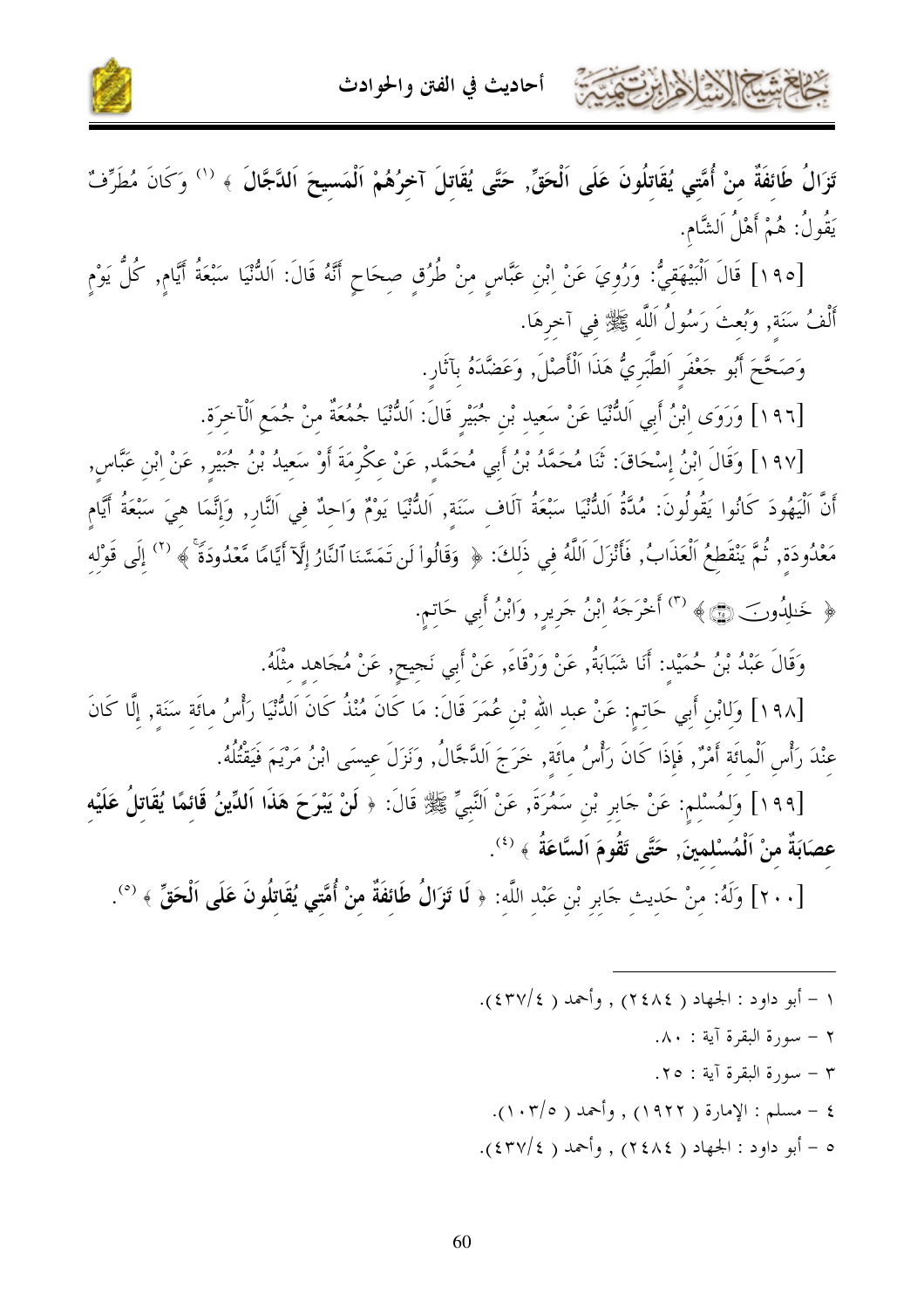**تَزَالُ طَائِفَةٌ مِنْ أُمَّتِي يُقَاتِلُونَ عَلَى اَلْحَقِّ, حَتَّى يُقَاتِلَ آخِرُهُمْ اَلْمَسِيحَ اَلدَّجَّالَ** » [1] وَكَانَ مُطَرِّفٌ يَقُولُ: هُمْ أَهْلُ اَلشَّامِ.

[١٩٥] قَالَ اَلْبَيْهَقِيُّ: وَرُوِيَ عَنْ اِبْنِ عَبَّاسٍ مِنْ طُرُقٍ صِحَاحٍ أَنَّهُ قَالَ: اَلدُّنْيَا سَبْعَةُ أَيَّامٍ, كُلُّ يَوْمٍ أَلْفُ سَنَةٍ, وَبُعِثَ رَسُولُ اَللَّهِ ﷺ فِي آخِرِهَا.

وَصَحَّحَ أَبُو جَعْفَرٍ اَلطَّبَرِيُّ هَذَا اَلْأَصْلَ, وَعَضَّدَهُ بِآثَارٍ.

[١٩٦] وَرَوَى اِبْنُ أَبِي اَلدُّنْيَا عَنْ سَعِيدِ بْنِ جُبَيْرٍ قَالَ: اَلدُّنْيَا جُمُعَةٌ مِنْ جُمَعِ اَلْآخِرَةِ.

[١٩٧] وَقَالَ اِبْنُ إِسْحَاقَ: ثَنَا مُحَمَّدُ بْنُ أَبِي مُحَمَّدٍ, عَنْ عِكْرِمَةَ أَوْ سَعِيدُ بْنُ جُبَيْرٍ, عَنْ اِبْنِ عَبَّاسٍ, أَنَّ اَلْيَهُودَ كَانُوا يَقُولُونَ: مُدَّةُ اَلدُّنْيَا سَبْعَةُ آلَافِ سَنَةٍ, اَلدُّنْيَا يَوْمٌ وَاحِدٌ فِي اَلنَّارِ, وَإِنَّمَا هِيَ سَبْعَةُ أَيَّامٍ مَعْدُودَةٍ, ثُمَّ يَنْقَطِعُ اَلْعَذَابُ, فَأَنْزَلَ اَللَّهُ فِي ذَلِكَ: ﴿ وَقَالُوا لَن تَمَسَّنَا النَّارُ إِلَّا أَيَّامًا مَّعْدُودَةً ﴾ [2] إِلَى قَوْلِهِ ﴿ خَالِدُونَ ﴾ [3] أَخْرَجَهُ اِبْنُ جَرِيرٍ, وَابْنُ أَبِي حَاتِمٍ.

وَقَالَ عَبْدُ بْنُ حُمَيْدٍ: أَنَا شَبَابَةُ, عَنْ وَرْقَاءَ, عَنْ أَبِي نَجِيحٍ, عَنْ مُجَاهِدٍ مِثْلَهُ.

[١٩٨] وَلِابْنِ أَبِي حَاتِمٍ: عَنْ عبد الله بْنِ عُمَرَ قَالَ: مَا كَانَ مُنْذُ كَانَ اَلدُّنْيَا رَأْسُ مِائَةِ سَنَةٍ, إِلَّا كَانَ عِنْدَ رَأْسِ اَلْمِائَةِ أَمْرٌ, فَإِذَا كَانَ رَأْسُ مِائَةٍ, خَرَجَ اَلدَّجَّالُ, وَنَزَلَ عِيسَى اِبْنُ مَرْيَمَ فَيَقْتُلُهُ.

[١٩٩] وَلِمُسْلِمٍ: عَنْ جَابِرِ بْنِ سَمُرَةَ, عَنْ اَلنَّبِيِّ ﷺ قَالَ: « **لَنْ يَبْرَحَ هَذَا اَلدِّينُ قَائِمًا يُقَاتِلُ عَلَيْهِ عِصَابَةٌ مِنْ اَلْمُسْلِمِينَ, حَتَّى تَقُومَ اَلسَّاعَةُ** » [4].

[٢٠٠] وَلَهُ: مِنْ حَدِيثِ جَابِرِ بْنِ عَبْدِ اللَّهِ: « **لَا تَزَالُ طَائِفَةٌ مِنْ أُمَّتِي يُقَاتِلُونَ عَلَى اَلْحَقِّ** » [5].

---

١ - أبو داود : الجهاد ( ٢٤٨٤ ) , وأحمد ( ٤/٤٣٧ ).

٢ - سورة البقرة آية : ٨٠.

٣ - سورة البقرة آية : ٢٥.

٤ - مسلم : الإمارة ( ١٩٢٢ ) , وأحمد ( ٥/١٠٣ ).

٥ - أبو داود : الجهاد ( ٢٤٨٤ ) , وأحمد ( ٤/٤٣٧ ).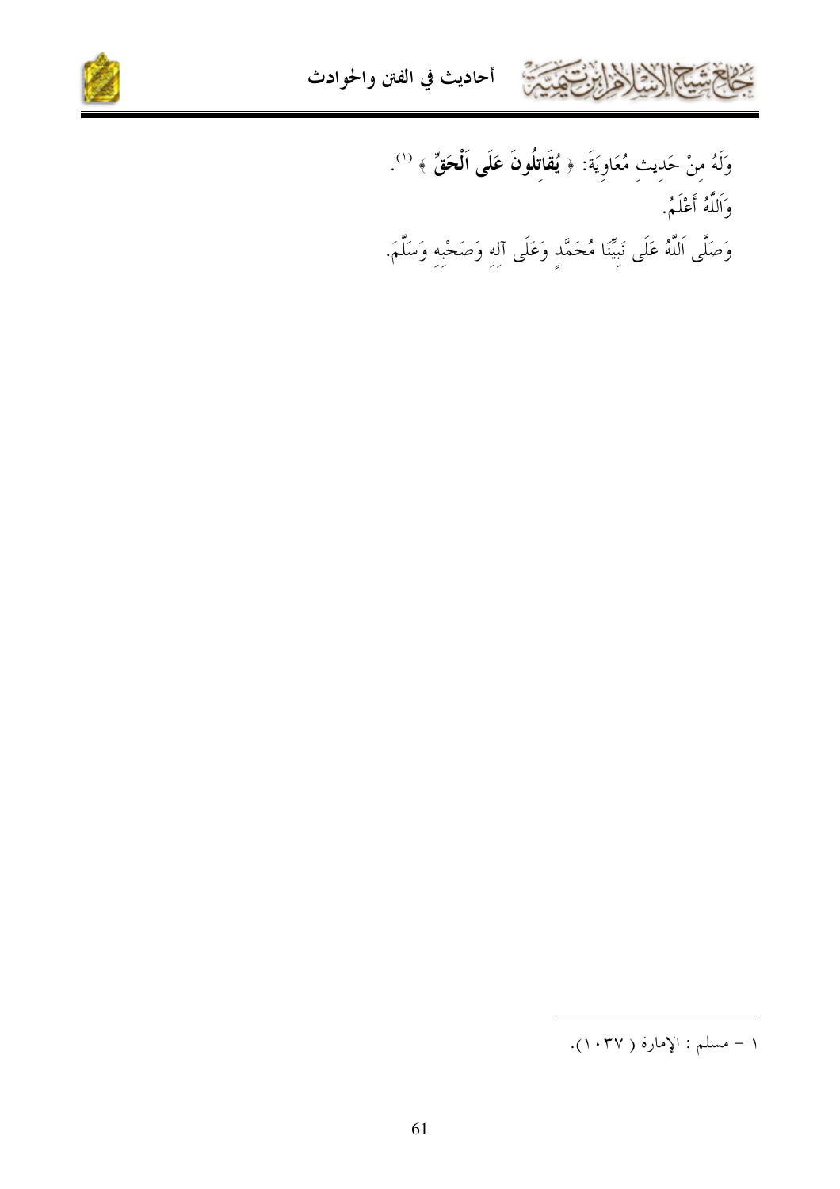وَلَهُ مِنْ حَدِيثِ مُعَاوِيَةَ: ﴿ **يُقَاتِلُونَ عَلَى اَلْحَقِّ** ﴾ [1].

وَاَللَّهُ أَعْلَمُ.

وَصَلَّى اَللَّهُ عَلَى نَبِيِّنَا مُحَمَّدٍ وَعَلَى آلِهِ وَصَحْبِهِ وَسَلَّمَ.

---

١ - مسلم : الإمارة ( ١٠٣٧ ).